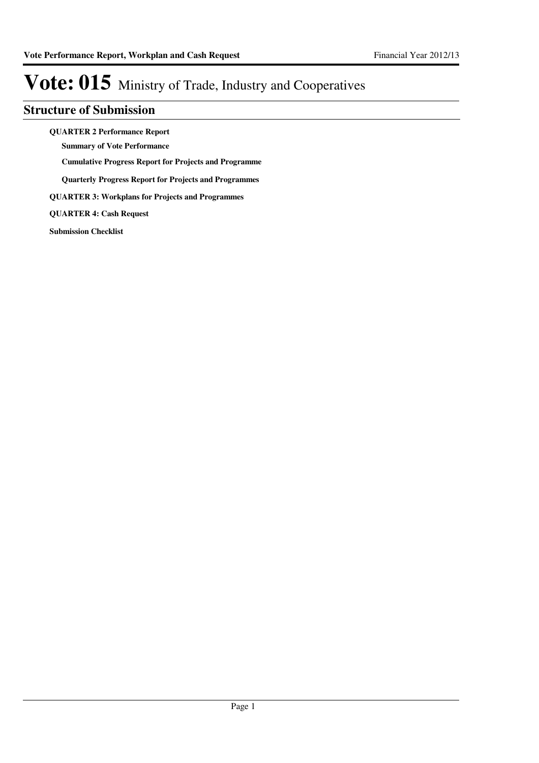# Vote: 015 Ministry of Trade, Industry and Cooperatives

## Structure of Submission

**QUARTER 2 Performance Report**

- **Summary of Vote Performance**
- **Cumulative Progress Report for Projects and Programme**
- **Quarterly Progress Report for Projects and Programmes**

**QUARTER 3: Workplans for Projects and Programmes**

**QUARTER 4: Cash Request**

**Submission Checklist**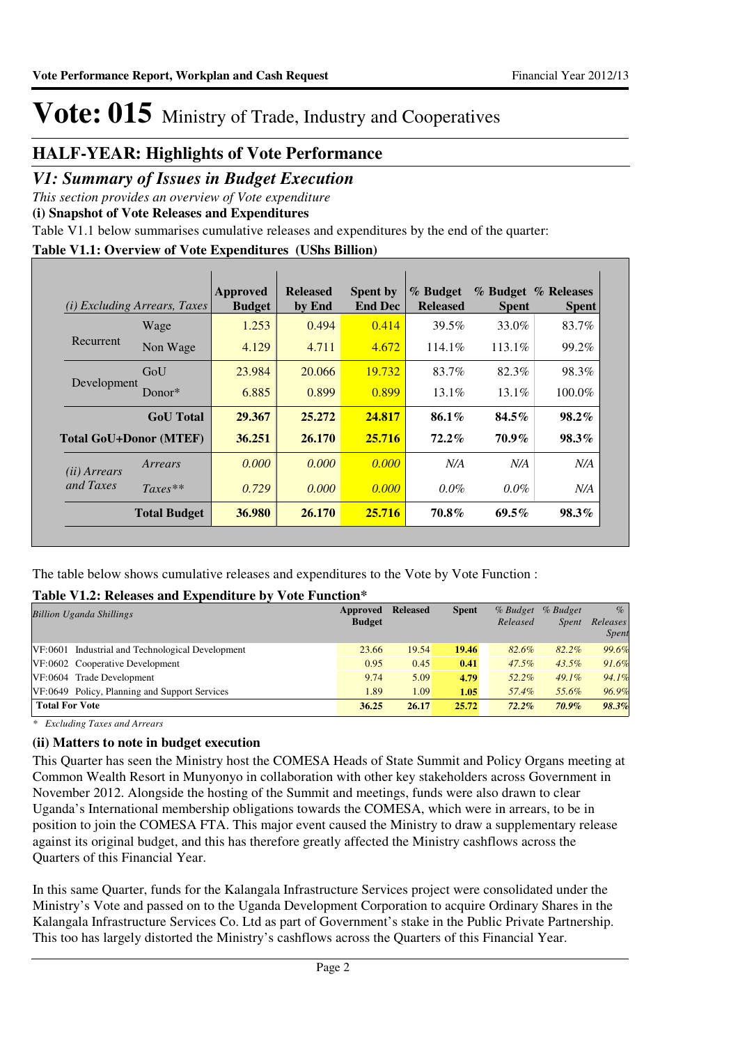# Vote: 015 Ministry of Trade, Industry and Cooperatives

## HALF-YEAR: Highlights of Vote Performance

### *V1: Summary of Issues in Budget Execution*

*This section provides an overview of Vote expenditure*

**(i) Snapshot of Vote Releases and Expenditures**

Table V1.1 below summarises cumulative releases and expenditures by the end of the quarter:

**Table V1.1: Overview of Vote Expenditures (UShs Billion)**

| *(i) Excluding Arrears, Taxes* | | Approved Budget | Released by End | Spent by End Dec | % Budget Released | % Budget Spent | % Releases Spent |
|---|---|---|---|---|---|---|---|
| Recurrent | Wage | 1.253 | 0.494 | 0.414 | 39.5% | 33.0% | 83.7% |
| | Non Wage | 4.129 | 4.711 | 4.672 | 114.1% | 113.1% | 99.2% |
| Development | GoU | 23.984 | 20.066 | 19.732 | 83.7% | 82.3% | 98.3% |
| | Donor* | 6.885 | 0.899 | 0.899 | 13.1% | 13.1% | 100.0% |
| | **GoU Total** | **29.367** | **25.272** | **24.817** | **86.1%** | **84.5%** | **98.2%** |
| **Total GoU+Donor (MTEF)** | | **36.251** | **26.170** | **25.716** | **72.2%** | **70.9%** | **98.3%** |
| *(ii) Arrears and Taxes* | *Arrears* | *0.000* | *0.000* | *0.000* | *N/A* | *N/A* | *N/A* |
| | *Taxes*** | *0.729* | *0.000* | *0.000* | *0.0%* | *0.0%* | *N/A* |
| | **Total Budget** | **36.980** | **26.170** | **25.716** | **70.8%** | **69.5%** | **98.3%** |

The table below shows cumulative releases and expenditures to the Vote by Vote Function :

**Table V1.2: Releases and Expenditure by Vote Function***

| *Billion Uganda Shillings* | Approved Budget | Released | Spent | *% Budget Released* | *% Budget Spent* | *% Releases Spent* |
|---|---|---|---|---|---|---|
| VF:0601 Industrial and Technological Development | 23.66 | 19.54 | **19.46** | *82.6%* | *82.2%* | *99.6%* |
| VF:0602 Cooperative Development | 0.95 | 0.45 | **0.41** | *47.5%* | *43.5%* | *91.6%* |
| VF:0604 Trade Development | 9.74 | 5.09 | **4.79** | *52.2%* | *49.1%* | *94.1%* |
| VF:0649 Policy, Planning and Support Services | 1.89 | 1.09 | **1.05** | *57.4%* | *55.6%* | *96.9%* |
| **Total For Vote** | **36.25** | **26.17** | **25.72** | ***72.2%*** | ***70.9%*** | ***98.3%*** |

*\* Excluding Taxes and Arrears*

**(ii) Matters to note in budget execution**

This Quarter has seen the Ministry host the COMESA Heads of State Summit and Policy Organs meeting at Common Wealth Resort in Munyonyo in collaboration with other key stakeholders across Government in November 2012. Alongside the hosting of the Summit and meetings, funds were also drawn to clear Uganda's International membership obligations towards the COMESA, which were in arrears, to be in position to join the COMESA FTA. This major event caused the Ministry to draw a supplementary release against its original budget, and this has therefore greatly affected the Ministry cashflows across the Quarters of this Financial Year.

In this same Quarter, funds for the Kalangala Infrastructure Services project were consolidated under the Ministry's Vote and passed on to the Uganda Development Corporation to acquire Ordinary Shares in the Kalangala Infrastructure Services Co. Ltd as part of Government's stake in the Public Private Partnership. This too has largely distorted the Ministry's cashflows across the Quarters of this Financial Year.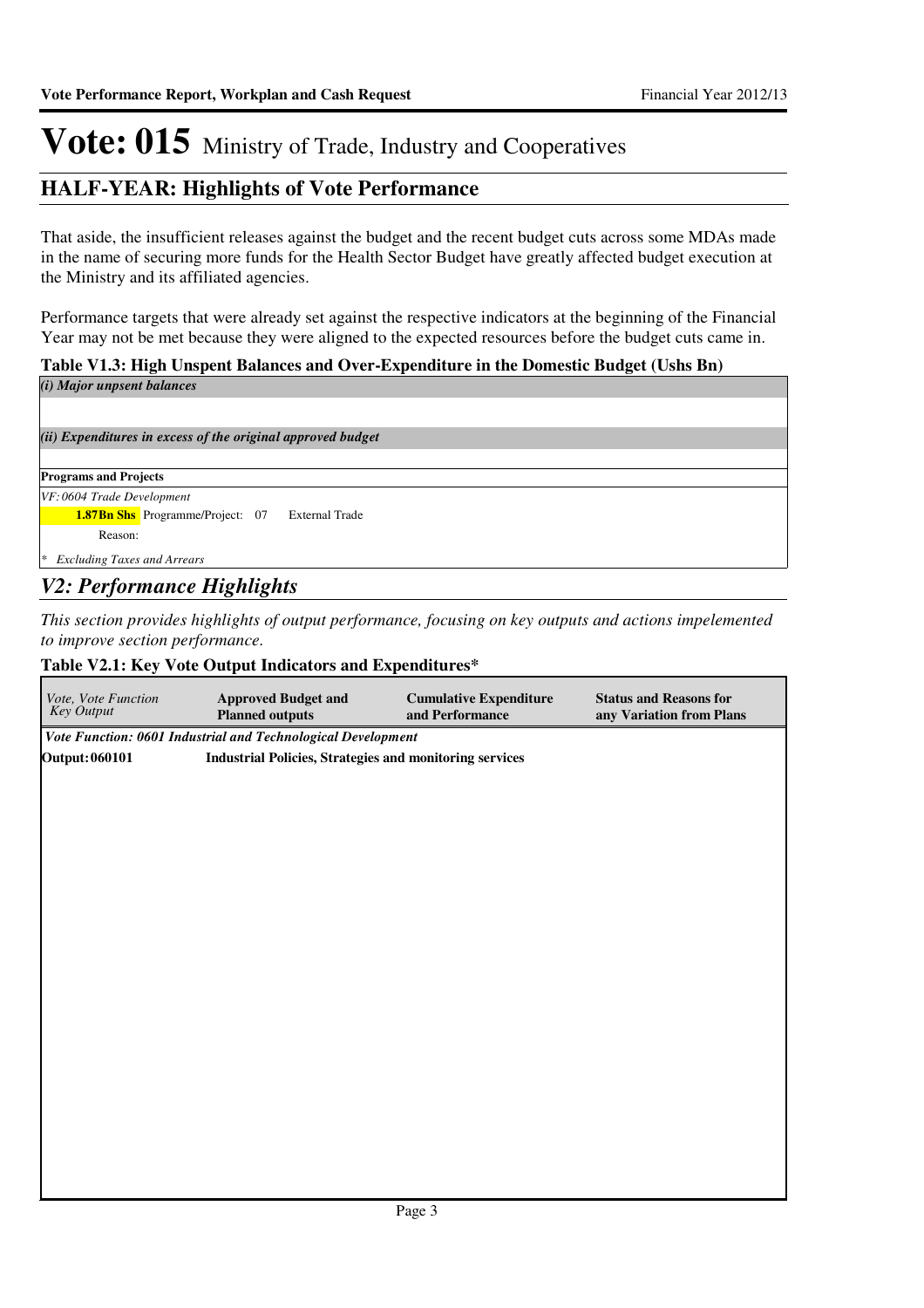# Vote: 015 Ministry of Trade, Industry and Cooperatives

## HALF-YEAR: Highlights of Vote Performance

That aside, the insufficient releases against the budget and the recent budget cuts across some MDAs made in the name of securing more funds for the Health Sector Budget have greatly affected budget execution at the Ministry and its affiliated agencies.

Performance targets that were already set against the respective indicators at the beginning of the Financial Year may not be met because they were aligned to the expected resources before the budget cuts came in.

**Table V1.3: High Unspent Balances and Over-Expenditure in the Domestic Budget (Ushs Bn)**

*(i) Major unpsent balances*

*(ii) Expenditures in excess of the original approved budget*

**Programs and Projects**

*VF: 0604 Trade Development*

**1.87Bn Shs** Programme/Project: 07 External Trade

Reason:

*\* Excluding Taxes and Arrears*

## *V2: Performance Highlights*

*This section provides highlights of output performance, focusing on key outputs and actions impelemented to improve section performance.*

**Table V2.1: Key Vote Output Indicators and Expenditures\***

| *Vote, Vote Function Key Output* | **Approved Budget and Planned outputs** | **Cumulative Expenditure and Performance** | **Status and Reasons for any Variation from Plans** |
|---|---|---|---|
| ***Vote Function: 0601 Industrial and Technological Development*** | | | |
| **Output: 060101** | **Industrial Policies, Strategies and monitoring services** | | |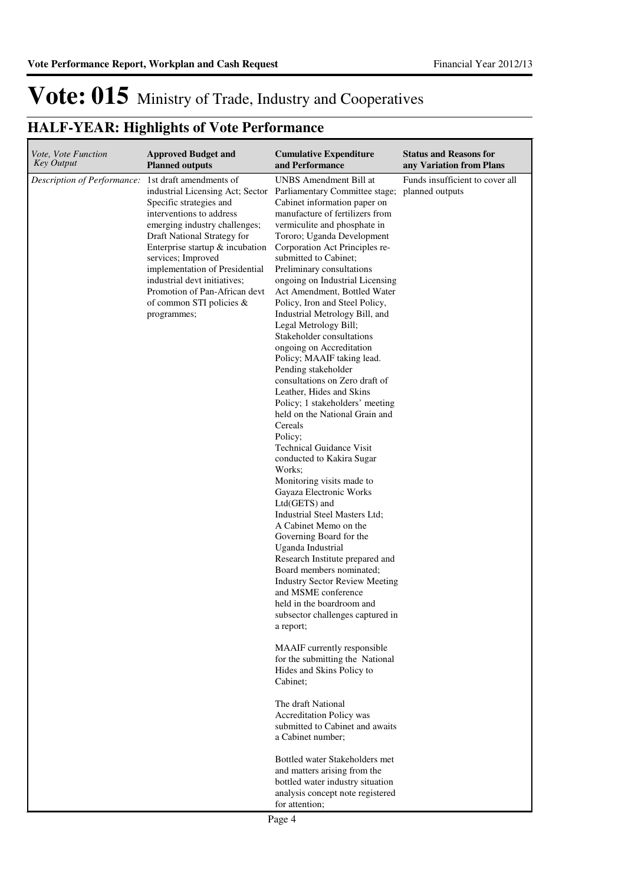# Vote: 015 Ministry of Trade, Industry and Cooperatives

## HALF-YEAR: Highlights of Vote Performance

| *Vote, Vote Function Key Output* | **Approved Budget and Planned outputs** | **Cumulative Expenditure and Performance** | **Status and Reasons for any Variation from Plans** |
|---|---|---|---|
| *Description of Performance:* | 1st draft amendments of industrial Licensing Act; Sector Specific strategies and interventions to address emerging industry challenges; Draft National Strategy for Enterprise startup & incubation services; Improved implementation of Presidential industrial devt initiatives; Promotion of Pan-African devt of common STI policies & programmes; | UNBS Amendment Bill at Parliamentary Committee stage; Cabinet information paper on manufacture of fertilizers from vermiculite and phosphate in Tororo; Uganda Development Corporation Act Principles re-submitted to Cabinet; Preliminary consultations ongoing on Industrial Licensing Act Amendment, Bottled Water Policy, Iron and Steel Policy, Industrial Metrology Bill, and Legal Metrology Bill; Stakeholder consultations ongoing on Accreditation Policy; MAAIF taking lead. Pending stakeholder consultations on Zero draft of Leather, Hides and Skins Policy; 1 stakeholders' meeting held on the National Grain and Cereals Policy; Technical Guidance Visit conducted to Kakira Sugar Works; Monitoring visits made to Gayaza Electronic Works Ltd(GETS) and Industrial Steel Masters Ltd; A Cabinet Memo on the Governing Board for the Uganda Industrial Research Institute prepared and Board members nominated; Industry Sector Review Meeting and MSME conference held in the boardroom and subsector challenges captured in a report;<br><br>MAAIF currently responsible for the submitting the National Hides and Skins Policy to Cabinet;<br><br>The draft National Accreditation Policy was submitted to Cabinet and awaits a Cabinet number;<br><br>Bottled water Stakeholders met and matters arising from the bottled water industry situation analysis concept note registered for attention; | Funds insufficient to cover all planned outputs |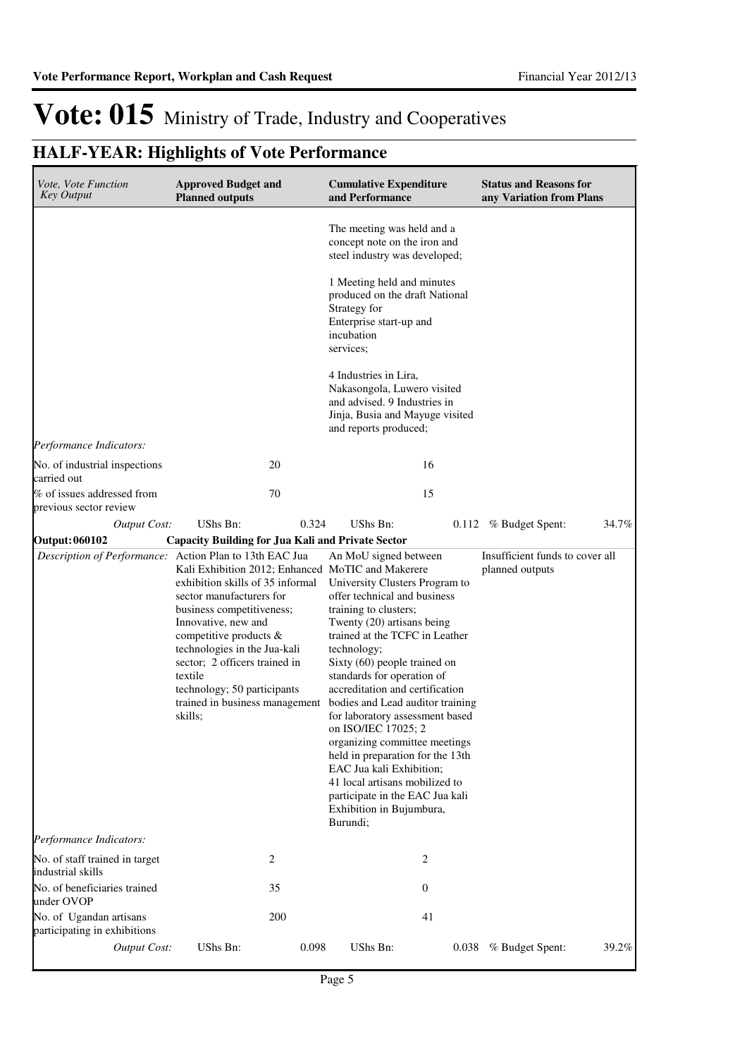# Vote: 015 Ministry of Trade, Industry and Cooperatives

## HALF-YEAR: Highlights of Vote Performance

| *Vote, Vote Function Key Output* | **Approved Budget and Planned outputs** | | **Cumulative Expenditure and Performance** | | **Status and Reasons for any Variation from Plans** | |
|---|---|---|---|---|---|---|
| | | | The meeting was held and a concept note on the iron and steel industry was developed;<br><br>1 Meeting held and minutes produced on the draft National Strategy for Enterprise start-up and incubation services;<br><br>4 Industries in Lira, Nakasongola, Luwero visited and advised. 9 Industries in Jinja, Busia and Mayuge visited and reports produced; | | | |
| *Performance Indicators:* | | | | | | |
| No. of industrial inspections carried out | 20 | | 16 | | | |
| % of issues addressed from previous sector review | 70 | | 15 | | | |
| *Output Cost:* | UShs Bn: | 0.324 | UShs Bn: | 0.112 | % Budget Spent: | 34.7% |
| **Output: 060102** | **Capacity Building for Jua Kali and Private Sector** | | | | | |
| *Description of Performance:* | Action Plan to 13th EAC Jua Kali Exhibition 2012; Enhanced exhibition skills of 35 informal sector manufacturers for business competitiveness; Innovative, new and competitive products & technologies in the Jua-kali sector; 2 officers trained in textile technology; 50 participants trained in business management skills; | | An MoU signed between MoTIC and Makerere University Clusters Program to offer technical and business training to clusters;<br>Twenty (20) artisans being trained at the TCFC in Leather technology;<br>Sixty (60) people trained on standards for operation of accreditation and certification bodies and Lead auditor training for laboratory assessment based on ISO/IEC 17025; 2 organizing committee meetings held in preparation for the 13th EAC Jua kali Exhibition;<br>41 local artisans mobilized to participate in the EAC Jua kali Exhibition in Bujumbura, Burundi; | | Insufficient funds to cover all planned outputs | |
| *Performance Indicators:* | | | | | | |
| No. of staff trained in target industrial skills | 2 | | 2 | | | |
| No. of beneficiaries trained under OVOP | 35 | | 0 | | | |
| No. of Ugandan artisans participating in exhibitions | 200 | | 41 | | | |
| *Output Cost:* | UShs Bn: | 0.098 | UShs Bn: | 0.038 | % Budget Spent: | 39.2% |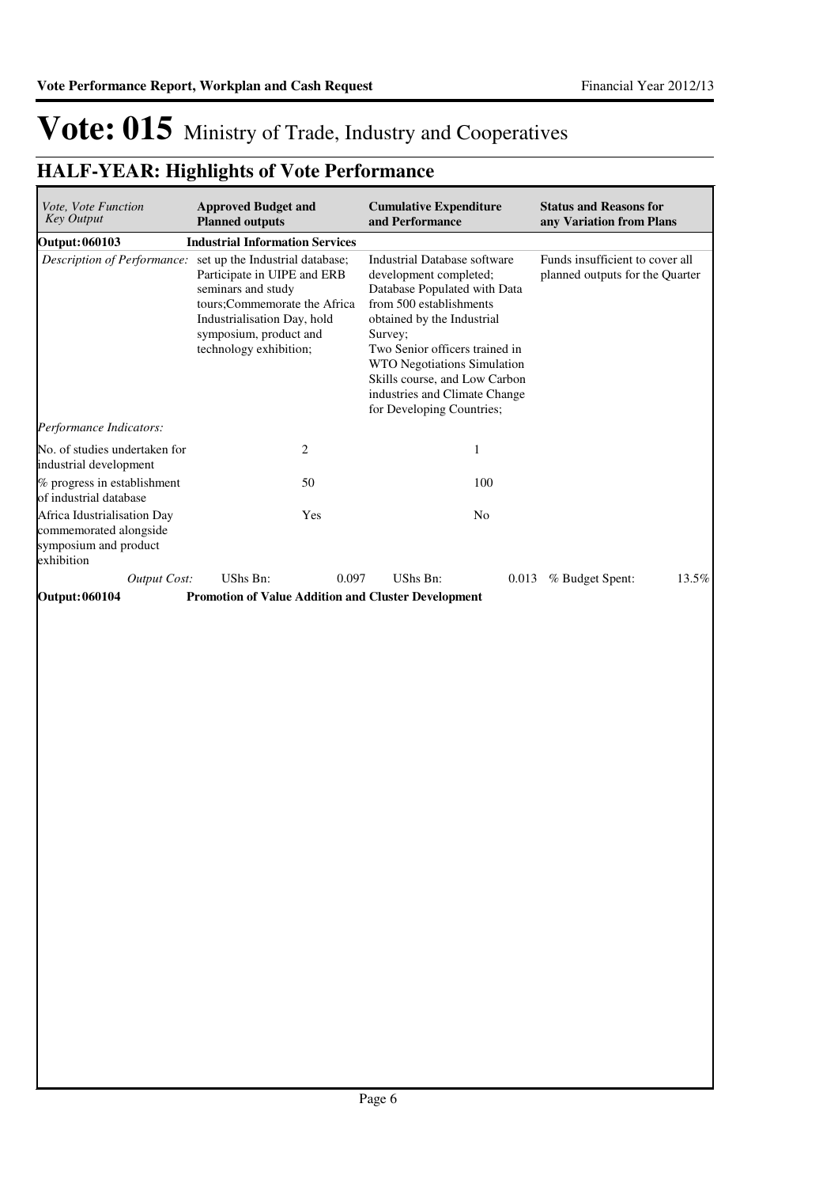# Vote: 015 Ministry of Trade, Industry and Cooperatives

## HALF-YEAR: Highlights of Vote Performance

| *Vote, Vote Function Key Output* | **Approved Budget and Planned outputs** | | **Cumulative Expenditure and Performance** | | **Status and Reasons for any Variation from Plans** | |
|---|---|---|---|---|---|---|
| **Output: 060103** | **Industrial Information Services** | | | | | |
| *Description of Performance:* | set up the Industrial database; Participate in UIPE and ERB seminars and study tours;Commemorate the Africa Industrialisation Day, hold symposium, product and technology exhibition; | | Industrial Database software development completed; Database Populated with Data from 500 establishments obtained by the Industrial Survey; Two Senior officers trained in WTO Negotiations Simulation Skills course, and Low Carbon industries and Climate Change for Developing Countries; | | Funds insufficient to cover all planned outputs for the Quarter | |
| *Performance Indicators:* | | | | | | |
| No. of studies undertaken for industrial development | 2 | | 1 | | | |
| % progress in establishment of industrial database | 50 | | 100 | | | |
| Africa Idustrialisation Day commemorated alongside symposium and product exhibition | Yes | | No | | | |
| *Output Cost:* | UShs Bn: | 0.097 | UShs Bn: | 0.013 | % Budget Spent: | 13.5% |
| **Output: 060104** | **Promotion of Value Addition and Cluster Development** | | | | | |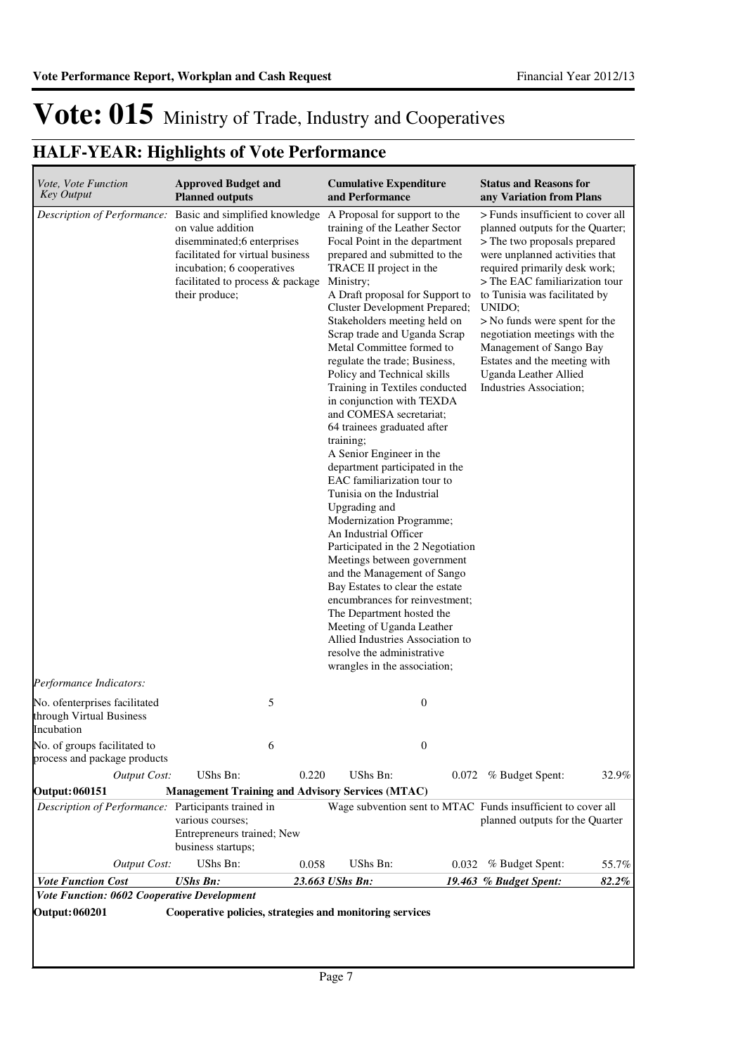# Vote: 015 Ministry of Trade, Industry and Cooperatives

## HALF-YEAR: Highlights of Vote Performance

| *Vote, Vote Function Key Output* | **Approved Budget and Planned outputs** | | **Cumulative Expenditure and Performance** | | **Status and Reasons for any Variation from Plans** | |
|---|---|---|---|---|---|---|
| *Description of Performance:* | Basic and simplified knowledge on value addition disemminated;6 enterprises facilitated for virtual business incubation; 6 cooperatives facilitated to process & package their produce; | | A Proposal for support to the training of the Leather Sector Focal Point in the department prepared and submitted to the TRACE II project in the Ministry;<br>A Draft proposal for Support to Cluster Development Prepared; Stakeholders meeting held on Scrap trade and Uganda Scrap Metal Committee formed to regulate the trade; Business, Policy and Technical skills Training in Textiles conducted in conjunction with TEXDA and COMESA secretariat;<br>64 trainees graduated after training;<br>A Senior Engineer in the department participated in the EAC familiarization tour to Tunisia on the Industrial Upgrading and Modernization Programme;<br>An Industrial Officer Participated in the 2 Negotiation Meetings between government and the Management of Sango Bay Estates to clear the estate encumbrances for reinvestment;<br>The Department hosted the Meeting of Uganda Leather Allied Industries Association to resolve the administrative wrangles in the association; | | > Funds insufficient to cover all planned outputs for the Quarter;<br>> The two proposals prepared were unplanned activities that required primarily desk work;<br>> The EAC familiarization tour to Tunisia was facilitated by UNIDO;<br>> No funds were spent for the negotiation meetings with the Management of Sango Bay Estates and the meeting with Uganda Leather Allied Industries Association; | |
| *Performance Indicators:* | | | | | | |
| No. ofenterprises facilitated through Virtual Business Incubation | | 5 | | 0 | | |
| No. of groups facilitated to process and package products | | 6 | | 0 | | |
| *Output Cost:* | UShs Bn: | 0.220 | UShs Bn: | 0.072 | % Budget Spent: | 32.9% |
| **Output: 060151** | **Management Training and Advisory Services (MTAC)** | | | | | |
| *Description of Performance:* | Participants trained in various courses;<br>Entrepreneurs trained; New business startups; | | Wage subvention sent to MTAC | | Funds insufficient to cover all planned outputs for the Quarter | |
| *Output Cost:* | UShs Bn: | 0.058 | UShs Bn: | 0.032 | % Budget Spent: | 55.7% |
| ***Vote Function Cost*** | ***UShs Bn:*** | ***23.663*** | ***UShs Bn:*** | ***19.463*** | ***% Budget Spent:*** | ***82.2%*** |
| ***Vote Function: 0602 Cooperative Development*** | | | | | | |
| **Output: 060201** | **Cooperative policies, strategies and monitoring services** | | | | | |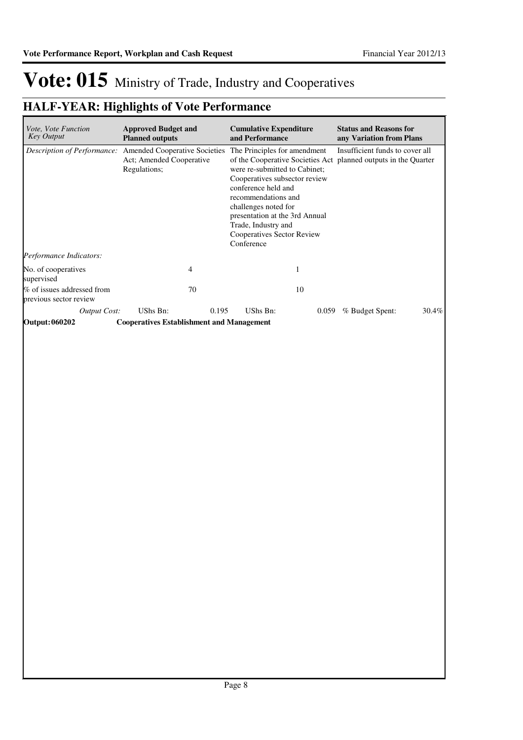# Vote: 015 Ministry of Trade, Industry and Cooperatives

## HALF-YEAR: Highlights of Vote Performance

| *Vote, Vote Function Key Output* | **Approved Budget and Planned outputs** | | **Cumulative Expenditure and Performance** | | **Status and Reasons for any Variation from Plans** | |
|---|---|---|---|---|---|---|
| *Description of Performance:* | Amended Cooperative Societies Act; Amended Cooperative Regulations; | | The Principles for amendment of the Cooperative Societies Act were re-submitted to Cabinet; Cooperatives subsector review conference held and recommendations and challenges noted for presentation at the 3rd Annual Trade, Industry and Cooperatives Sector Review Conference | | Insufficient funds to cover all planned outputs in the Quarter | |
| *Performance Indicators:* | | | | | | |
| No. of cooperatives supervised | 4 | | 1 | | | |
| % of issues addressed from previous sector review | 70 | | 10 | | | |
| *Output Cost:* | UShs Bn: | 0.195 | UShs Bn: | 0.059 | % Budget Spent: | 30.4% |
| **Output: 060202** | **Cooperatives Establishment and Management** | | | | | |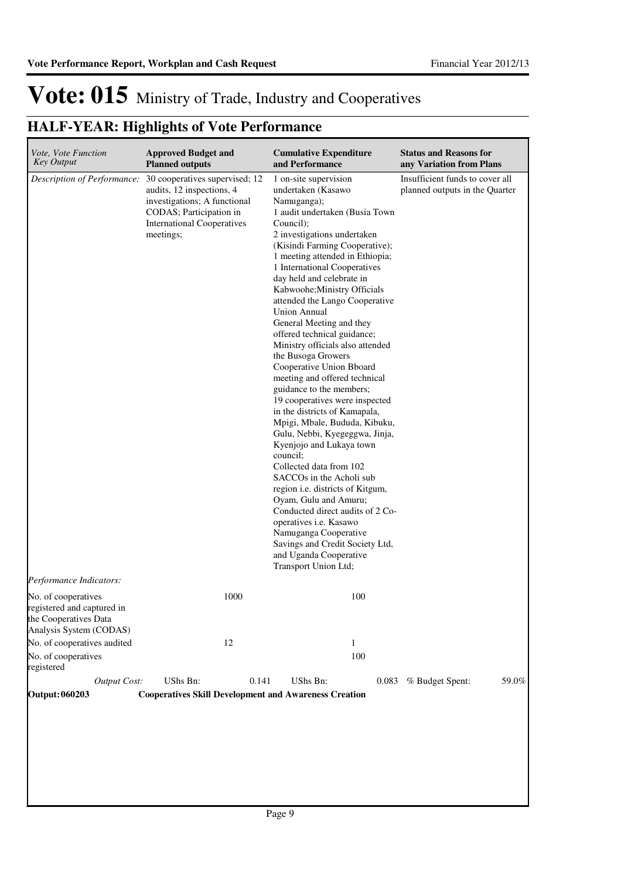# Vote: 015 Ministry of Trade, Industry and Cooperatives

## HALF-YEAR: Highlights of Vote Performance

| *Vote, Vote Function Key Output* | **Approved Budget and Planned outputs** | **Cumulative Expenditure and Performance** | **Status and Reasons for any Variation from Plans** |
|---|---|---|---|
| *Description of Performance:* | 30 cooperatives supervised; 12 audits, 12 inspections, 4 investigations; A functional CODAS; Participation in International Cooperatives meetings; | 1 on-site supervision undertaken (Kasawo Namuganga); 1 audit undertaken (Busia Town Council); 2 investigations undertaken (Kisindi Farming Cooperative); 1 meeting attended in Ethiopia; 1 International Cooperatives day held and celebrate in Kabwoohe;Ministry Officials attended the Lango Cooperative Union Annual General Meeting and they offered technical guidance; Ministry officials also attended the Busoga Growers Cooperative Union Bboard meeting and offered technical guidance to the members; 19 cooperatives were inspected in the districts of Kamapala, Mpigi, Mbale, Bududa, Kibuku, Gulu, Nebbi, Kyegeggwa, Jinja, Kyenjojo and Lukaya town council; Collected data from 102 SACCOs in the Acholi sub region i.e. districts of Kitgum, Oyam, Gulu and Amuru; Conducted direct audits of 2 Co-operatives i.e. Kasawo Namuganga Cooperative Savings and Credit Society Ltd, and Uganda Cooperative Transport Union Ltd; | Insufficient funds to cover all planned outputs in the Quarter |
| *Performance Indicators:* | | | |
| No. of cooperatives registered and captured in the Cooperatives Data Analysis System (CODAS) | 1000 | 100 | |
| No. of cooperatives audited | 12 | 1 | |
| No. of cooperatives registered | | 100 | |
| *Output Cost:* | UShs Bn: 0.141 | UShs Bn: 0.083 | % Budget Spent: 59.0% |
| **Output: 060203** | **Cooperatives Skill Development and Awareness Creation** | | |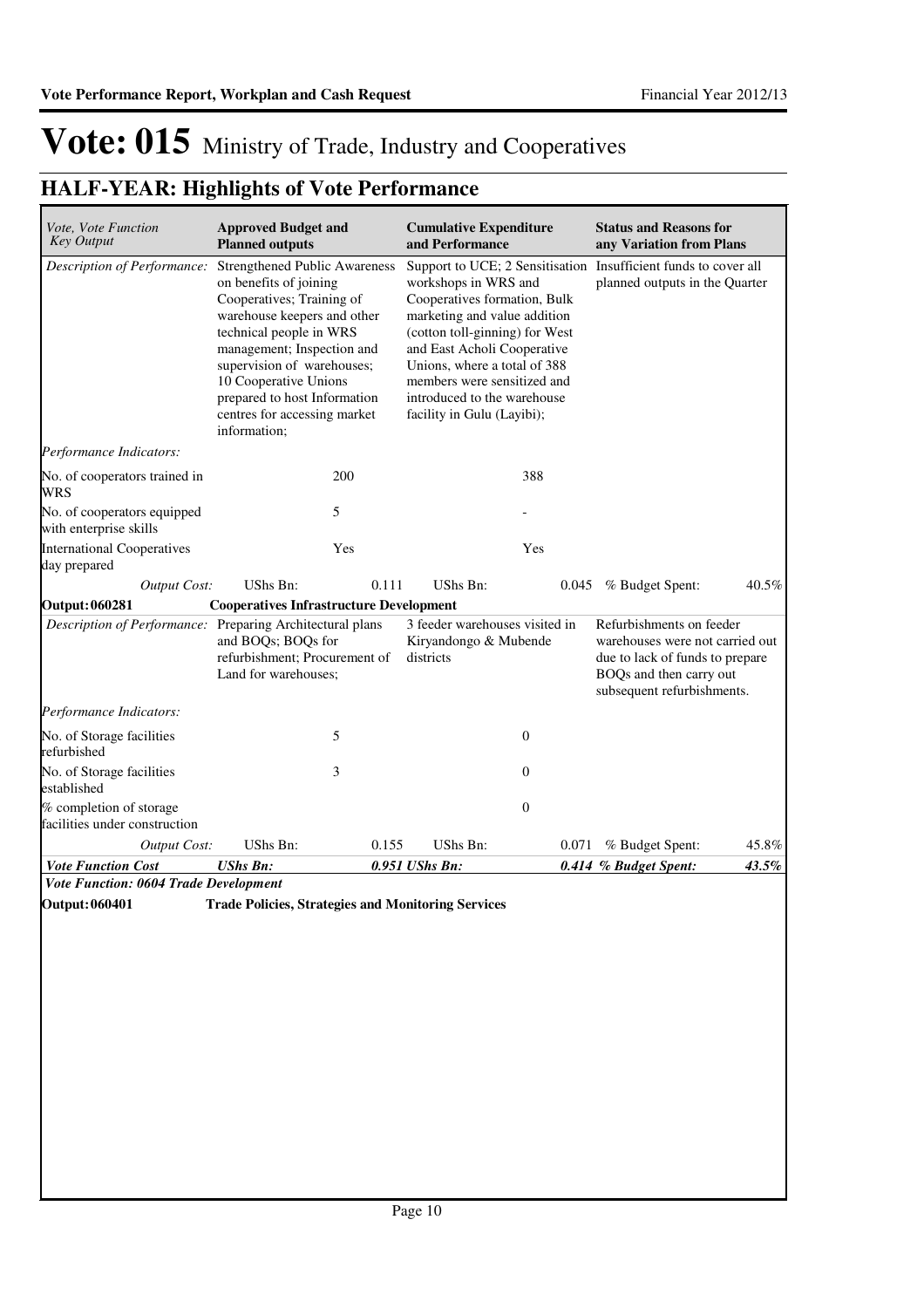# Vote: 015 Ministry of Trade, Industry and Cooperatives

## HALF-YEAR: Highlights of Vote Performance

| *Vote, Vote Function Key Output* | **Approved Budget and Planned outputs** | | **Cumulative Expenditure and Performance** | | **Status and Reasons for any Variation from Plans** | |
|---|---|---|---|---|---|---|
| *Description of Performance:* | Strengthened Public Awareness on benefits of joining Cooperatives; Training of warehouse keepers and other technical people in WRS management; Inspection and supervision of warehouses; 10 Cooperative Unions prepared to host Information centres for accessing market information; | | Support to UCE; 2 Sensitisation workshops in WRS and Cooperatives formation, Bulk marketing and value addition (cotton toll-ginning) for West and East Acholi Cooperative Unions, where a total of 388 members were sensitized and introduced to the warehouse facility in Gulu (Layibi); | | Insufficient funds to cover all planned outputs in the Quarter | |
| *Performance Indicators:* | | | | | | |
| No. of cooperators trained in WRS | | 200 | | 388 | | |
| No. of cooperators equipped with enterprise skills | | 5 | | - | | |
| International Cooperatives day prepared | | Yes | | Yes | | |
| *Output Cost:* | UShs Bn: | 0.111 | UShs Bn: | 0.045 | % Budget Spent: | 40.5% |
| **Output: 060281** | **Cooperatives Infrastructure Development** | | | | | |
| *Description of Performance:* | Preparing Architectural plans and BOQs; BOQs for refurbishment; Procurement of Land for warehouses; | | 3 feeder warehouses visited in Kiryandongo & Mubende districts | | Refurbishments on feeder warehouses were not carried out due to lack of funds to prepare BOQs and then carry out subsequent refurbishments. | |
| *Performance Indicators:* | | | | | | |
| No. of Storage facilities refurbished | | 5 | | 0 | | |
| No. of Storage facilities established | | 3 | | 0 | | |
| % completion of storage facilities under construction | | | | 0 | | |
| *Output Cost:* | UShs Bn: | 0.155 | UShs Bn: | 0.071 | % Budget Spent: | 45.8% |
| ***Vote Function Cost*** | ***UShs Bn:*** | ***0.951*** | ***UShs Bn:*** | ***0.414*** | ***% Budget Spent:*** | ***43.5%*** |
| ***Vote Function: 0604 Trade Development*** | | | | | | |
| **Output: 060401** | **Trade Policies, Strategies and Monitoring Services** | | | | | |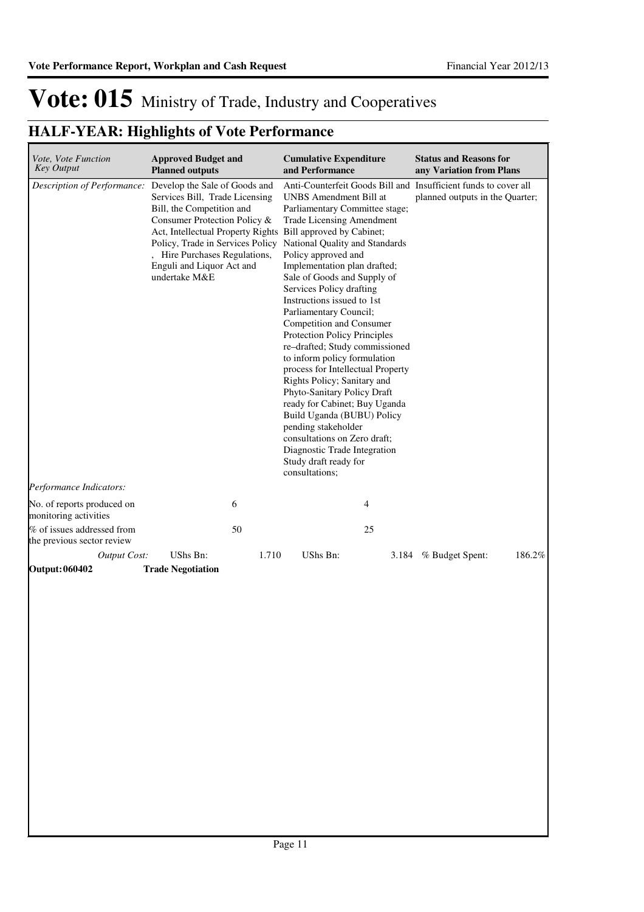# Vote: 015 Ministry of Trade, Industry and Cooperatives

## HALF-YEAR: Highlights of Vote Performance

| *Vote, Vote Function Key Output* | **Approved Budget and Planned outputs** | **Cumulative Expenditure and Performance** | **Status and Reasons for any Variation from Plans** |
|---|---|---|---|
| *Description of Performance:* | Develop the Sale of Goods and Services Bill, Trade Licensing Bill, the Competition and Consumer Protection Policy & Act, Intellectual Property Rights Policy, Trade in Services Policy , Hire Purchases Regulations, Enguli and Liquor Act and undertake M&E | Anti-Counterfeit Goods Bill and UNBS Amendment Bill at Parliamentary Committee stage; Trade Licensing Amendment Bill approved by Cabinet; National Quality and Standards Policy approved and Implementation plan drafted; Sale of Goods and Supply of Services Policy drafting Instructions issued to 1st Parliamentary Council; Competition and Consumer Protection Policy Principles re–drafted; Study commissioned to inform policy formulation process for Intellectual Property Rights Policy; Sanitary and Phyto-Sanitary Policy Draft ready for Cabinet; Buy Uganda Build Uganda (BUBU) Policy pending stakeholder consultations on Zero draft; Diagnostic Trade Integration Study draft ready for consultations; | Insufficient funds to cover all planned outputs in the Quarter; |
| *Performance Indicators:* | | | |
| No. of reports produced on monitoring activities | 6 | 4 | |
| % of issues addressed from the previous sector review | 50 | 25 | |
| *Output Cost:* | UShs Bn: 1.710 | UShs Bn: 3.184 | % Budget Spent: 186.2% |
| **Output: 060402** | **Trade Negotiation** | | |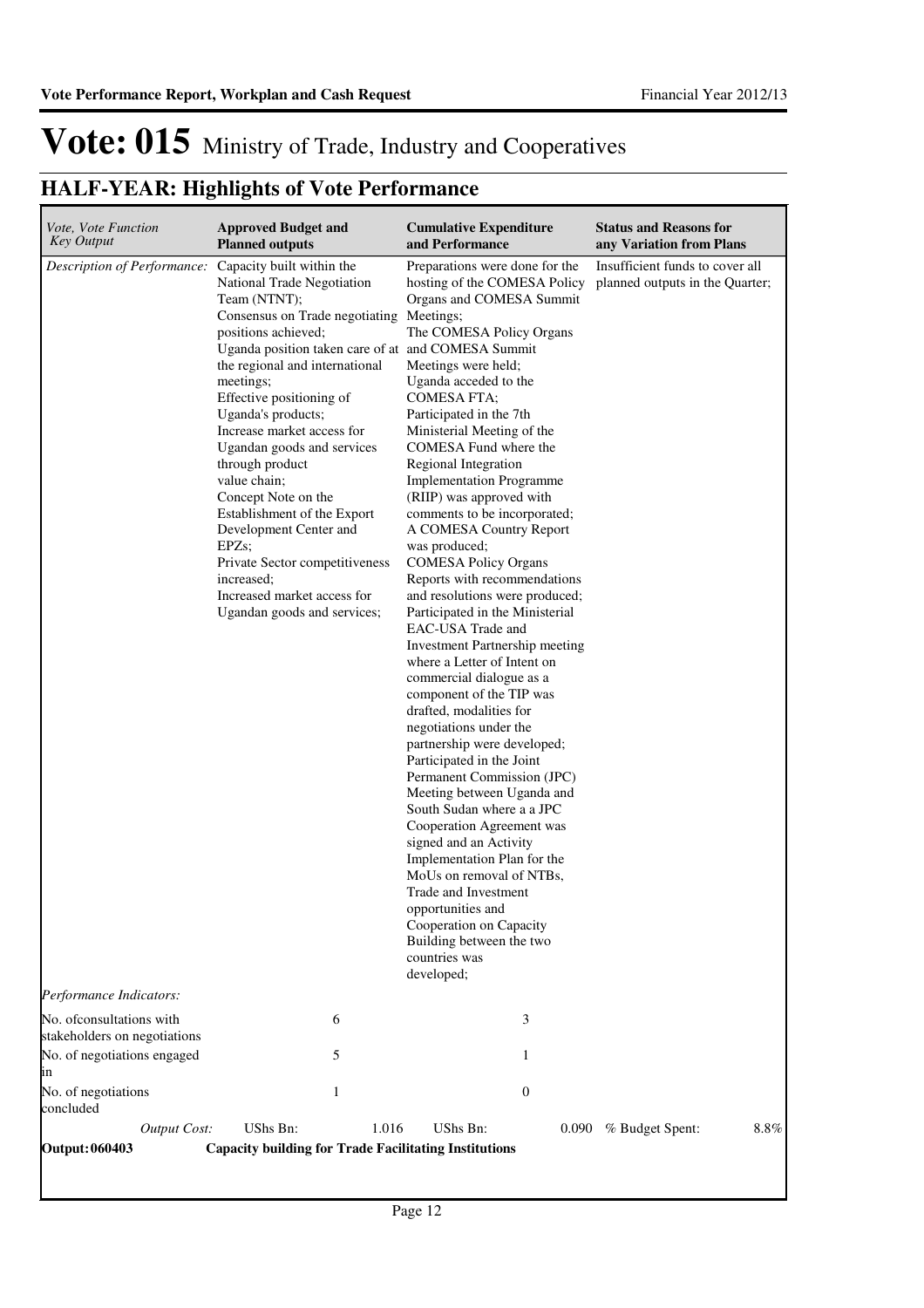# Vote: 015 Ministry of Trade, Industry and Cooperatives

## HALF-YEAR: Highlights of Vote Performance

| *Vote, Vote Function Key Output* | **Approved Budget and Planned outputs** | **Cumulative Expenditure and Performance** | **Status and Reasons for any Variation from Plans** |
|---|---|---|---|
| *Description of Performance:* | Capacity built within the National Trade Negotiation Team (NTNT);<br>Consensus on Trade negotiating positions achieved;<br>Uganda position taken care of at the regional and international meetings;<br>Effective positioning of Uganda's products;<br>Increase market access for Ugandan goods and services through product value chain;<br>Concept Note on the Establishment of the Export Development Center and EPZs;<br>Private Sector competitiveness increased;<br>Increased market access for Ugandan goods and services; | Preparations were done for the hosting of the COMESA Policy Organs and COMESA Summit Meetings;<br>The COMESA Policy Organs and COMESA Summit Meetings were held;<br>Uganda acceded to the COMESA FTA;<br>Participated in the 7th Ministerial Meeting of the COMESA Fund where the Regional Integration Implementation Programme (RIIP) was approved with comments to be incorporated;<br>A COMESA Country Report was produced;<br>COMESA Policy Organs Reports with recommendations and resolutions were produced;<br>Participated in the Ministerial EAC-USA Trade and Investment Partnership meeting where a Letter of Intent on commercial dialogue as a component of the TIP was drafted, modalities for negotiations under the partnership were developed;<br>Participated in the Joint Permanent Commission (JPC) Meeting between Uganda and South Sudan where a a JPC Cooperation Agreement was signed and an Activity Implementation Plan for the MoUs on removal of NTBs, Trade and Investment opportunities and Cooperation on Capacity Building between the two countries was developed; | Insufficient funds to cover all planned outputs in the Quarter; |
| *Performance Indicators:* | | | |
| No. ofconsultations with stakeholders on negotiations | 6 | 3 | |
| No. of negotiations engaged in | 5 | 1 | |
| No. of negotiations concluded | 1 | 0 | |
| *Output Cost:* | UShs Bn: 1.016 | UShs Bn: 0.090 | % Budget Spent: 8.8% |
| **Output: 060403** | **Capacity building for Trade Facilitating Institutions** | | |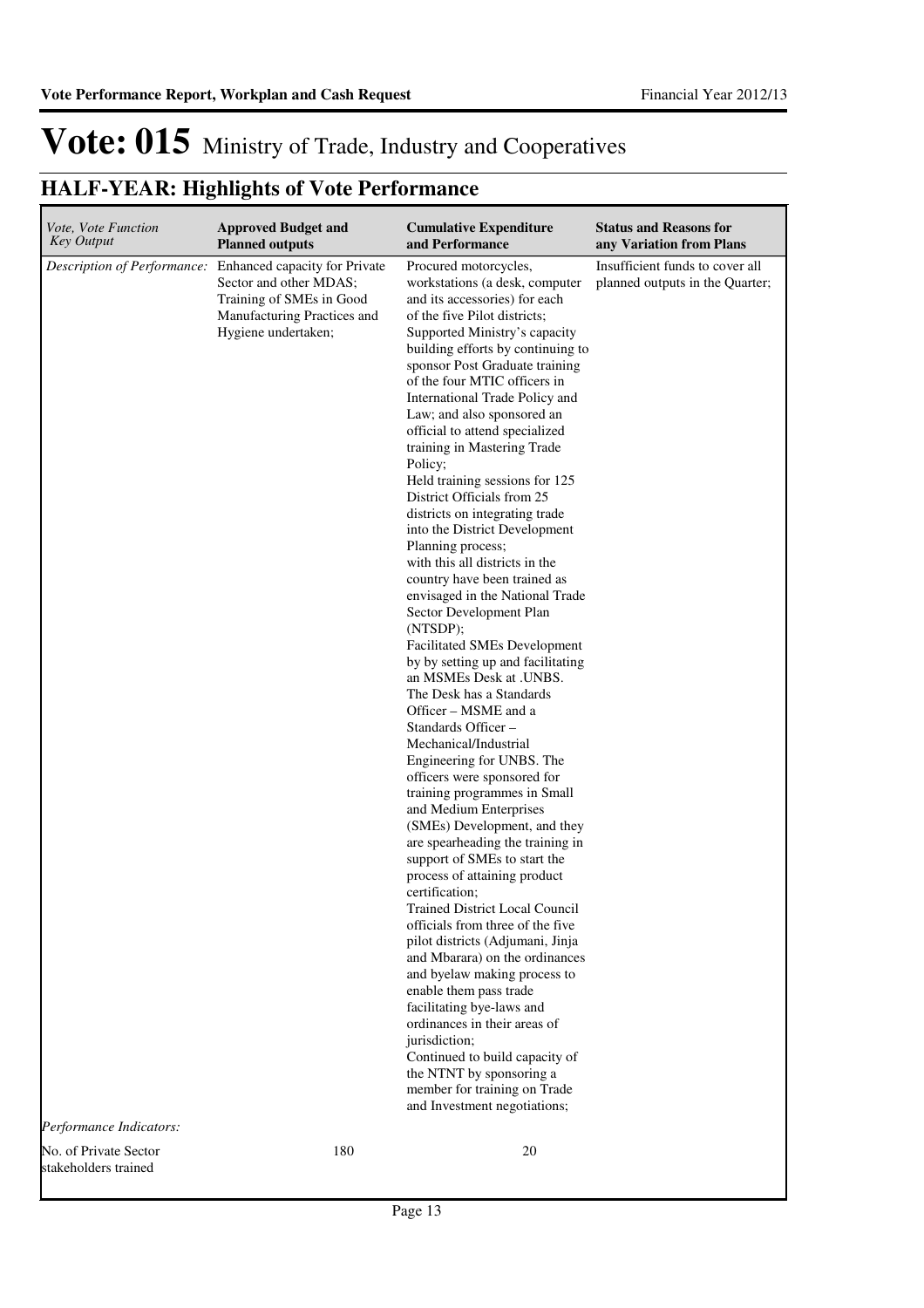# Vote: 015 Ministry of Trade, Industry and Cooperatives

## HALF-YEAR: Highlights of Vote Performance

| *Vote, Vote Function Key Output* | **Approved Budget and Planned outputs** | **Cumulative Expenditure and Performance** | **Status and Reasons for any Variation from Plans** |
|---|---|---|---|
| *Description of Performance:* | Enhanced capacity for Private Sector and other MDAS; Training of SMEs in Good Manufacturing Practices and Hygiene undertaken; | Procured motorcycles, workstations (a desk, computer and its accessories) for each of the five Pilot districts; Supported Ministry's capacity building efforts by continuing to sponsor Post Graduate training of the four MTIC officers in International Trade Policy and Law; and also sponsored an official to attend specialized training in Mastering Trade Policy; Held training sessions for 125 District Officials from 25 districts on integrating trade into the District Development Planning process; with this all districts in the country have been trained as envisaged in the National Trade Sector Development Plan (NTSDP); Facilitated SMEs Development by by setting up and facilitating an MSMEs Desk at .UNBS. The Desk has a Standards Officer – MSME and a Standards Officer – Mechanical/Industrial Engineering for UNBS. The officers were sponsored for training programmes in Small and Medium Enterprises (SMEs) Development, and they are spearheading the training in support of SMEs to start the process of attaining product certification; Trained District Local Council officials from three of the five pilot districts (Adjumani, Jinja and Mbarara) on the ordinances and byelaw making process to enable them pass trade facilitating bye-laws and ordinances in their areas of jurisdiction; Continued to build capacity of the NTNT by sponsoring a member for training on Trade and Investment negotiations; | Insufficient funds to cover all planned outputs in the Quarter; |
| *Performance Indicators:* | | | |
| No. of Private Sector stakeholders trained | 180 | 20 | |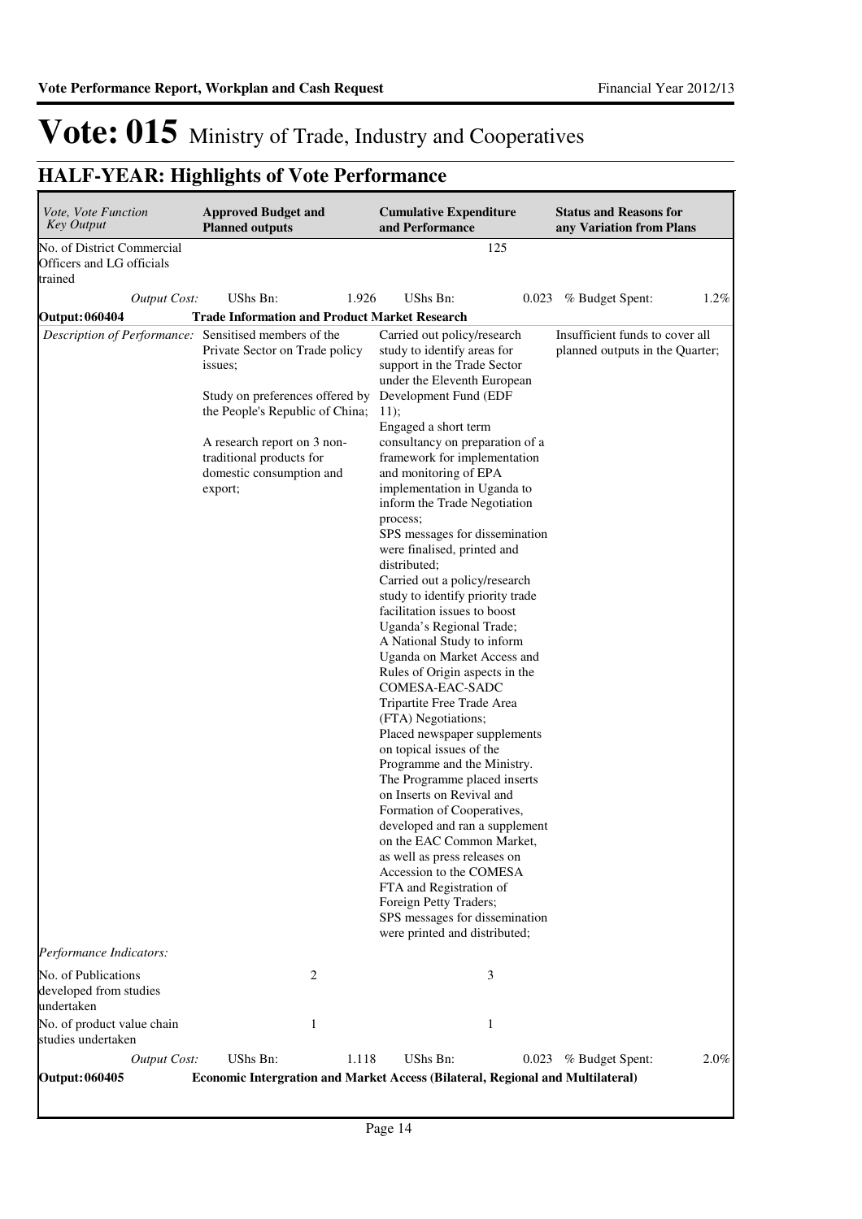# Vote: 015 Ministry of Trade, Industry and Cooperatives

## HALF-YEAR: Highlights of Vote Performance

| *Vote, Vote Function Key Output* | **Approved Budget and Planned outputs** | | **Cumulative Expenditure and Performance** | | **Status and Reasons for any Variation from Plans** | |
|---|---|---|---|---|---|---|
| No. of District Commercial Officers and LG officials trained | | | | 125 | | |
| *Output Cost:* | UShs Bn: | 1.926 | UShs Bn: | 0.023 | % Budget Spent: | 1.2% |
| **Output: 060404** | **Trade Information and Product Market Research** | | | | | |
| *Description of Performance:* | Sensitised members of the Private Sector on Trade policy issues;<br><br>Study on preferences offered by the People's Republic of China;<br><br>A research report on 3 non-traditional products for domestic consumption and export; | | Carried out policy/research study to identify areas for support in the Trade Sector under the Eleventh European Development Fund (EDF 11);<br>Engaged a short term consultancy on preparation of a framework for implementation and monitoring of EPA implementation in Uganda to inform the Trade Negotiation process;<br>SPS messages for dissemination were finalised, printed and distributed;<br>Carried out a policy/research study to identify priority trade facilitation issues to boost Uganda's Regional Trade;<br>A National Study to inform Uganda on Market Access and Rules of Origin aspects in the COMESA-EAC-SADC Tripartite Free Trade Area (FTA) Negotiations;<br>Placed newspaper supplements on topical issues of the Programme and the Ministry. The Programme placed inserts on Inserts on Revival and Formation of Cooperatives, developed and ran a supplement on the EAC Common Market, as well as press releases on Accession to the COMESA FTA and Registration of Foreign Petty Traders;<br>SPS messages for dissemination were printed and distributed; | | Insufficient funds to cover all planned outputs in the Quarter; | |
| *Performance Indicators:* | | | | | | |
| No. of Publications developed from studies undertaken | | 2 | | 3 | | |
| No. of product value chain studies undertaken | | 1 | | 1 | | |
| *Output Cost:* | UShs Bn: | 1.118 | UShs Bn: | 0.023 | % Budget Spent: | 2.0% |
| **Output: 060405** | **Economic Intergration and Market Access (Bilateral, Regional and Multilateral)** | | | | | |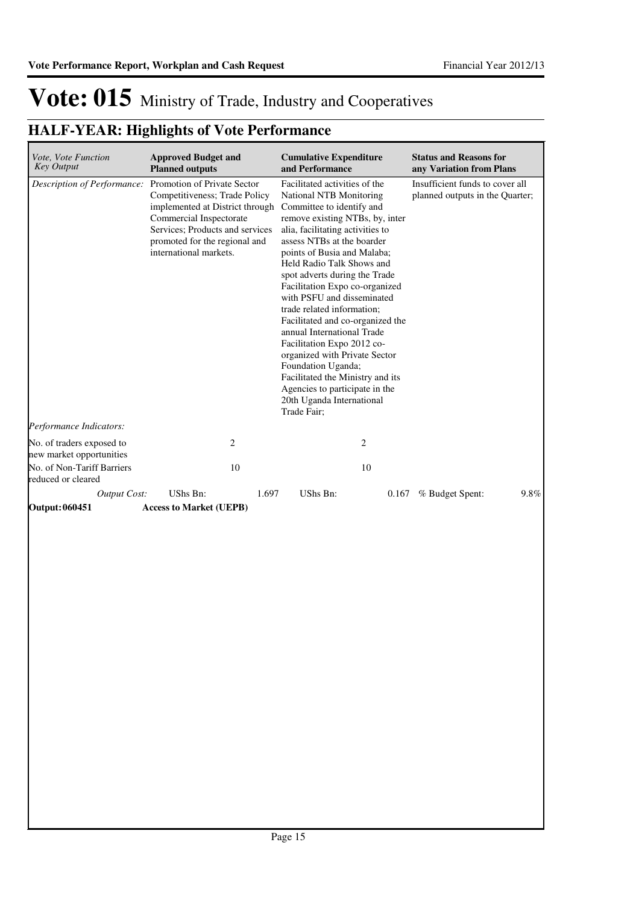# Vote: 015 Ministry of Trade, Industry and Cooperatives

## HALF-YEAR: Highlights of Vote Performance

| *Vote, Vote Function Key Output* | **Approved Budget and Planned outputs** | | **Cumulative Expenditure and Performance** | | **Status and Reasons for any Variation from Plans** | |
|---|---|---|---|---|---|---|
| *Description of Performance:* | Promotion of Private Sector Competitiveness; Trade Policy implemented at District through Commercial Inspectorate Services; Products and services promoted for the regional and international markets. | | Facilitated activities of the National NTB Monitoring Committee to identify and remove existing NTBs, by, inter alia, facilitating activities to assess NTBs at the boarder points of Busia and Malaba; Held Radio Talk Shows and spot adverts during the Trade Facilitation Expo co-organized with PSFU and disseminated trade related information; Facilitated and co-organized the annual International Trade Facilitation Expo 2012 co-organized with Private Sector Foundation Uganda; Facilitated the Ministry and its Agencies to participate in the 20th Uganda International Trade Fair; | | Insufficient funds to cover all planned outputs in the Quarter; | |
| *Performance Indicators:* | | | | | | |
| No. of traders exposed to new market opportunities | 2 | | 2 | | | |
| No. of Non-Tariff Barriers reduced or cleared | 10 | | 10 | | | |
| *Output Cost:* | UShs Bn: | 1.697 | UShs Bn: | 0.167 | % Budget Spent: | 9.8% |
| **Output: 060451** | **Access to Market (UEPB)** | | | | | |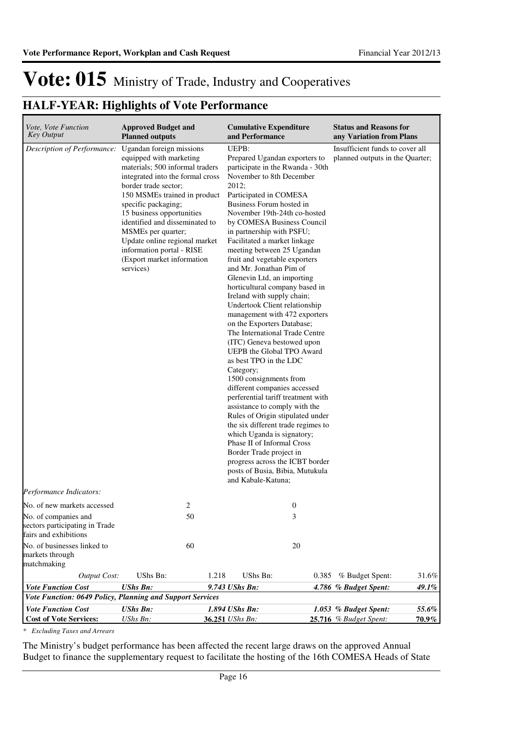# Vote: 015 Ministry of Trade, Industry and Cooperatives

## HALF-YEAR: Highlights of Vote Performance

| *Vote, Vote Function Key Output* | **Approved Budget and Planned outputs** | | **Cumulative Expenditure and Performance** | | **Status and Reasons for any Variation from Plans** | |
|---|---|---|---|---|---|---|
| *Description of Performance:* | Ugandan foreign missions equipped with marketing materials; 500 informal traders integrated into the formal cross border trade sector; 150 MSMEs trained in product specific packaging; 15 business opportunities identified and disseminated to MSMEs per quarter; Update online regional market information portal - RISE (Export market information services) | | UEPB: Prepared Ugandan exporters to participate in the Rwanda - 30th November to 8th December 2012; Participated in COMESA Business Forum hosted in November 19th-24th co-hosted by COMESA Business Council in partnership with PSFU; Facilitated a market linkage meeting between 25 Ugandan fruit and vegetable exporters and Mr. Jonathan Pim of Glenevin Ltd, an importing horticultural company based in Ireland with supply chain; Undertook Client relationship management with 472 exporters on the Exporters Database; The International Trade Centre (ITC) Geneva bestowed upon UEPB the Global TPO Award as best TPO in the LDC Category; 1500 consignments from different companies accessed perferential tariff treatment with assistance to comply with the Rules of Origin stipulated under the six different trade regimes to which Uganda is signatory; Phase II of Informal Cross Border Trade project in progress across the ICBT border posts of Busia, Bibia, Mutukula and Kabale-Katuna; | | Insufficient funds to cover all planned outputs in the Quarter; | |
| *Performance Indicators:* | | | | | | |
| No. of new markets accessed | | 2 | | 0 | | |
| No. of companies and sectors participating in Trade fairs and exhibitions | | 50 | | 3 | | |
| No. of businesses linked to markets through matchmaking | | 60 | | 20 | | |
| *Output Cost:* | UShs Bn: | 1.218 | UShs Bn: | 0.385 | % Budget Spent: | 31.6% |
| ***Vote Function Cost*** | ***UShs Bn:*** | ***9.743*** | ***UShs Bn:*** | ***4.786*** | ***% Budget Spent:*** | ***49.1%*** |
| ***Vote Function: 0649 Policy, Planning and Support Services*** | | | | | | |
| ***Vote Function Cost*** | ***UShs Bn:*** | ***1.894*** | ***UShs Bn:*** | ***1.053*** | ***% Budget Spent:*** | ***55.6%*** |
| **Cost of Vote Services:** | *UShs Bn:* | **36.251** | *UShs Bn:* | **25.716** | *% Budget Spent:* | **70.9%** |

*\* Excluding Taxes and Arrears*

The Ministry's budget performance has been affected the recent large draws on the approved Annual Budget to finance the supplementary request to facilitate the hosting of the 16th COMESA Heads of State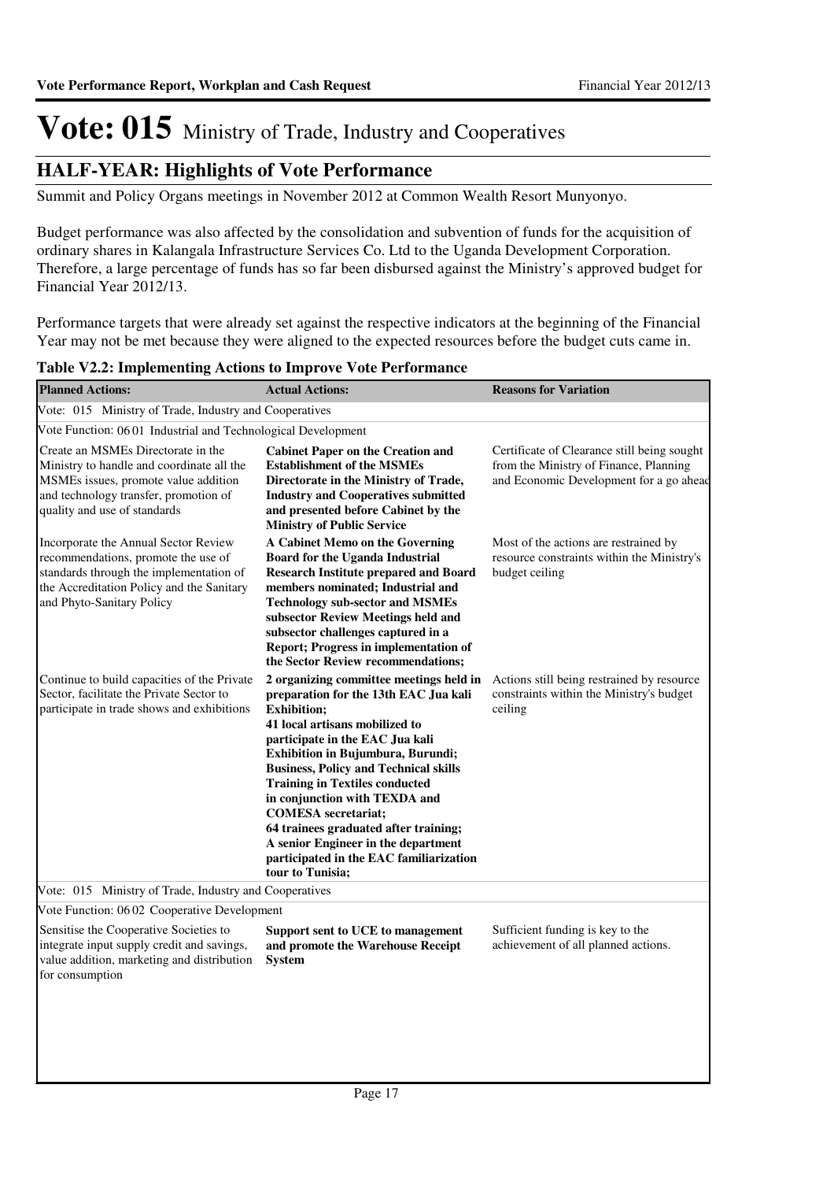# Vote: 015 Ministry of Trade, Industry and Cooperatives

## HALF-YEAR: Highlights of Vote Performance

Summit and Policy Organs meetings in November 2012 at Common Wealth Resort Munyonyo.

Budget performance was also affected by the consolidation and subvention of funds for the acquisition of ordinary shares in Kalangala Infrastructure Services Co. Ltd to the Uganda Development Corporation. Therefore, a large percentage of funds has so far been disbursed against the Ministry's approved budget for Financial Year 2012/13.

Performance targets that were already set against the respective indicators at the beginning of the Financial Year may not be met because they were aligned to the expected resources before the budget cuts came in.

**Table V2.2: Implementing Actions to Improve Vote Performance**

| Planned Actions: | Actual Actions: | Reasons for Variation |
|---|---|---|
| Vote: 015 Ministry of Trade, Industry and Cooperatives | | |
| Vote Function: 06 01 Industrial and Technological Development | | |
| Create an MSMEs Directorate in the Ministry to handle and coordinate all the MSMEs issues, promote value addition and technology transfer, promotion of quality and use of standards | **Cabinet Paper on the Creation and Establishment of the MSMEs Directorate in the Ministry of Trade, Industry and Cooperatives submitted and presented before Cabinet by the Ministry of Public Service** | Certificate of Clearance still being sought from the Ministry of Finance, Planning and Economic Development for a go ahead |
| Incorporate the Annual Sector Review recommendations, promote the use of standards through the implementation of the Accreditation Policy and the Sanitary and Phyto-Sanitary Policy | **A Cabinet Memo on the Governing Board for the Uganda Industrial Research Institute prepared and Board members nominated; Industrial and Technology sub-sector and MSMEs subsector Review Meetings held and subsector challenges captured in a Report; Progress in implementation of the Sector Review recommendations;** | Most of the actions are restrained by resource constraints within the Ministry's budget ceiling |
| Continue to build capacities of the Private Sector, facilitate the Private Sector to participate in trade shows and exhibitions | **2 organizing committee meetings held in preparation for the 13th EAC Jua kali Exhibition;<br>41 local artisans mobilized to participate in the EAC Jua kali Exhibition in Bujumbura, Burundi;<br>Business, Policy and Technical skills Training in Textiles conducted in conjunction with TEXDA and COMESA secretariat;<br>64 trainees graduated after training;<br>A senior Engineer in the department participated in the EAC familiarization tour to Tunisia;** | Actions still being restrained by resource constraints within the Ministry's budget ceiling |
| Vote: 015 Ministry of Trade, Industry and Cooperatives | | |
| Vote Function: 06 02 Cooperative Development | | |
| Sensitise the Cooperative Societies to integrate input supply credit and savings, value addition, marketing and distribution for consumption | **Support sent to UCE to management and promote the Warehouse Receipt System** | Sufficient funding is key to the achievement of all planned actions. |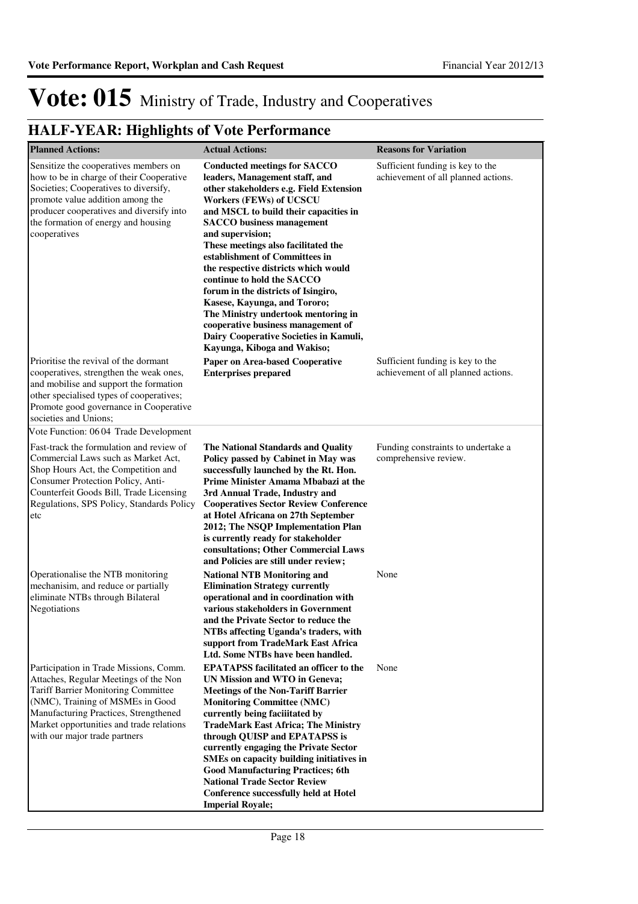# Vote: 015 Ministry of Trade, Industry and Cooperatives

## HALF-YEAR: Highlights of Vote Performance

| Planned Actions: | Actual Actions: | Reasons for Variation |
|---|---|---|
| Sensitize the cooperatives members on how to be in charge of their Cooperative Societies; Cooperatives to diversify, promote value addition among the producer cooperatives and diversify into the formation of energy and housing cooperatives | **Conducted meetings for SACCO leaders, Management staff, and other stakeholders e.g. Field Extension Workers (FEWs) of UCSCU and MSCL to build their capacities in SACCO business management and supervision; These meetings also facilitated the establishment of Committees in the respective districts which would continue to hold the SACCO forum in the districts of Isingiro, Kasese, Kayunga, and Tororo; The Ministry undertook mentoring in cooperative business management of Dairy Cooperative Societies in Kamuli, Kayunga, Kiboga and Wakiso;** | Sufficient funding is key to the achievement of all planned actions. |
| Prioritise the revival of the dormant cooperatives, strengthen the weak ones, and mobilise and support the formation other specialised types of cooperatives; Promote good governance in Cooperative societies and Unions; | **Paper on Area-based Cooperative Enterprises prepared** | Sufficient funding is key to the achievement of all planned actions. |
| Vote Function: 06 04 Trade Development | | |
| Fast-track the formulation and review of Commercial Laws such as Market Act, Shop Hours Act, the Competition and Consumer Protection Policy, Anti-Counterfeit Goods Bill, Trade Licensing Regulations, SPS Policy, Standards Policy etc | **The National Standards and Quality Policy passed by Cabinet in May was successfully launched by the Rt. Hon. Prime Minister Amama Mbabazi at the 3rd Annual Trade, Industry and Cooperatives Sector Review Conference at Hotel Africana on 27th September 2012; The NSQP Implementation Plan is currently ready for stakeholder consultations; Other Commercial Laws and Policies are still under review;** | Funding constraints to undertake a comprehensive review. |
| Operationalise the NTB monitoring mechanisim, and reduce or partially eliminate NTBs through Bilateral Negotiations | **National NTB Monitoring and Elimination Strategy currently operational and in coordination with various stakeholders in Government and the Private Sector to reduce the NTBs affecting Uganda's traders, with support from TradeMark East Africa Ltd. Some NTBs have been handled.** | None |
| Participation in Trade Missions, Comm. Attaches, Regular Meetings of the Non Tariff Barrier Monitoring Committee (NMC), Training of MSMEs in Good Manufacturing Practices, Strengthened Market opportunities and trade relations with our major trade partners | **EPATAPSS facilitated an officer to the UN Mission and WTO in Geneva; Meetings of the Non-Tariff Barrier Monitoring Committee (NMC) currently being faciiitated by TradeMark East Africa; The Ministry through QUISP and EPATAPSS is currently engaging the Private Sector SMEs on capacity building initiatives in Good Manufacturing Practices; 6th National Trade Sector Review Conference successfully held at Hotel Imperial Royale;** | None |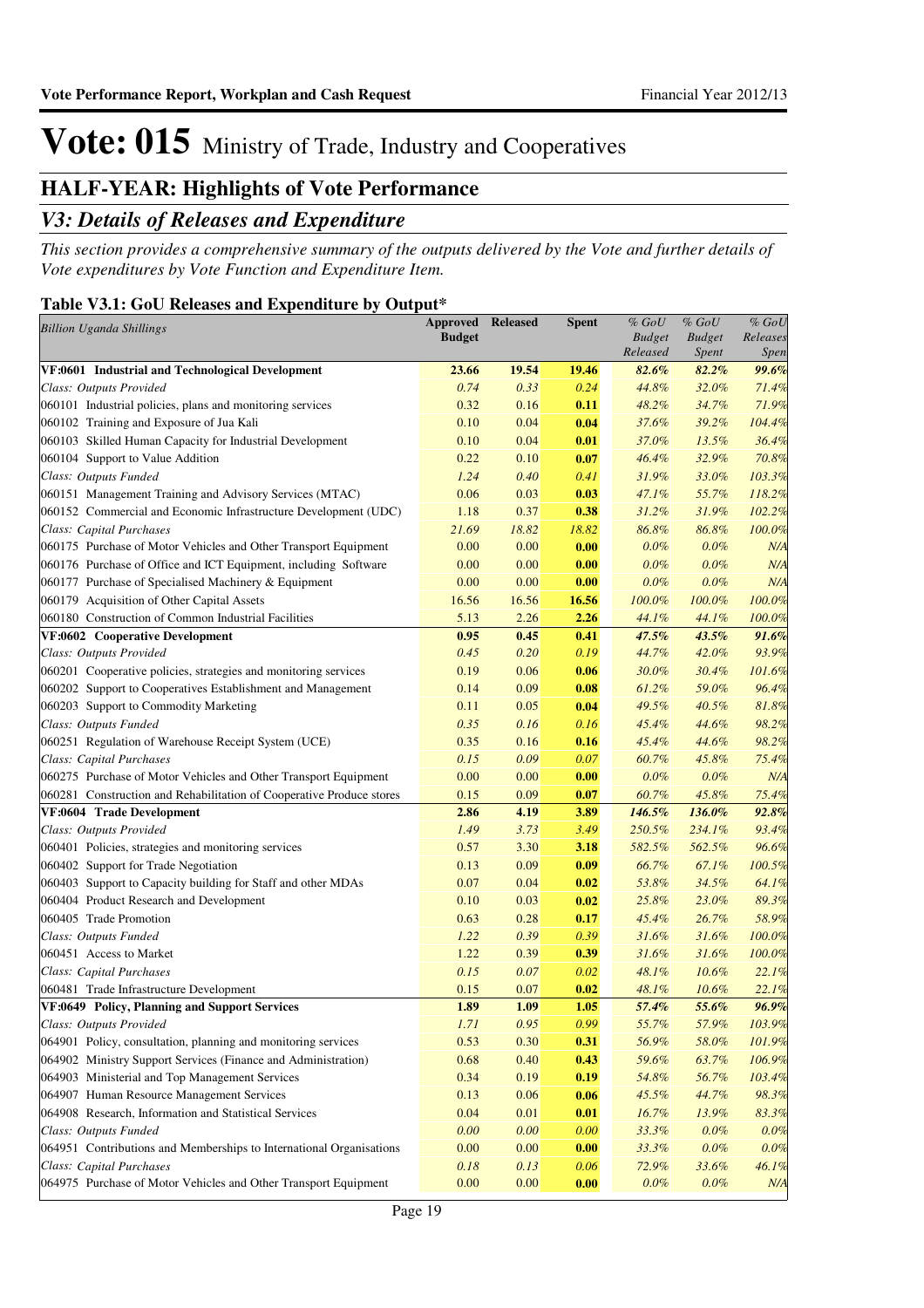# Vote: 015 Ministry of Trade, Industry and Cooperatives

## HALF-YEAR: Highlights of Vote Performance

### *V3: Details of Releases and Expenditure*

*This section provides a comprehensive summary of the outputs delivered by the Vote and further details of Vote expenditures by Vote Function and Expenditure Item.*

**Table V3.1: GoU Releases and Expenditure by Output\***

| *Billion Uganda Shillings* | Approved Budget | Released | Spent | *% GoU Budget Released* | *% GoU Budget Spent* | *% GoU Releases Spent* |
|---|---|---|---|---|---|---|
| **VF:0601 Industrial and Technological Development** | **23.66** | **19.54** | **19.46** | ***82.6%*** | ***82.2%*** | ***99.6%*** |
| *Class: Outputs Provided* | *0.74* | *0.33* | *0.24* | *44.8%* | *32.0%* | *71.4%* |
| 060101 Industrial policies, plans and monitoring services | 0.32 | 0.16 | **0.11** | *48.2%* | *34.7%* | *71.9%* |
| 060102 Training and Exposure of Jua Kali | 0.10 | 0.04 | **0.04** | *37.6%* | *39.2%* | *104.4%* |
| 060103 Skilled Human Capacity for Industrial Development | 0.10 | 0.04 | **0.01** | *37.0%* | *13.5%* | *36.4%* |
| 060104 Support to Value Addition | 0.22 | 0.10 | **0.07** | *46.4%* | *32.9%* | *70.8%* |
| *Class: Outputs Funded* | *1.24* | *0.40* | *0.41* | *31.9%* | *33.0%* | *103.3%* |
| 060151 Management Training and Advisory Services (MTAC) | 0.06 | 0.03 | **0.03** | *47.1%* | *55.7%* | *118.2%* |
| 060152 Commercial and Economic Infrastructure Development (UDC) | 1.18 | 0.37 | **0.38** | *31.2%* | *31.9%* | *102.2%* |
| *Class: Capital Purchases* | *21.69* | *18.82* | *18.82* | *86.8%* | *86.8%* | *100.0%* |
| 060175 Purchase of Motor Vehicles and Other Transport Equipment | 0.00 | 0.00 | **0.00** | *0.0%* | *0.0%* | *N/A* |
| 060176 Purchase of Office and ICT Equipment, including Software | 0.00 | 0.00 | **0.00** | *0.0%* | *0.0%* | *N/A* |
| 060177 Purchase of Specialised Machinery & Equipment | 0.00 | 0.00 | **0.00** | *0.0%* | *0.0%* | *N/A* |
| 060179 Acquisition of Other Capital Assets | 16.56 | 16.56 | **16.56** | *100.0%* | *100.0%* | *100.0%* |
| 060180 Construction of Common Industrial Facilities | 5.13 | 2.26 | **2.26** | *44.1%* | *44.1%* | *100.0%* |
| **VF:0602 Cooperative Development** | **0.95** | **0.45** | **0.41** | ***47.5%*** | ***43.5%*** | ***91.6%*** |
| *Class: Outputs Provided* | *0.45* | *0.20* | *0.19* | *44.7%* | *42.0%* | *93.9%* |
| 060201 Cooperative policies, strategies and monitoring services | 0.19 | 0.06 | **0.06** | *30.0%* | *30.4%* | *101.6%* |
| 060202 Support to Cooperatives Establishment and Management | 0.14 | 0.09 | **0.08** | *61.2%* | *59.0%* | *96.4%* |
| 060203 Support to Commodity Marketing | 0.11 | 0.05 | **0.04** | *49.5%* | *40.5%* | *81.8%* |
| *Class: Outputs Funded* | *0.35* | *0.16* | *0.16* | *45.4%* | *44.6%* | *98.2%* |
| 060251 Regulation of Warehouse Receipt System (UCE) | 0.35 | 0.16 | **0.16** | *45.4%* | *44.6%* | *98.2%* |
| *Class: Capital Purchases* | *0.15* | *0.09* | *0.07* | *60.7%* | *45.8%* | *75.4%* |
| 060275 Purchase of Motor Vehicles and Other Transport Equipment | 0.00 | 0.00 | **0.00** | *0.0%* | *0.0%* | *N/A* |
| 060281 Construction and Rehabilitation of Cooperative Produce stores | 0.15 | 0.09 | **0.07** | *60.7%* | *45.8%* | *75.4%* |
| **VF:0604 Trade Development** | **2.86** | **4.19** | **3.89** | ***146.5%*** | ***136.0%*** | ***92.8%*** |
| *Class: Outputs Provided* | *1.49* | *3.73* | *3.49* | *250.5%* | *234.1%* | *93.4%* |
| 060401 Policies, strategies and monitoring services | 0.57 | 3.30 | **3.18** | *582.5%* | *562.5%* | *96.6%* |
| 060402 Support for Trade Negotiation | 0.13 | 0.09 | **0.09** | *66.7%* | *67.1%* | *100.5%* |
| 060403 Support to Capacity building for Staff and other MDAs | 0.07 | 0.04 | **0.02** | *53.8%* | *34.5%* | *64.1%* |
| 060404 Product Research and Development | 0.10 | 0.03 | **0.02** | *25.8%* | *23.0%* | *89.3%* |
| 060405 Trade Promotion | 0.63 | 0.28 | **0.17** | *45.4%* | *26.7%* | *58.9%* |
| *Class: Outputs Funded* | *1.22* | *0.39* | *0.39* | *31.6%* | *31.6%* | *100.0%* |
| 060451 Access to Market | 1.22 | 0.39 | **0.39** | *31.6%* | *31.6%* | *100.0%* |
| *Class: Capital Purchases* | *0.15* | *0.07* | *0.02* | *48.1%* | *10.6%* | *22.1%* |
| 060481 Trade Infrastructure Development | 0.15 | 0.07 | **0.02** | *48.1%* | *10.6%* | *22.1%* |
| **VF:0649 Policy, Planning and Support Services** | **1.89** | **1.09** | **1.05** | ***57.4%*** | ***55.6%*** | ***96.9%*** |
| *Class: Outputs Provided* | *1.71* | *0.95* | *0.99* | *55.7%* | *57.9%* | *103.9%* |
| 064901 Policy, consultation, planning and monitoring services | 0.53 | 0.30 | **0.31** | *56.9%* | *58.0%* | *101.9%* |
| 064902 Ministry Support Services (Finance and Administration) | 0.68 | 0.40 | **0.43** | *59.6%* | *63.7%* | *106.9%* |
| 064903 Ministerial and Top Management Services | 0.34 | 0.19 | **0.19** | *54.8%* | *56.7%* | *103.4%* |
| 064907 Human Resource Management Services | 0.13 | 0.06 | **0.06** | *45.5%* | *44.7%* | *98.3%* |
| 064908 Research, Information and Statistical Services | 0.04 | 0.01 | **0.01** | *16.7%* | *13.9%* | *83.3%* |
| *Class: Outputs Funded* | *0.00* | *0.00* | *0.00* | *33.3%* | *0.0%* | *0.0%* |
| 064951 Contributions and Memberships to International Organisations | 0.00 | 0.00 | **0.00** | *33.3%* | *0.0%* | *0.0%* |
| *Class: Capital Purchases* | *0.18* | *0.13* | *0.06* | *72.9%* | *33.6%* | *46.1%* |
| 064975 Purchase of Motor Vehicles and Other Transport Equipment | 0.00 | 0.00 | **0.00** | *0.0%* | *0.0%* | *N/A* |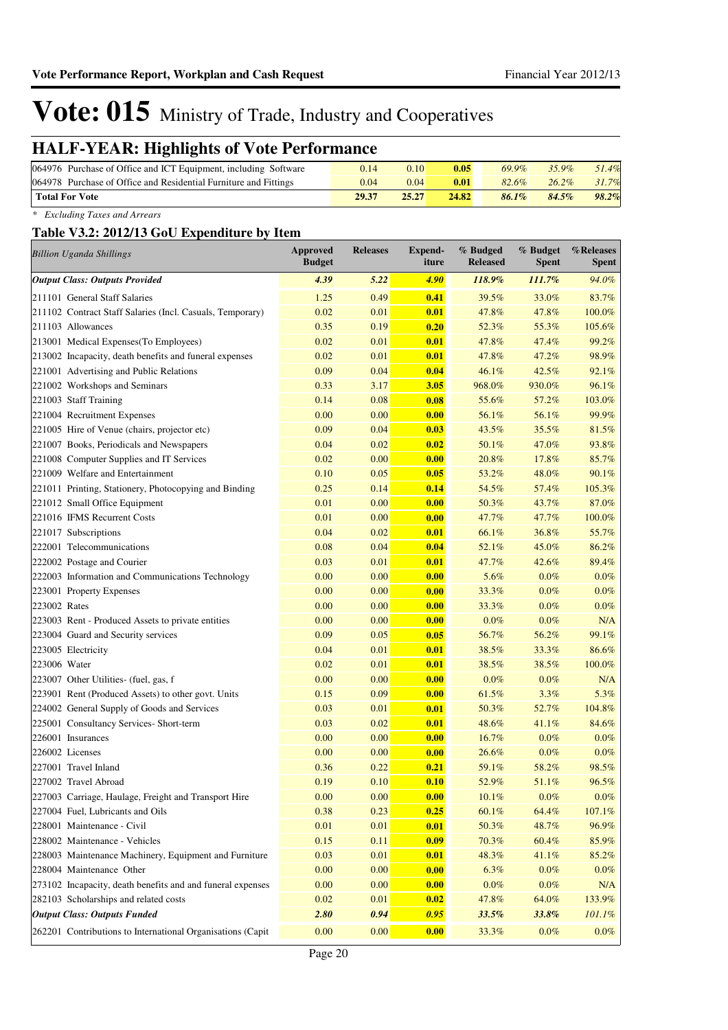# Vote: 015 Ministry of Trade, Industry and Cooperatives

## HALF-YEAR: Highlights of Vote Performance

| | | | | | | |
|---|---|---|---|---|---|---|
| 064976 Purchase of Office and ICT Equipment, including Software | 0.14 | 0.10 | **0.05** | *69.9%* | *35.9%* | *51.4%* |
| 064978 Purchase of Office and Residential Furniture and Fittings | 0.04 | 0.04 | **0.01** | *82.6%* | *26.2%* | *31.7%* |
| **Total For Vote** | **29.37** | **25.27** | **24.82** | ***86.1%*** | ***84.5%*** | ***98.2%*** |

*\* Excluding Taxes and Arrears*

### Table V3.2: 2012/13 GoU Expenditure by Item

| *Billion Uganda Shillings* | Approved Budget | Releases | Expend-iture | % Budged Released | % Budget Spent | %Releases Spent |
|---|---|---|---|---|---|---|
| ***Output Class: Outputs Provided*** | ***4.39*** | ***5.22*** | ***4.90*** | ***118.9%*** | ***111.7%*** | *94.0%* |
| 211101 General Staff Salaries | 1.25 | 0.49 | **0.41** | 39.5% | 33.0% | 83.7% |
| 211102 Contract Staff Salaries (Incl. Casuals, Temporary) | 0.02 | 0.01 | **0.01** | 47.8% | 47.8% | 100.0% |
| 211103 Allowances | 0.35 | 0.19 | **0.20** | 52.3% | 55.3% | 105.6% |
| 213001 Medical Expenses(To Employees) | 0.02 | 0.01 | **0.01** | 47.8% | 47.4% | 99.2% |
| 213002 Incapacity, death benefits and funeral expenses | 0.02 | 0.01 | **0.01** | 47.8% | 47.2% | 98.9% |
| 221001 Advertising and Public Relations | 0.09 | 0.04 | **0.04** | 46.1% | 42.5% | 92.1% |
| 221002 Workshops and Seminars | 0.33 | 3.17 | **3.05** | 968.0% | 930.0% | 96.1% |
| 221003 Staff Training | 0.14 | 0.08 | **0.08** | 55.6% | 57.2% | 103.0% |
| 221004 Recruitment Expenses | 0.00 | 0.00 | **0.00** | 56.1% | 56.1% | 99.9% |
| 221005 Hire of Venue (chairs, projector etc) | 0.09 | 0.04 | **0.03** | 43.5% | 35.5% | 81.5% |
| 221007 Books, Periodicals and Newspapers | 0.04 | 0.02 | **0.02** | 50.1% | 47.0% | 93.8% |
| 221008 Computer Supplies and IT Services | 0.02 | 0.00 | **0.00** | 20.8% | 17.8% | 85.7% |
| 221009 Welfare and Entertainment | 0.10 | 0.05 | **0.05** | 53.2% | 48.0% | 90.1% |
| 221011 Printing, Stationery, Photocopying and Binding | 0.25 | 0.14 | **0.14** | 54.5% | 57.4% | 105.3% |
| 221012 Small Office Equipment | 0.01 | 0.00 | **0.00** | 50.3% | 43.7% | 87.0% |
| 221016 IFMS Recurrent Costs | 0.01 | 0.00 | **0.00** | 47.7% | 47.7% | 100.0% |
| 221017 Subscriptions | 0.04 | 0.02 | **0.01** | 66.1% | 36.8% | 55.7% |
| 222001 Telecommunications | 0.08 | 0.04 | **0.04** | 52.1% | 45.0% | 86.2% |
| 222002 Postage and Courier | 0.03 | 0.01 | **0.01** | 47.7% | 42.6% | 89.4% |
| 222003 Information and Communications Technology | 0.00 | 0.00 | **0.00** | 5.6% | 0.0% | 0.0% |
| 223001 Property Expenses | 0.00 | 0.00 | **0.00** | 33.3% | 0.0% | 0.0% |
| 223002 Rates | 0.00 | 0.00 | **0.00** | 33.3% | 0.0% | 0.0% |
| 223003 Rent - Produced Assets to private entities | 0.00 | 0.00 | **0.00** | 0.0% | 0.0% | N/A |
| 223004 Guard and Security services | 0.09 | 0.05 | **0.05** | 56.7% | 56.2% | 99.1% |
| 223005 Electricity | 0.04 | 0.01 | **0.01** | 38.5% | 33.3% | 86.6% |
| 223006 Water | 0.02 | 0.01 | **0.01** | 38.5% | 38.5% | 100.0% |
| 223007 Other Utilities- (fuel, gas, f | 0.00 | 0.00 | **0.00** | 0.0% | 0.0% | N/A |
| 223901 Rent (Produced Assets) to other govt. Units | 0.15 | 0.09 | **0.00** | 61.5% | 3.3% | 5.3% |
| 224002 General Supply of Goods and Services | 0.03 | 0.01 | **0.01** | 50.3% | 52.7% | 104.8% |
| 225001 Consultancy Services- Short-term | 0.03 | 0.02 | **0.01** | 48.6% | 41.1% | 84.6% |
| 226001 Insurances | 0.00 | 0.00 | **0.00** | 16.7% | 0.0% | 0.0% |
| 226002 Licenses | 0.00 | 0.00 | **0.00** | 26.6% | 0.0% | 0.0% |
| 227001 Travel Inland | 0.36 | 0.22 | **0.21** | 59.1% | 58.2% | 98.5% |
| 227002 Travel Abroad | 0.19 | 0.10 | **0.10** | 52.9% | 51.1% | 96.5% |
| 227003 Carriage, Haulage, Freight and Transport Hire | 0.00 | 0.00 | **0.00** | 10.1% | 0.0% | 0.0% |
| 227004 Fuel, Lubricants and Oils | 0.38 | 0.23 | **0.25** | 60.1% | 64.4% | 107.1% |
| 228001 Maintenance - Civil | 0.01 | 0.01 | **0.01** | 50.3% | 48.7% | 96.9% |
| 228002 Maintenance - Vehicles | 0.15 | 0.11 | **0.09** | 70.3% | 60.4% | 85.9% |
| 228003 Maintenance Machinery, Equipment and Furniture | 0.03 | 0.01 | **0.01** | 48.3% | 41.1% | 85.2% |
| 228004 Maintenance Other | 0.00 | 0.00 | **0.00** | 6.3% | 0.0% | 0.0% |
| 273102 Incapacity, death benefits and and funeral expenses | 0.00 | 0.00 | **0.00** | 0.0% | 0.0% | N/A |
| 282103 Scholarships and related costs | 0.02 | 0.01 | **0.02** | 47.8% | 64.0% | 133.9% |
| ***Output Class: Outputs Funded*** | ***2.80*** | ***0.94*** | ***0.95*** | ***33.5%*** | ***33.8%*** | *101.1%* |
| 262201 Contributions to International Organisations (Capit | 0.00 | 0.00 | **0.00** | 33.3% | 0.0% | 0.0% |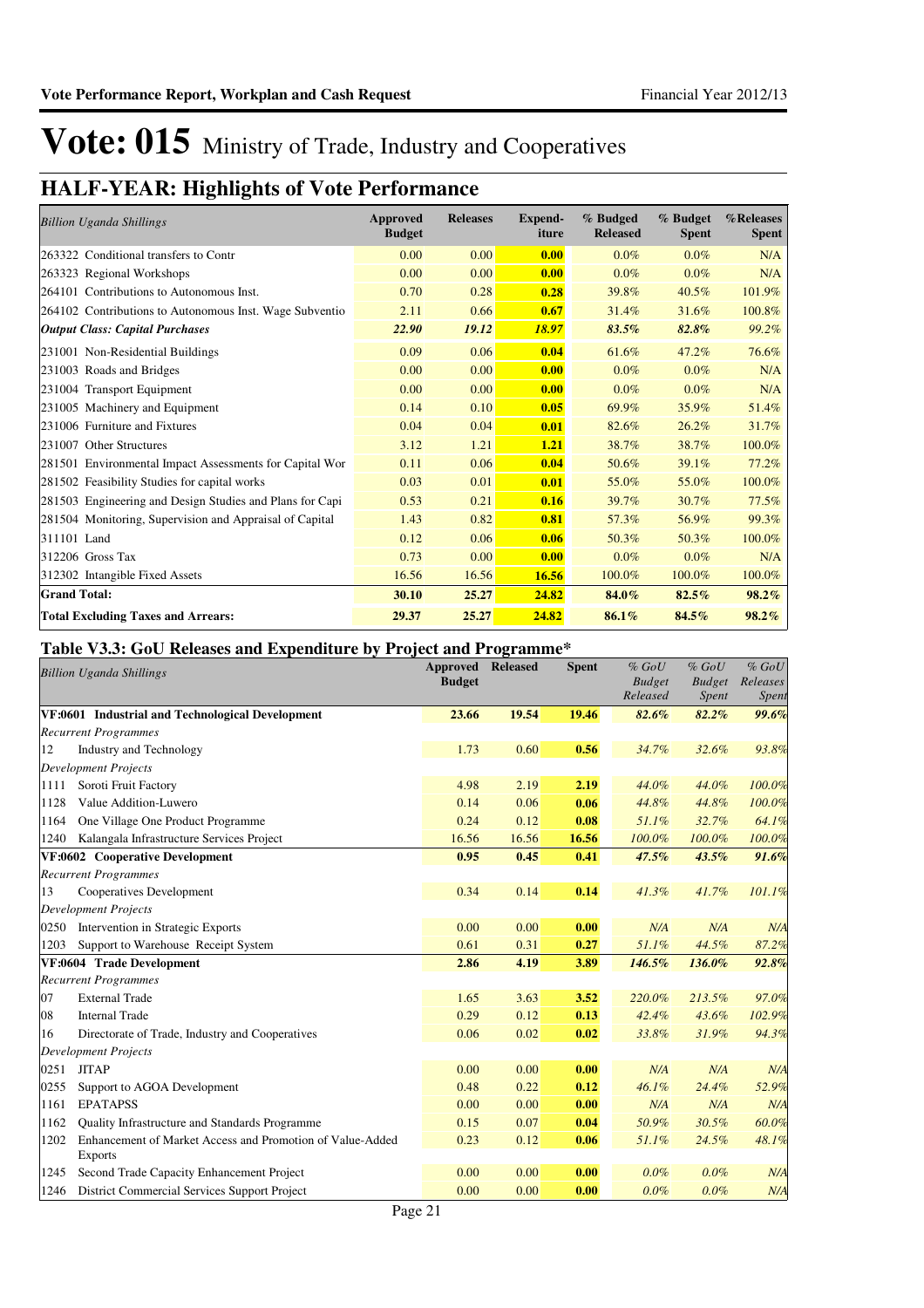# Vote: 015 Ministry of Trade, Industry and Cooperatives

## HALF-YEAR: Highlights of Vote Performance

| *Billion Uganda Shillings* | Approved Budget | Releases | Expend-iture | % Budged Released | % Budget Spent | %Releases Spent |
|---|---|---|---|---|---|---|
| 263322 Conditional transfers to Contr | 0.00 | 0.00 | **0.00** | 0.0% | 0.0% | N/A |
| 263323 Regional Workshops | 0.00 | 0.00 | **0.00** | 0.0% | 0.0% | N/A |
| 264101 Contributions to Autonomous Inst. | 0.70 | 0.28 | **0.28** | 39.8% | 40.5% | 101.9% |
| 264102 Contributions to Autonomous Inst. Wage Subventio | 2.11 | 0.66 | **0.67** | 31.4% | 31.6% | 100.8% |
| ***Output Class: Capital Purchases*** | ***22.90*** | ***19.12*** | ***18.97*** | ***83.5%*** | ***82.8%*** | *99.2%* |
| 231001 Non-Residential Buildings | 0.09 | 0.06 | **0.04** | 61.6% | 47.2% | 76.6% |
| 231003 Roads and Bridges | 0.00 | 0.00 | **0.00** | 0.0% | 0.0% | N/A |
| 231004 Transport Equipment | 0.00 | 0.00 | **0.00** | 0.0% | 0.0% | N/A |
| 231005 Machinery and Equipment | 0.14 | 0.10 | **0.05** | 69.9% | 35.9% | 51.4% |
| 231006 Furniture and Fixtures | 0.04 | 0.04 | **0.01** | 82.6% | 26.2% | 31.7% |
| 231007 Other Structures | 3.12 | 1.21 | **1.21** | 38.7% | 38.7% | 100.0% |
| 281501 Environmental Impact Assessments for Capital Wor | 0.11 | 0.06 | **0.04** | 50.6% | 39.1% | 77.2% |
| 281502 Feasibility Studies for capital works | 0.03 | 0.01 | **0.01** | 55.0% | 55.0% | 100.0% |
| 281503 Engineering and Design Studies and Plans for Capi | 0.53 | 0.21 | **0.16** | 39.7% | 30.7% | 77.5% |
| 281504 Monitoring, Supervision and Appraisal of Capital | 1.43 | 0.82 | **0.81** | 57.3% | 56.9% | 99.3% |
| 311101 Land | 0.12 | 0.06 | **0.06** | 50.3% | 50.3% | 100.0% |
| 312206 Gross Tax | 0.73 | 0.00 | **0.00** | 0.0% | 0.0% | N/A |
| 312302 Intangible Fixed Assets | 16.56 | 16.56 | **16.56** | 100.0% | 100.0% | 100.0% |
| **Grand Total:** | **30.10** | **25.27** | **24.82** | **84.0%** | **82.5%** | **98.2%** |
| **Total Excluding Taxes and Arrears:** | **29.37** | **25.27** | **24.82** | **86.1%** | **84.5%** | **98.2%** |

### Table V3.3: GoU Releases and Expenditure by Project and Programme*

| *Billion Uganda Shillings* | | Approved Budget | Released | Spent | *% GoU Budget Released* | *% GoU Budget Spent* | *% GoU Releases Spent* |
|---|---|---|---|---|---|---|---|
| **VF:0601 Industrial and Technological Development** | | **23.66** | **19.54** | **19.46** | ***82.6%*** | ***82.2%*** | ***99.6%*** |
| *Recurrent Programmes* | | | | | | | |
| 12 | Industry and Technology | 1.73 | 0.60 | **0.56** | *34.7%* | *32.6%* | *93.8%* |
| *Development Projects* | | | | | | | |
| 1111 | Soroti Fruit Factory | 4.98 | 2.19 | **2.19** | *44.0%* | *44.0%* | *100.0%* |
| 1128 | Value Addition-Luwero | 0.14 | 0.06 | **0.06** | *44.8%* | *44.8%* | *100.0%* |
| 1164 | One Village One Product Programme | 0.24 | 0.12 | **0.08** | *51.1%* | *32.7%* | *64.1%* |
| 1240 | Kalangala Infrastructure Services Project | 16.56 | 16.56 | **16.56** | *100.0%* | *100.0%* | *100.0%* |
| **VF:0602 Cooperative Development** | | **0.95** | **0.45** | **0.41** | ***47.5%*** | ***43.5%*** | ***91.6%*** |
| *Recurrent Programmes* | | | | | | | |
| 13 | Cooperatives Development | 0.34 | 0.14 | **0.14** | *41.3%* | *41.7%* | *101.1%* |
| *Development Projects* | | | | | | | |
| 0250 | Intervention in Strategic Exports | 0.00 | 0.00 | **0.00** | *N/A* | *N/A* | *N/A* |
| 1203 | Support to Warehouse Receipt System | 0.61 | 0.31 | **0.27** | *51.1%* | *44.5%* | *87.2%* |
| **VF:0604 Trade Development** | | **2.86** | **4.19** | **3.89** | ***146.5%*** | ***136.0%*** | ***92.8%*** |
| *Recurrent Programmes* | | | | | | | |
| 07 | External Trade | 1.65 | 3.63 | **3.52** | *220.0%* | *213.5%* | *97.0%* |
| 08 | Internal Trade | 0.29 | 0.12 | **0.13** | *42.4%* | *43.6%* | *102.9%* |
| 16 | Directorate of Trade, Industry and Cooperatives | 0.06 | 0.02 | **0.02** | *33.8%* | *31.9%* | *94.3%* |
| *Development Projects* | | | | | | | |
| 0251 | JITAP | 0.00 | 0.00 | **0.00** | *N/A* | *N/A* | *N/A* |
| 0255 | Support to AGOA Development | 0.48 | 0.22 | **0.12** | *46.1%* | *24.4%* | *52.9%* |
| 1161 | EPATAPSS | 0.00 | 0.00 | **0.00** | *N/A* | *N/A* | *N/A* |
| 1162 | Quality Infrastructure and Standards Programme | 0.15 | 0.07 | **0.04** | *50.9%* | *30.5%* | *60.0%* |
| 1202 | Enhancement of Market Access and Promotion of Value-Added Exports | 0.23 | 0.12 | **0.06** | *51.1%* | *24.5%* | *48.1%* |
| 1245 | Second Trade Capacity Enhancement Project | 0.00 | 0.00 | **0.00** | *0.0%* | *0.0%* | *N/A* |
| 1246 | District Commercial Services Support Project | 0.00 | 0.00 | **0.00** | *0.0%* | *0.0%* | *N/A* |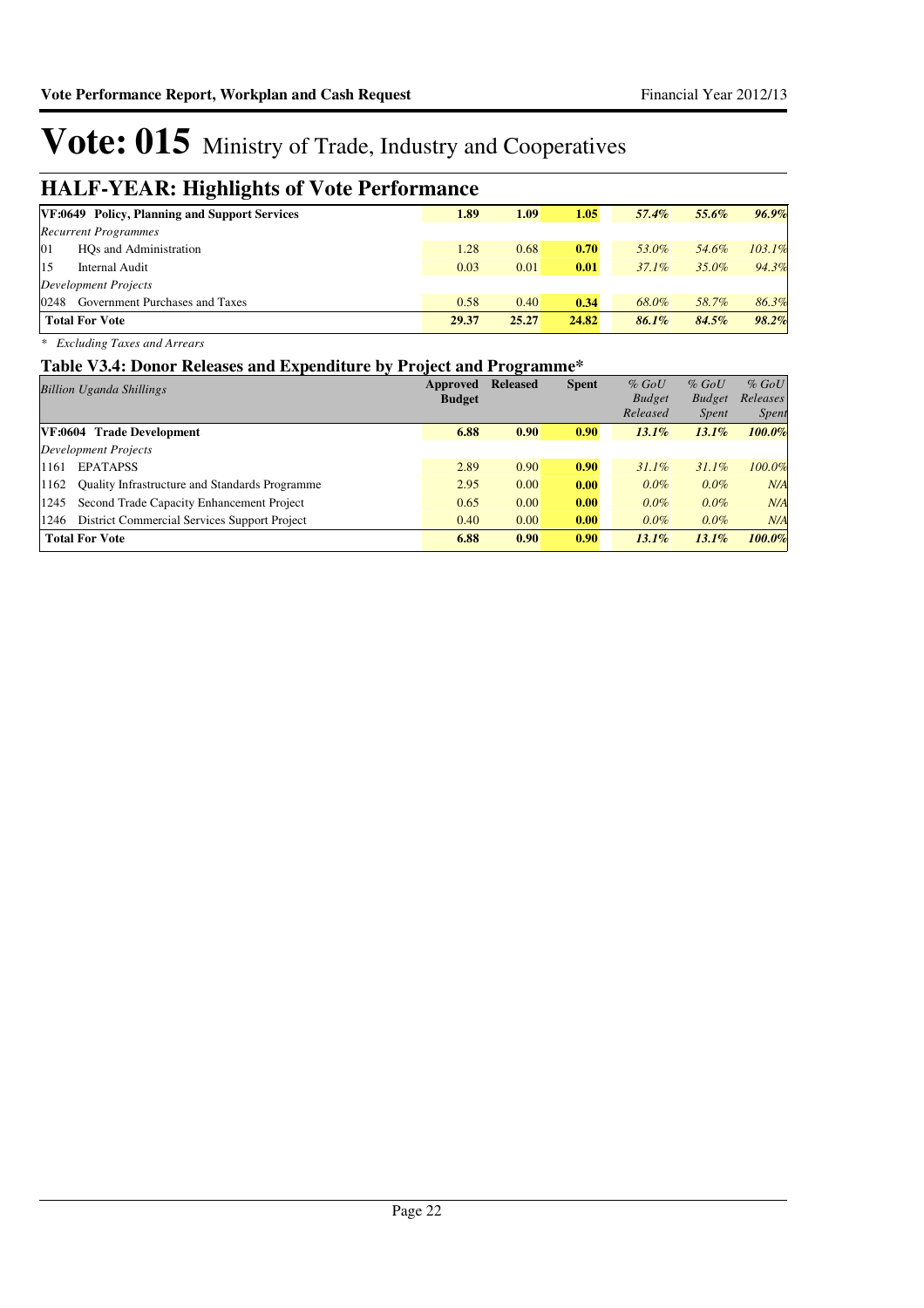# Vote: 015 Ministry of Trade, Industry and Cooperatives

## HALF-YEAR: Highlights of Vote Performance

| | Approved Budget | Released | Spent | % GoU Budget Released | % GoU Budget Spent | % GoU Releases Spent |
|---|---|---|---|---|---|---|
| **VF:0649 Policy, Planning and Support Services** | **1.89** | **1.09** | **1.05** | ***57.4%*** | ***55.6%*** | ***96.9%*** |
| *Recurrent Programmes* | | | | | | |
| 01 HQs and Administration | 1.28 | 0.68 | **0.70** | *53.0%* | *54.6%* | *103.1%* |
| 15 Internal Audit | 0.03 | 0.01 | **0.01** | *37.1%* | *35.0%* | *94.3%* |
| *Development Projects* | | | | | | |
| 0248 Government Purchases and Taxes | 0.58 | 0.40 | **0.34** | *68.0%* | *58.7%* | *86.3%* |
| **Total For Vote** | **29.37** | **25.27** | **24.82** | ***86.1%*** | ***84.5%*** | ***98.2%*** |

*\* Excluding Taxes and Arrears*

### Table V3.4: Donor Releases and Expenditure by Project and Programme*

| *Billion Uganda Shillings* | Approved Budget | Released | Spent | % GoU Budget Released | % GoU Budget Spent | % GoU Releases Spent |
|---|---|---|---|---|---|---|
| **VF:0604 Trade Development** | **6.88** | **0.90** | **0.90** | ***13.1%*** | ***13.1%*** | ***100.0%*** |
| *Development Projects* | | | | | | |
| 1161 EPATAPSS | 2.89 | 0.90 | **0.90** | *31.1%* | *31.1%* | *100.0%* |
| 1162 Quality Infrastructure and Standards Programme | 2.95 | 0.00 | **0.00** | *0.0%* | *0.0%* | *N/A* |
| 1245 Second Trade Capacity Enhancement Project | 0.65 | 0.00 | **0.00** | *0.0%* | *0.0%* | *N/A* |
| 1246 District Commercial Services Support Project | 0.40 | 0.00 | **0.00** | *0.0%* | *0.0%* | *N/A* |
| **Total For Vote** | **6.88** | **0.90** | **0.90** | ***13.1%*** | ***13.1%*** | ***100.0%*** |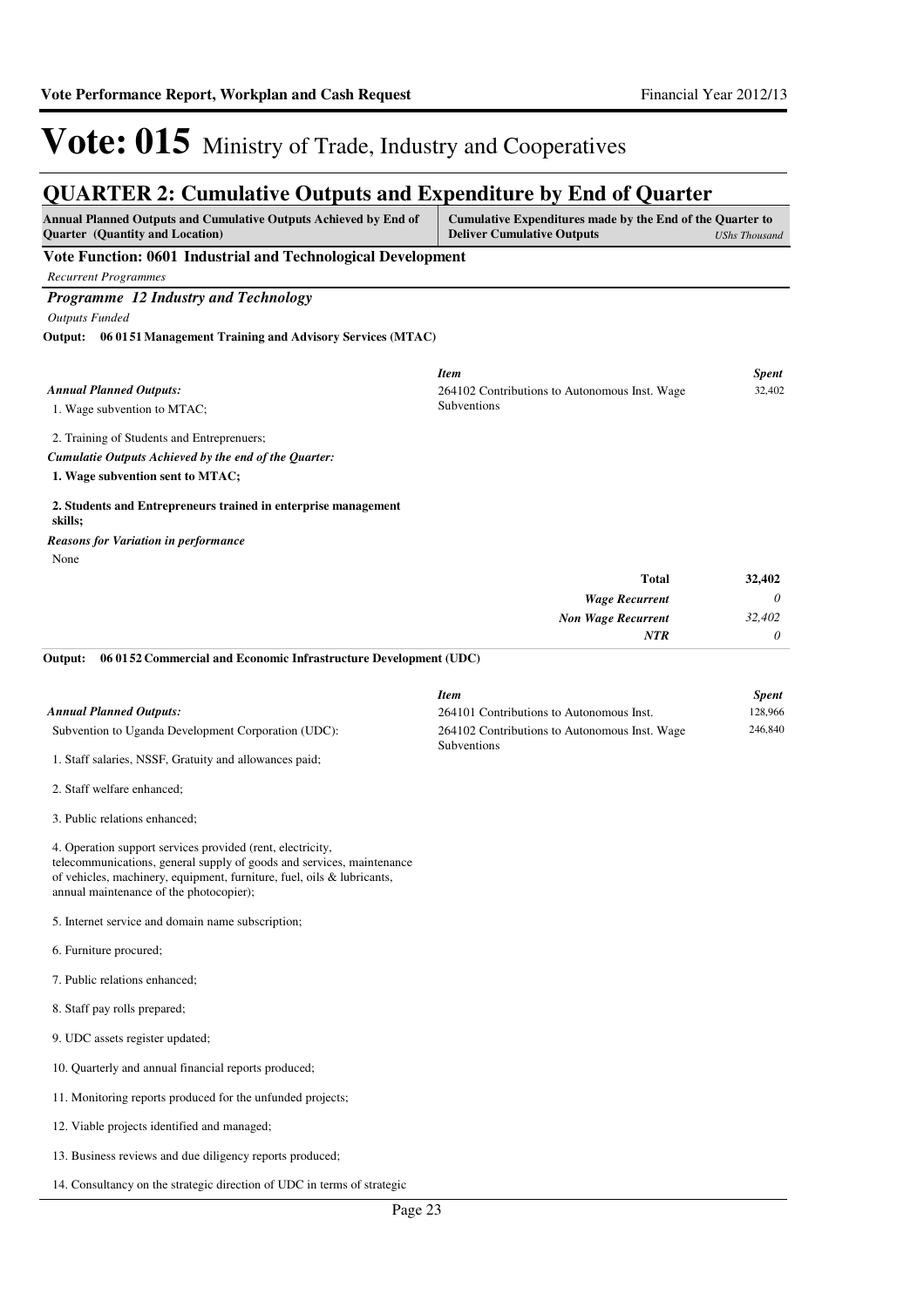# Vote: 015 Ministry of Trade, Industry and Cooperatives

## QUARTER 2: Cumulative Outputs and Expenditure by End of Quarter

| Annual Planned Outputs and Cumulative Outputs Achieved by End of Quarter (Quantity and Location) | Cumulative Expenditures made by the End of the Quarter to Deliver Cumulative Outputs *UShs Thousand* |
|---|---|

### Vote Function: 0601 Industrial and Technological Development

*Recurrent Programmes*

### *Programme 12 Industry and Technology*

*Outputs Funded*

**Output: 06 01 51 Management Training and Advisory Services (MTAC)**

*Annual Planned Outputs:*

1. Wage subvention to MTAC;

2. Training of Students and Entreprenuers;

*Cumulatie Outputs Achieved by the end of the Quarter:*

**1. Wage subvention sent to MTAC;**

**2. Students and Entrepreneurs trained in enterprise management skills;**

*Reasons for Variation in performance*

None

| *Item* | *Spent* |
|---|---|
| 264102 Contributions to Autonomous Inst. Wage Subventions | 32,402 |
| **Total** | **32,402** |
| *Wage Recurrent* | *0* |
| *Non Wage Recurrent* | *32,402* |
| *NTR* | *0* |

**Output: 06 01 52 Commercial and Economic Infrastructure Development (UDC)**

*Annual Planned Outputs:*

Subvention to Uganda Development Corporation (UDC):

1. Staff salaries, NSSF, Gratuity and allowances paid;

2. Staff welfare enhanced;

3. Public relations enhanced;

4. Operation support services provided (rent, electricity, telecommunications, general supply of goods and services, maintenance of vehicles, machinery, equipment, furniture, fuel, oils & lubricants, annual maintenance of the photocopier);

5. Internet service and domain name subscription;

6. Furniture procured;

7. Public relations enhanced;

8. Staff pay rolls prepared;

9. UDC assets register updated;

10. Quarterly and annual financial reports produced;

11. Monitoring reports produced for the unfunded projects;

12. Viable projects identified and managed;

13. Business reviews and due diligency reports produced;

14. Consultancy on the strategic direction of UDC in terms of strategic

| *Item* | *Spent* |
|---|---|
| 264101 Contributions to Autonomous Inst. | 128,966 |
| 264102 Contributions to Autonomous Inst. Wage Subventions | 246,840 |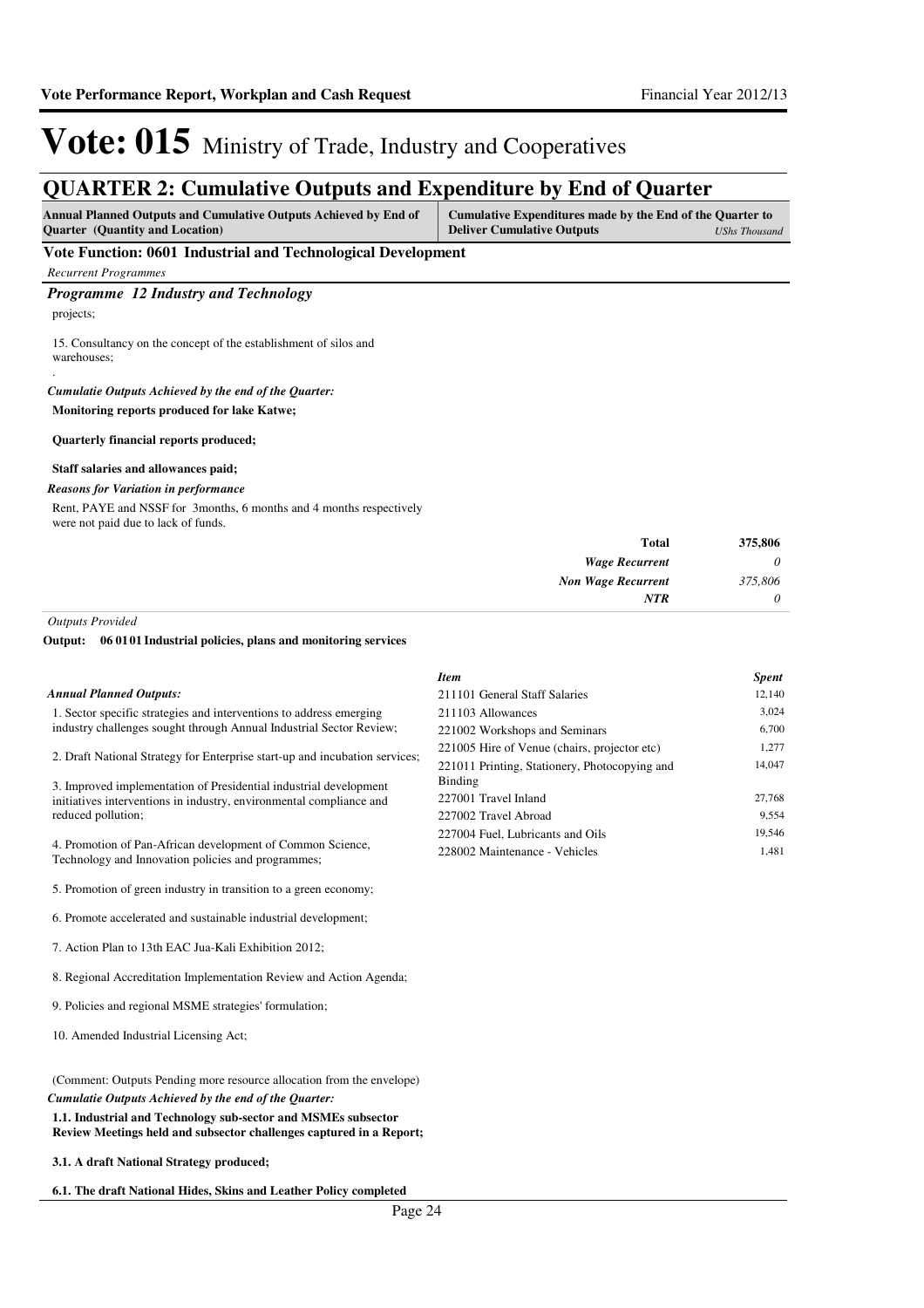# Vote: 015 Ministry of Trade, Industry and Cooperatives

## QUARTER 2: Cumulative Outputs and Expenditure by End of Quarter

| Annual Planned Outputs and Cumulative Outputs Achieved by End of Quarter (Quantity and Location) | Cumulative Expenditures made by the End of the Quarter to Deliver Cumulative Outputs *UShs Thousand* |
|---|---|

**Vote Function: 0601 Industrial and Technological Development**

*Recurrent Programmes*

### *Programme 12 Industry and Technology*

projects;

15. Consultancy on the concept of the establishment of silos and warehouses;

.

*Cumulatie Outputs Achieved by the end of the Quarter:*

**Monitoring reports produced for lake Katwe;**

**Quarterly financial reports produced;**

**Staff salaries and allowances paid;**

*Reasons for Variation in performance*

Rent, PAYE and NSSF for 3months, 6 months and 4 months respectively were not paid due to lack of funds.

| | |
|---|---|
| **Total** | **375,806** |
| *Wage Recurrent* | *0* |
| *Non Wage Recurrent* | *375,806* |
| *NTR* | *0* |

*Outputs Provided*

**Output: 06 01 01 Industrial policies, plans and monitoring services**

*Annual Planned Outputs:*

1. Sector specific strategies and interventions to address emerging industry challenges sought through Annual Industrial Sector Review;

2. Draft National Strategy for Enterprise start-up and incubation services;

3. Improved implementation of Presidential industrial development initiatives interventions in industry, environmental compliance and reduced pollution;

4. Promotion of Pan-African development of Common Science, Technology and Innovation policies and programmes;

5. Promotion of green industry in transition to a green economy;

6. Promote accelerated and sustainable industrial development;

7. Action Plan to 13th EAC Jua-Kali Exhibition 2012;

8. Regional Accreditation Implementation Review and Action Agenda;

9. Policies and regional MSME strategies' formulation;

10. Amended Industrial Licensing Act;

(Comment: Outputs Pending more resource allocation from the envelope)

*Cumulatie Outputs Achieved by the end of the Quarter:*

**1.1. Industrial and Technology sub-sector and MSMEs subsector Review Meetings held and subsector challenges captured in a Report;**

**3.1. A draft National Strategy produced;**

**6.1. The draft National Hides, Skins and Leather Policy completed**

| *Item* | *Spent* |
|---|---|
| 211101 General Staff Salaries | 12,140 |
| 211103 Allowances | 3,024 |
| 221002 Workshops and Seminars | 6,700 |
| 221005 Hire of Venue (chairs, projector etc) | 1,277 |
| 221011 Printing, Stationery, Photocopying and Binding | 14,047 |
| 227001 Travel Inland | 27,768 |
| 227002 Travel Abroad | 9,554 |
| 227004 Fuel, Lubricants and Oils | 19,546 |
| 228002 Maintenance - Vehicles | 1,481 |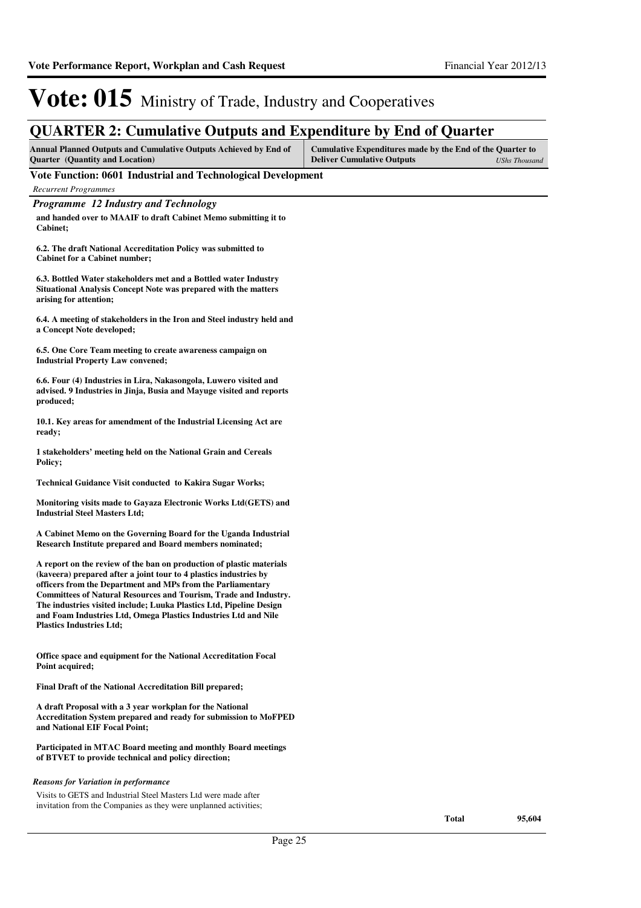# Vote: 015 Ministry of Trade, Industry and Cooperatives

## QUARTER 2: Cumulative Outputs and Expenditure by End of Quarter

| Annual Planned Outputs and Cumulative Outputs Achieved by End of Quarter (Quantity and Location) | Cumulative Expenditures made by the End of the Quarter to Deliver Cumulative Outputs *UShs Thousand* |
|---|---|

**Vote Function: 0601 Industrial and Technological Development**

*Recurrent Programmes*

### *Programme 12 Industry and Technology*

**and handed over to MAAIF to draft Cabinet Memo submitting it to Cabinet;**

**6.2. The draft National Accreditation Policy was submitted to Cabinet for a Cabinet number;**

**6.3. Bottled Water stakeholders met and a Bottled water Industry Situational Analysis Concept Note was prepared with the matters arising for attention;**

**6.4. A meeting of stakeholders in the Iron and Steel industry held and a Concept Note developed;**

**6.5. One Core Team meeting to create awareness campaign on Industrial Property Law convened;**

**6.6. Four (4) Industries in Lira, Nakasongola, Luwero visited and advised. 9 Industries in Jinja, Busia and Mayuge visited and reports produced;**

**10.1. Key areas for amendment of the Industrial Licensing Act are ready;**

**1 stakeholders' meeting held on the National Grain and Cereals Policy;**

**Technical Guidance Visit conducted to Kakira Sugar Works;**

**Monitoring visits made to Gayaza Electronic Works Ltd(GETS) and Industrial Steel Masters Ltd;**

**A Cabinet Memo on the Governing Board for the Uganda Industrial Research Institute prepared and Board members nominated;**

**A report on the review of the ban on production of plastic materials (kaveera) prepared after a joint tour to 4 plastics industries by officers from the Department and MPs from the Parliamentary Committees of Natural Resources and Tourism, Trade and Industry. The industries visited include; Luuka Plastics Ltd, Pipeline Design and Foam Industries Ltd, Omega Plastics Industries Ltd and Nile Plastics Industries Ltd;**

**Office space and equipment for the National Accreditation Focal Point acquired;**

**Final Draft of the National Accreditation Bill prepared;**

**A draft Proposal with a 3 year workplan for the National Accreditation System prepared and ready for submission to MoFPED and National EIF Focal Point;**

**Participated in MTAC Board meeting and monthly Board meetings of BTVET to provide technical and policy direction;**

*Reasons for Variation in performance*

Visits to GETS and Industrial Steel Masters Ltd were made after invitation from the Companies as they were unplanned activities;

| | |
|---|---|
| **Total** | **95,604** |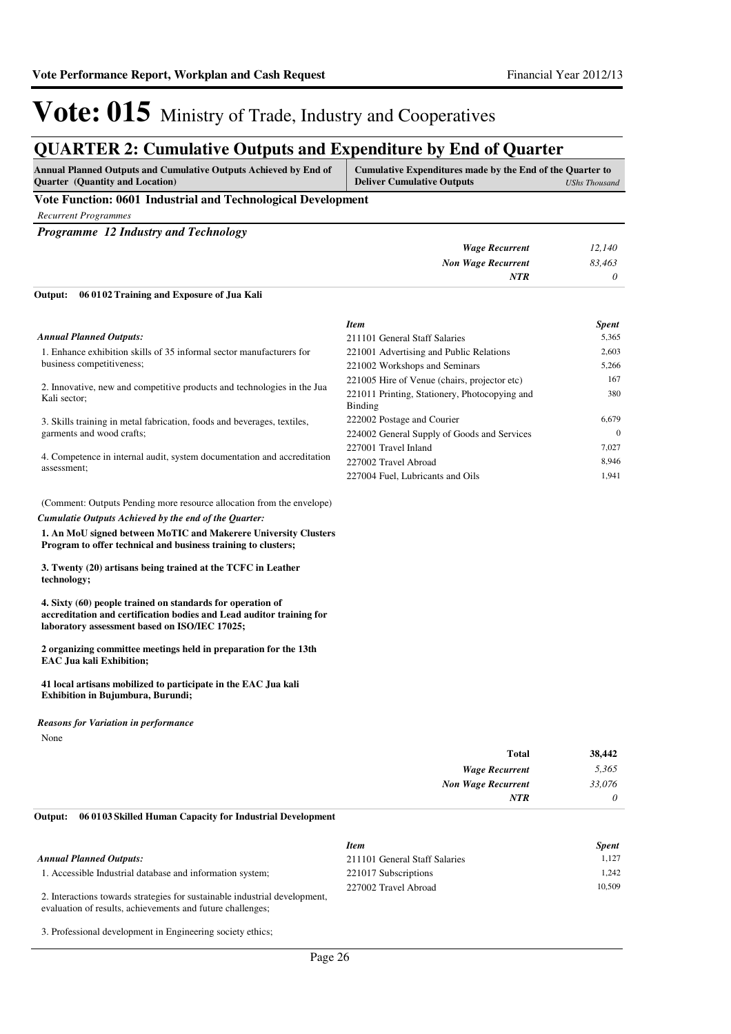# Vote: 015 Ministry of Trade, Industry and Cooperatives

## QUARTER 2: Cumulative Outputs and Expenditure by End of Quarter

| Annual Planned Outputs and Cumulative Outputs Achieved by End of Quarter (Quantity and Location) | Cumulative Expenditures made by the End of the Quarter to Deliver Cumulative Outputs | *UShs Thousand* |
|---|---|---|

### Vote Function: 0601 Industrial and Technological Development

*Recurrent Programmes*

***Programme 12 Industry and Technology***

| | |
|---|---|
| *Wage Recurrent* | *12,140* |
| *Non Wage Recurrent* | *83,463* |
| *NTR* | *0* |

**Output: 06 01 02 Training and Exposure of Jua Kali**

*Annual Planned Outputs:*

1. Enhance exhibition skills of 35 informal sector manufacturers for business competitiveness;

2. Innovative, new and competitive products and technologies in the Jua Kali sector;

3. Skills training in metal fabrication, foods and beverages, textiles, garments and wood crafts;

4. Competence in internal audit, system documentation and accreditation assessment;

(Comment: Outputs Pending more resource allocation from the envelope)

*Cumulatie Outputs Achieved by the end of the Quarter:*

**1. An MoU signed between MoTIC and Makerere University Clusters Program to offer technical and business training to clusters;**

**3. Twenty (20) artisans being trained at the TCFC in Leather technology;**

**4. Sixty (60) people trained on standards for operation of accreditation and certification bodies and Lead auditor training for laboratory assessment based on ISO/IEC 17025;**

**2 organizing committee meetings held in preparation for the 13th EAC Jua kali Exhibition;**

**41 local artisans mobilized to participate in the EAC Jua kali Exhibition in Bujumbura, Burundi;**

| *Item* | *Spent* |
|---|---|
| 211101 General Staff Salaries | 5,365 |
| 221001 Advertising and Public Relations | 2,603 |
| 221002 Workshops and Seminars | 5,266 |
| 221005 Hire of Venue (chairs, projector etc) | 167 |
| 221011 Printing, Stationery, Photocopying and Binding | 380 |
| 222002 Postage and Courier | 6,679 |
| 224002 General Supply of Goods and Services | 0 |
| 227001 Travel Inland | 7,027 |
| 227002 Travel Abroad | 8,946 |
| 227004 Fuel, Lubricants and Oils | 1,941 |

*Reasons for Variation in performance*

None

| | |
|---|---|
| **Total** | **38,442** |
| *Wage Recurrent* | *5,365* |
| *Non Wage Recurrent* | *33,076* |
| *NTR* | *0* |

**Output: 06 01 03 Skilled Human Capacity for Industrial Development**

*Annual Planned Outputs:*

1. Accessible Industrial database and information system;

2. Interactions towards strategies for sustainable industrial development, evaluation of results, achievements and future challenges;

3. Professional development in Engineering society ethics;

| *Item* | *Spent* |
|---|---|
| 211101 General Staff Salaries | 1,127 |
| 221017 Subscriptions | 1,242 |
| 227002 Travel Abroad | 10,509 |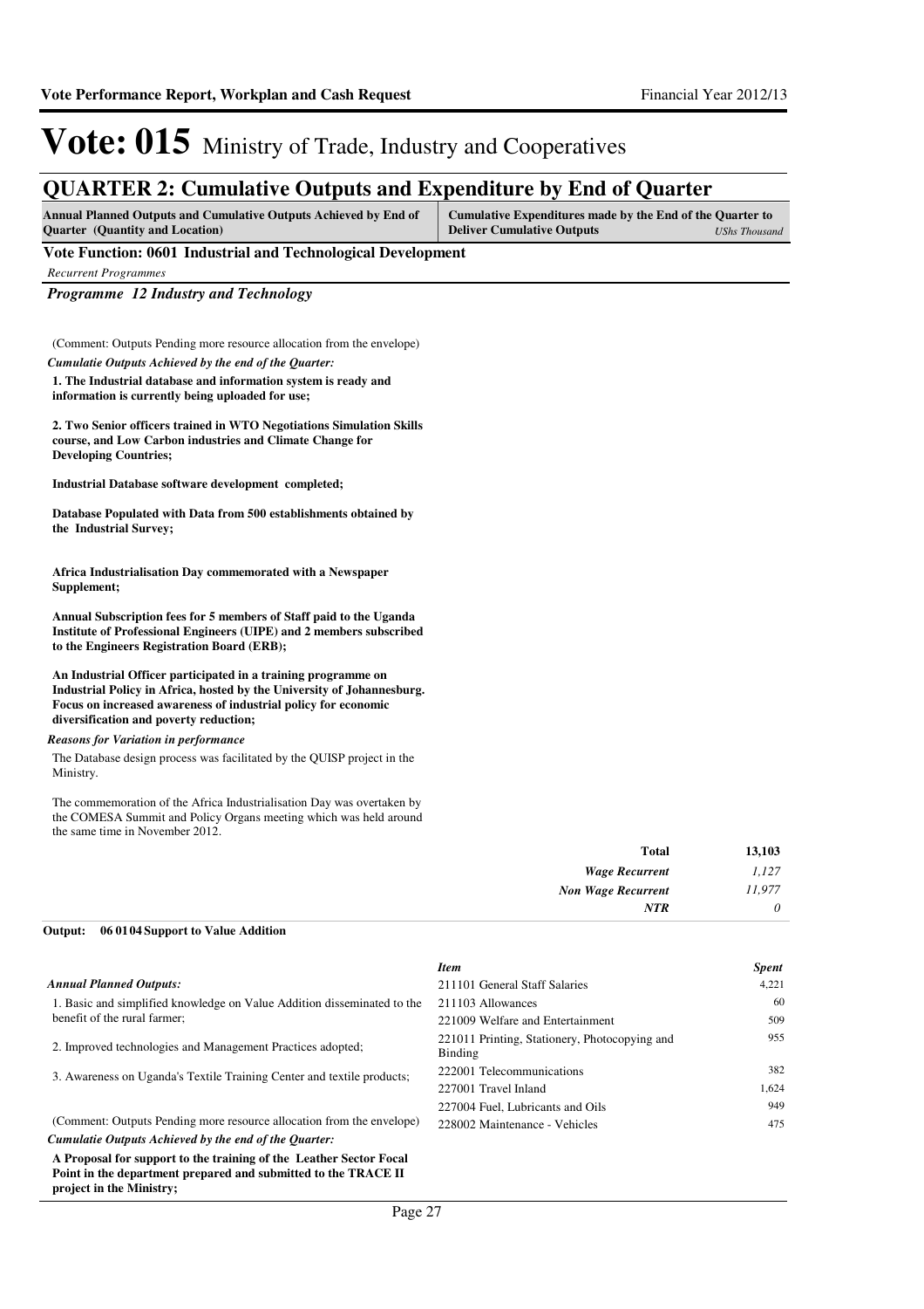# Vote: 015 Ministry of Trade, Industry and Cooperatives

## QUARTER 2: Cumulative Outputs and Expenditure by End of Quarter

| Annual Planned Outputs and Cumulative Outputs Achieved by End of Quarter (Quantity and Location) | Cumulative Expenditures made by the End of the Quarter to Deliver Cumulative Outputs *UShs Thousand* |
|---|---|

**Vote Function: 0601 Industrial and Technological Development**

*Recurrent Programmes*

***Programme 12 Industry and Technology***

(Comment: Outputs Pending more resource allocation from the envelope)

***Cumulatie Outputs Achieved by the end of the Quarter:***

**1. The Industrial database and information system is ready and information is currently being uploaded for use;**

**2. Two Senior officers trained in WTO Negotiations Simulation Skills course, and Low Carbon industries and Climate Change for Developing Countries;**

**Industrial Database software development completed;**

**Database Populated with Data from 500 establishments obtained by the Industrial Survey;**

**Africa Industrialisation Day commemorated with a Newspaper Supplement;**

**Annual Subscription fees for 5 members of Staff paid to the Uganda Institute of Professional Engineers (UIPE) and 2 members subscribed to the Engineers Registration Board (ERB);**

**An Industrial Officer participated in a training programme on Industrial Policy in Africa, hosted by the University of Johannesburg. Focus on increased awareness of industrial policy for economic diversification and poverty reduction;**

***Reasons for Variation in performance***

The Database design process was facilitated by the QUISP project in the Ministry.

The commemoration of the Africa Industrialisation Day was overtaken by the COMESA Summit and Policy Organs meeting which was held around the same time in November 2012.

| | |
|---|---|
| **Total** | **13,103** |
| *Wage Recurrent* | *1,127* |
| *Non Wage Recurrent* | *11,977* |
| *NTR* | *0* |

**Output: 06 01 04 Support to Value Addition**

***Annual Planned Outputs:***

1. Basic and simplified knowledge on Value Addition disseminated to the benefit of the rural farmer;

2. Improved technologies and Management Practices adopted;

3. Awareness on Uganda's Textile Training Center and textile products;

(Comment: Outputs Pending more resource allocation from the envelope)

***Cumulatie Outputs Achieved by the end of the Quarter:***

**A Proposal for support to the training of the Leather Sector Focal Point in the department prepared and submitted to the TRACE II project in the Ministry;**

| *Item* | *Spent* |
|---|---|
| 211101 General Staff Salaries | 4,221 |
| 211103 Allowances | 60 |
| 221009 Welfare and Entertainment | 509 |
| 221011 Printing, Stationery, Photocopying and Binding | 955 |
| 222001 Telecommunications | 382 |
| 227001 Travel Inland | 1,624 |
| 227004 Fuel, Lubricants and Oils | 949 |
| 228002 Maintenance - Vehicles | 475 |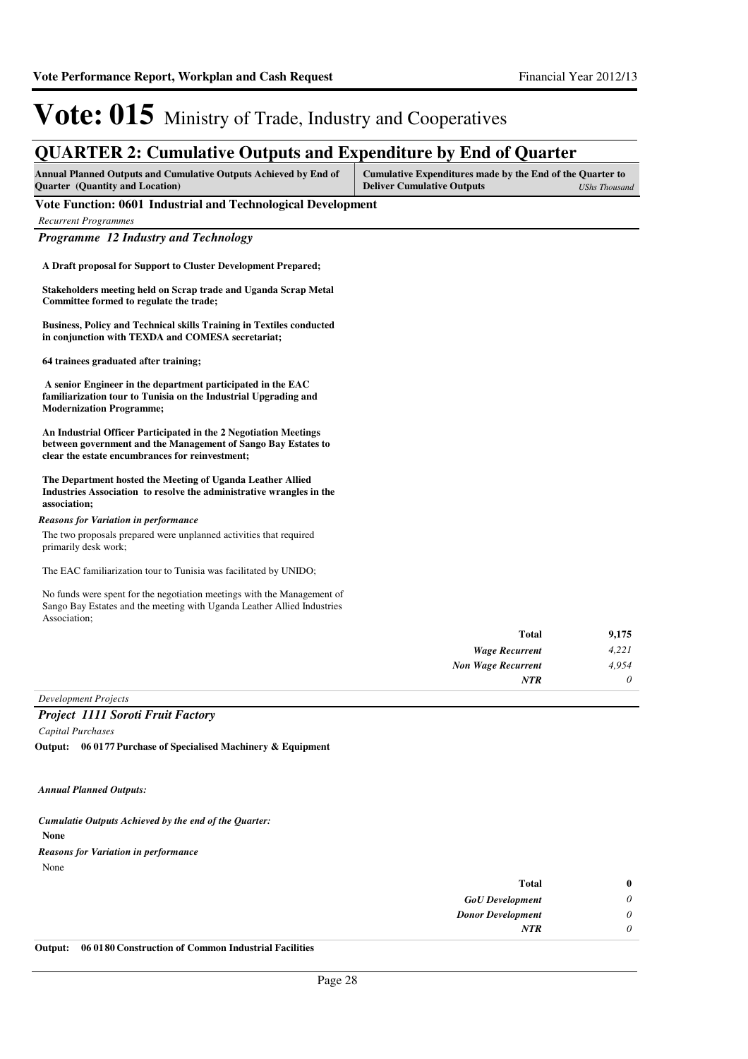# Vote: 015 Ministry of Trade, Industry and Cooperatives

## QUARTER 2: Cumulative Outputs and Expenditure by End of Quarter

| Annual Planned Outputs and Cumulative Outputs Achieved by End of Quarter (Quantity and Location) | Cumulative Expenditures made by the End of the Quarter to Deliver Cumulative Outputs *UShs Thousand* |
|---|---|

### Vote Function: 0601 Industrial and Technological Development

*Recurrent Programmes*

#### *Programme 12 Industry and Technology*

**A Draft proposal for Support to Cluster Development Prepared;**

**Stakeholders meeting held on Scrap trade and Uganda Scrap Metal Committee formed to regulate the trade;**

**Business, Policy and Technical skills Training in Textiles conducted in conjunction with TEXDA and COMESA secretariat;**

**64 trainees graduated after training;**

**A senior Engineer in the department participated in the EAC familiarization tour to Tunisia on the Industrial Upgrading and Modernization Programme;**

**An Industrial Officer Participated in the 2 Negotiation Meetings between government and the Management of Sango Bay Estates to clear the estate encumbrances for reinvestment;**

**The Department hosted the Meeting of Uganda Leather Allied Industries Association to resolve the administrative wrangles in the association;**

***Reasons for Variation in performance***

The two proposals prepared were unplanned activities that required primarily desk work;

The EAC familiarization tour to Tunisia was facilitated by UNIDO;

No funds were spent for the negotiation meetings with the Management of Sango Bay Estates and the meeting with Uganda Leather Allied Industries Association;

| | |
|---|---|
| **Total** | **9,175** |
| *Wage Recurrent* | *4,221* |
| *Non Wage Recurrent* | *4,954* |
| *NTR* | *0* |

*Development Projects*

#### *Project 1111 Soroti Fruit Factory*

*Capital Purchases*

**Output: 06 01 77 Purchase of Specialised Machinery & Equipment**

***Annual Planned Outputs:***

***Cumulatie Outputs Achieved by the end of the Quarter:***

**None**

***Reasons for Variation in performance***

None

| | |
|---|---|
| **Total** | **0** |
| *GoU Development* | *0* |
| *Donor Development* | *0* |
| *NTR* | *0* |

**Output: 06 01 80 Construction of Common Industrial Facilities**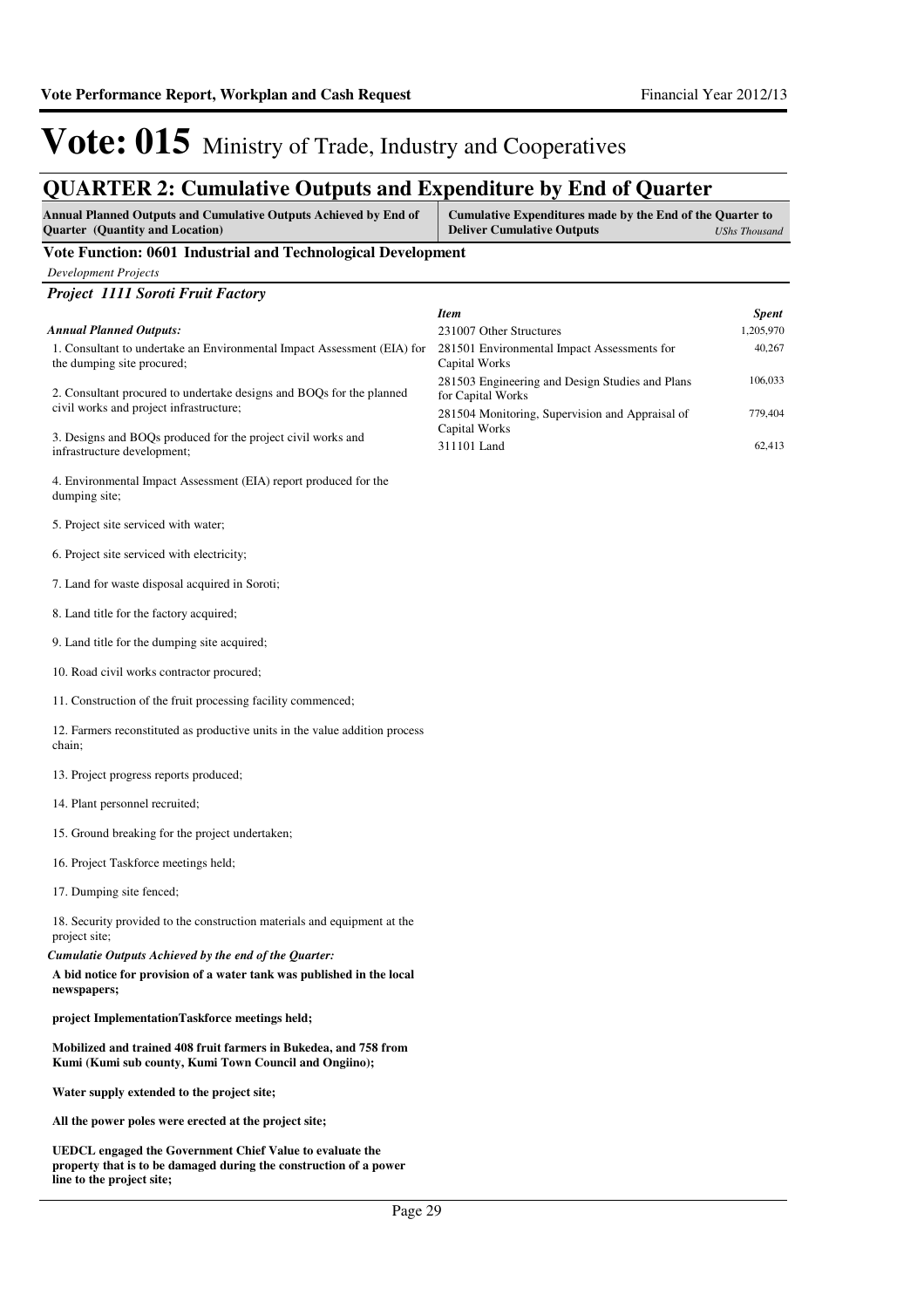# Vote: 015 Ministry of Trade, Industry and Cooperatives

## QUARTER 2: Cumulative Outputs and Expenditure by End of Quarter

| Annual Planned Outputs and Cumulative Outputs Achieved by End of Quarter (Quantity and Location) | Cumulative Expenditures made by the End of the Quarter to Deliver Cumulative Outputs *UShs Thousand* |
|---|---|

### Vote Function: 0601 Industrial and Technological Development

*Development Projects*

#### *Project 1111 Soroti Fruit Factory*

***Annual Planned Outputs:***

1. Consultant to undertake an Environmental Impact Assessment (EIA) for the dumping site procured;

2. Consultant procured to undertake designs and BOQs for the planned civil works and project infrastructure;

3. Designs and BOQs produced for the project civil works and infrastructure development;

4. Environmental Impact Assessment (EIA) report produced for the dumping site;

5. Project site serviced with water;

6. Project site serviced with electricity;

7. Land for waste disposal acquired in Soroti;

8. Land title for the factory acquired;

9. Land title for the dumping site acquired;

10. Road civil works contractor procured;

11. Construction of the fruit processing facility commenced;

12. Farmers reconstituted as productive units in the value addition process chain;

13. Project progress reports produced;

14. Plant personnel recruited;

15. Ground breaking for the project undertaken;

16. Project Taskforce meetings held;

17. Dumping site fenced;

18. Security provided to the construction materials and equipment at the project site;

***Cumulatie Outputs Achieved by the end of the Quarter:***

**A bid notice for provision of a water tank was published in the local newspapers;**

**project ImplementationTaskforce meetings held;**

**Mobilized and trained 408 fruit farmers in Bukedea, and 758 from Kumi (Kumi sub county, Kumi Town Council and Ongiino);**

**Water supply extended to the project site;**

**All the power poles were erected at the project site;**

**UEDCL engaged the Government Chief Value to evaluate the property that is to be damaged during the construction of a power line to the project site;**

| *Item* | *Spent* |
|---|---|
| 231007 Other Structures | 1,205,970 |
| 281501 Environmental Impact Assessments for Capital Works | 40,267 |
| 281503 Engineering and Design Studies and Plans for Capital Works | 106,033 |
| 281504 Monitoring, Supervision and Appraisal of Capital Works | 779,404 |
| 311101 Land | 62,413 |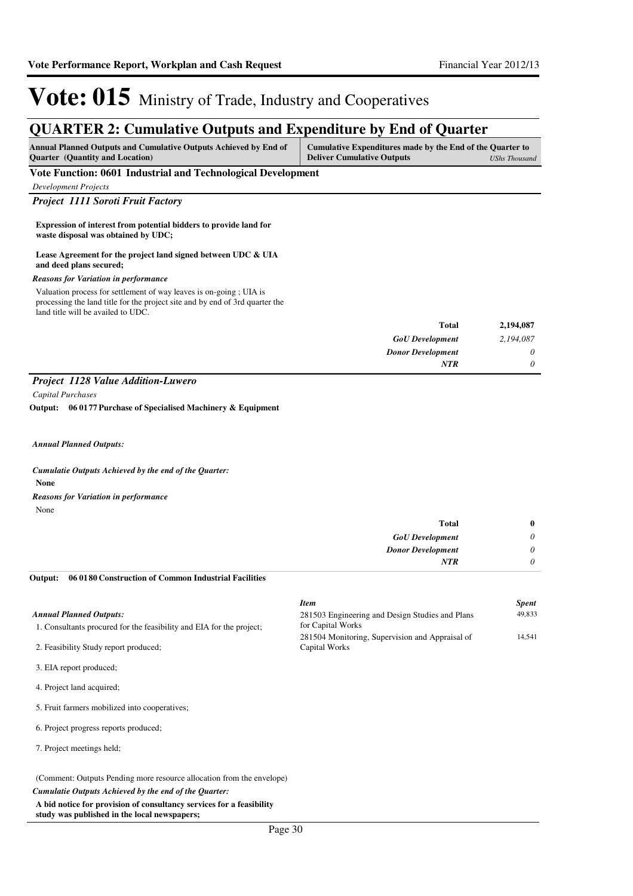# Vote: 015 Ministry of Trade, Industry and Cooperatives

## QUARTER 2: Cumulative Outputs and Expenditure by End of Quarter

| Annual Planned Outputs and Cumulative Outputs Achieved by End of Quarter (Quantity and Location) | Cumulative Expenditures made by the End of the Quarter to Deliver Cumulative Outputs *UShs Thousand* |
|---|---|

### Vote Function: 0601 Industrial and Technological Development

*Development Projects*

#### *Project 1111 Soroti Fruit Factory*

**Expression of interest from potential bidders to provide land for waste disposal was obtained by UDC;**

**Lease Agreement for the project land signed between UDC & UIA and deed plans secured;**

***Reasons for Variation in performance***

Valuation process for settlement of way leaves is on-going ; UIA is processing the land title for the project site and by end of 3rd quarter the land title will be availed to UDC.

| | |
|---|---|
| **Total** | **2,194,087** |
| ***GoU Development*** | *2,194,087* |
| ***Donor Development*** | *0* |
| ***NTR*** | *0* |

#### *Project 1128 Value Addition-Luwero*

*Capital Purchases*

**Output: 06 0177 Purchase of Specialised Machinery & Equipment**

***Annual Planned Outputs:***

***Cumulatie Outputs Achieved by the end of the Quarter:***

**None**

***Reasons for Variation in performance***

None

| | |
|---|---|
| **Total** | **0** |
| ***GoU Development*** | *0* |
| ***Donor Development*** | *0* |
| ***NTR*** | *0* |

**Output: 06 0180 Construction of Common Industrial Facilities**

***Annual Planned Outputs:***

1. Consultants procured for the feasibility and EIA for the project;

2. Feasibility Study report produced;

3. EIA report produced;

4. Project land acquired;

5. Fruit farmers mobilized into cooperatives;

6. Project progress reports produced;

7. Project meetings held;

(Comment: Outputs Pending more resource allocation from the envelope)

| *Item* | *Spent* |
|---|---|
| 281503 Engineering and Design Studies and Plans for Capital Works | 49,833 |
| 281504 Monitoring, Supervision and Appraisal of Capital Works | 14,541 |

***Cumulatie Outputs Achieved by the end of the Quarter:***

**A bid notice for provision of consultancy services for a feasibility study was published in the local newspapers;**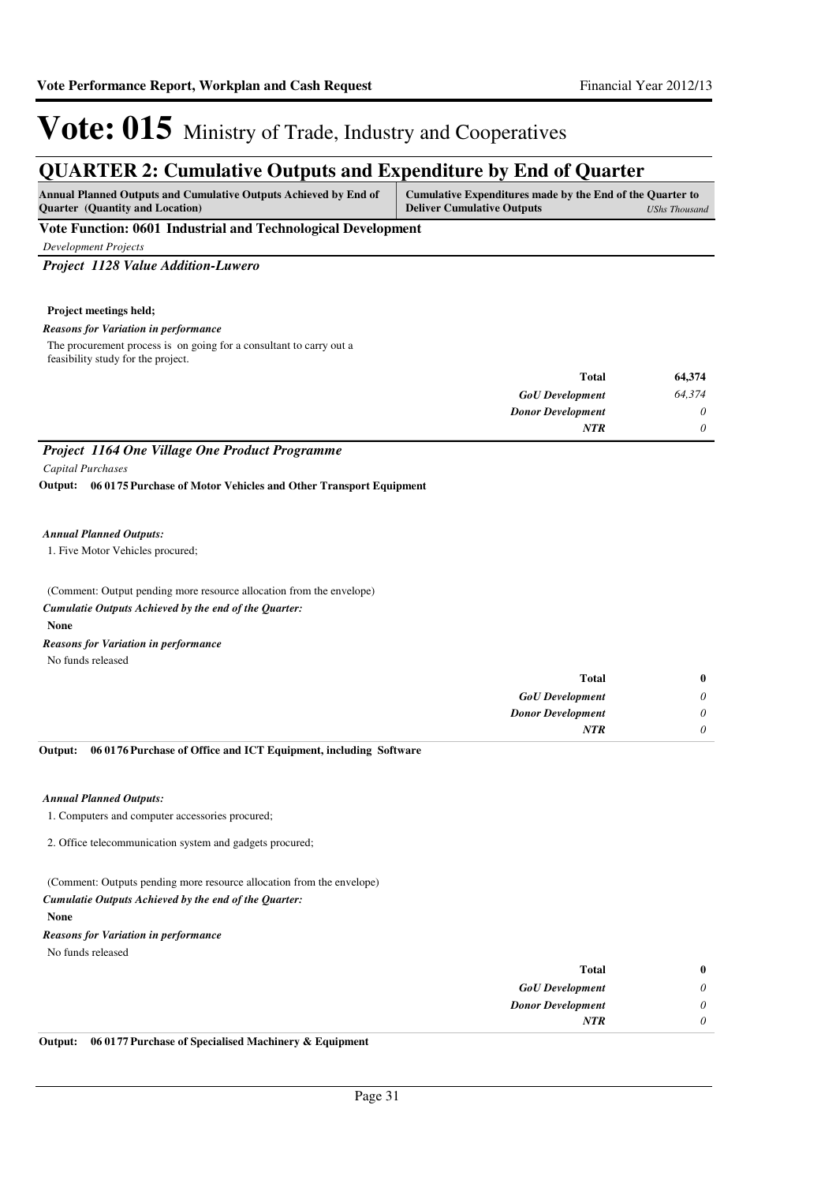# Vote: 015 Ministry of Trade, Industry and Cooperatives

## QUARTER 2: Cumulative Outputs and Expenditure by End of Quarter

| Annual Planned Outputs and Cumulative Outputs Achieved by End of Quarter (Quantity and Location) | Cumulative Expenditures made by the End of the Quarter to Deliver Cumulative Outputs | *UShs Thousand* |
|---|---|---|

**Vote Function: 0601 Industrial and Technological Development**

*Development Projects*

***Project 1128 Value Addition-Luwero***

**Project meetings held;**

***Reasons for Variation in performance***

The procurement process is on going for a consultant to carry out a feasibility study for the project.

| | |
|---|---|
| **Total** | **64,374** |
| ***GoU Development*** | *64,374* |
| ***Donor Development*** | *0* |
| ***NTR*** | *0* |

***Project 1164 One Village One Product Programme***

*Capital Purchases*

**Output: 06 0175 Purchase of Motor Vehicles and Other Transport Equipment**

***Annual Planned Outputs:***

1. Five Motor Vehicles procured;

(Comment: Output pending more resource allocation from the envelope)

***Cumulatie Outputs Achieved by the end of the Quarter:***

**None**

***Reasons for Variation in performance***

No funds released

| | |
|---|---|
| **Total** | **0** |
| ***GoU Development*** | *0* |
| ***Donor Development*** | *0* |
| ***NTR*** | *0* |

**Output: 06 0176 Purchase of Office and ICT Equipment, including Software**

***Annual Planned Outputs:***

1. Computers and computer accessories procured;

2. Office telecommunication system and gadgets procured;

(Comment: Outputs pending more resource allocation from the envelope)

***Cumulatie Outputs Achieved by the end of the Quarter:***

**None**

***Reasons for Variation in performance***

No funds released

| | |
|---|---|
| **Total** | **0** |
| ***GoU Development*** | *0* |
| ***Donor Development*** | *0* |
| ***NTR*** | *0* |

**Output: 06 0177 Purchase of Specialised Machinery & Equipment**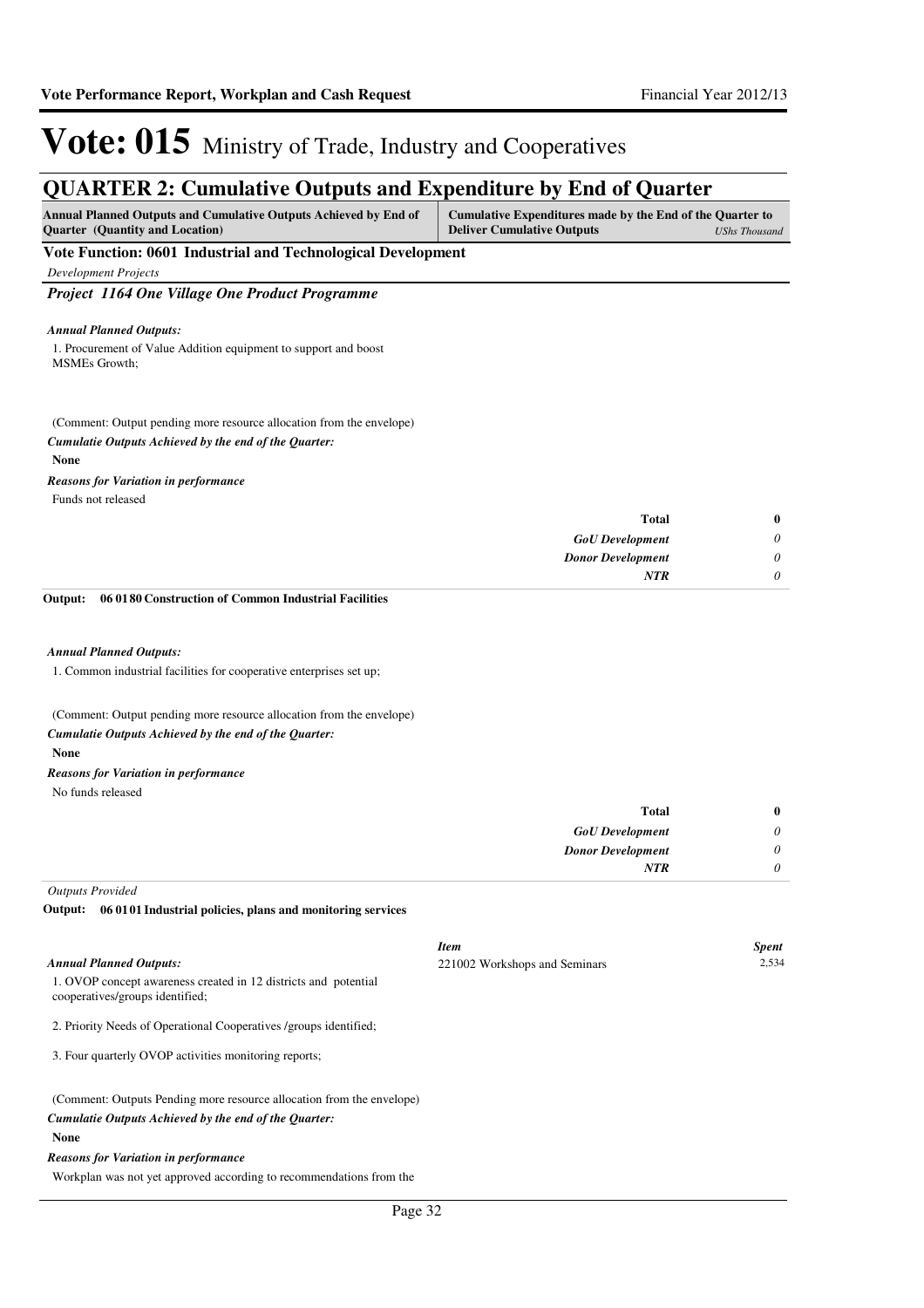# Vote: 015 Ministry of Trade, Industry and Cooperatives

## QUARTER 2: Cumulative Outputs and Expenditure by End of Quarter

| Annual Planned Outputs and Cumulative Outputs Achieved by End of Quarter (Quantity and Location) | Cumulative Expenditures made by the End of the Quarter to Deliver Cumulative Outputs *UShs Thousand* |
|---|---|

**Vote Function: 0601 Industrial and Technological Development**

*Development Projects*

### *Project 1164 One Village One Product Programme*

***Annual Planned Outputs:***

1. Procurement of Value Addition equipment to support and boost MSMEs Growth;

(Comment: Output pending more resource allocation from the envelope)

***Cumulatie Outputs Achieved by the end of the Quarter:***

**None**

***Reasons for Variation in performance***

Funds not released

| | |
|---|---|
| **Total** | **0** |
| *GoU Development* | *0* |
| *Donor Development* | *0* |
| *NTR* | *0* |

**Output: 06 01 80 Construction of Common Industrial Facilities**

***Annual Planned Outputs:***

1. Common industrial facilities for cooperative enterprises set up;

(Comment: Output pending more resource allocation from the envelope)

***Cumulatie Outputs Achieved by the end of the Quarter:***

**None**

***Reasons for Variation in performance***

No funds released

| | |
|---|---|
| **Total** | **0** |
| *GoU Development* | *0* |
| *Donor Development* | *0* |
| *NTR* | *0* |

*Outputs Provided*

**Output: 06 01 01 Industrial policies, plans and monitoring services**

***Annual Planned Outputs:***

1. OVOP concept awareness created in 12 districts and potential cooperatives/groups identified;

2. Priority Needs of Operational Cooperatives /groups identified;

3. Four quarterly OVOP activities monitoring reports;

(Comment: Outputs Pending more resource allocation from the envelope)

***Cumulatie Outputs Achieved by the end of the Quarter:***

**None**

***Reasons for Variation in performance***

Workplan was not yet approved according to recommendations from the

| *Item* | *Spent* |
|---|---|
| 221002 Workshops and Seminars | 2,534 |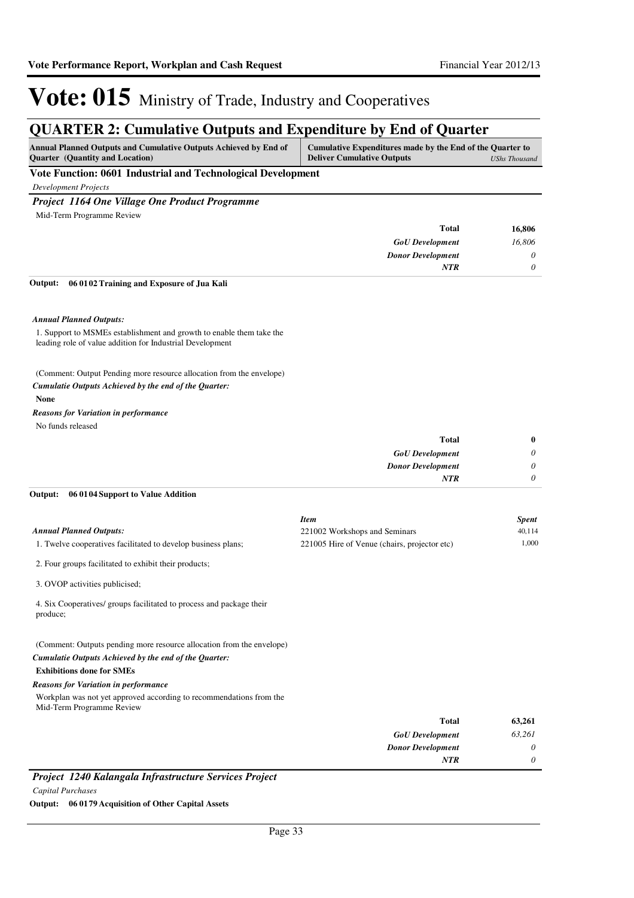# Vote: 015 Ministry of Trade, Industry and Cooperatives

## QUARTER 2: Cumulative Outputs and Expenditure by End of Quarter

| Annual Planned Outputs and Cumulative Outputs Achieved by End of Quarter (Quantity and Location) | Cumulative Expenditures made by the End of the Quarter to Deliver Cumulative Outputs | USh Thousand |
|---|---|---|

### Vote Function: 0601 Industrial and Technological Development

*Development Projects*

#### *Project 1164 One Village One Product Programme*

Mid-Term Programme Review

| | |
|---|---|
| **Total** | **16,806** |
| *GoU Development* | *16,806* |
| *Donor Development* | *0* |
| *NTR* | *0* |

**Output: 06 01 02 Training and Exposure of Jua Kali**

***Annual Planned Outputs:***

1. Support to MSMEs establishment and growth to enable them take the leading role of value addition for Industrial Development

(Comment: Output Pending more resource allocation from the envelope)

***Cumulatie Outputs Achieved by the end of the Quarter:***

**None**

***Reasons for Variation in performance***

No funds released

| | |
|---|---|
| **Total** | **0** |
| *GoU Development* | *0* |
| *Donor Development* | *0* |
| *NTR* | *0* |

**Output: 06 01 04 Support to Value Addition**

***Annual Planned Outputs:***

1. Twelve cooperatives facilitated to develop business plans;

2. Four groups facilitated to exhibit their products;

3. OVOP activities publicised;

4. Six Cooperatives/ groups facilitated to process and package their produce;

(Comment: Outputs pending more resource allocation from the envelope)

***Cumulatie Outputs Achieved by the end of the Quarter:***

**Exhibitions done for SMEs**

***Reasons for Variation in performance***

Workplan was not yet approved according to recommendations from the Mid-Term Programme Review

| *Item* | *Spent* |
|---|---|
| 221002 Workshops and Seminars | 40,114 |
| 221005 Hire of Venue (chairs, projector etc) | 1,000 |

| | |
|---|---|
| **Total** | **63,261** |
| *GoU Development* | *63,261* |
| *Donor Development* | *0* |
| *NTR* | *0* |

#### *Project 1240 Kalangala Infrastructure Services Project*

*Capital Purchases*

**Output: 06 01 79 Acquisition of Other Capital Assets**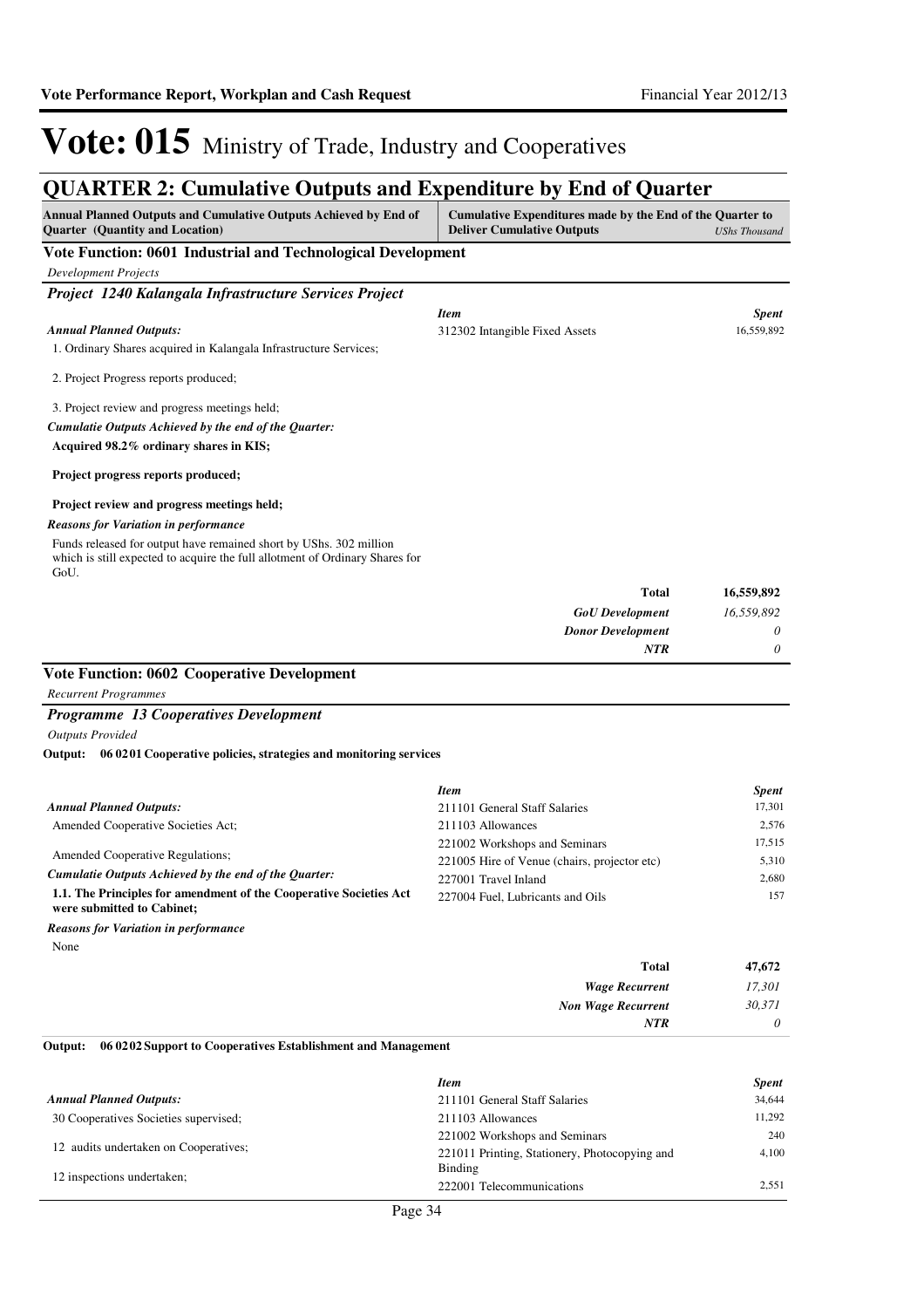# Vote: 015 Ministry of Trade, Industry and Cooperatives

## QUARTER 2: Cumulative Outputs and Expenditure by End of Quarter

| Annual Planned Outputs and Cumulative Outputs Achieved by End of Quarter (Quantity and Location) | Cumulative Expenditures made by the End of the Quarter to Deliver Cumulative Outputs | *UShs Thousand* |
|---|---|---|

### Vote Function: 0601 Industrial and Technological Development

*Development Projects*

#### *Project 1240 Kalangala Infrastructure Services Project*

*Annual Planned Outputs:*

1. Ordinary Shares acquired in Kalangala Infrastructure Services;

2. Project Progress reports produced;

3. Project review and progress meetings held;

*Cumulatie Outputs Achieved by the end of the Quarter:*

**Acquired 98.2% ordinary shares in KIS;**

**Project progress reports produced;**

**Project review and progress meetings held;**

*Reasons for Variation in performance*

Funds released for output have remained short by UShs. 302 million which is still expected to acquire the full allotment of Ordinary Shares for GoU.

| *Item* | *Spent* |
|---|---|
| 312302 Intangible Fixed Assets | 16,559,892 |
| **Total** | **16,559,892** |
| *GoU Development* | *16,559,892* |
| *Donor Development* | *0* |
| *NTR* | *0* |

### Vote Function: 0602 Cooperative Development

*Recurrent Programmes*

#### *Programme 13 Cooperatives Development*

*Outputs Provided*

**Output: 06 02 01 Cooperative policies, strategies and monitoring services**

*Annual Planned Outputs:*

Amended Cooperative Societies Act;

Amended Cooperative Regulations;

*Cumulatie Outputs Achieved by the end of the Quarter:*

**1.1. The Principles for amendment of the Cooperative Societies Act were submitted to Cabinet;**

*Reasons for Variation in performance*

None

| *Item* | *Spent* |
|---|---|
| 211101 General Staff Salaries | 17,301 |
| 211103 Allowances | 2,576 |
| 221002 Workshops and Seminars | 17,515 |
| 221005 Hire of Venue (chairs, projector etc) | 5,310 |
| 227001 Travel Inland | 2,680 |
| 227004 Fuel, Lubricants and Oils | 157 |
| **Total** | **47,672** |
| *Wage Recurrent* | *17,301* |
| *Non Wage Recurrent* | *30,371* |
| *NTR* | *0* |

**Output: 06 02 02 Support to Cooperatives Establishment and Management**

*Annual Planned Outputs:*

30 Cooperatives Societies supervised;

12 audits undertaken on Cooperatives;

12 inspections undertaken;

| *Item* | *Spent* |
|---|---|
| 211101 General Staff Salaries | 34,644 |
| 211103 Allowances | 11,292 |
| 221002 Workshops and Seminars | 240 |
| 221011 Printing, Stationery, Photocopying and Binding | 4,100 |
| 222001 Telecommunications | 2,551 |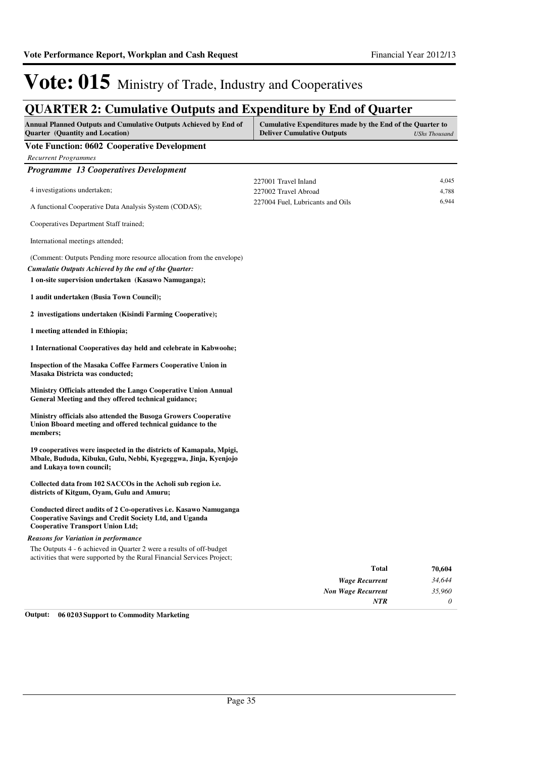# Vote: 015 Ministry of Trade, Industry and Cooperatives

## QUARTER 2: Cumulative Outputs and Expenditure by End of Quarter

| Annual Planned Outputs and Cumulative Outputs Achieved by End of Quarter (Quantity and Location) | Cumulative Expenditures made by the End of the Quarter to Deliver Cumulative Outputs | UShs Thousand |
|---|---|---|

**Vote Function: 0602 Cooperative Development**

*Recurrent Programmes*

### *Programme 13 Cooperatives Development*

| Annual Planned Outputs and Cumulative Outputs Achieved | Expenditure Item | UShs Thousand |
|---|---|---|
| 4 investigations undertaken; | 227001 Travel Inland | 4,045 |
| A functional Cooperative Data Analysis System (CODAS); | 227002 Travel Abroad | 4,788 |
| Cooperatives Department Staff trained; | 227004 Fuel, Lubricants and Oils | 6,944 |

International meetings attended;

(Comment: Outputs Pending more resource allocation from the envelope)

*Cumulatie Outputs Achieved by the end of the Quarter:*

**1 on-site supervision undertaken (Kasawo Namuganga);**

**1 audit undertaken (Busia Town Council);**

**2 investigations undertaken (Kisindi Farming Cooperative);**

**1 meeting attended in Ethiopia;**

**1 International Cooperatives day held and celebrate in Kabwoohe;**

**Inspection of the Masaka Coffee Farmers Cooperative Union in Masaka Districta was conducted;**

**Ministry Officials attended the Lango Cooperative Union Annual General Meeting and they offered technical guidance;**

**Ministry officials also attended the Busoga Growers Cooperative Union Bboard meeting and offered technical guidance to the members;**

**19 cooperatives were inspected in the districts of Kamapala, Mpigi, Mbale, Bududa, Kibuku, Gulu, Nebbi, Kyegeggwa, Jinja, Kyenjojo and Lukaya town council;**

**Collected data from 102 SACCOs in the Acholi sub region i.e. districts of Kitgum, Oyam, Gulu and Amuru;**

**Conducted direct audits of 2 Co-operatives i.e. Kasawo Namuganga Cooperative Savings and Credit Society Ltd, and Uganda Cooperative Transport Union Ltd;**

*Reasons for Variation in performance*

The Outputs 4 - 6 achieved in Quarter 2 were a results of off-budget activities that were supported by the Rural Financial Services Project;

| | |
|---|---|
| **Total** | **70,604** |
| *Wage Recurrent* | *34,644* |
| *Non Wage Recurrent* | *35,960* |
| *NTR* | *0* |

**Output: 06 02 03 Support to Commodity Marketing**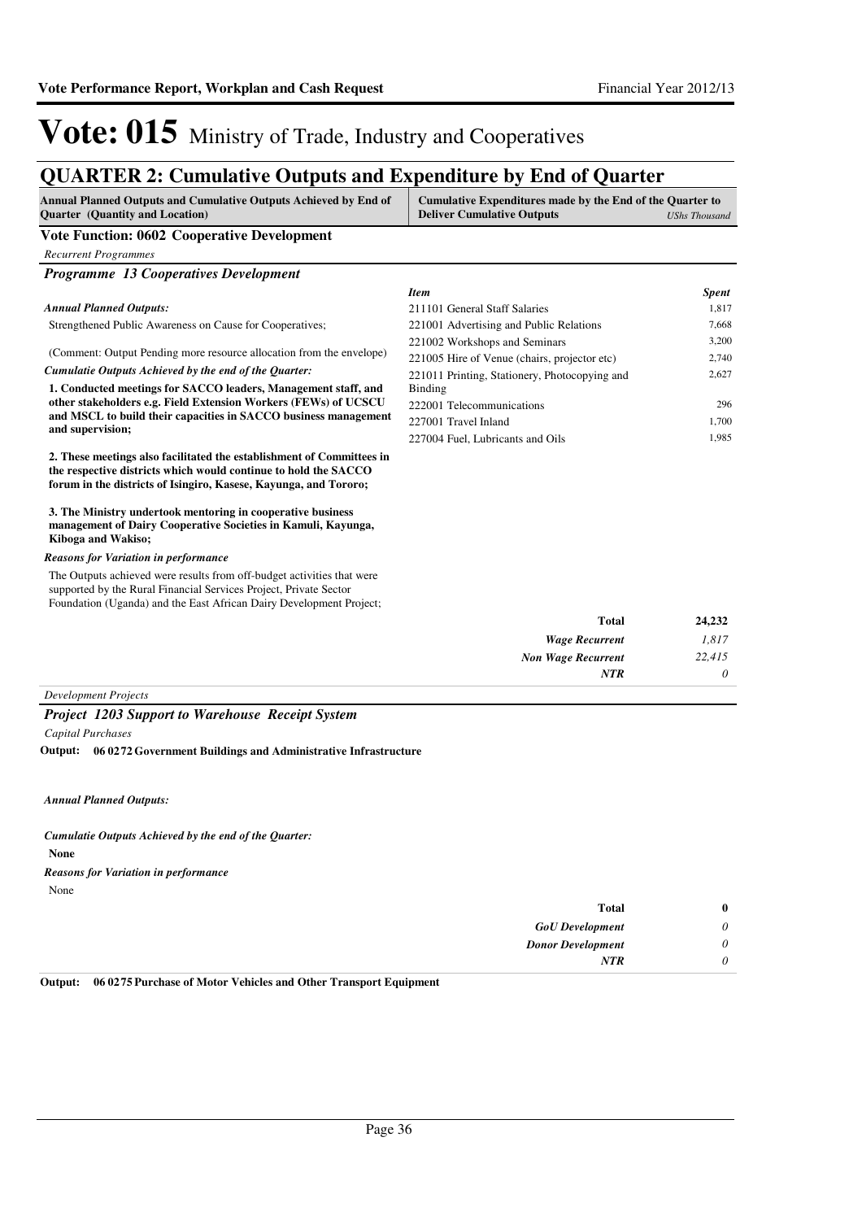# Vote: 015 Ministry of Trade, Industry and Cooperatives

## QUARTER 2: Cumulative Outputs and Expenditure by End of Quarter

| Annual Planned Outputs and Cumulative Outputs Achieved by End of Quarter (Quantity and Location) | Cumulative Expenditures made by the End of the Quarter to Deliver Cumulative Outputs *UShs Thousand* |
|---|---|

### Vote Function: 0602 Cooperative Development

*Recurrent Programmes*

### *Programme 13 Cooperatives Development*

*Annual Planned Outputs:*

Strengthened Public Awareness on Cause for Cooperatives;

(Comment: Output Pending more resource allocation from the envelope)

*Cumulatie Outputs Achieved by the end of the Quarter:*

**1. Conducted meetings for SACCO leaders, Management staff, and other stakeholders e.g. Field Extension Workers (FEWs) of UCSCU and MSCL to build their capacities in SACCO business management and supervision;**

**2. These meetings also facilitated the establishment of Committees in the respective districts which would continue to hold the SACCO forum in the districts of Isingiro, Kasese, Kayunga, and Tororo;**

**3. The Ministry undertook mentoring in cooperative business management of Dairy Cooperative Societies in Kamuli, Kayunga, Kiboga and Wakiso;**

*Reasons for Variation in performance*

The Outputs achieved were results from off-budget activities that were supported by the Rural Financial Services Project, Private Sector Foundation (Uganda) and the East African Dairy Development Project;

| *Item* | *Spent* |
|---|---|
| 211101 General Staff Salaries | 1,817 |
| 221001 Advertising and Public Relations | 7,668 |
| 221002 Workshops and Seminars | 3,200 |
| 221005 Hire of Venue (chairs, projector etc) | 2,740 |
| 221011 Printing, Stationery, Photocopying and Binding | 2,627 |
| 222001 Telecommunications | 296 |
| 227001 Travel Inland | 1,700 |
| 227004 Fuel, Lubricants and Oils | 1,985 |

| | |
|---|---|
| **Total** | **24,232** |
| *Wage Recurrent* | *1,817* |
| *Non Wage Recurrent* | *22,415* |
| *NTR* | *0* |

*Development Projects*

### *Project 1203 Support to Warehouse Receipt System*

*Capital Purchases*

**Output: 06 0272 Government Buildings and Administrative Infrastructure**

*Annual Planned Outputs:*

*Cumulatie Outputs Achieved by the end of the Quarter:*

**None**

*Reasons for Variation in performance*

None

| | |
|---|---|
| **Total** | **0** |
| *GoU Development* | *0* |
| *Donor Development* | *0* |
| *NTR* | *0* |

**Output: 06 0275 Purchase of Motor Vehicles and Other Transport Equipment**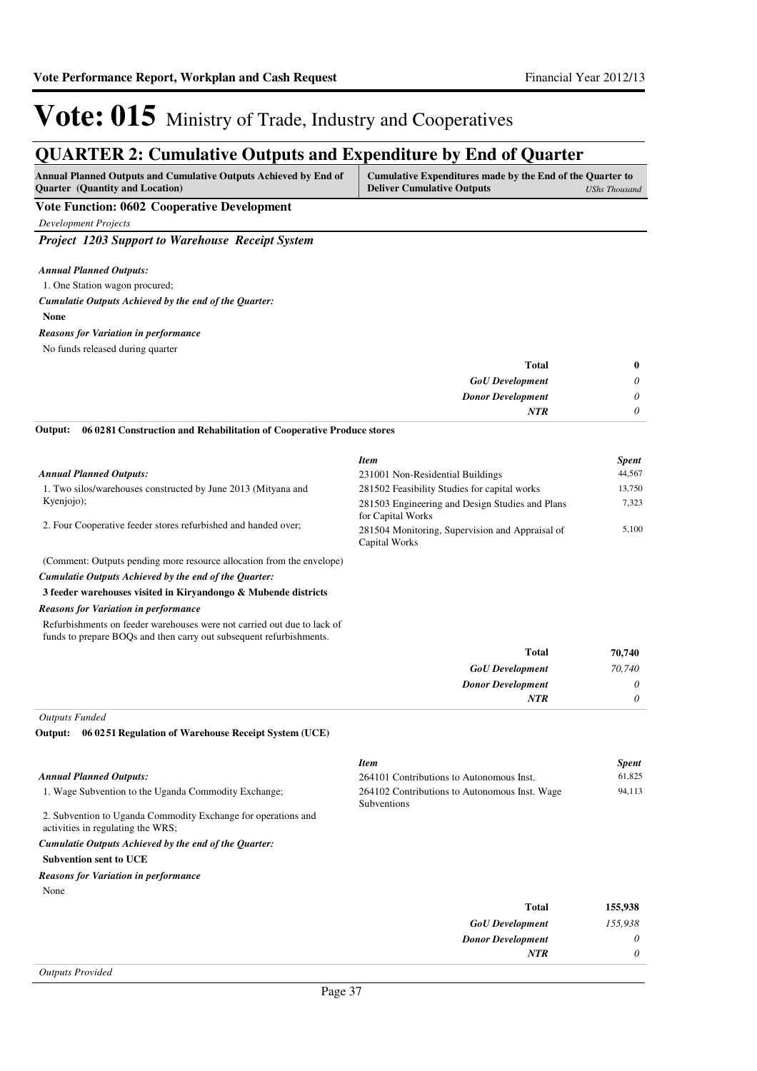# Vote: 015 Ministry of Trade, Industry and Cooperatives

## QUARTER 2: Cumulative Outputs and Expenditure by End of Quarter

| Annual Planned Outputs and Cumulative Outputs Achieved by End of Quarter (Quantity and Location) | Cumulative Expenditures made by the End of the Quarter to Deliver Cumulative Outputs *UShs Thousand* |
|---|---|

**Vote Function: 0602 Cooperative Development**

*Development Projects*

### *Project 1203 Support to Warehouse Receipt System*

***Annual Planned Outputs:***

1. One Station wagon procured;

***Cumulatie Outputs Achieved by the end of the Quarter:***

**None**

***Reasons for Variation in performance***

No funds released during quarter

| | |
|---|---|
| **Total** | **0** |
| *GoU Development* | *0* |
| *Donor Development* | *0* |
| *NTR* | *0* |

**Output: 06 0281 Construction and Rehabilitation of Cooperative Produce stores**

***Annual Planned Outputs:***

1. Two silos/warehouses constructed by June 2013 (Mityana and Kyenjojo);

2. Four Cooperative feeder stores refurbished and handed over;

(Comment: Outputs pending more resource allocation from the envelope)

***Cumulatie Outputs Achieved by the end of the Quarter:***

**3 feeder warehouses visited in Kiryandongo & Mubende districts**

***Reasons for Variation in performance***

Refurbishments on feeder warehouses were not carried out due to lack of funds to prepare BOQs and then carry out subsequent refurbishments.

| *Item* | *Spent* |
|---|---|
| 231001 Non-Residential Buildings | 44,567 |
| 281502 Feasibility Studies for capital works | 13,750 |
| 281503 Engineering and Design Studies and Plans for Capital Works | 7,323 |
| 281504 Monitoring, Supervision and Appraisal of Capital Works | 5,100 |
| **Total** | **70,740** |
| *GoU Development* | *70,740* |
| *Donor Development* | *0* |
| *NTR* | *0* |

*Outputs Funded*

**Output: 06 0251 Regulation of Warehouse Receipt System (UCE)**

***Annual Planned Outputs:***

1. Wage Subvention to the Uganda Commodity Exchange;

2. Subvention to Uganda Commodity Exchange for operations and activities in regulating the WRS;

***Cumulatie Outputs Achieved by the end of the Quarter:***

**Subvention sent to UCE**

***Reasons for Variation in performance***

None

| *Item* | *Spent* |
|---|---|
| 264101 Contributions to Autonomous Inst. | 61,825 |
| 264102 Contributions to Autonomous Inst. Wage Subventions | 94,113 |
| **Total** | **155,938** |
| *GoU Development* | *155,938* |
| *Donor Development* | *0* |
| *NTR* | *0* |

*Outputs Provided*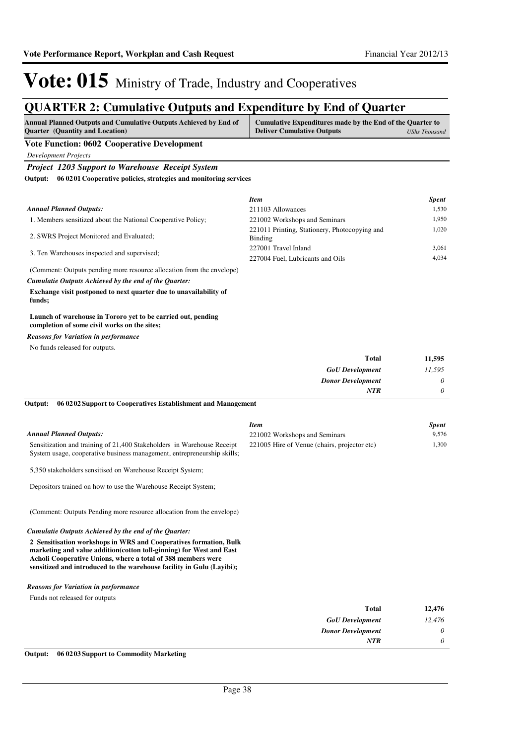# Vote: 015 Ministry of Trade, Industry and Cooperatives

## QUARTER 2: Cumulative Outputs and Expenditure by End of Quarter

| Annual Planned Outputs and Cumulative Outputs Achieved by End of Quarter (Quantity and Location) | Cumulative Expenditures made by the End of the Quarter to Deliver Cumulative Outputs *UShs Thousand* |
|---|---|

**Vote Function: 0602 Cooperative Development**

*Development Projects*

***Project 1203 Support to Warehouse Receipt System***

**Output: 06 02 01 Cooperative policies, strategies and monitoring services**

***Annual Planned Outputs:***

1. Members sensitized about the National Cooperative Policy;

2. SWRS Project Monitored and Evaluated;

3. Ten Warehouses inspected and supervised;

(Comment: Outputs pending more resource allocation from the envelope)

***Cumulatie Outputs Achieved by the end of the Quarter:***

**Exchange visit postponed to next quarter due to unavailability of funds;**

**Launch of warehouse in Tororo yet to be carried out, pending completion of some civil works on the sites;**

***Reasons for Variation in performance***

No funds released for outputs.

| *Item* | *Spent* |
|---|---|
| 211103 Allowances | 1,530 |
| 221002 Workshops and Seminars | 1,950 |
| 221011 Printing, Stationery, Photocopying and Binding | 1,020 |
| 227001 Travel Inland | 3,061 |
| 227004 Fuel, Lubricants and Oils | 4,034 |
| **Total** | **11,595** |
| ***GoU Development*** | *11,595* |
| ***Donor Development*** | *0* |
| ***NTR*** | *0* |

**Output: 06 02 02 Support to Cooperatives Establishment and Management**

***Annual Planned Outputs:***

Sensitization and training of 21,400 Stakeholders in Warehouse Receipt System usage, cooperative business management, entrepreneurship skills;

5,350 stakeholders sensitised on Warehouse Receipt System;

Depositors trained on how to use the Warehouse Receipt System;

(Comment: Outputs Pending more resource allocation from the envelope)

***Cumulatie Outputs Achieved by the end of the Quarter:***

**2 Sensitisation workshops in WRS and Cooperatives formation, Bulk marketing and value addition(cotton toll-ginning) for West and East Acholi Cooperative Unions, where a total of 388 members were sensitized and introduced to the warehouse facility in Gulu (Layibi);**

***Reasons for Variation in performance***

Funds not released for outputs

| *Item* | *Spent* |
|---|---|
| 221002 Workshops and Seminars | 9,576 |
| 221005 Hire of Venue (chairs, projector etc) | 1,300 |
| **Total** | **12,476** |
| ***GoU Development*** | *12,476* |
| ***Donor Development*** | *0* |
| ***NTR*** | *0* |

**Output: 06 02 03 Support to Commodity Marketing**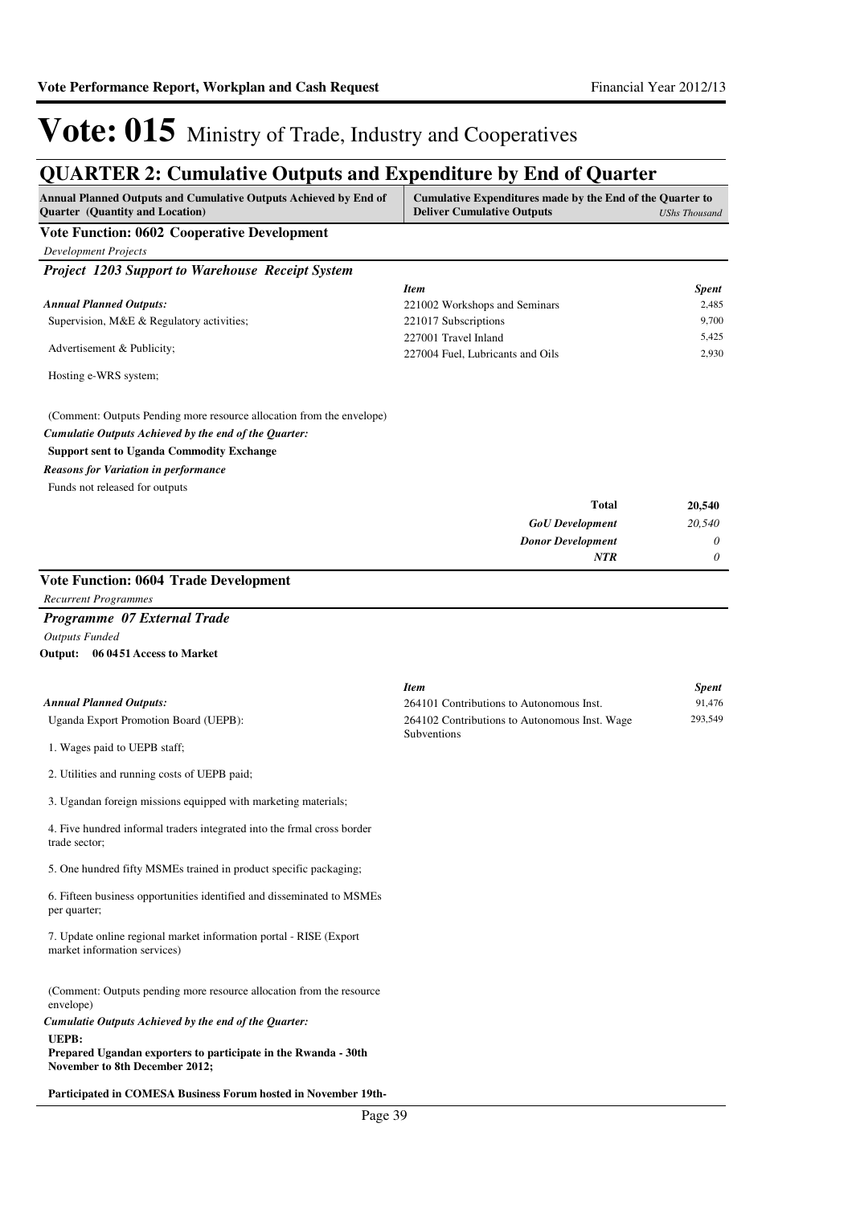# Vote: 015 Ministry of Trade, Industry and Cooperatives

## QUARTER 2: Cumulative Outputs and Expenditure by End of Quarter

| Annual Planned Outputs and Cumulative Outputs Achieved by End of Quarter (Quantity and Location) | Cumulative Expenditures made by the End of the Quarter to Deliver Cumulative Outputs | *UShs Thousand* |
|---|---|---|

### Vote Function: 0602 Cooperative Development

*Development Projects*

#### *Project 1203 Support to Warehouse Receipt System*

*Annual Planned Outputs:*

Supervision, M&E & Regulatory activities;

Advertisement & Publicity;

Hosting e-WRS system;

(Comment: Outputs Pending more resource allocation from the envelope)

*Cumulatie Outputs Achieved by the end of the Quarter:*

**Support sent to Uganda Commodity Exchange**

*Reasons for Variation in performance*

Funds not released for outputs

| *Item* | *Spent* |
|---|---|
| 221002 Workshops and Seminars | 2,485 |
| 221017 Subscriptions | 9,700 |
| 227001 Travel Inland | 5,425 |
| 227004 Fuel, Lubricants and Oils | 2,930 |
| **Total** | **20,540** |
| ***GoU Development*** | *20,540* |
| ***Donor Development*** | *0* |
| ***NTR*** | *0* |

### Vote Function: 0604 Trade Development

*Recurrent Programmes*

#### *Programme 07 External Trade*

*Outputs Funded*

**Output: 06 0451 Access to Market**

*Annual Planned Outputs:*

Uganda Export Promotion Board (UEPB):

1. Wages paid to UEPB staff;

2. Utilities and running costs of UEPB paid;

3. Ugandan foreign missions equipped with marketing materials;

4. Five hundred informal traders integrated into the frmal cross border trade sector;

5. One hundred fifty MSMEs trained in product specific packaging;

6. Fifteen business opportunities identified and disseminated to MSMEs per quarter;

7. Update online regional market information portal - RISE (Export market information services)

(Comment: Outputs pending more resource allocation from the resource envelope)

*Cumulatie Outputs Achieved by the end of the Quarter:*

**UEPB:**

**Prepared Ugandan exporters to participate in the Rwanda - 30th November to 8th December 2012;**

**Participated in COMESA Business Forum hosted in November 19th-**

| *Item* | *Spent* |
|---|---|
| 264101 Contributions to Autonomous Inst. | 91,476 |
| 264102 Contributions to Autonomous Inst. Wage Subventions | 293,549 |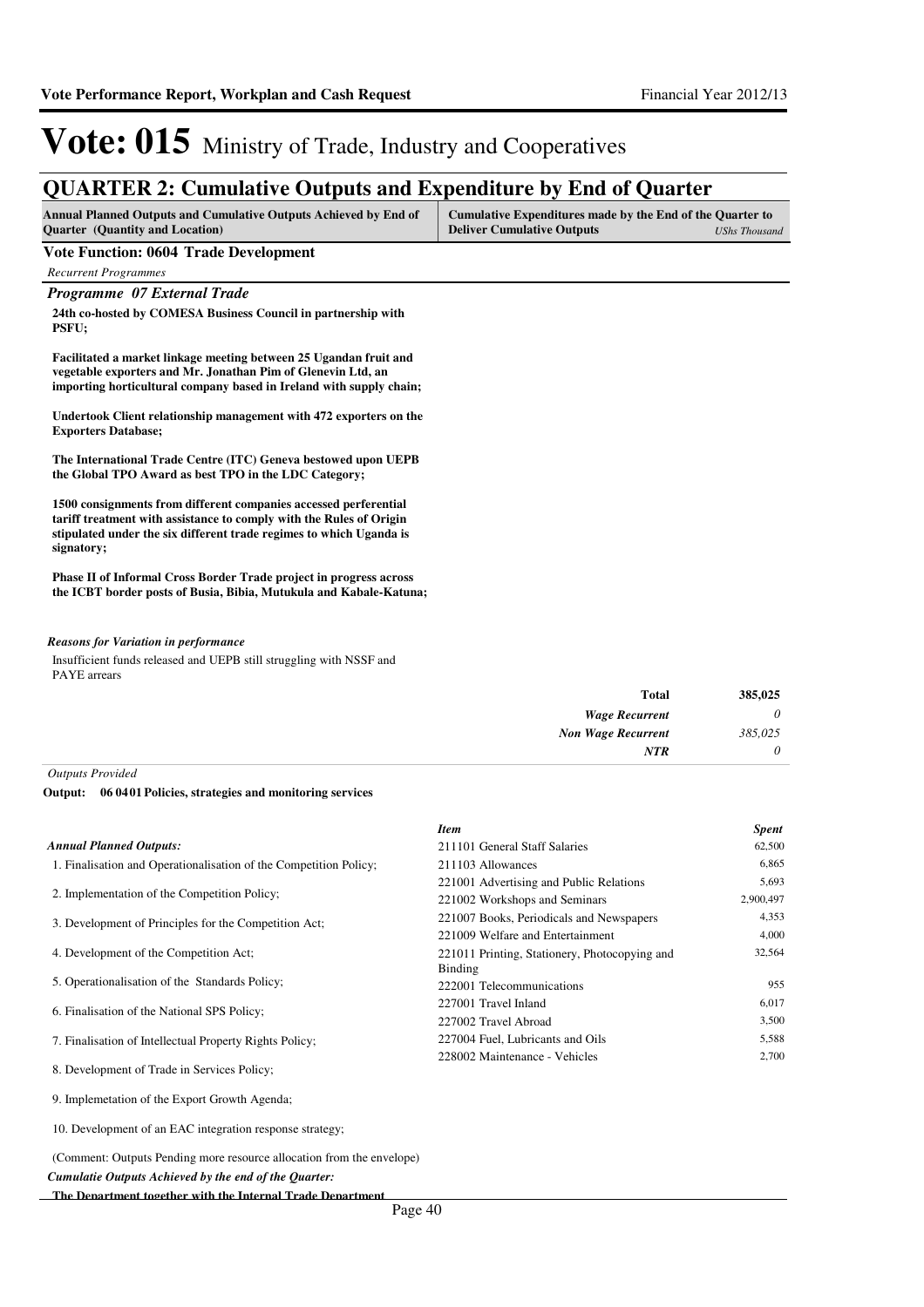# Vote: 015 Ministry of Trade, Industry and Cooperatives

## QUARTER 2: Cumulative Outputs and Expenditure by End of Quarter

| Annual Planned Outputs and Cumulative Outputs Achieved by End of Quarter (Quantity and Location) | Cumulative Expenditures made by the End of the Quarter to Deliver Cumulative Outputs *UShs Thousand* |
|---|---|

### Vote Function: 0604 Trade Development

*Recurrent Programmes*

#### *Programme 07 External Trade*

**24th co-hosted by COMESA Business Council in partnership with PSFU;**

**Facilitated a market linkage meeting between 25 Ugandan fruit and vegetable exporters and Mr. Jonathan Pim of Glenevin Ltd, an importing horticultural company based in Ireland with supply chain;**

**Undertook Client relationship management with 472 exporters on the Exporters Database;**

**The International Trade Centre (ITC) Geneva bestowed upon UEPB the Global TPO Award as best TPO in the LDC Category;**

**1500 consignments from different companies accessed perferential tariff treatment with assistance to comply with the Rules of Origin stipulated under the six different trade regimes to which Uganda is signatory;**

**Phase II of Informal Cross Border Trade project in progress across the ICBT border posts of Busia, Bibia, Mutukula and Kabale-Katuna;**

*Reasons for Variation in performance*

Insufficient funds released and UEPB still struggling with NSSF and PAYE arrears

| | |
|---|---|
| **Total** | **385,025** |
| *Wage Recurrent* | *0* |
| *Non Wage Recurrent* | *385,025* |
| *NTR* | *0* |

*Outputs Provided*

**Output: 06 04 01 Policies, strategies and monitoring services**

*Annual Planned Outputs:*

1. Finalisation and Operationalisation of the Competition Policy;
2. Implementation of the Competition Policy;
3. Development of Principles for the Competition Act;
4. Development of the Competition Act;
5. Operationalisation of the Standards Policy;
6. Finalisation of the National SPS Policy;
7. Finalisation of Intellectual Property Rights Policy;
8. Development of Trade in Services Policy;
9. Implemetation of the Export Growth Agenda;
10. Development of an EAC integration response strategy;

(Comment: Outputs Pending more resource allocation from the envelope)

*Cumulatie Outputs Achieved by the end of the Quarter:*

**The Department together with the Internal Trade Department**

| *Item* | *Spent* |
|---|---|
| 211101 General Staff Salaries | 62,500 |
| 211103 Allowances | 6,865 |
| 221001 Advertising and Public Relations | 5,693 |
| 221002 Workshops and Seminars | 2,900,497 |
| 221007 Books, Periodicals and Newspapers | 4,353 |
| 221009 Welfare and Entertainment | 4,000 |
| 221011 Printing, Stationery, Photocopying and Binding | 32,564 |
| 222001 Telecommunications | 955 |
| 227001 Travel Inland | 6,017 |
| 227002 Travel Abroad | 3,500 |
| 227004 Fuel, Lubricants and Oils | 5,588 |
| 228002 Maintenance - Vehicles | 2,700 |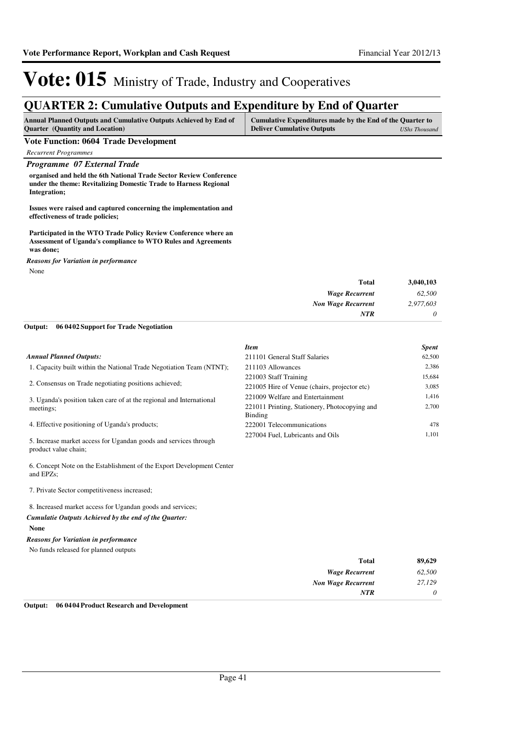# Vote: 015 Ministry of Trade, Industry and Cooperatives

## QUARTER 2: Cumulative Outputs and Expenditure by End of Quarter

| Annual Planned Outputs and Cumulative Outputs Achieved by End of Quarter (Quantity and Location) | Cumulative Expenditures made by the End of the Quarter to Deliver Cumulative Outputs (UShs Thousand) |
|---|---|

### Vote Function: 0604 Trade Development

*Recurrent Programmes*

#### *Programme 07 External Trade*

**organised and held the 6th National Trade Sector Review Conference under the theme: Revitalizing Domestic Trade to Harness Regional Integration;**

**Issues were raised and captured concerning the implementation and effectiveness of trade policies;**

**Participated in the WTO Trade Policy Review Conference where an Assessment of Uganda's compliance to WTO Rules and Agreements was done;**

*Reasons for Variation in performance*

None

| | |
|---|---|
| **Total** | **3,040,103** |
| *Wage Recurrent* | *62,500* |
| *Non Wage Recurrent* | *2,977,603* |
| *NTR* | *0* |

**Output: 06 0402 Support for Trade Negotiation**

*Annual Planned Outputs:*

1. Capacity built within the National Trade Negotiation Team (NTNT);
2. Consensus on Trade negotiating positions achieved;
3. Uganda's position taken care of at the regional and International meetings;
4. Effective positioning of Uganda's products;
5. Increase market access for Ugandan goods and services through product value chain;
6. Concept Note on the Establishment of the Export Development Center and EPZs;
7. Private Sector competitiveness increased;
8. Increased market access for Ugandan goods and services;

*Cumulatie Outputs Achieved by the end of the Quarter:*

**None**

*Reasons for Variation in performance*

No funds released for planned outputs

| *Item* | *Spent* |
|---|---|
| 211101 General Staff Salaries | 62,500 |
| 211103 Allowances | 2,386 |
| 221003 Staff Training | 15,684 |
| 221005 Hire of Venue (chairs, projector etc) | 3,085 |
| 221009 Welfare and Entertainment | 1,416 |
| 221011 Printing, Stationery, Photocopying and Binding | 2,700 |
| 222001 Telecommunications | 478 |
| 227004 Fuel, Lubricants and Oils | 1,101 |

| | |
|---|---|
| **Total** | **89,629** |
| *Wage Recurrent* | *62,500* |
| *Non Wage Recurrent* | *27,129* |
| *NTR* | *0* |

**Output: 06 0404 Product Research and Development**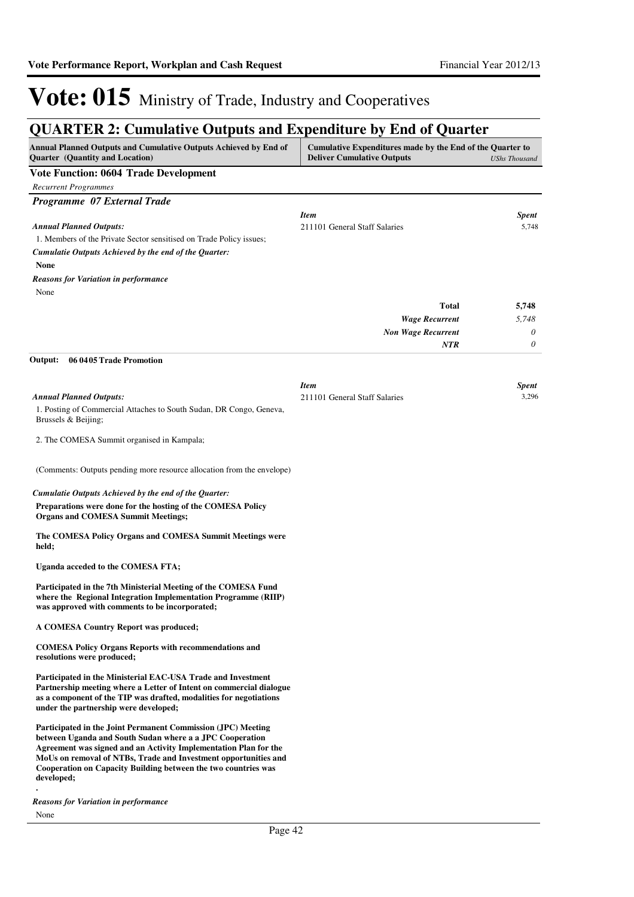# Vote: 015 Ministry of Trade, Industry and Cooperatives

## QUARTER 2: Cumulative Outputs and Expenditure by End of Quarter

| Annual Planned Outputs and Cumulative Outputs Achieved by End of Quarter (Quantity and Location) | Cumulative Expenditures made by the End of the Quarter to Deliver Cumulative Outputs | *UShs Thousand* |
|---|---|---|

**Vote Function: 0604 Trade Development**

*Recurrent Programmes*

***Programme 07 External Trade***

*Annual Planned Outputs:*

1. Members of the Private Sector sensitised on Trade Policy issues;

*Cumulatie Outputs Achieved by the end of the Quarter:*

**None**

*Reasons for Variation in performance*

None

| *Item* | *Spent* |
|---|---|
| 211101 General Staff Salaries | 5,748 |
| **Total** | **5,748** |
| *Wage Recurrent* | *5,748* |
| *Non Wage Recurrent* | *0* |
| *NTR* | *0* |

**Output: 06 04 05 Trade Promotion**

*Annual Planned Outputs:*

1. Posting of Commercial Attaches to South Sudan, DR Congo, Geneva, Brussels & Beijing;

2. The COMESA Summit organised in Kampala;

(Comments: Outputs pending more resource allocation from the envelope)

*Cumulatie Outputs Achieved by the end of the Quarter:*

**Preparations were done for the hosting of the COMESA Policy Organs and COMESA Summit Meetings;**

**The COMESA Policy Organs and COMESA Summit Meetings were held;**

**Uganda acceded to the COMESA FTA;**

**Participated in the 7th Ministerial Meeting of the COMESA Fund where the Regional Integration Implementation Programme (RIIP) was approved with comments to be incorporated;**

**A COMESA Country Report was produced;**

**COMESA Policy Organs Reports with recommendations and resolutions were produced;**

**Participated in the Ministerial EAC-USA Trade and Investment Partnership meeting where a Letter of Intent on commercial dialogue as a component of the TIP was drafted, modalities for negotiations under the partnership were developed;**

**Participated in the Joint Permanent Commission (JPC) Meeting between Uganda and South Sudan where a a JPC Cooperation Agreement was signed and an Activity Implementation Plan for the MoUs on removal of NTBs, Trade and Investment opportunities and Cooperation on Capacity Building between the two countries was developed;**

**.**

*Reasons for Variation in performance*

None

| *Item* | *Spent* |
|---|---|
| 211101 General Staff Salaries | 3,296 |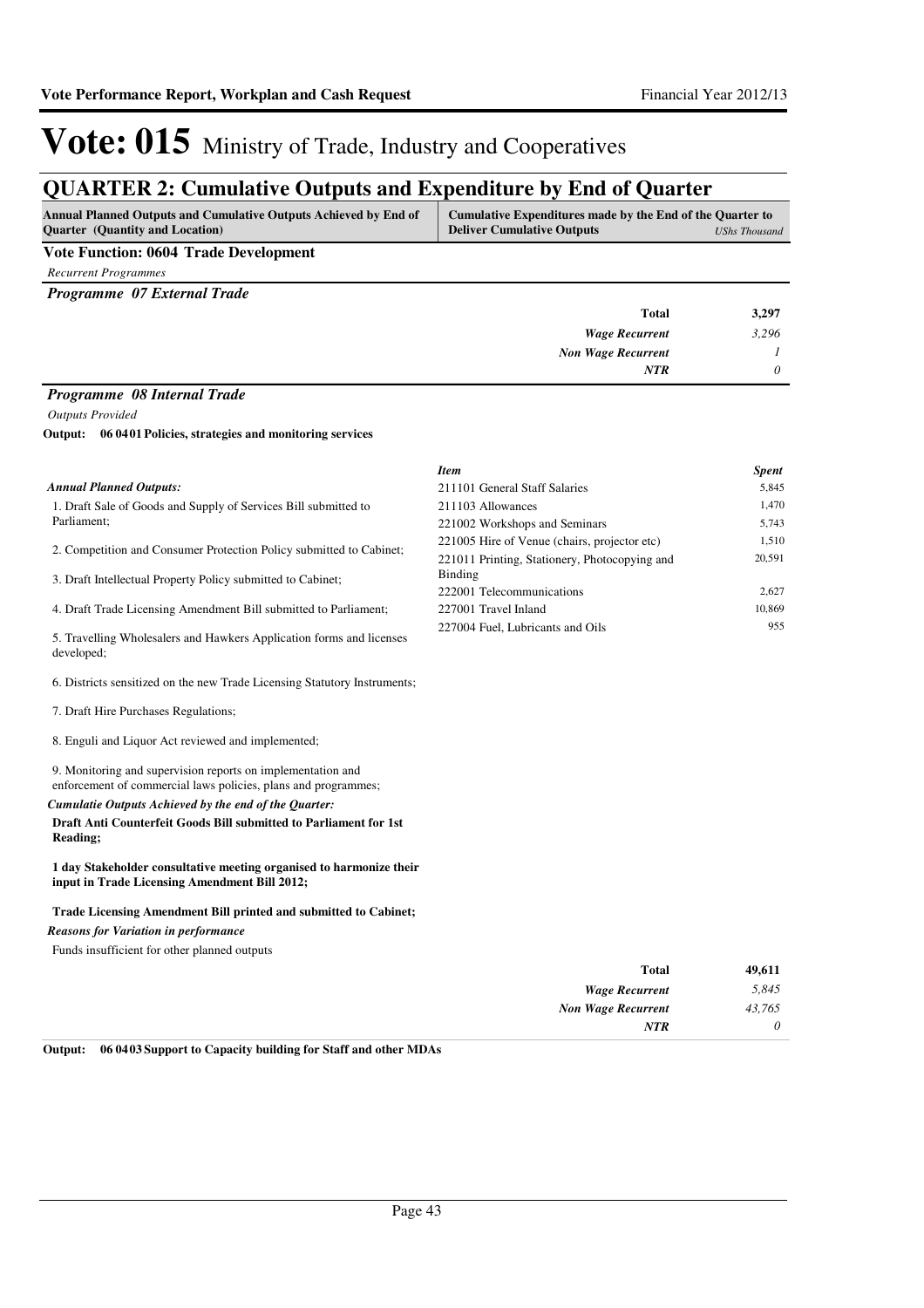# Vote: 015 Ministry of Trade, Industry and Cooperatives

## QUARTER 2: Cumulative Outputs and Expenditure by End of Quarter

| Annual Planned Outputs and Cumulative Outputs Achieved by End of Quarter (Quantity and Location) | Cumulative Expenditures made by the End of the Quarter to Deliver Cumulative Outputs *UShs Thousand* |
|---|---|

### Vote Function: 0604 Trade Development

*Recurrent Programmes*

#### *Programme 07 External Trade*

| | |
|---|---|
| **Total** | **3,297** |
| *Wage Recurrent* | *3,296* |
| *Non Wage Recurrent* | *1* |
| *NTR* | *0* |

#### *Programme 08 Internal Trade*

*Outputs Provided*

**Output: 06 0401 Policies, strategies and monitoring services**

*Annual Planned Outputs:*

1. Draft Sale of Goods and Supply of Services Bill submitted to Parliament;

2. Competition and Consumer Protection Policy submitted to Cabinet;

3. Draft Intellectual Property Policy submitted to Cabinet;

4. Draft Trade Licensing Amendment Bill submitted to Parliament;

5. Travelling Wholesalers and Hawkers Application forms and licenses developed;

6. Districts sensitized on the new Trade Licensing Statutory Instruments;

7. Draft Hire Purchases Regulations;

8. Enguli and Liquor Act reviewed and implemented;

9. Monitoring and supervision reports on implementation and enforcement of commercial laws policies, plans and programmes;

*Cumulatie Outputs Achieved by the end of the Quarter:*

**Draft Anti Counterfeit Goods Bill submitted to Parliament for 1st Reading;**

**1 day Stakeholder consultative meeting organised to harmonize their input in Trade Licensing Amendment Bill 2012;**

**Trade Licensing Amendment Bill printed and submitted to Cabinet;**

*Reasons for Variation in performance*

Funds insufficient for other planned outputs

| *Item* | *Spent* |
|---|---|
| 211101 General Staff Salaries | 5,845 |
| 211103 Allowances | 1,470 |
| 221002 Workshops and Seminars | 5,743 |
| 221005 Hire of Venue (chairs, projector etc) | 1,510 |
| 221011 Printing, Stationery, Photocopying and Binding | 20,591 |
| 222001 Telecommunications | 2,627 |
| 227001 Travel Inland | 10,869 |
| 227004 Fuel, Lubricants and Oils | 955 |

| | |
|---|---|
| **Total** | **49,611** |
| *Wage Recurrent* | *5,845* |
| *Non Wage Recurrent* | *43,765* |
| *NTR* | *0* |

**Output: 06 0403 Support to Capacity building for Staff and other MDAs**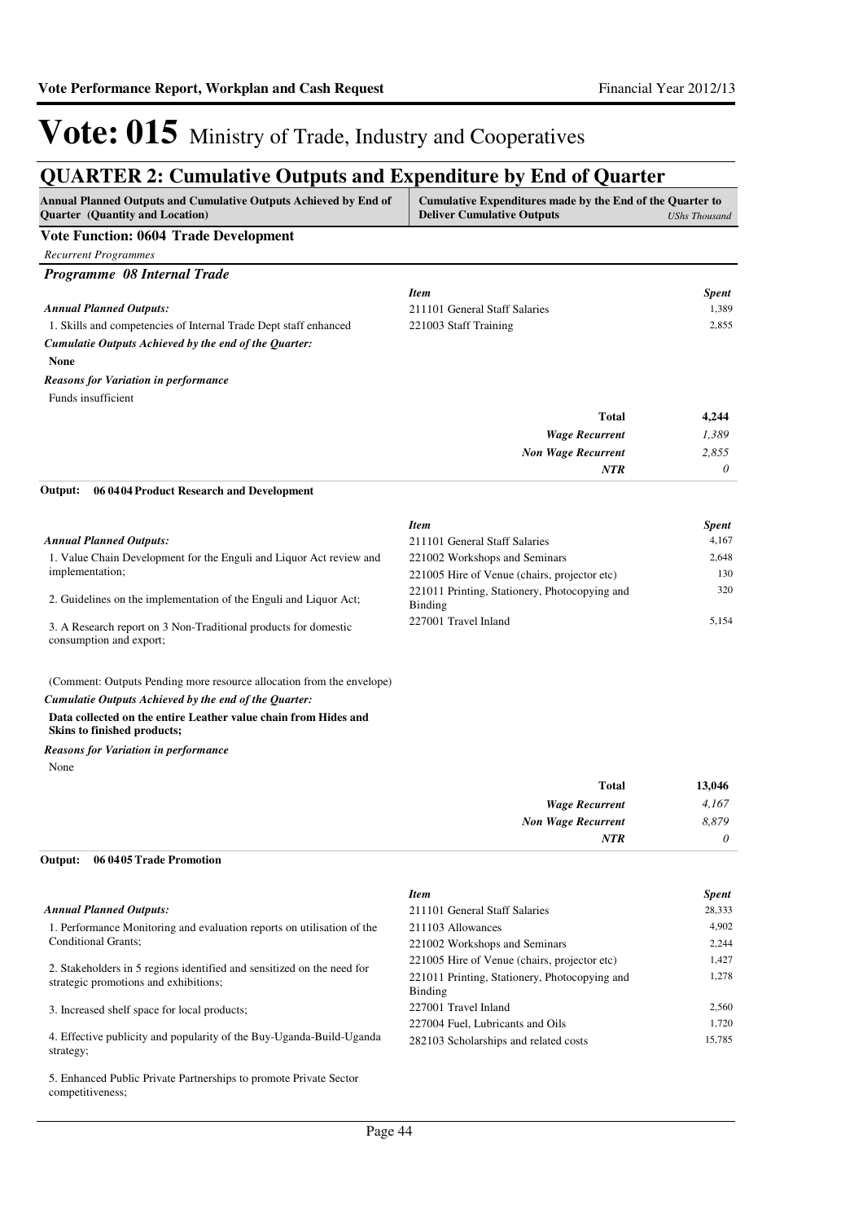# Vote: 015 Ministry of Trade, Industry and Cooperatives

## QUARTER 2: Cumulative Outputs and Expenditure by End of Quarter

| Annual Planned Outputs and Cumulative Outputs Achieved by End of Quarter (Quantity and Location) | Cumulative Expenditures made by the End of the Quarter to Deliver Cumulative Outputs *UShs Thousand* |
|---|---|

### Vote Function: 0604 Trade Development

*Recurrent Programmes*

#### *Programme 08 Internal Trade*

***Annual Planned Outputs:***

1. Skills and competencies of Internal Trade Dept staff enhanced

***Cumulatie Outputs Achieved by the end of the Quarter:***

**None**

***Reasons for Variation in performance***

Funds insufficient

| *Item* | *Spent* |
|---|---|
| 211101 General Staff Salaries | 1,389 |
| 221003 Staff Training | 2,855 |
| **Total** | **4,244** |
| ***Wage Recurrent*** | *1,389* |
| ***Non Wage Recurrent*** | *2,855* |
| ***NTR*** | *0* |

**Output: 06 0404 Product Research and Development**

***Annual Planned Outputs:***

1. Value Chain Development for the Enguli and Liquor Act review and implementation;

2. Guidelines on the implementation of the Enguli and Liquor Act;

3. A Research report on 3 Non-Traditional products for domestic consumption and export;

(Comment: Outputs Pending more resource allocation from the envelope)

***Cumulatie Outputs Achieved by the end of the Quarter:***

**Data collected on the entire Leather value chain from Hides and Skins to finished products;**

***Reasons for Variation in performance***

None

| *Item* | *Spent* |
|---|---|
| 211101 General Staff Salaries | 4,167 |
| 221002 Workshops and Seminars | 2,648 |
| 221005 Hire of Venue (chairs, projector etc) | 130 |
| 221011 Printing, Stationery, Photocopying and Binding | 320 |
| 227001 Travel Inland | 5,154 |
| **Total** | **13,046** |
| ***Wage Recurrent*** | *4,167* |
| ***Non Wage Recurrent*** | *8,879* |
| ***NTR*** | *0* |

**Output: 06 0405 Trade Promotion**

***Annual Planned Outputs:***

1. Performance Monitoring and evaluation reports on utilisation of the Conditional Grants;

2. Stakeholders in 5 regions identified and sensitized on the need for strategic promotions and exhibitions;

3. Increased shelf space for local products;

4. Effective publicity and popularity of the Buy-Uganda-Build-Uganda strategy;

5. Enhanced Public Private Partnerships to promote Private Sector competitiveness;

| *Item* | *Spent* |
|---|---|
| 211101 General Staff Salaries | 28,333 |
| 211103 Allowances | 4,902 |
| 221002 Workshops and Seminars | 2,244 |
| 221005 Hire of Venue (chairs, projector etc) | 1,427 |
| 221011 Printing, Stationery, Photocopying and Binding | 1,278 |
| 227001 Travel Inland | 2,560 |
| 227004 Fuel, Lubricants and Oils | 1,720 |
| 282103 Scholarships and related costs | 15,785 |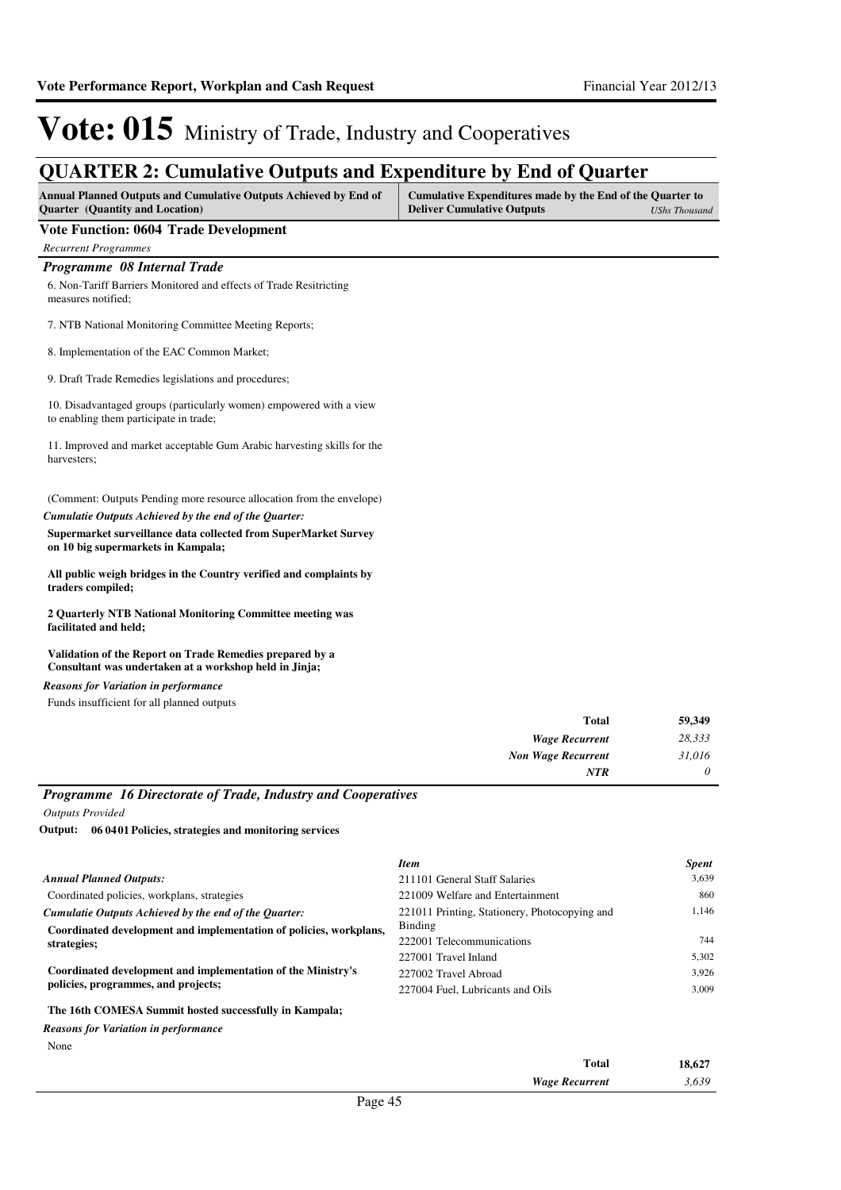# Vote: 015 Ministry of Trade, Industry and Cooperatives

## QUARTER 2: Cumulative Outputs and Expenditure by End of Quarter

| Annual Planned Outputs and Cumulative Outputs Achieved by End of Quarter (Quantity and Location) | Cumulative Expenditures made by the End of the Quarter to Deliver Cumulative Outputs *UShs Thousand* |
|---|---|

**Vote Function: 0604 Trade Development**

*Recurrent Programmes*

### *Programme 08 Internal Trade*

6. Non-Tariff Barriers Monitored and effects of Trade Resitricting measures notified;

7. NTB National Monitoring Committee Meeting Reports;

8. Implementation of the EAC Common Market;

9. Draft Trade Remedies legislations and procedures;

10. Disadvantaged groups (particularly women) empowered with a view to enabling them participate in trade;

11. Improved and market acceptable Gum Arabic harvesting skills for the harvesters;

(Comment: Outputs Pending more resource allocation from the envelope)

*Cumulatie Outputs Achieved by the end of the Quarter:*

**Supermarket surveillance data collected from SuperMarket Survey on 10 big supermarkets in Kampala;**

**All public weigh bridges in the Country verified and complaints by traders compiled;**

**2 Quarterly NTB National Monitoring Committee meeting was facilitated and held;**

**Validation of the Report on Trade Remedies prepared by a Consultant was undertaken at a workshop held in Jinja;**

*Reasons for Variation in performance*

Funds insufficient for all planned outputs

| | |
|---|---|
| **Total** | **59,349** |
| *Wage Recurrent* | *28,333* |
| *Non Wage Recurrent* | *31,016* |
| *NTR* | *0* |

### *Programme 16 Directorate of Trade, Industry and Cooperatives*

*Outputs Provided*

**Output: 06 0401 Policies, strategies and monitoring services**

*Annual Planned Outputs:*

Coordinated policies, workplans, strategies

*Cumulatie Outputs Achieved by the end of the Quarter:*

**Coordinated development and implementation of policies, workplans, strategies;**

**Coordinated development and implementation of the Ministry's policies, programmes, and projects;**

**The 16th COMESA Summit hosted successfully in Kampala;**

*Reasons for Variation in performance*

None

| *Item* | *Spent* |
|---|---|
| 211101 General Staff Salaries | 3,639 |
| 221009 Welfare and Entertainment | 860 |
| 221011 Printing, Stationery, Photocopying and Binding | 1,146 |
| 222001 Telecommunications | 744 |
| 227001 Travel Inland | 5,302 |
| 227002 Travel Abroad | 3,926 |
| 227004 Fuel, Lubricants and Oils | 3,009 |

| | |
|---|---|
| **Total** | **18,627** |
| *Wage Recurrent* | *3,639* |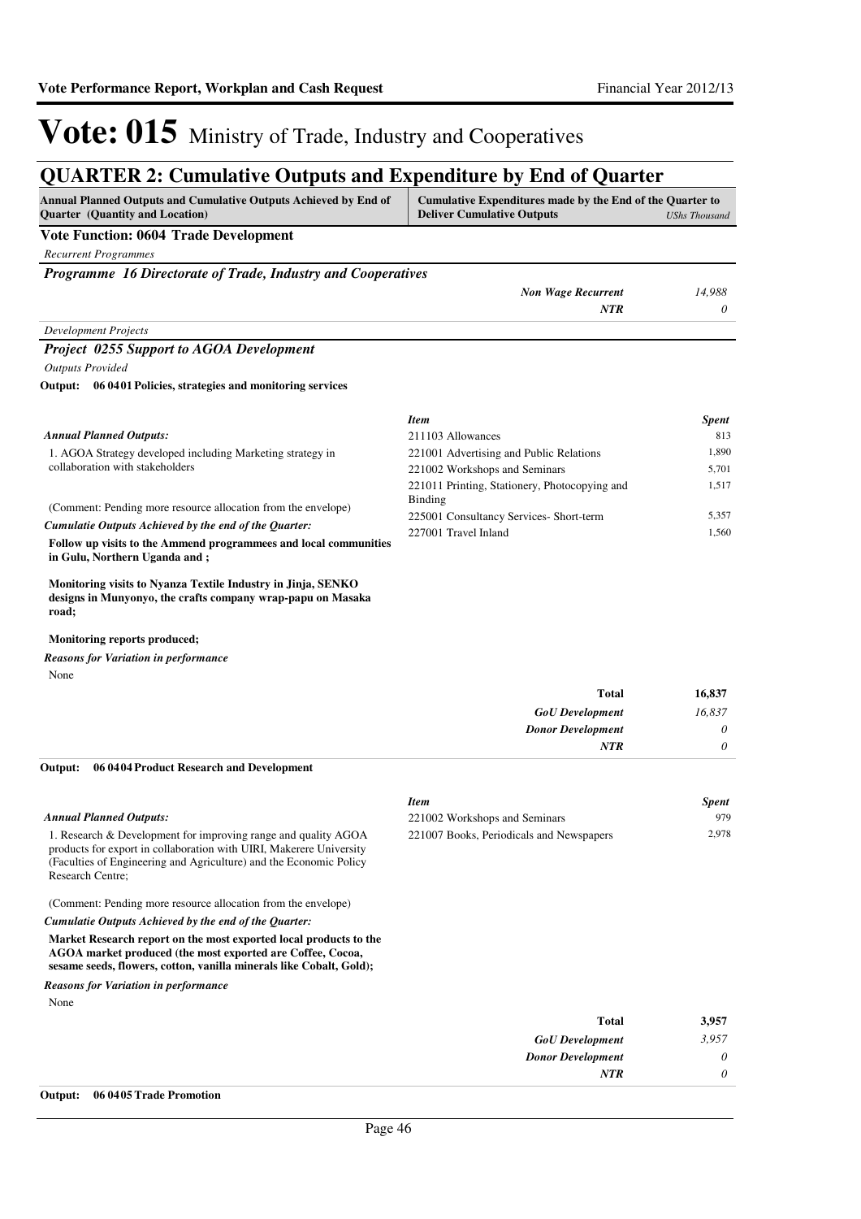# Vote: 015 Ministry of Trade, Industry and Cooperatives

## QUARTER 2: Cumulative Outputs and Expenditure by End of Quarter

| Annual Planned Outputs and Cumulative Outputs Achieved by End of Quarter (Quantity and Location) | Cumulative Expenditures made by the End of the Quarter to Deliver Cumulative Outputs | *UShs Thousand* |
|---|---|---|

**Vote Function: 0604 Trade Development**

*Recurrent Programmes*

***Programme 16 Directorate of Trade, Industry and Cooperatives***

| | |
|---|---|
| ***Non Wage Recurrent*** | *14,988* |
| ***NTR*** | *0* |

*Development Projects*

***Project 0255 Support to AGOA Development***

*Outputs Provided*

**Output: 06 0401 Policies, strategies and monitoring services**

***Annual Planned Outputs:***

1. AGOA Strategy developed including Marketing strategy in collaboration with stakeholders

(Comment: Pending more resource allocation from the envelope)

***Cumulatie Outputs Achieved by the end of the Quarter:***

**Follow up visits to the Ammend programmees and local communities in Gulu, Northern Uganda and ;**

**Monitoring visits to Nyanza Textile Industry in Jinja, SENKO designs in Munyonyo, the crafts company wrap-papu on Masaka road;**

**Monitoring reports produced;**

***Reasons for Variation in performance***

None

| *Item* | *Spent* |
|---|---|
| 211103 Allowances | 813 |
| 221001 Advertising and Public Relations | 1,890 |
| 221002 Workshops and Seminars | 5,701 |
| 221011 Printing, Stationery, Photocopying and Binding | 1,517 |
| 225001 Consultancy Services- Short-term | 5,357 |
| 227001 Travel Inland | 1,560 |

| | |
|---|---|
| **Total** | **16,837** |
| ***GoU Development*** | *16,837* |
| ***Donor Development*** | *0* |
| ***NTR*** | *0* |

**Output: 06 0404 Product Research and Development**

***Annual Planned Outputs:***

1. Research & Development for improving range and quality AGOA products for export in collaboration with UIRI, Makerere University (Faculties of Engineering and Agriculture) and the Economic Policy Research Centre;

(Comment: Pending more resource allocation from the envelope)

***Cumulatie Outputs Achieved by the end of the Quarter:***

**Market Research report on the most exported local products to the AGOA market produced (the most exported are Coffee, Cocoa, sesame seeds, flowers, cotton, vanilla minerals like Cobalt, Gold);**

***Reasons for Variation in performance***

None

| *Item* | *Spent* |
|---|---|
| 221002 Workshops and Seminars | 979 |
| 221007 Books, Periodicals and Newspapers | 2,978 |

| | |
|---|---|
| **Total** | **3,957** |
| ***GoU Development*** | *3,957* |
| ***Donor Development*** | *0* |
| ***NTR*** | *0* |

**Output: 06 0405 Trade Promotion**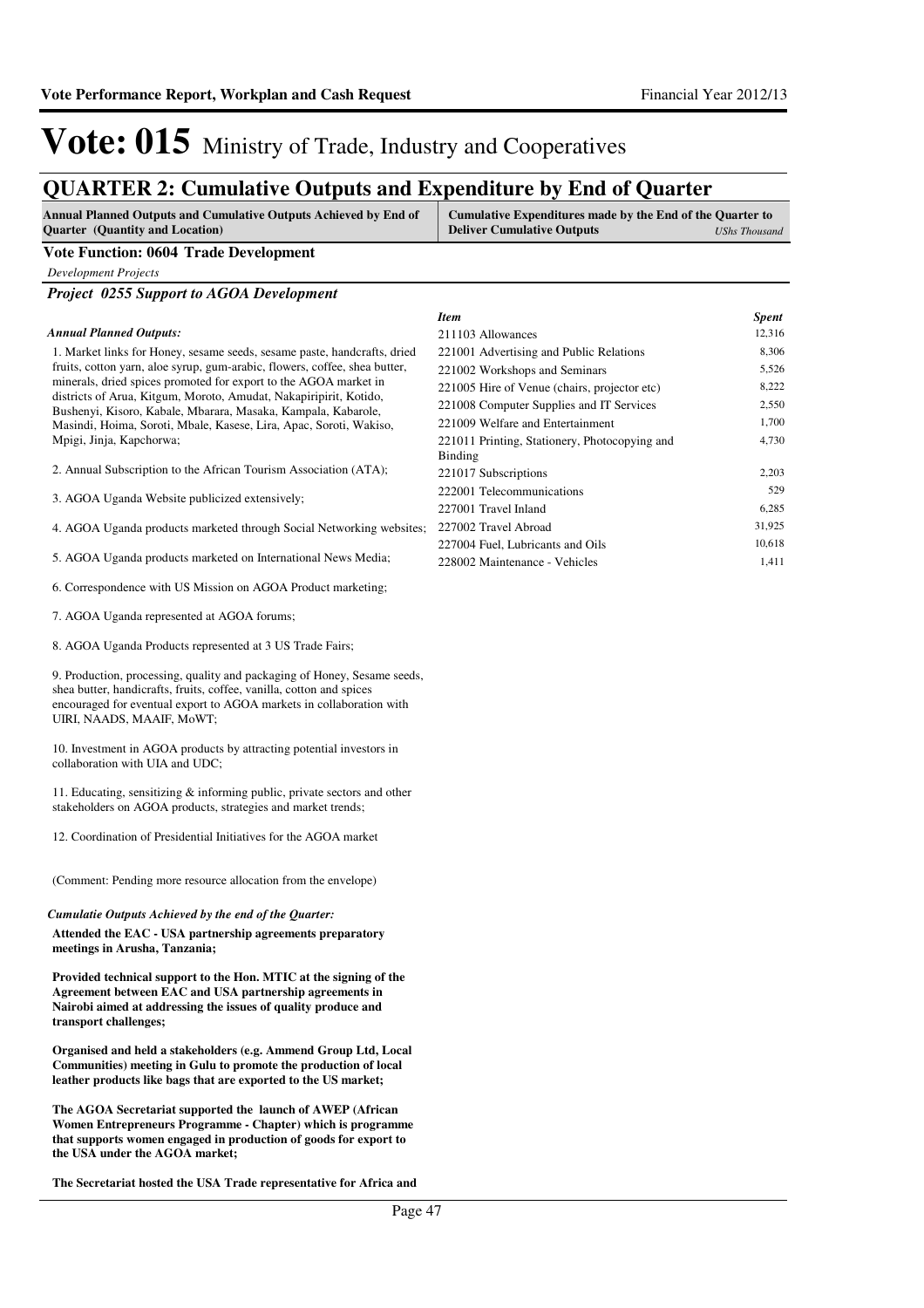# Vote: 015 Ministry of Trade, Industry and Cooperatives

## QUARTER 2: Cumulative Outputs and Expenditure by End of Quarter

| Annual Planned Outputs and Cumulative Outputs Achieved by End of Quarter (Quantity and Location) | Cumulative Expenditures made by the End of the Quarter to Deliver Cumulative Outputs *UShs Thousand* |
|---|---|

### Vote Function: 0604 Trade Development

*Development Projects*

#### *Project 0255 Support to AGOA Development*

*Annual Planned Outputs:*

1. Market links for Honey, sesame seeds, sesame paste, handcrafts, dried fruits, cotton yarn, aloe syrup, gum-arabic, flowers, coffee, shea butter, minerals, dried spices promoted for export to the AGOA market in districts of Arua, Kitgum, Moroto, Amudat, Nakapiripirit, Kotido, Bushenyi, Kisoro, Kabale, Mbarara, Masaka, Kampala, Kabarole, Masindi, Hoima, Soroti, Mbale, Kasese, Lira, Apac, Soroti, Wakiso, Mpigi, Jinja, Kapchorwa;

2. Annual Subscription to the African Tourism Association (ATA);

3. AGOA Uganda Website publicized extensively;

4. AGOA Uganda products marketed through Social Networking websites;

5. AGOA Uganda products marketed on International News Media;

6. Correspondence with US Mission on AGOA Product marketing;

7. AGOA Uganda represented at AGOA forums;

8. AGOA Uganda Products represented at 3 US Trade Fairs;

9. Production, processing, quality and packaging of Honey, Sesame seeds, shea butter, handicrafts, fruits, coffee, vanilla, cotton and spices encouraged for eventual export to AGOA markets in collaboration with UIRI, NAADS, MAAIF, MoWT;

10. Investment in AGOA products by attracting potential investors in collaboration with UIA and UDC;

11. Educating, sensitizing & informing public, private sectors and other stakeholders on AGOA products, strategies and market trends;

12. Coordination of Presidential Initiatives for the AGOA market

(Comment: Pending more resource allocation from the envelope)

*Cumulatie Outputs Achieved by the end of the Quarter:*

**Attended the EAC - USA partnership agreements preparatory meetings in Arusha, Tanzania;**

**Provided technical support to the Hon. MTIC at the signing of the Agreement between EAC and USA partnership agreements in Nairobi aimed at addressing the issues of quality produce and transport challenges;**

**Organised and held a stakeholders (e.g. Ammend Group Ltd, Local Communities) meeting in Gulu to promote the production of local leather products like bags that are exported to the US market;**

**The AGOA Secretariat supported the launch of AWEP (African Women Entrepreneurs Programme - Chapter) which is programme that supports women engaged in production of goods for export to the USA under the AGOA market;**

**The Secretariat hosted the USA Trade representative for Africa and**

| *Item* | *Spent* |
|---|---|
| 211103 Allowances | 12,316 |
| 221001 Advertising and Public Relations | 8,306 |
| 221002 Workshops and Seminars | 5,526 |
| 221005 Hire of Venue (chairs, projector etc) | 8,222 |
| 221008 Computer Supplies and IT Services | 2,550 |
| 221009 Welfare and Entertainment | 1,700 |
| 221011 Printing, Stationery, Photocopying and Binding | 4,730 |
| 221017 Subscriptions | 2,203 |
| 222001 Telecommunications | 529 |
| 227001 Travel Inland | 6,285 |
| 227002 Travel Abroad | 31,925 |
| 227004 Fuel, Lubricants and Oils | 10,618 |
| 228002 Maintenance - Vehicles | 1,411 |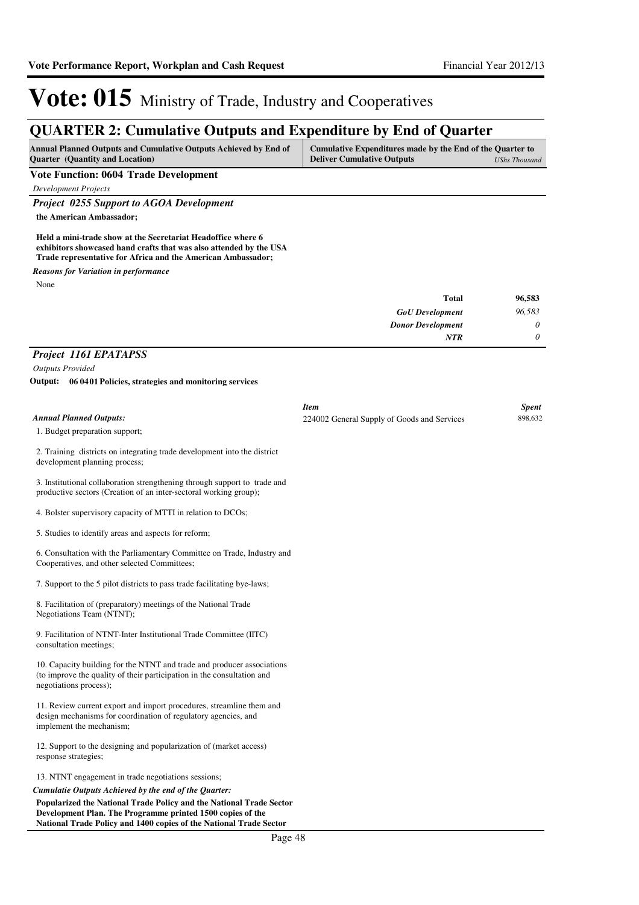# Vote: 015 Ministry of Trade, Industry and Cooperatives

## QUARTER 2: Cumulative Outputs and Expenditure by End of Quarter

| Annual Planned Outputs and Cumulative Outputs Achieved by End of Quarter (Quantity and Location) | Cumulative Expenditures made by the End of the Quarter to Deliver Cumulative Outputs | *UShs Thousand* |
|---|---|---|

**Vote Function: 0604 Trade Development**

*Development Projects*

### *Project 0255 Support to AGOA Development*

**the American Ambassador;**

**Held a mini-trade show at the Secretariat Headoffice where 6 exhibitors showcased hand crafts that was also attended by the USA Trade representative for Africa and the American Ambassador;**

*Reasons for Variation in performance*

None

| | |
|---|---|
| **Total** | **96,583** |
| *GoU Development* | *96,583* |
| *Donor Development* | *0* |
| *NTR* | *0* |

### *Project 1161 EPATAPSS*

*Outputs Provided*

**Output: 06 04 01 Policies, strategies and monitoring services**

| *Item* | *Spent* |
|---|---|
| 224002 General Supply of Goods and Services | 898,632 |

*Annual Planned Outputs:*

1. Budget preparation support;

2. Training districts on integrating trade development into the district development planning process;

3. Institutional collaboration strengthening through support to trade and productive sectors (Creation of an inter-sectoral working group);

4. Bolster supervisory capacity of MTTI in relation to DCOs;

5. Studies to identify areas and aspects for reform;

6. Consultation with the Parliamentary Committee on Trade, Industry and Cooperatives, and other selected Committees;

7. Support to the 5 pilot districts to pass trade facilitating bye-laws;

8. Facilitation of (preparatory) meetings of the National Trade Negotiations Team (NTNT);

9. Facilitation of NTNT-Inter Institutional Trade Committee (IITC) consultation meetings;

10. Capacity building for the NTNT and trade and producer associations (to improve the quality of their participation in the consultation and negotiations process);

11. Review current export and import procedures, streamline them and design mechanisms for coordination of regulatory agencies, and implement the mechanism;

12. Support to the designing and popularization of (market access) response strategies;

13. NTNT engagement in trade negotiations sessions;

*Cumulatie Outputs Achieved by the end of the Quarter:*

**Popularized the National Trade Policy and the National Trade Sector Development Plan. The Programme printed 1500 copies of the National Trade Policy and 1400 copies of the National Trade Sector**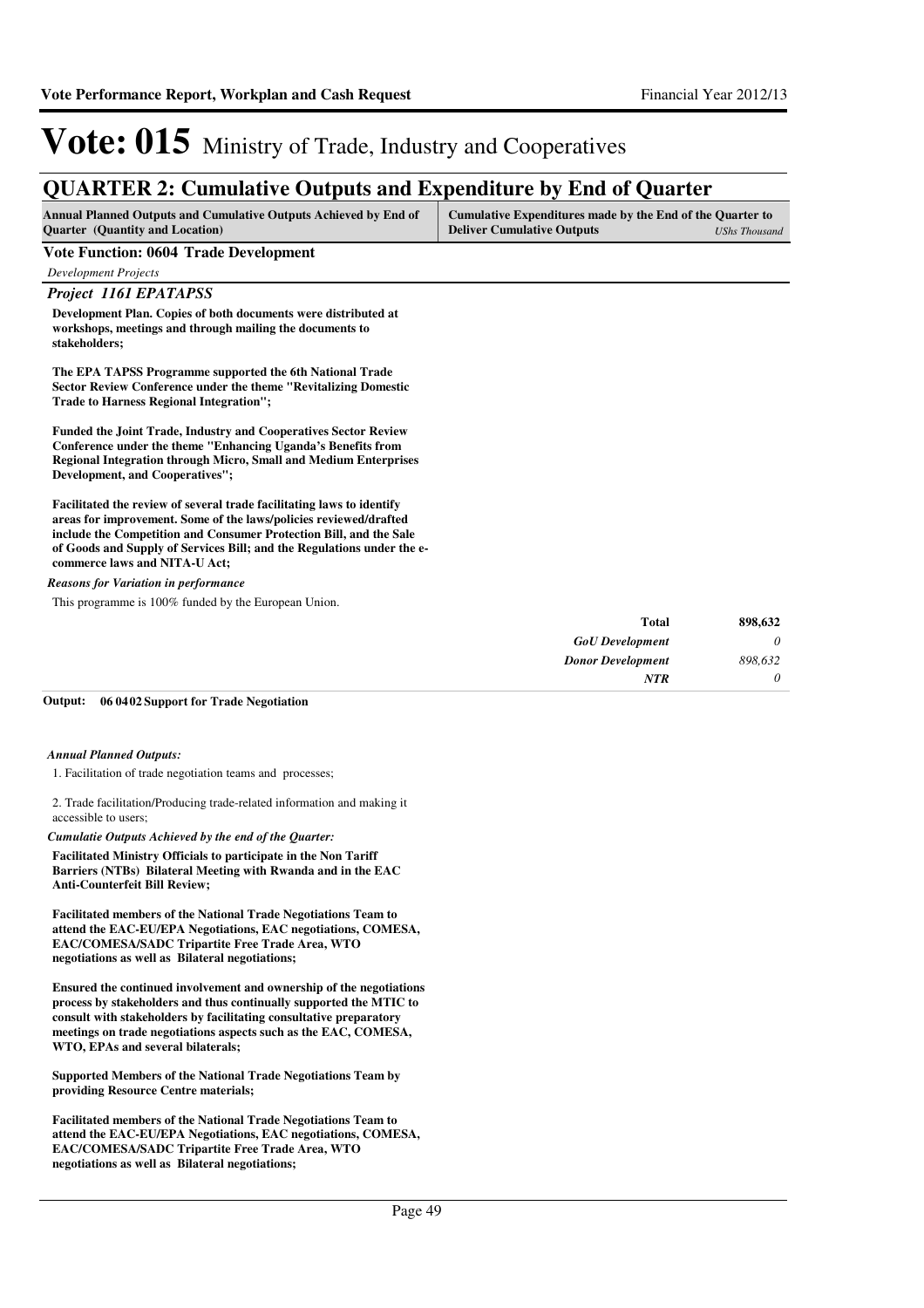# Vote: 015 Ministry of Trade, Industry and Cooperatives

## QUARTER 2: Cumulative Outputs and Expenditure by End of Quarter

| Annual Planned Outputs and Cumulative Outputs Achieved by End of Quarter (Quantity and Location) | Cumulative Expenditures made by the End of the Quarter to Deliver Cumulative Outputs *UShs Thousand* |
|---|---|

### Vote Function: 0604 Trade Development

*Development Projects*

#### *Project 1161 EPATAPSS*

**Development Plan. Copies of both documents were distributed at workshops, meetings and through mailing the documents to stakeholders;**

**The EPA TAPSS Programme supported the 6th National Trade Sector Review Conference under the theme "Revitalizing Domestic Trade to Harness Regional Integration";**

**Funded the Joint Trade, Industry and Cooperatives Sector Review Conference under the theme "Enhancing Uganda's Benefits from Regional Integration through Micro, Small and Medium Enterprises Development, and Cooperatives";**

**Facilitated the review of several trade facilitating laws to identify areas for improvement. Some of the laws/policies reviewed/drafted include the Competition and Consumer Protection Bill, and the Sale of Goods and Supply of Services Bill; and the Regulations under the e-commerce laws and NITA-U Act;**

*Reasons for Variation in performance*

This programme is 100% funded by the European Union.

| | |
|---|---|
| **Total** | **898,632** |
| *GoU Development* | *0* |
| *Donor Development* | *898,632* |
| *NTR* | *0* |

**Output: 06 0402 Support for Trade Negotiation**

*Annual Planned Outputs:*

1. Facilitation of trade negotiation teams and processes;

2. Trade facilitation/Producing trade-related information and making it accessible to users;

*Cumulatie Outputs Achieved by the end of the Quarter:*

**Facilitated Ministry Officials to participate in the Non Tariff Barriers (NTBs) Bilateral Meeting with Rwanda and in the EAC Anti-Counterfeit Bill Review;**

**Facilitated members of the National Trade Negotiations Team to attend the EAC-EU/EPA Negotiations, EAC negotiations, COMESA, EAC/COMESA/SADC Tripartite Free Trade Area, WTO negotiations as well as Bilateral negotiations;**

**Ensured the continued involvement and ownership of the negotiations process by stakeholders and thus continually supported the MTIC to consult with stakeholders by facilitating consultative preparatory meetings on trade negotiations aspects such as the EAC, COMESA, WTO, EPAs and several bilaterals;**

**Supported Members of the National Trade Negotiations Team by providing Resource Centre materials;**

**Facilitated members of the National Trade Negotiations Team to attend the EAC-EU/EPA Negotiations, EAC negotiations, COMESA, EAC/COMESA/SADC Tripartite Free Trade Area, WTO negotiations as well as Bilateral negotiations;**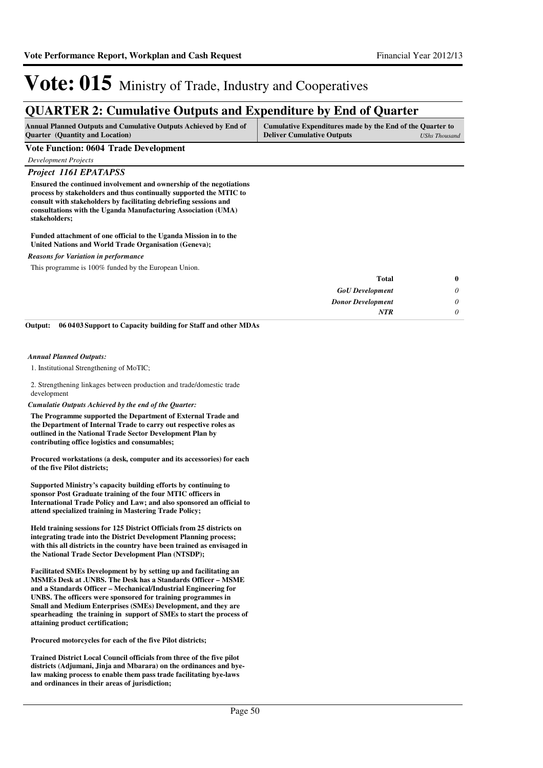# Vote: 015 Ministry of Trade, Industry and Cooperatives

## QUARTER 2: Cumulative Outputs and Expenditure by End of Quarter

| Annual Planned Outputs and Cumulative Outputs Achieved by End of Quarter (Quantity and Location) | Cumulative Expenditures made by the End of the Quarter to Deliver Cumulative Outputs *UShs Thousand* |
|---|---|

**Vote Function: 0604 Trade Development**

*Development Projects*

***Project 1161 EPATAPSS***

**Ensured the continued involvement and ownership of the negotiations process by stakeholders and thus continually supported the MTIC to consult with stakeholders by facilitating debriefing sessions and consultations with the Uganda Manufacturing Association (UMA) stakeholders;**

**Funded attachment of one official to the Uganda Mission in to the United Nations and World Trade Organisation (Geneva);**

***Reasons for Variation in performance***

This programme is 100% funded by the European Union.

| | |
|---|---|
| **Total** | **0** |
| *GoU Development* | *0* |
| *Donor Development* | *0* |
| *NTR* | *0* |

**Output: 06 04 03 Support to Capacity building for Staff and other MDAs**

***Annual Planned Outputs:***

1. Institutional Strengthening of MoTIC;

2. Strengthening linkages between production and trade/domestic trade development

***Cumulatie Outputs Achieved by the end of the Quarter:***

**The Programme supported the Department of External Trade and the Department of Internal Trade to carry out respective roles as outlined in the National Trade Sector Development Plan by contributing office logistics and consumables;**

**Procured workstations (a desk, computer and its accessories) for each of the five Pilot districts;**

**Supported Ministry's capacity building efforts by continuing to sponsor Post Graduate training of the four MTIC officers in International Trade Policy and Law; and also sponsored an official to attend specialized training in Mastering Trade Policy;**

**Held training sessions for 125 District Officials from 25 districts on integrating trade into the District Development Planning process; with this all districts in the country have been trained as envisaged in the National Trade Sector Development Plan (NTSDP);**

**Facilitated SMEs Development by by setting up and facilitating an MSMEs Desk at .UNBS. The Desk has a Standards Officer – MSME and a Standards Officer – Mechanical/Industrial Engineering for UNBS. The officers were sponsored for training programmes in Small and Medium Enterprises (SMEs) Development, and they are spearheading the training in support of SMEs to start the process of attaining product certification;**

**Procured motorcycles for each of the five Pilot districts;**

**Trained District Local Council officials from three of the five pilot districts (Adjumani, Jinja and Mbarara) on the ordinances and bye-law making process to enable them pass trade facilitating bye-laws and ordinances in their areas of jurisdiction;**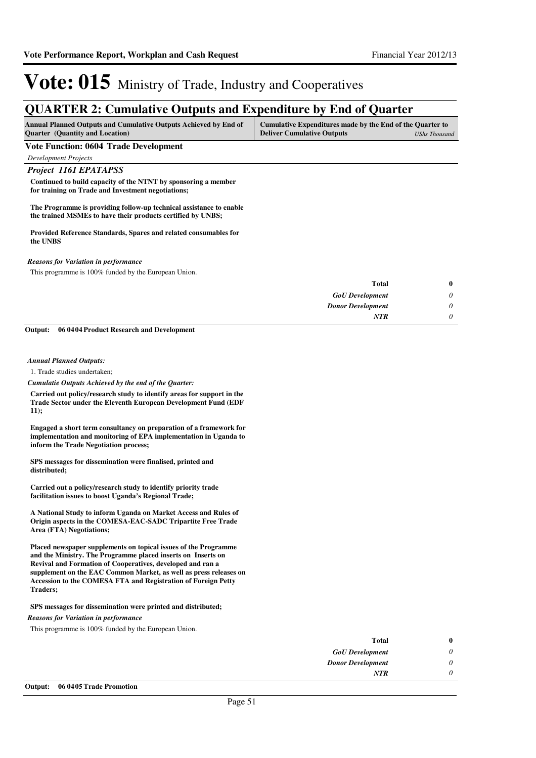# Vote: 015 Ministry of Trade, Industry and Cooperatives

## QUARTER 2: Cumulative Outputs and Expenditure by End of Quarter

| Annual Planned Outputs and Cumulative Outputs Achieved by End of Quarter (Quantity and Location) | Cumulative Expenditures made by the End of the Quarter to Deliver Cumulative Outputs *UShs Thousand* |
|---|---|

### Vote Function: 0604 Trade Development

*Development Projects*

#### *Project 1161 EPATAPSS*

**Continued to build capacity of the NTNT by sponsoring a member for training on Trade and Investment negotiations;**

**The Programme is providing follow-up technical assistance to enable the trained MSMEs to have their products certified by UNBS;**

**Provided Reference Standards, Spares and related consumables for the UNBS**

***Reasons for Variation in performance***

This programme is 100% funded by the European Union.

| | |
|---|---|
| **Total** | **0** |
| *GoU Development* | *0* |
| *Donor Development* | *0* |
| *NTR* | *0* |

**Output: 06 04 04 Product Research and Development**

***Annual Planned Outputs:***

1. Trade studies undertaken;

***Cumulatie Outputs Achieved by the end of the Quarter:***

**Carried out policy/research study to identify areas for support in the Trade Sector under the Eleventh European Development Fund (EDF 11);**

**Engaged a short term consultancy on preparation of a framework for implementation and monitoring of EPA implementation in Uganda to inform the Trade Negotiation process;**

**SPS messages for dissemination were finalised, printed and distributed;**

**Carried out a policy/research study to identify priority trade facilitation issues to boost Uganda's Regional Trade;**

**A National Study to inform Uganda on Market Access and Rules of Origin aspects in the COMESA-EAC-SADC Tripartite Free Trade Area (FTA) Negotiations;**

**Placed newspaper supplements on topical issues of the Programme and the Ministry. The Programme placed inserts on Inserts on Revival and Formation of Cooperatives, developed and ran a supplement on the EAC Common Market, as well as press releases on Accession to the COMESA FTA and Registration of Foreign Petty Traders;**

**SPS messages for dissemination were printed and distributed;**

***Reasons for Variation in performance***

This programme is 100% funded by the European Union.

| | |
|---|---|
| **Total** | **0** |
| *GoU Development* | *0* |
| *Donor Development* | *0* |
| *NTR* | *0* |

**Output: 06 04 05 Trade Promotion**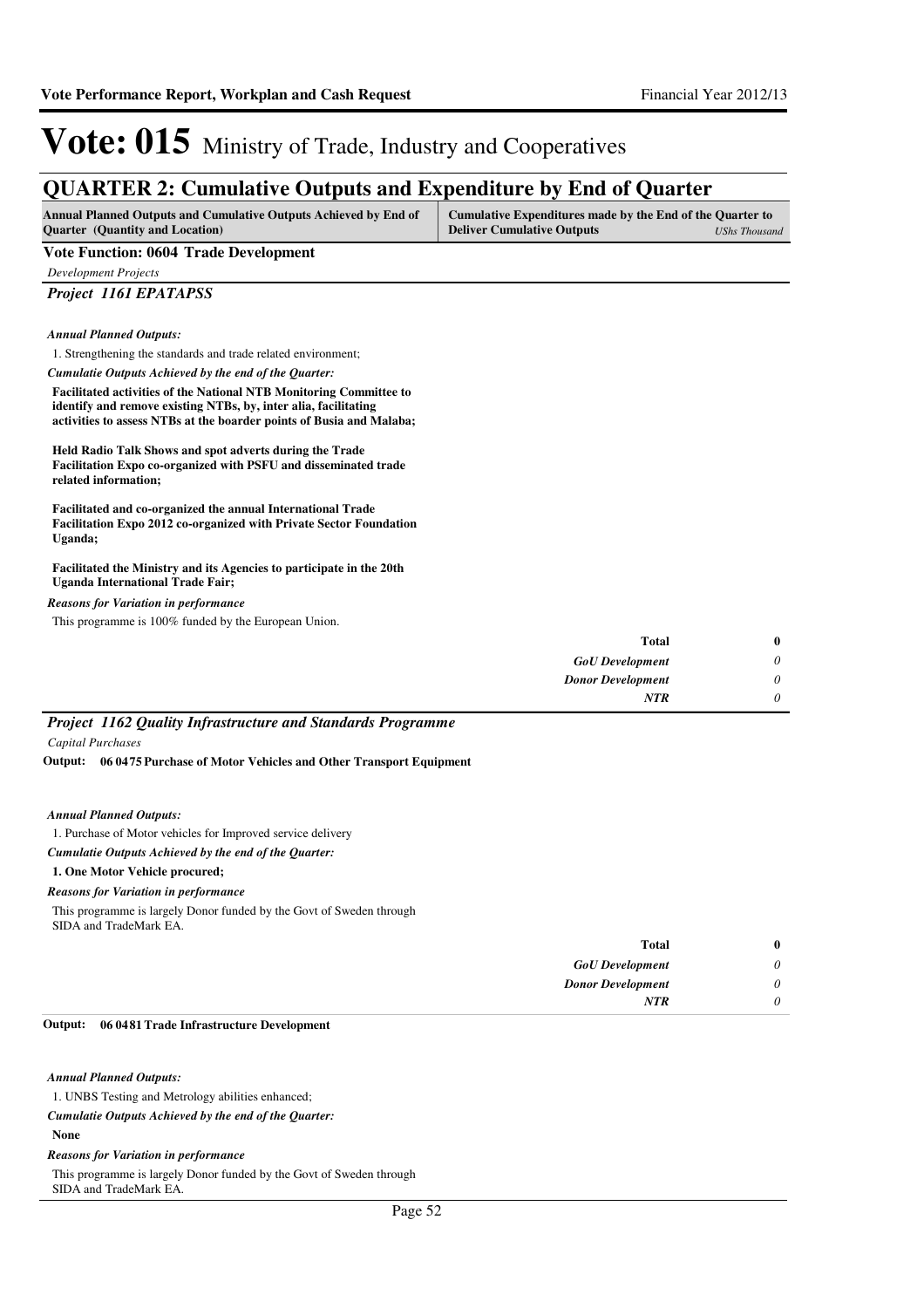# Vote: 015 Ministry of Trade, Industry and Cooperatives

## QUARTER 2: Cumulative Outputs and Expenditure by End of Quarter

| Annual Planned Outputs and Cumulative Outputs Achieved by End of Quarter (Quantity and Location) | Cumulative Expenditures made by the End of the Quarter to Deliver Cumulative Outputs *UShs Thousand* |
|---|---|

### Vote Function: 0604 Trade Development

*Development Projects*

### *Project 1161 EPATAPSS*

***Annual Planned Outputs:***

1. Strengthening the standards and trade related environment;

***Cumulatie Outputs Achieved by the end of the Quarter:***

**Facilitated activities of the National NTB Monitoring Committee to identify and remove existing NTBs, by, inter alia, facilitating activities to assess NTBs at the boarder points of Busia and Malaba;**

**Held Radio Talk Shows and spot adverts during the Trade Facilitation Expo co-organized with PSFU and disseminated trade related information;**

**Facilitated and co-organized the annual International Trade Facilitation Expo 2012 co-organized with Private Sector Foundation Uganda;**

**Facilitated the Ministry and its Agencies to participate in the 20th Uganda International Trade Fair;**

***Reasons for Variation in performance***

This programme is 100% funded by the European Union.

| | |
|---|---|
| **Total** | **0** |
| ***GoU Development*** | *0* |
| ***Donor Development*** | *0* |
| ***NTR*** | *0* |

### *Project 1162 Quality Infrastructure and Standards Programme*

*Capital Purchases*

**Output: 06 0475 Purchase of Motor Vehicles and Other Transport Equipment**

***Annual Planned Outputs:***

1. Purchase of Motor vehicles for Improved service delivery

***Cumulatie Outputs Achieved by the end of the Quarter:***

**1. One Motor Vehicle procured;**

***Reasons for Variation in performance***

This programme is largely Donor funded by the Govt of Sweden through SIDA and TradeMark EA.

| | |
|---|---|
| **Total** | **0** |
| ***GoU Development*** | *0* |
| ***Donor Development*** | *0* |
| ***NTR*** | *0* |

**Output: 06 0481 Trade Infrastructure Development**

***Annual Planned Outputs:***

1. UNBS Testing and Metrology abilities enhanced;

***Cumulatie Outputs Achieved by the end of the Quarter:***

**None**

***Reasons for Variation in performance***

This programme is largely Donor funded by the Govt of Sweden through SIDA and TradeMark EA.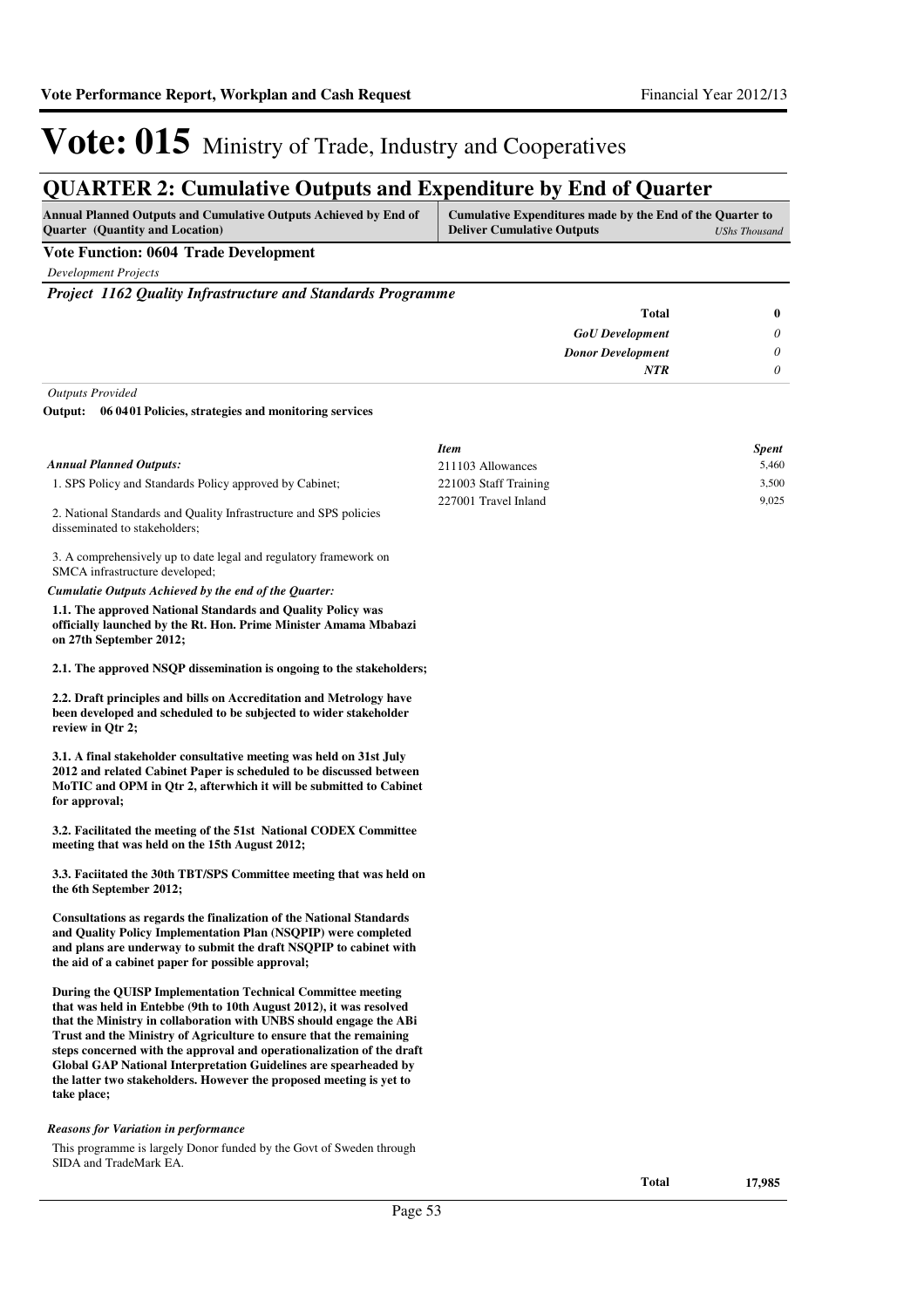# Vote: 015 Ministry of Trade, Industry and Cooperatives

## QUARTER 2: Cumulative Outputs and Expenditure by End of Quarter

| Annual Planned Outputs and Cumulative Outputs Achieved by End of Quarter (Quantity and Location) | Cumulative Expenditures made by the End of the Quarter to Deliver Cumulative Outputs *UShs Thousand* |
|---|---|

**Vote Function: 0604 Trade Development**

*Development Projects*

***Project 1162 Quality Infrastructure and Standards Programme***

| | |
|---|---|
| **Total** | **0** |
| *GoU Development* | *0* |
| *Donor Development* | *0* |
| *NTR* | *0* |

*Outputs Provided*

**Output: 06 0401 Policies, strategies and monitoring services**

*Annual Planned Outputs:*

1. SPS Policy and Standards Policy approved by Cabinet;

2. National Standards and Quality Infrastructure and SPS policies disseminated to stakeholders;

3. A comprehensively up to date legal and regulatory framework on SMCA infrastructure developed;

*Cumulatie Outputs Achieved by the end of the Quarter:*

**1.1. The approved National Standards and Quality Policy was officially launched by the Rt. Hon. Prime Minister Amama Mbabazi on 27th September 2012;**

**2.1. The approved NSQP dissemination is ongoing to the stakeholders;**

**2.2. Draft principles and bills on Accreditation and Metrology have been developed and scheduled to be subjected to wider stakeholder review in Qtr 2;**

**3.1. A final stakeholder consultative meeting was held on 31st July 2012 and related Cabinet Paper is scheduled to be discussed between MoTIC and OPM in Qtr 2, afterwhich it will be submitted to Cabinet for approval;**

**3.2. Facilitated the meeting of the 51st National CODEX Committee meeting that was held on the 15th August 2012;**

**3.3. Faciitated the 30th TBT/SPS Committee meeting that was held on the 6th September 2012;**

**Consultations as regards the finalization of the National Standards and Quality Policy Implementation Plan (NSQPIP) were completed and plans are underway to submit the draft NSQPIP to cabinet with the aid of a cabinet paper for possible approval;**

**During the QUISP Implementation Technical Committee meeting that was held in Entebbe (9th to 10th August 2012), it was resolved that the Ministry in collaboration with UNBS should engage the ABi Trust and the Ministry of Agriculture to ensure that the remaining steps concerned with the approval and operationalization of the draft Global GAP National Interpretation Guidelines are spearheaded by the latter two stakeholders. However the proposed meeting is yet to take place;**

*Reasons for Variation in performance*

This programme is largely Donor funded by the Govt of Sweden through SIDA and TradeMark EA.

| *Item* | *Spent* |
|---|---|
| 211103 Allowances | 5,460 |
| 221003 Staff Training | 3,500 |
| 227001 Travel Inland | 9,025 |
| **Total** | **17,985** |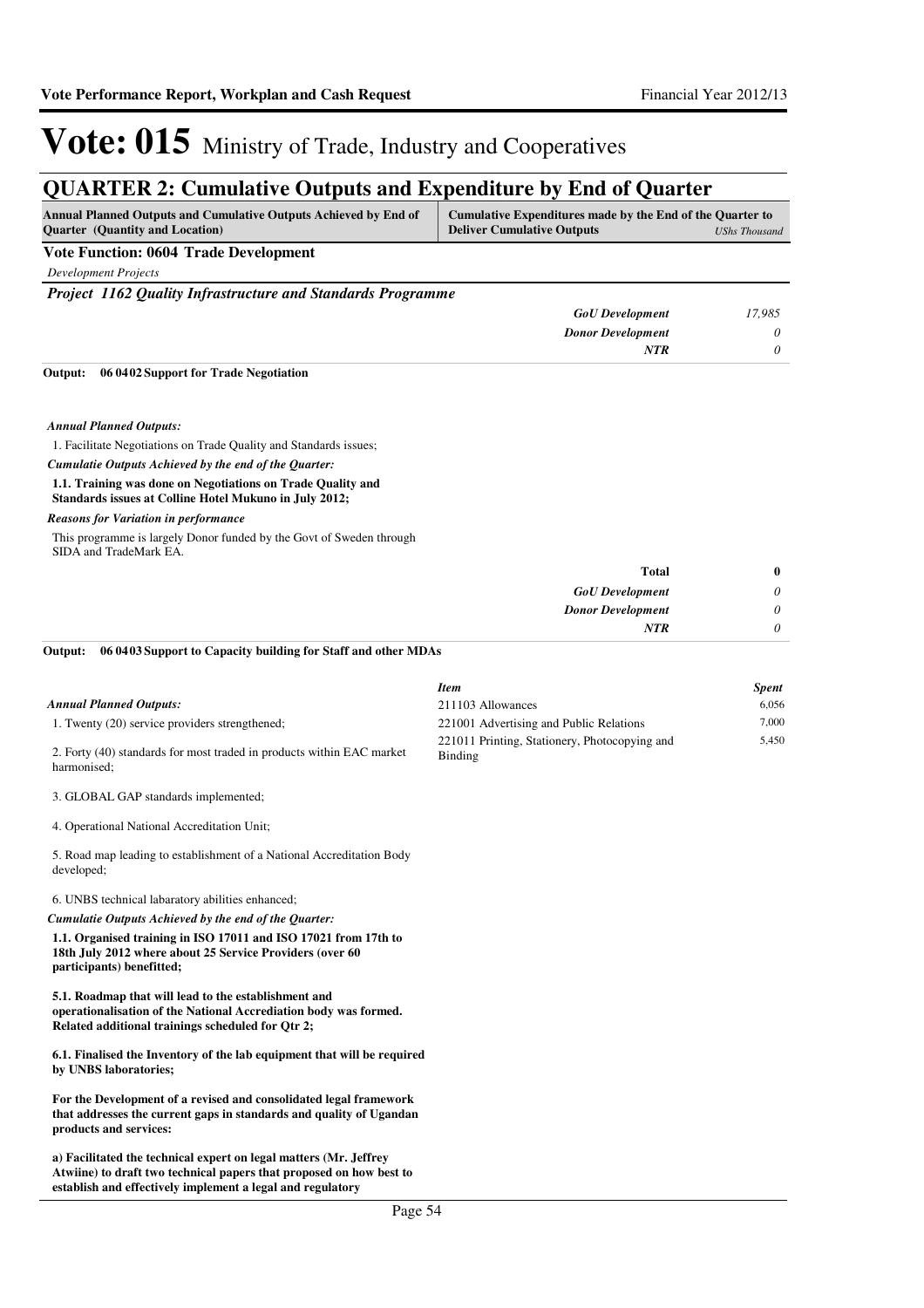# Vote: 015 Ministry of Trade, Industry and Cooperatives

## QUARTER 2: Cumulative Outputs and Expenditure by End of Quarter

| Annual Planned Outputs and Cumulative Outputs Achieved by End of Quarter (Quantity and Location) | Cumulative Expenditures made by the End of the Quarter to Deliver Cumulative Outputs | *UShs Thousand* |
|---|---|---|

**Vote Function: 0604 Trade Development**

*Development Projects*

***Project 1162 Quality Infrastructure and Standards Programme***

| | |
|---|---|
| ***GoU Development*** | *17,985* |
| ***Donor Development*** | *0* |
| ***NTR*** | *0* |

**Output: 06 04 02 Support for Trade Negotiation**

***Annual Planned Outputs:***

1. Facilitate Negotiations on Trade Quality and Standards issues;

***Cumulatie Outputs Achieved by the end of the Quarter:***

**1.1. Training was done on Negotiations on Trade Quality and Standards issues at Colline Hotel Mukuno in July 2012;**

***Reasons for Variation in performance***

This programme is largely Donor funded by the Govt of Sweden through SIDA and TradeMark EA.

| | |
|---|---|
| **Total** | **0** |
| ***GoU Development*** | *0* |
| ***Donor Development*** | *0* |
| ***NTR*** | *0* |

**Output: 06 04 03 Support to Capacity building for Staff and other MDAs**

| *Item* | *Spent* |
|---|---|
| 211103 Allowances | 6,056 |
| 221001 Advertising and Public Relations | 7,000 |
| 221011 Printing, Stationery, Photocopying and Binding | 5,450 |

***Annual Planned Outputs:***

1. Twenty (20) service providers strengthened;

2. Forty (40) standards for most traded in products within EAC market harmonised;

3. GLOBAL GAP standards implemented;

4. Operational National Accreditation Unit;

5. Road map leading to establishment of a National Accreditation Body developed;

6. UNBS technical labaratory abilities enhanced;

***Cumulatie Outputs Achieved by the end of the Quarter:***

**1.1. Organised training in ISO 17011 and ISO 17021 from 17th to 18th July 2012 where about 25 Service Providers (over 60 participants) benefitted;**

**5.1. Roadmap that will lead to the establishment and operationalisation of the National Accrediation body was formed. Related additional trainings scheduled for Qtr 2;**

**6.1. Finalised the Inventory of the lab equipment that will be required by UNBS laboratories;**

**For the Development of a revised and consolidated legal framework that addresses the current gaps in standards and quality of Ugandan products and services:**

**a) Facilitated the technical expert on legal matters (Mr. Jeffrey Atwiine) to draft two technical papers that proposed on how best to establish and effectively implement a legal and regulatory**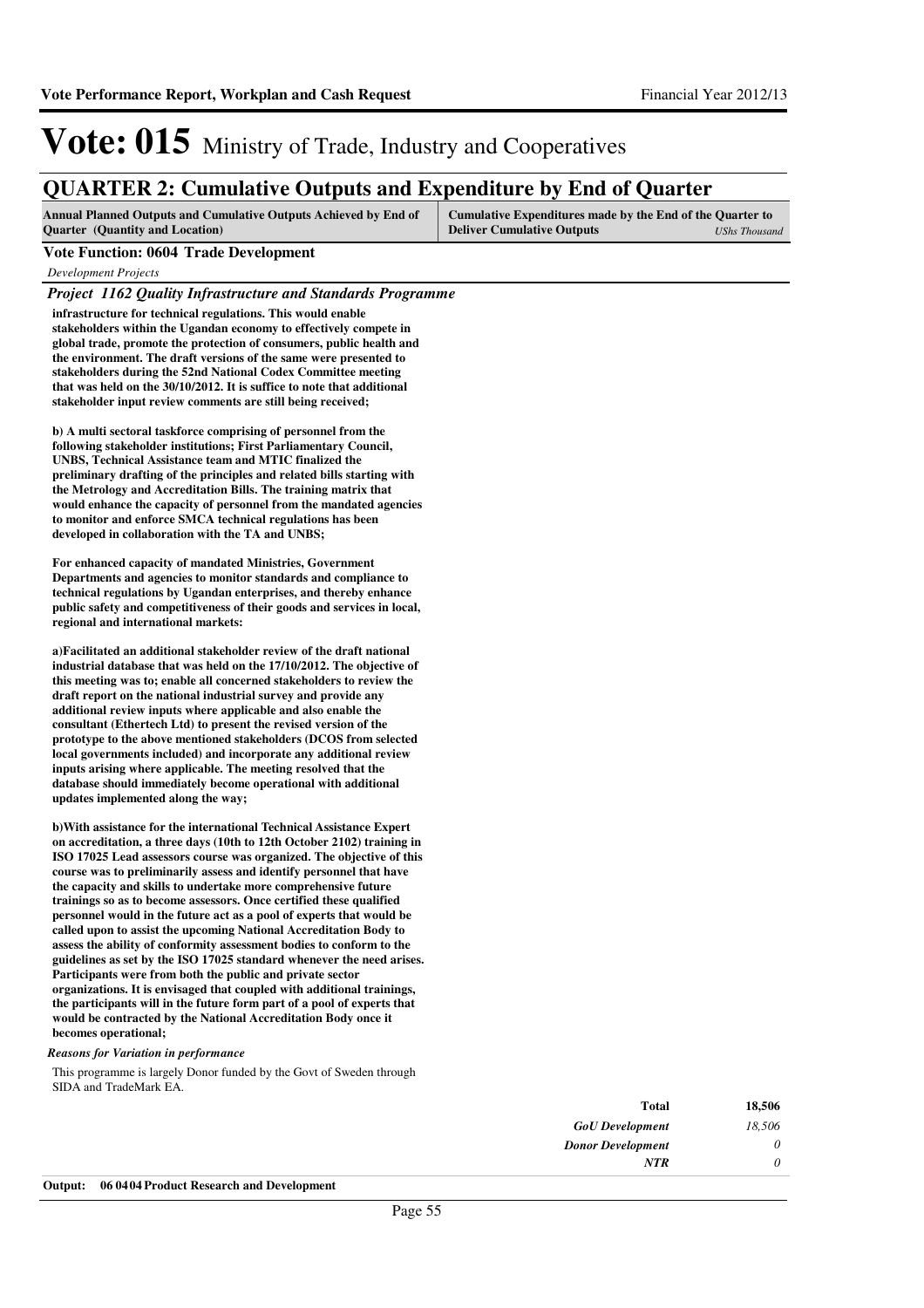# Vote: 015 Ministry of Trade, Industry and Cooperatives

## QUARTER 2: Cumulative Outputs and Expenditure by End of Quarter

| Annual Planned Outputs and Cumulative Outputs Achieved by End of Quarter (Quantity and Location) | Cumulative Expenditures made by the End of the Quarter to Deliver Cumulative Outputs *UShs Thousand* |
|---|---|

**Vote Function: 0604 Trade Development**

*Development Projects*

### *Project 1162 Quality Infrastructure and Standards Programme*

**infrastructure for technical regulations. This would enable stakeholders within the Ugandan economy to effectively compete in global trade, promote the protection of consumers, public health and the environment. The draft versions of the same were presented to stakeholders during the 52nd National Codex Committee meeting that was held on the 30/10/2012. It is suffice to note that additional stakeholder input review comments are still being received;**

**b) A multi sectoral taskforce comprising of personnel from the following stakeholder institutions; First Parliamentary Council, UNBS, Technical Assistance team and MTIC finalized the preliminary drafting of the principles and related bills starting with the Metrology and Accreditation Bills. The training matrix that would enhance the capacity of personnel from the mandated agencies to monitor and enforce SMCA technical regulations has been developed in collaboration with the TA and UNBS;**

**For enhanced capacity of mandated Ministries, Government Departments and agencies to monitor standards and compliance to technical regulations by Ugandan enterprises, and thereby enhance public safety and competitiveness of their goods and services in local, regional and international markets:**

**a)Facilitated an additional stakeholder review of the draft national industrial database that was held on the 17/10/2012. The objective of this meeting was to; enable all concerned stakeholders to review the draft report on the national industrial survey and provide any additional review inputs where applicable and also enable the consultant (Ethertech Ltd) to present the revised version of the prototype to the above mentioned stakeholders (DCOS from selected local governments included) and incorporate any additional review inputs arising where applicable. The meeting resolved that the database should immediately become operational with additional updates implemented along the way;**

**b)With assistance for the international Technical Assistance Expert on accreditation, a three days (10th to 12th October 2102) training in ISO 17025 Lead assessors course was organized. The objective of this course was to preliminarily assess and identify personnel that have the capacity and skills to undertake more comprehensive future trainings so as to become assessors. Once certified these qualified personnel would in the future act as a pool of experts that would be called upon to assist the upcoming National Accreditation Body to assess the ability of conformity assessment bodies to conform to the guidelines as set by the ISO 17025 standard whenever the need arises. Participants were from both the public and private sector organizations. It is envisaged that coupled with additional trainings, the participants will in the future form part of a pool of experts that would be contracted by the National Accreditation Body once it becomes operational;**

***Reasons for Variation in performance***

This programme is largely Donor funded by the Govt of Sweden through SIDA and TradeMark EA.

| | |
|---|---|
| **Total** | **18,506** |
| *GoU Development* | *18,506* |
| *Donor Development* | *0* |
| *NTR* | *0* |

**Output: 06 04 04 Product Research and Development**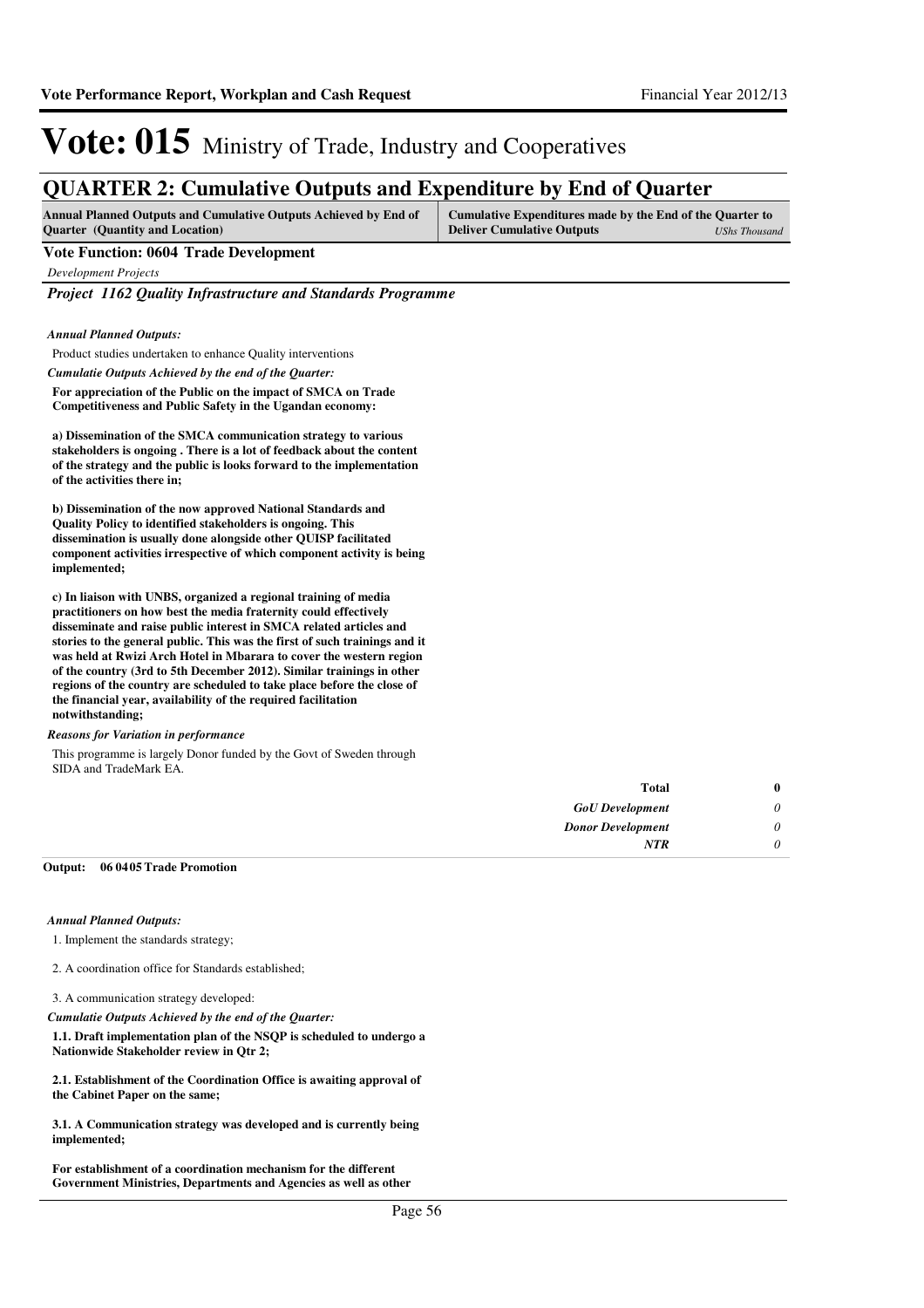# Vote: 015 Ministry of Trade, Industry and Cooperatives

## QUARTER 2: Cumulative Outputs and Expenditure by End of Quarter

| Annual Planned Outputs and Cumulative Outputs Achieved by End of Quarter (Quantity and Location) | Cumulative Expenditures made by the End of the Quarter to Deliver Cumulative Outputs *UShs Thousand* |
|---|---|

**Vote Function: 0604 Trade Development**

*Development Projects*

### *Project 1162 Quality Infrastructure and Standards Programme*

*Annual Planned Outputs:*

Product studies undertaken to enhance Quality interventions

*Cumulatie Outputs Achieved by the end of the Quarter:*

**For appreciation of the Public on the impact of SMCA on Trade Competitiveness and Public Safety in the Ugandan economy:**

**a) Dissemination of the SMCA communication strategy to various stakeholders is ongoing . There is a lot of feedback about the content of the strategy and the public is looks forward to the implementation of the activities there in;**

**b) Dissemination of the now approved National Standards and Quality Policy to identified stakeholders is ongoing. This dissemination is usually done alongside other QUISP facilitated component activities irrespective of which component activity is being implemented;**

**c) In liaison with UNBS, organized a regional training of media practitioners on how best the media fraternity could effectively disseminate and raise public interest in SMCA related articles and stories to the general public. This was the first of such trainings and it was held at Rwizi Arch Hotel in Mbarara to cover the western region of the country (3rd to 5th December 2012). Similar trainings in other regions of the country are scheduled to take place before the close of the financial year, availability of the required facilitation notwithstanding;**

*Reasons for Variation in performance*

This programme is largely Donor funded by the Govt of Sweden through SIDA and TradeMark EA.

| | |
|---|---|
| **Total** | **0** |
| *GoU Development* | *0* |
| *Donor Development* | *0* |
| *NTR* | *0* |

**Output: 06 04 05 Trade Promotion**

*Annual Planned Outputs:*

1. Implement the standards strategy;

2. A coordination office for Standards established;

3. A communication strategy developed:

*Cumulatie Outputs Achieved by the end of the Quarter:*

**1.1. Draft implementation plan of the NSQP is scheduled to undergo a Nationwide Stakeholder review in Qtr 2;**

**2.1. Establishment of the Coordination Office is awaiting approval of the Cabinet Paper on the same;**

**3.1. A Communication strategy was developed and is currently being implemented;**

**For establishment of a coordination mechanism for the different Government Ministries, Departments and Agencies as well as other**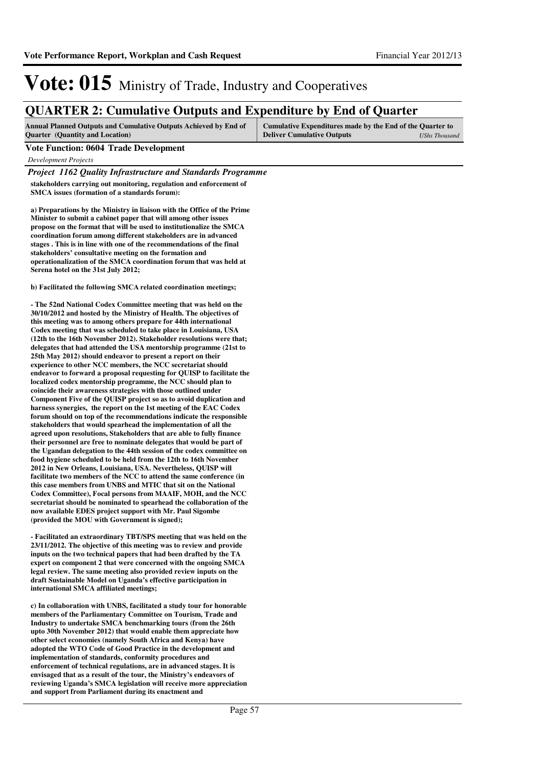# Vote: 015 Ministry of Trade, Industry and Cooperatives

## QUARTER 2: Cumulative Outputs and Expenditure by End of Quarter

| Annual Planned Outputs and Cumulative Outputs Achieved by End of Quarter (Quantity and Location) | Cumulative Expenditures made by the End of the Quarter to Deliver Cumulative Outputs *UShs Thousand* |
|---|---|

**Vote Function: 0604 Trade Development**

*Development Projects*

***Project 1162 Quality Infrastructure and Standards Programme***

**stakeholders carrying out monitoring, regulation and enforcement of SMCA issues (formation of a standards forum):**

**a) Preparations by the Ministry in liaison with the Office of the Prime Minister to submit a cabinet paper that will among other issues propose on the format that will be used to institutionalize the SMCA coordination forum among different stakeholders are in advanced stages . This is in line with one of the recommendations of the final stakeholders' consultative meeting on the formation and operationalization of the SMCA coordination forum that was held at Serena hotel on the 31st July 2012;**

**b) Facilitated the following SMCA related coordination meetings;**

**- The 52nd National Codex Committee meeting that was held on the 30/10/2012 and hosted by the Ministry of Health. The objectives of this meeting was to among others prepare for 44th international Codex meeting that was scheduled to take place in Louisiana, USA (12th to the 16th November 2012). Stakeholder resolutions were that; delegates that had attended the USA mentorship programme (21st to 25th May 2012) should endeavor to present a report on their experience to other NCC members, the NCC secretariat should endeavor to forward a proposal requesting for QUISP to facilitate the localized codex mentorship programme, the NCC should plan to coincide their awareness strategies with those outlined under Component Five of the QUISP project so as to avoid duplication and harness synergies, the report on the 1st meeting of the EAC Codex forum should on top of the recommendations indicate the responsible stakeholders that would spearhead the implementation of all the agreed upon resolutions, Stakeholders that are able to fully finance their personnel are free to nominate delegates that would be part of the Ugandan delegation to the 44th session of the codex committee on food hygiene scheduled to be held from the 12th to 16th November 2012 in New Orleans, Louisiana, USA. Nevertheless, QUISP will facilitate two members of the NCC to attend the same conference (in this case members from UNBS and MTIC that sit on the National Codex Committee), Focal persons from MAAIF, MOH, and the NCC secretariat should be nominated to spearhead the collaboration of the now available EDES project support with Mr. Paul Sigombe (provided the MOU with Government is signed);**

**- Facilitated an extraordinary TBT/SPS meeting that was held on the 23/11/2012. The objective of this meeting was to review and provide inputs on the two technical papers that had been drafted by the TA expert on component 2 that were concerned with the ongoing SMCA legal review. The same meeting also provided review inputs on the draft Sustainable Model on Uganda's effective participation in international SMCA affiliated meetings;**

**c) In collaboration with UNBS, facilitated a study tour for honorable members of the Parliamentary Committee on Tourism, Trade and Industry to undertake SMCA benchmarking tours (from the 26th upto 30th November 2012) that would enable them appreciate how other select economies (namely South Africa and Kenya) have adopted the WTO Code of Good Practice in the development and implementation of standards, conformity procedures and enforcement of technical regulations, are in advanced stages. It is envisaged that as a result of the tour, the Ministry's endeavors of reviewing Uganda's SMCA legislation will receive more appreciation and support from Parliament during its enactment and**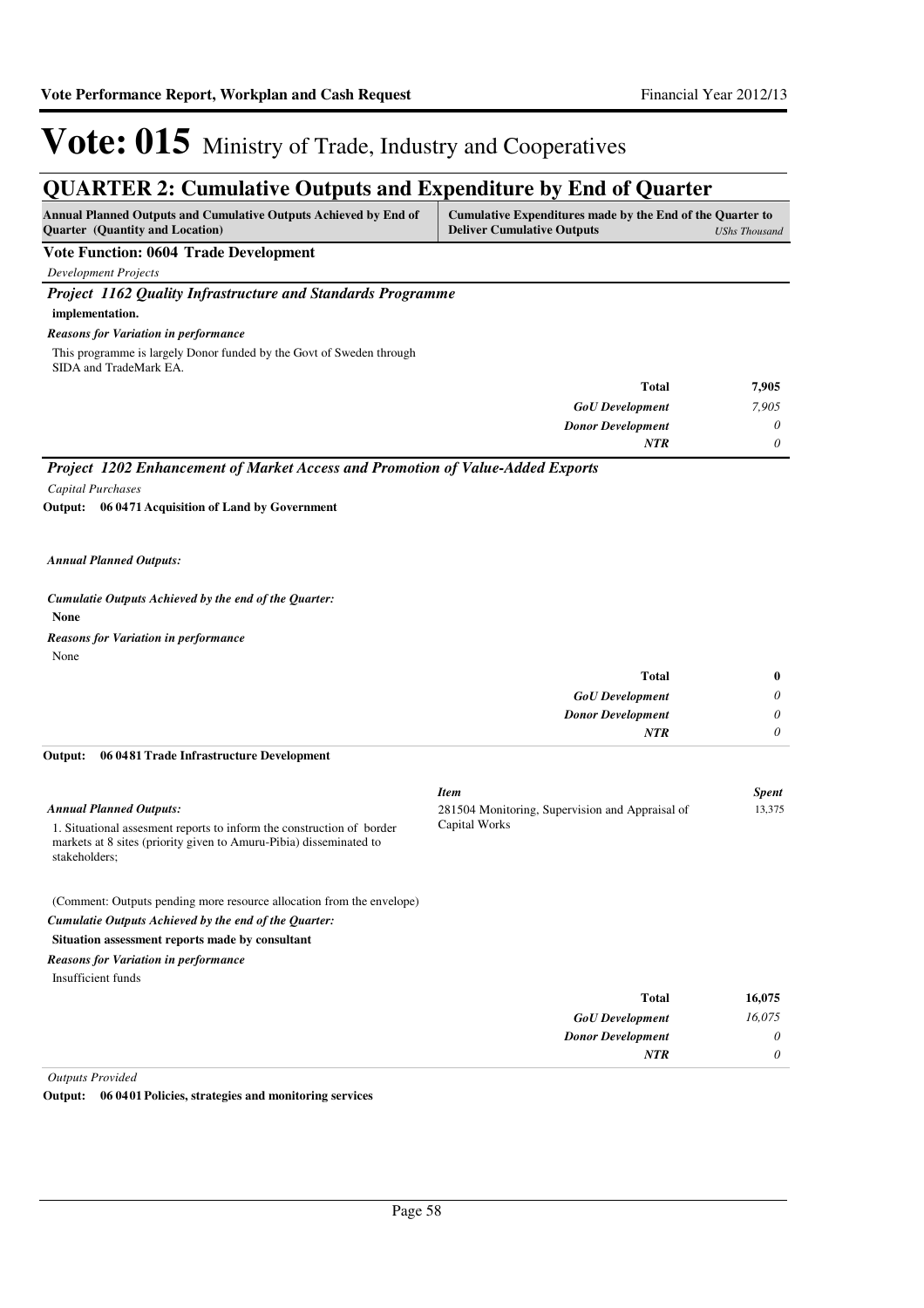# Vote: 015 Ministry of Trade, Industry and Cooperatives

## QUARTER 2: Cumulative Outputs and Expenditure by End of Quarter

| Annual Planned Outputs and Cumulative Outputs Achieved by End of Quarter (Quantity and Location) | Cumulative Expenditures made by the End of the Quarter to Deliver Cumulative Outputs *UShs Thousand* |
|---|---|

**Vote Function: 0604 Trade Development**

*Development Projects*

***Project 1162 Quality Infrastructure and Standards Programme***

**implementation.**

***Reasons for Variation in performance***

This programme is largely Donor funded by the Govt of Sweden through SIDA and TradeMark EA.

| | |
|---|---|
| **Total** | **7,905** |
| *GoU Development* | *7,905* |
| *Donor Development* | *0* |
| *NTR* | *0* |

***Project 1202 Enhancement of Market Access and Promotion of Value-Added Exports***

*Capital Purchases*

**Output: 06 0471 Acquisition of Land by Government**

***Annual Planned Outputs:***

***Cumulatie Outputs Achieved by the end of the Quarter:***

**None**

***Reasons for Variation in performance***

None

| | |
|---|---|
| **Total** | **0** |
| *GoU Development* | *0* |
| *Donor Development* | *0* |
| *NTR* | *0* |

**Output: 06 0481 Trade Infrastructure Development**

***Annual Planned Outputs:***

1. Situational assesment reports to inform the construction of border markets at 8 sites (priority given to Amuru-Pibia) disseminated to stakeholders;

(Comment: Outputs pending more resource allocation from the envelope)

| *Item* | *Spent* |
|---|---|
| 281504 Monitoring, Supervision and Appraisal of Capital Works | 13,375 |

***Cumulatie Outputs Achieved by the end of the Quarter:***

**Situation assessment reports made by consultant**

***Reasons for Variation in performance***

Insufficient funds

| | |
|---|---|
| **Total** | **16,075** |
| *GoU Development* | *16,075* |
| *Donor Development* | *0* |
| *NTR* | *0* |

*Outputs Provided*

**Output: 06 0401 Policies, strategies and monitoring services**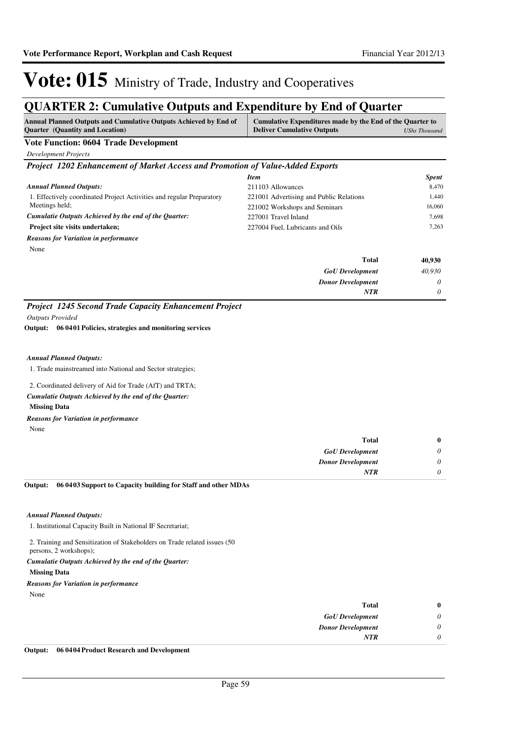# Vote: 015 Ministry of Trade, Industry and Cooperatives

## QUARTER 2: Cumulative Outputs and Expenditure by End of Quarter

| Annual Planned Outputs and Cumulative Outputs Achieved by End of Quarter (Quantity and Location) | Cumulative Expenditures made by the End of the Quarter to Deliver Cumulative Outputs | *UShs Thousand* |
|---|---|---|

### Vote Function: 0604 Trade Development

*Development Projects*

#### *Project 1202 Enhancement of Market Access and Promotion of Value-Added Exports*

***Annual Planned Outputs:***

1. Effectively coordinated Project Activities and regular Preparatory Meetings held;

***Cumulatie Outputs Achieved by the end of the Quarter:***

**Project site visits undertaken;**

***Reasons for Variation in performance***

None

| *Item* | *Spent* |
|---|---|
| 211103 Allowances | 8,470 |
| 221001 Advertising and Public Relations | 1,440 |
| 221002 Workshops and Seminars | 16,060 |
| 227001 Travel Inland | 7,698 |
| 227004 Fuel, Lubricants and Oils | 7,263 |
| **Total** | **40,930** |
| ***GoU Development*** | *40,930* |
| ***Donor Development*** | *0* |
| ***NTR*** | *0* |

#### *Project 1245 Second Trade Capacity Enhancement Project*

*Outputs Provided*

**Output: 06 04 01 Policies, strategies and monitoring services**

***Annual Planned Outputs:***

1. Trade mainstreamed into National and Sector strategies;

2. Coordinated delivery of Aid for Trade (AfT) and TRTA;

***Cumulatie Outputs Achieved by the end of the Quarter:***

**Missing Data**

***Reasons for Variation in performance***

None

| | |
|---|---|
| **Total** | **0** |
| ***GoU Development*** | *0* |
| ***Donor Development*** | *0* |
| ***NTR*** | *0* |

**Output: 06 04 03 Support to Capacity building for Staff and other MDAs**

***Annual Planned Outputs:***

1. Institutional Capacity Built in National IF Secretariat;

2. Training and Sensitization of Stakeholders on Trade related issues (50 persons, 2 workshops);

***Cumulatie Outputs Achieved by the end of the Quarter:***

**Missing Data**

***Reasons for Variation in performance***

None

| | |
|---|---|
| **Total** | **0** |
| ***GoU Development*** | *0* |
| ***Donor Development*** | *0* |
| ***NTR*** | *0* |

**Output: 06 04 04 Product Research and Development**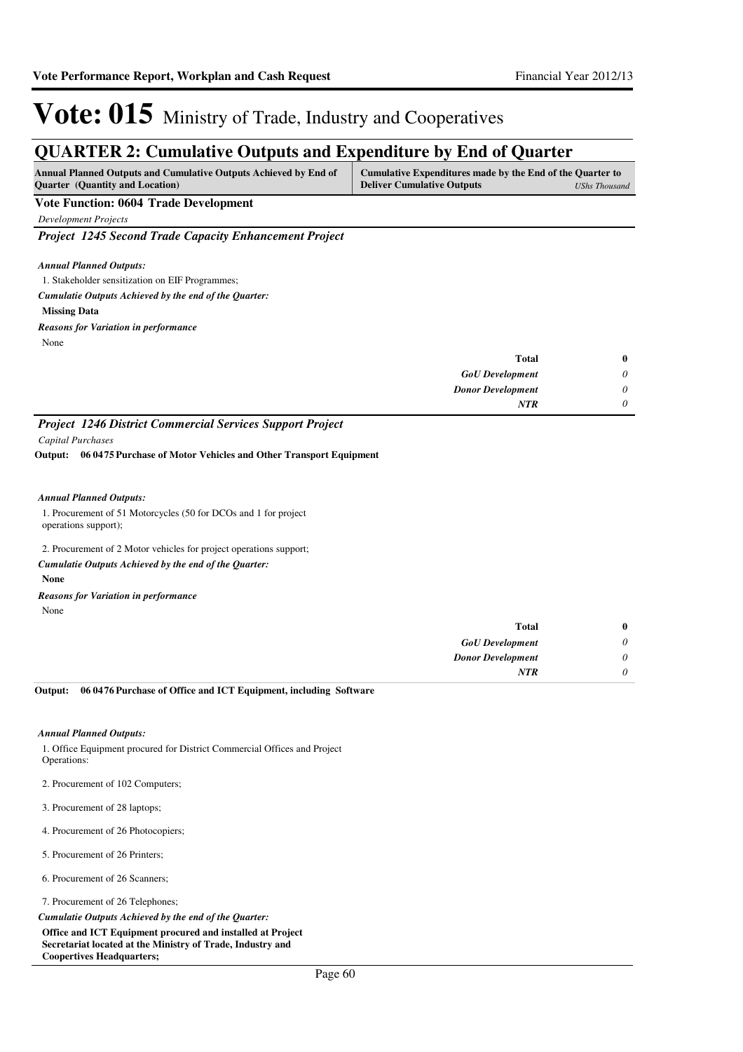# Vote: 015 Ministry of Trade, Industry and Cooperatives

## QUARTER 2: Cumulative Outputs and Expenditure by End of Quarter

| Annual Planned Outputs and Cumulative Outputs Achieved by End of Quarter (Quantity and Location) | Cumulative Expenditures made by the End of the Quarter to Deliver Cumulative Outputs *UShs Thousand* |
|---|---|

**Vote Function: 0604 Trade Development**

*Development Projects*

### *Project 1245 Second Trade Capacity Enhancement Project*

***Annual Planned Outputs:***

1. Stakeholder sensitization on EIF Programmes;

***Cumulatie Outputs Achieved by the end of the Quarter:***

**Missing Data**

***Reasons for Variation in performance***

None

| | |
|---|---|
| **Total** | **0** |
| *GoU Development* | *0* |
| *Donor Development* | *0* |
| *NTR* | *0* |

### *Project 1246 District Commercial Services Support Project*

*Capital Purchases*

**Output: 06 0475 Purchase of Motor Vehicles and Other Transport Equipment**

***Annual Planned Outputs:***

1. Procurement of 51 Motorcycles (50 for DCOs and 1 for project operations support);

2. Procurement of 2 Motor vehicles for project operations support;

***Cumulatie Outputs Achieved by the end of the Quarter:***

**None**

***Reasons for Variation in performance***

None

| | |
|---|---|
| **Total** | **0** |
| *GoU Development* | *0* |
| *Donor Development* | *0* |
| *NTR* | *0* |

**Output: 06 0476 Purchase of Office and ICT Equipment, including Software**

***Annual Planned Outputs:***

1. Office Equipment procured for District Commercial Offices and Project Operations:

2. Procurement of 102 Computers;

3. Procurement of 28 laptops;

4. Procurement of 26 Photocopiers;

5. Procurement of 26 Printers;

6. Procurement of 26 Scanners;

7. Procurement of 26 Telephones;

***Cumulatie Outputs Achieved by the end of the Quarter:***

**Office and ICT Equipment procured and installed at Project Secretariat located at the Ministry of Trade, Industry and Coopertives Headquarters;**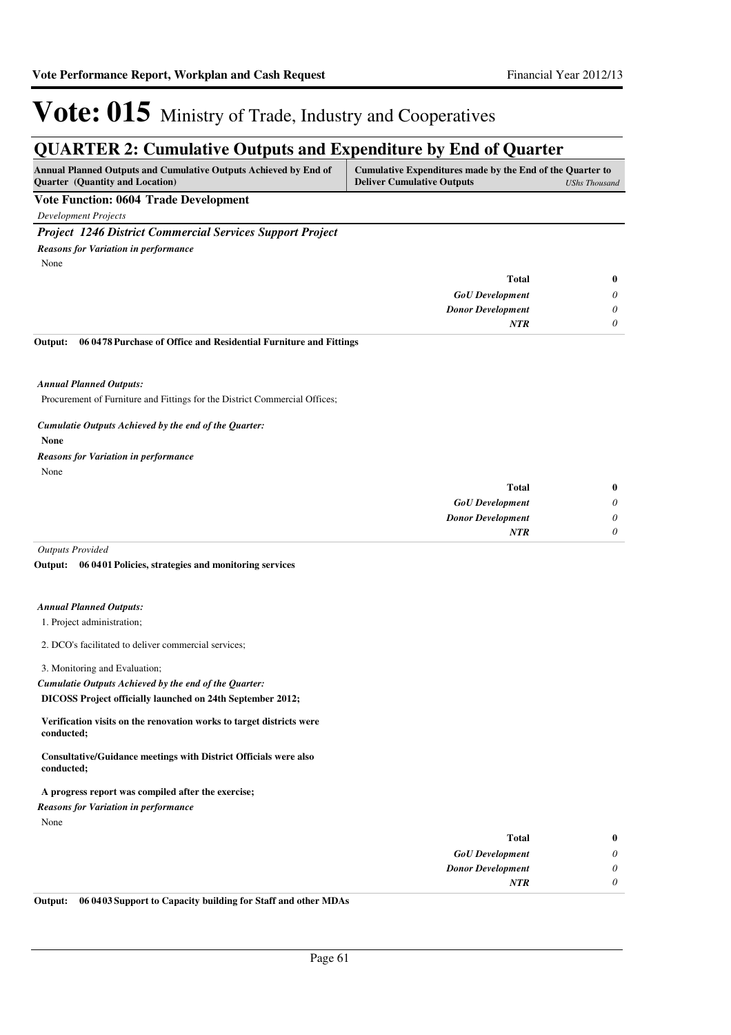# Vote: 015 Ministry of Trade, Industry and Cooperatives

## QUARTER 2: Cumulative Outputs and Expenditure by End of Quarter

| Annual Planned Outputs and Cumulative Outputs Achieved by End of Quarter (Quantity and Location) | Cumulative Expenditures made by the End of the Quarter to Deliver Cumulative Outputs | *UShs Thousand* |
|---|---|---|

### Vote Function: 0604 Trade Development

*Development Projects*

#### *Project 1246 District Commercial Services Support Project*

***Reasons for Variation in performance***

None

| | |
|---|---|
| **Total** | **0** |
| *GoU Development* | *0* |
| *Donor Development* | *0* |
| *NTR* | *0* |

**Output: 06 0478 Purchase of Office and Residential Furniture and Fittings**

***Annual Planned Outputs:***

Procurement of Furniture and Fittings for the District Commercial Offices;

***Cumulatie Outputs Achieved by the end of the Quarter:***

**None**

***Reasons for Variation in performance***

None

| | |
|---|---|
| **Total** | **0** |
| *GoU Development* | *0* |
| *Donor Development* | *0* |
| *NTR* | *0* |

*Outputs Provided*

**Output: 06 0401 Policies, strategies and monitoring services**

***Annual Planned Outputs:***

1. Project administration;

2. DCO's facilitated to deliver commercial services;

3. Monitoring and Evaluation;

***Cumulatie Outputs Achieved by the end of the Quarter:***

**DICOSS Project officially launched on 24th September 2012;**

**Verification visits on the renovation works to target districts were conducted;**

**Consultative/Guidance meetings with District Officials were also conducted;**

**A progress report was compiled after the exercise;**

***Reasons for Variation in performance***

None

| | |
|---|---|
| **Total** | **0** |
| *GoU Development* | *0* |
| *Donor Development* | *0* |
| *NTR* | *0* |

**Output: 06 0403 Support to Capacity building for Staff and other MDAs**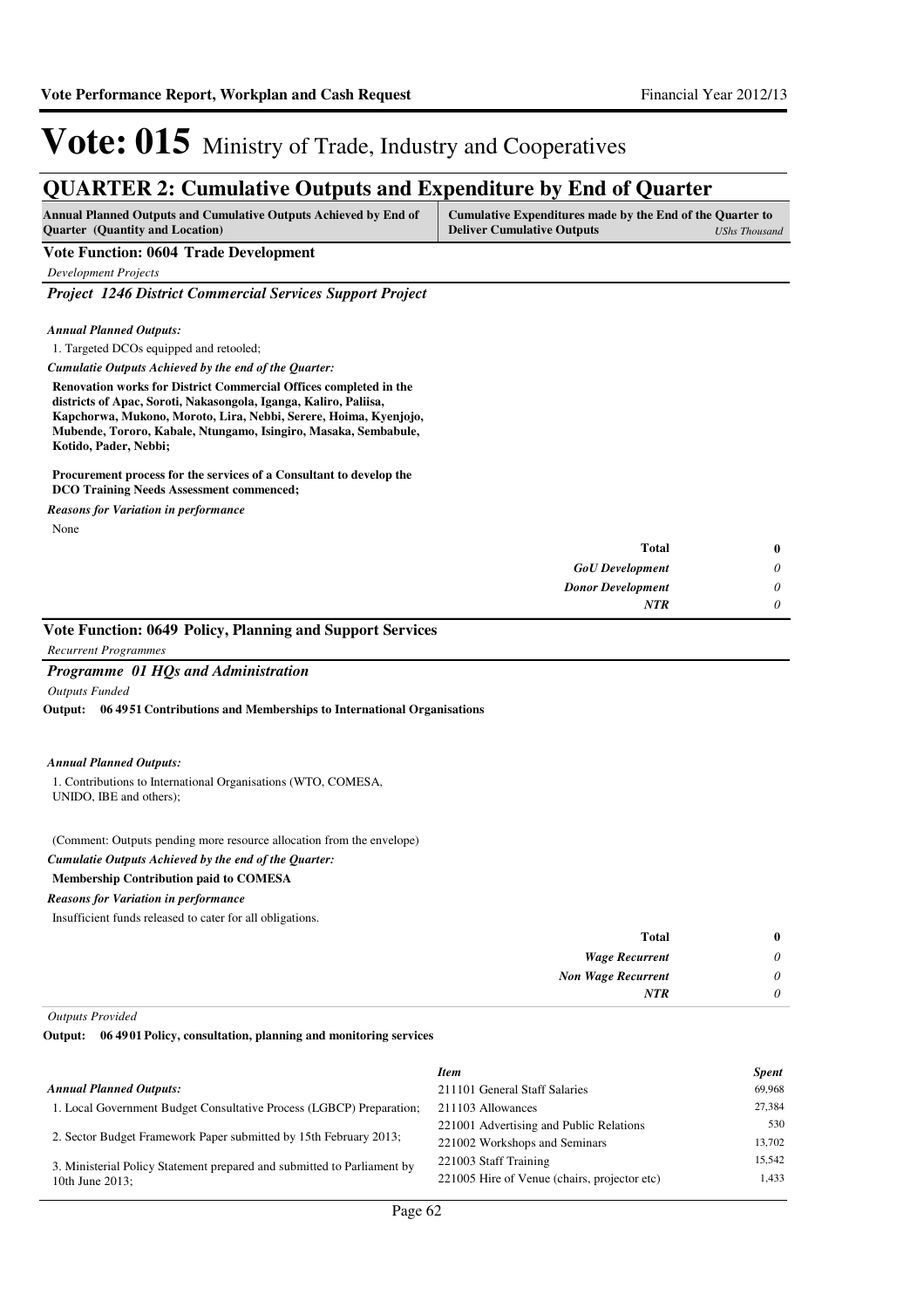# Vote: 015 Ministry of Trade, Industry and Cooperatives

## QUARTER 2: Cumulative Outputs and Expenditure by End of Quarter

| Annual Planned Outputs and Cumulative Outputs Achieved by End of Quarter (Quantity and Location) | Cumulative Expenditures made by the End of the Quarter to Deliver Cumulative Outputs *UShs Thousand* |
|---|---|

### Vote Function: 0604 Trade Development

*Development Projects*

#### *Project 1246 District Commercial Services Support Project*

***Annual Planned Outputs:***

1. Targeted DCOs equipped and retooled;

***Cumulatie Outputs Achieved by the end of the Quarter:***

**Renovation works for District Commercial Offices completed in the districts of Apac, Soroti, Nakasongola, Iganga, Kaliro, Paliisa, Kapchorwa, Mukono, Moroto, Lira, Nebbi, Serere, Hoima, Kyenjojo, Mubende, Tororo, Kabale, Ntungamo, Isingiro, Masaka, Sembabule, Kotido, Pader, Nebbi;**

**Procurement process for the services of a Consultant to develop the DCO Training Needs Assessment commenced;**

***Reasons for Variation in performance***

None

| | |
|---|---|
| **Total** | **0** |
| *GoU Development* | *0* |
| *Donor Development* | *0* |
| *NTR* | *0* |

### Vote Function: 0649 Policy, Planning and Support Services

*Recurrent Programmes*

#### *Programme 01 HQs and Administration*

*Outputs Funded*

**Output: 06 49 51 Contributions and Memberships to International Organisations**

***Annual Planned Outputs:***

1. Contributions to International Organisations (WTO, COMESA, UNIDO, IBE and others);

(Comment: Outputs pending more resource allocation from the envelope)

***Cumulatie Outputs Achieved by the end of the Quarter:***

**Membership Contribution paid to COMESA**

***Reasons for Variation in performance***

Insufficient funds released to cater for all obligations.

| | |
|---|---|
| **Total** | **0** |
| *Wage Recurrent* | *0* |
| *Non Wage Recurrent* | *0* |
| *NTR* | *0* |

*Outputs Provided*

**Output: 06 49 01 Policy, consultation, planning and monitoring services**

***Annual Planned Outputs:***

1. Local Government Budget Consultative Process (LGBCP) Preparation;

2. Sector Budget Framework Paper submitted by 15th February 2013;

3. Ministerial Policy Statement prepared and submitted to Parliament by 10th June 2013;

| *Item* | *Spent* |
|---|---|
| 211101 General Staff Salaries | 69,968 |
| 211103 Allowances | 27,384 |
| 221001 Advertising and Public Relations | 530 |
| 221002 Workshops and Seminars | 13,702 |
| 221003 Staff Training | 15,542 |
| 221005 Hire of Venue (chairs, projector etc) | 1,433 |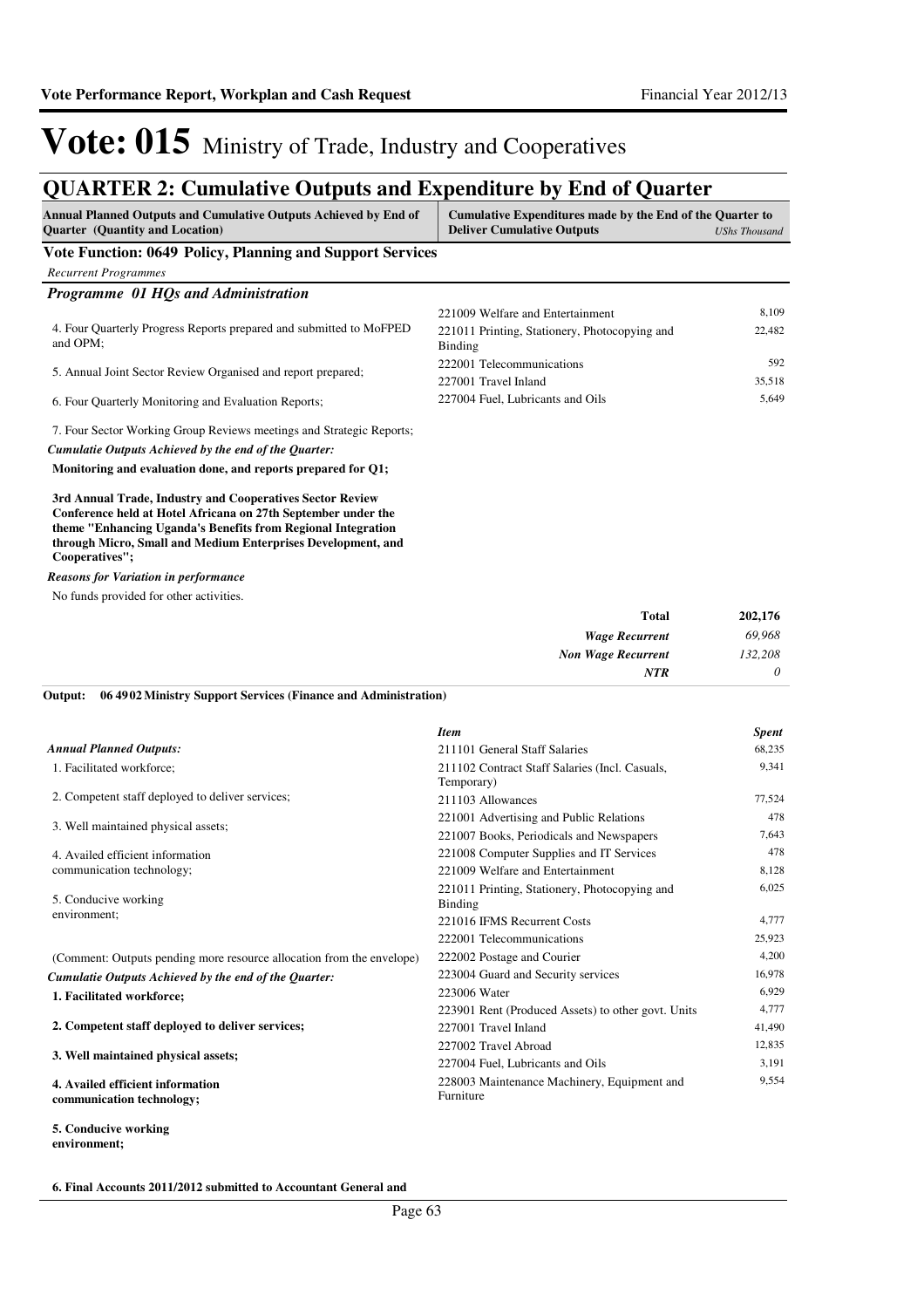# Vote: 015 Ministry of Trade, Industry and Cooperatives

## QUARTER 2: Cumulative Outputs and Expenditure by End of Quarter

| Annual Planned Outputs and Cumulative Outputs Achieved by End of Quarter (Quantity and Location) | Cumulative Expenditures made by the End of the Quarter to Deliver Cumulative Outputs | USh Thousand |
|---|---|---|

### Vote Function: 0649 Policy, Planning and Support Services

*Recurrent Programmes*

#### *Programme 01 HQs and Administration*

4. Four Quarterly Progress Reports prepared and submitted to MoFPED and OPM;

5. Annual Joint Sector Review Organised and report prepared;

6. Four Quarterly Monitoring and Evaluation Reports;

7. Four Sector Working Group Reviews meetings and Strategic Reports;

*Cumulatie Outputs Achieved by the end of the Quarter:*

**Monitoring and evaluation done, and reports prepared for Q1;**

**3rd Annual Trade, Industry and Cooperatives Sector Review Conference held at Hotel Africana on 27th September under the theme "Enhancing Uganda's Benefits from Regional Integration through Micro, Small and Medium Enterprises Development, and Cooperatives";**

*Reasons for Variation in performance*

No funds provided for other activities.

| Item | Spent |
|---|---|
| 221009 Welfare and Entertainment | 8,109 |
| 221011 Printing, Stationery, Photocopying and Binding | 22,482 |
| 222001 Telecommunications | 592 |
| 227001 Travel Inland | 35,518 |
| 227004 Fuel, Lubricants and Oils | 5,649 |

| | |
|---|---|
| **Total** | **202,176** |
| *Wage Recurrent* | *69,968* |
| *Non Wage Recurrent* | *132,208* |
| *NTR* | *0* |

**Output: 06 49 02 Ministry Support Services (Finance and Administration)**

*Annual Planned Outputs:*

1. Facilitated workforce;

2. Competent staff deployed to deliver services;

3. Well maintained physical assets;

4. Availed efficient information communication technology;

5. Conducive working environment;

(Comment: Outputs pending more resource allocation from the envelope)

*Cumulatie Outputs Achieved by the end of the Quarter:*

**1. Facilitated workforce;**

**2. Competent staff deployed to deliver services;**

**3. Well maintained physical assets;**

**4. Availed efficient information communication technology;**

**5. Conducive working environment;**

**6. Final Accounts 2011/2012 submitted to Accountant General and**

| *Item* | *Spent* |
|---|---|
| 211101 General Staff Salaries | 68,235 |
| 211102 Contract Staff Salaries (Incl. Casuals, Temporary) | 9,341 |
| 211103 Allowances | 77,524 |
| 221001 Advertising and Public Relations | 478 |
| 221007 Books, Periodicals and Newspapers | 7,643 |
| 221008 Computer Supplies and IT Services | 478 |
| 221009 Welfare and Entertainment | 8,128 |
| 221011 Printing, Stationery, Photocopying and Binding | 6,025 |
| 221016 IFMS Recurrent Costs | 4,777 |
| 222001 Telecommunications | 25,923 |
| 222002 Postage and Courier | 4,200 |
| 223004 Guard and Security services | 16,978 |
| 223006 Water | 6,929 |
| 223901 Rent (Produced Assets) to other govt. Units | 4,777 |
| 227001 Travel Inland | 41,490 |
| 227002 Travel Abroad | 12,835 |
| 227004 Fuel, Lubricants and Oils | 3,191 |
| 228003 Maintenance Machinery, Equipment and Furniture | 9,554 |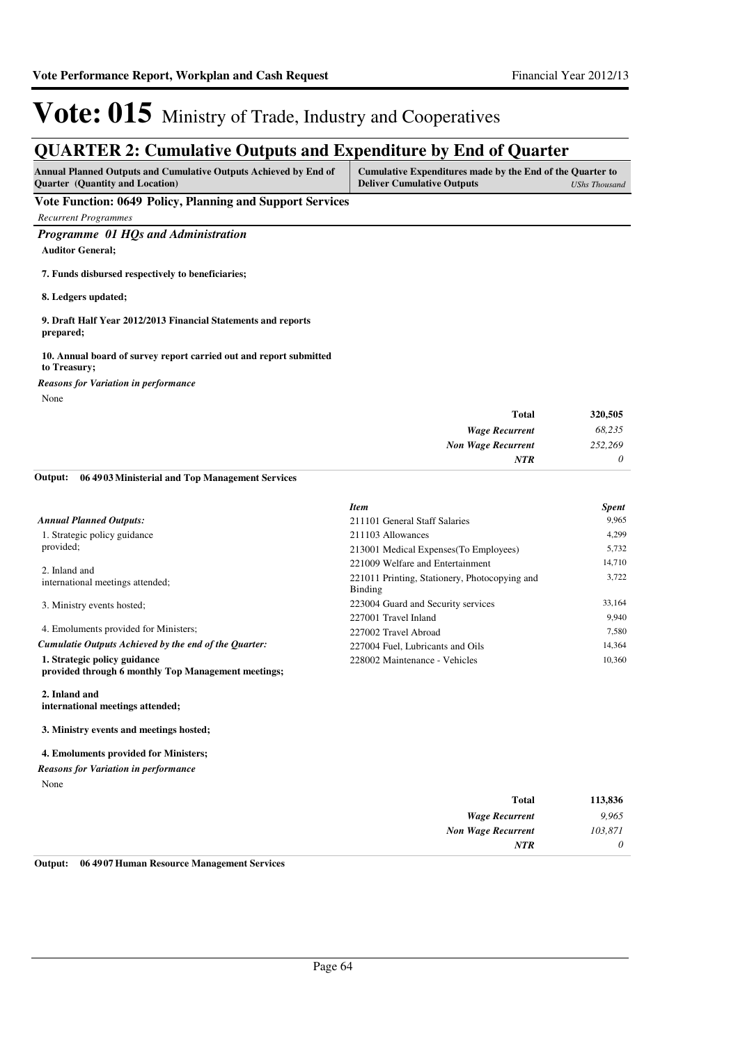# Vote: 015 Ministry of Trade, Industry and Cooperatives

## QUARTER 2: Cumulative Outputs and Expenditure by End of Quarter

| Annual Planned Outputs and Cumulative Outputs Achieved by End of Quarter (Quantity and Location) | Cumulative Expenditures made by the End of the Quarter to Deliver Cumulative Outputs *UShs Thousand* |
|---|---|

### Vote Function: 0649 Policy, Planning and Support Services

*Recurrent Programmes*

### *Programme 01 HQs and Administration*

**Auditor General;**

**7. Funds disbursed respectively to beneficiaries;**

**8. Ledgers updated;**

**9. Draft Half Year 2012/2013 Financial Statements and reports prepared;**

**10. Annual board of survey report carried out and report submitted to Treasury;**

*Reasons for Variation in performance*

None

| | |
|---|---|
| **Total** | **320,505** |
| *Wage Recurrent* | *68,235* |
| *Non Wage Recurrent* | *252,269* |
| *NTR* | *0* |

**Output: 06 4903 Ministerial and Top Management Services**

*Annual Planned Outputs:*

1. Strategic policy guidance provided;

2. Inland and international meetings attended;

3. Ministry events hosted;

4. Emoluments provided for Ministers;

*Cumulatie Outputs Achieved by the end of the Quarter:*

**1. Strategic policy guidance provided through 6 monthly Top Management meetings;**

**2. Inland and international meetings attended;**

**3. Ministry events and meetings hosted;**

**4. Emoluments provided for Ministers;**

*Reasons for Variation in performance*

None

| *Item* | *Spent* |
|---|---|
| 211101 General Staff Salaries | 9,965 |
| 211103 Allowances | 4,299 |
| 213001 Medical Expenses(To Employees) | 5,732 |
| 221009 Welfare and Entertainment | 14,710 |
| 221011 Printing, Stationery, Photocopying and Binding | 3,722 |
| 223004 Guard and Security services | 33,164 |
| 227001 Travel Inland | 9,940 |
| 227002 Travel Abroad | 7,580 |
| 227004 Fuel, Lubricants and Oils | 14,364 |
| 228002 Maintenance - Vehicles | 10,360 |

| | |
|---|---|
| **Total** | **113,836** |
| *Wage Recurrent* | *9,965* |
| *Non Wage Recurrent* | *103,871* |
| *NTR* | *0* |

**Output: 06 4907 Human Resource Management Services**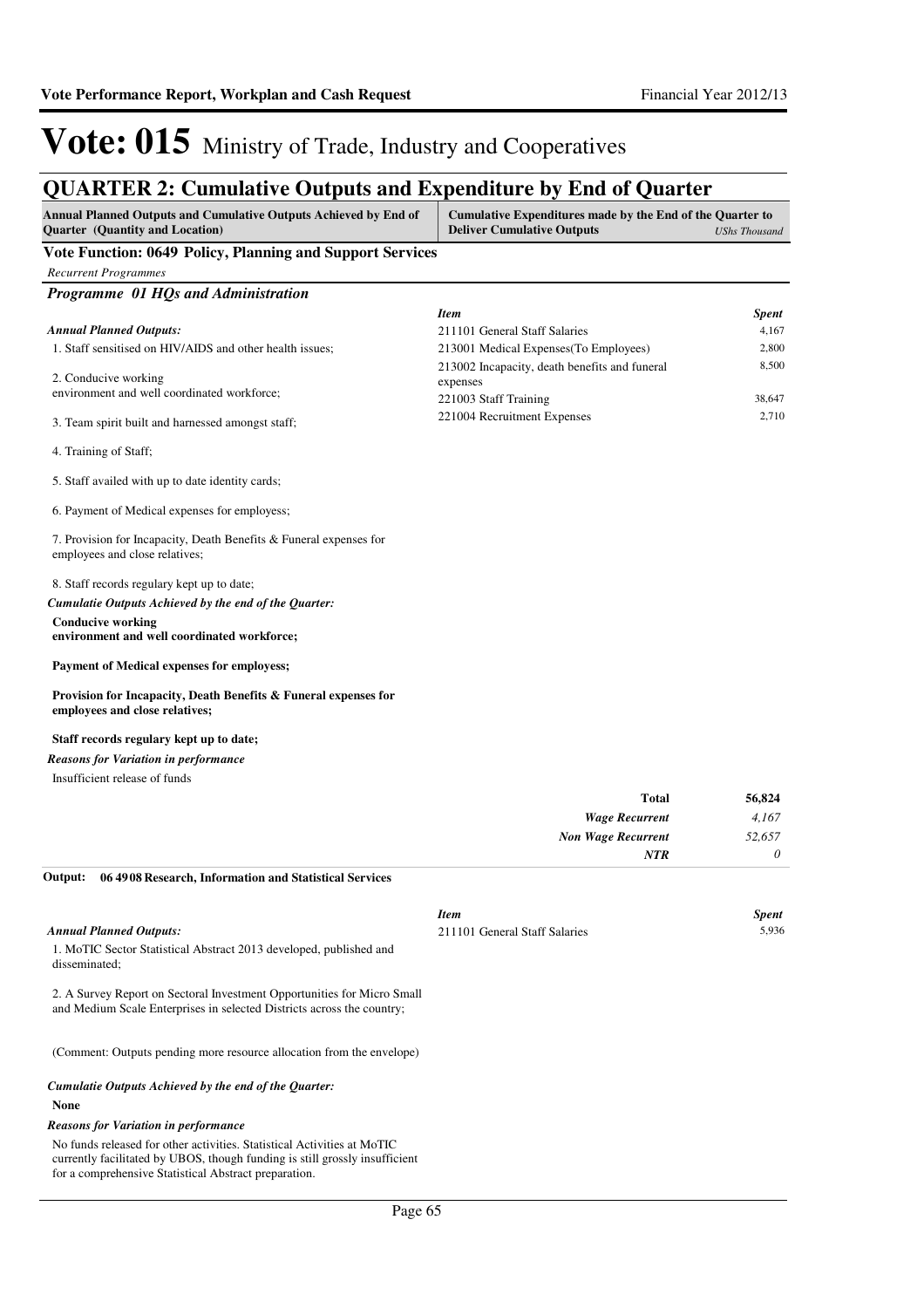# Vote: 015 Ministry of Trade, Industry and Cooperatives

## QUARTER 2: Cumulative Outputs and Expenditure by End of Quarter

| Annual Planned Outputs and Cumulative Outputs Achieved by End of Quarter (Quantity and Location) | Cumulative Expenditures made by the End of the Quarter to Deliver Cumulative Outputs *UShs Thousand* |
|---|---|

### Vote Function: 0649 Policy, Planning and Support Services

*Recurrent Programmes*

#### *Programme 01 HQs and Administration*

***Annual Planned Outputs:***

1. Staff sensitised on HIV/AIDS and other health issues;

2. Conducive working environment and well coordinated workforce;

3. Team spirit built and harnessed amongst staff;

4. Training of Staff;

5. Staff availed with up to date identity cards;

6. Payment of Medical expenses for employess;

7. Provision for Incapacity, Death Benefits & Funeral expenses for employees and close relatives;

8. Staff records regulary kept up to date;

***Cumulatie Outputs Achieved by the end of the Quarter:***

**Conducive working environment and well coordinated workforce;**

**Payment of Medical expenses for employess;**

**Provision for Incapacity, Death Benefits & Funeral expenses for employees and close relatives;**

**Staff records regulary kept up to date;**

***Reasons for Variation in performance***

Insufficient release of funds

| *Item* | *Spent* |
|---|---|
| 211101 General Staff Salaries | 4,167 |
| 213001 Medical Expenses(To Employees) | 2,800 |
| 213002 Incapacity, death benefits and funeral expenses | 8,500 |
| 221003 Staff Training | 38,647 |
| 221004 Recruitment Expenses | 2,710 |

| | |
|---|---|
| **Total** | **56,824** |
| *Wage Recurrent* | *4,167* |
| *Non Wage Recurrent* | *52,657* |
| *NTR* | *0* |

**Output: 06 4908 Research, Information and Statistical Services**

***Annual Planned Outputs:***

1. MoTIC Sector Statistical Abstract 2013 developed, published and disseminated;

2. A Survey Report on Sectoral Investment Opportunities for Micro Small and Medium Scale Enterprises in selected Districts across the country;

(Comment: Outputs pending more resource allocation from the envelope)

***Cumulatie Outputs Achieved by the end of the Quarter:***

**None**

***Reasons for Variation in performance***

No funds released for other activities. Statistical Activities at MoTIC currently facilitated by UBOS, though funding is still grossly insufficient for a comprehensive Statistical Abstract preparation.

| *Item* | *Spent* |
|---|---|
| 211101 General Staff Salaries | 5,936 |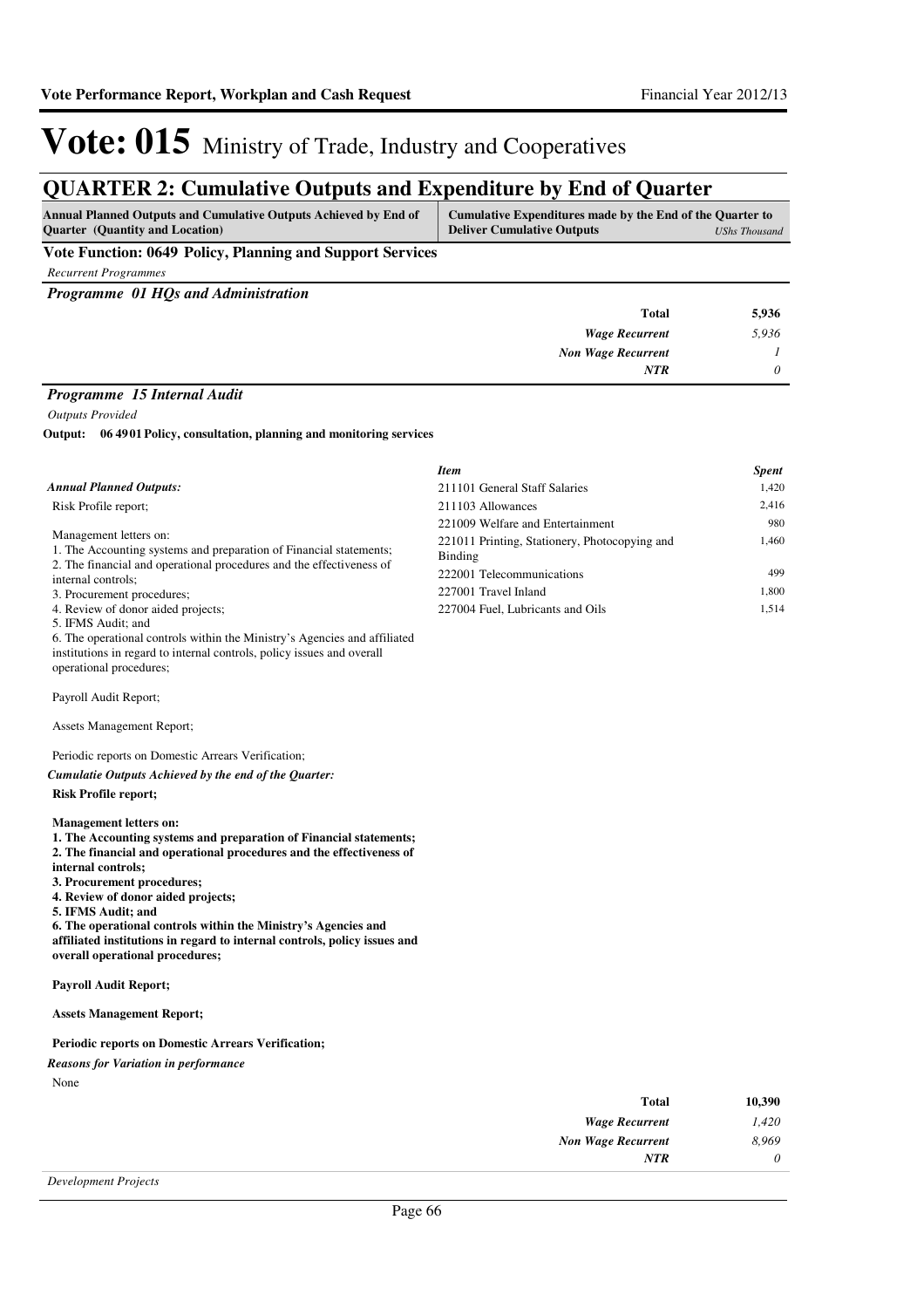# Vote: 015 Ministry of Trade, Industry and Cooperatives

## QUARTER 2: Cumulative Outputs and Expenditure by End of Quarter

| Annual Planned Outputs and Cumulative Outputs Achieved by End of Quarter (Quantity and Location) | Cumulative Expenditures made by the End of the Quarter to Deliver Cumulative Outputs *UShs Thousand* |
|---|---|

### Vote Function: 0649 Policy, Planning and Support Services

*Recurrent Programmes*

#### *Programme 01 HQs and Administration*

| | |
|---|---|
| **Total** | **5,936** |
| *Wage Recurrent* | *5,936* |
| *Non Wage Recurrent* | *1* |
| *NTR* | *0* |

#### *Programme 15 Internal Audit*

*Outputs Provided*

**Output: 06 49 01 Policy, consultation, planning and monitoring services**

*Annual Planned Outputs:*

Risk Profile report;

Management letters on:
1. The Accounting systems and preparation of Financial statements;
2. The financial and operational procedures and the effectiveness of internal controls;
3. Procurement procedures;
4. Review of donor aided projects;
5. IFMS Audit; and
6. The operational controls within the Ministry's Agencies and affiliated institutions in regard to internal controls, policy issues and overall operational procedures;

Payroll Audit Report;

Assets Management Report;

Periodic reports on Domestic Arrears Verification;

*Cumulatie Outputs Achieved by the end of the Quarter:*

**Risk Profile report;**

**Management letters on:**
**1. The Accounting systems and preparation of Financial statements;**
**2. The financial and operational procedures and the effectiveness of internal controls;**
**3. Procurement procedures;**
**4. Review of donor aided projects;**
**5. IFMS Audit; and**
**6. The operational controls within the Ministry's Agencies and affiliated institutions in regard to internal controls, policy issues and overall operational procedures;**

**Payroll Audit Report;**

**Assets Management Report;**

**Periodic reports on Domestic Arrears Verification;**

*Reasons for Variation in performance*

None

| *Item* | *Spent* |
|---|---|
| 211101 General Staff Salaries | 1,420 |
| 211103 Allowances | 2,416 |
| 221009 Welfare and Entertainment | 980 |
| 221011 Printing, Stationery, Photocopying and Binding | 1,460 |
| 222001 Telecommunications | 499 |
| 227001 Travel Inland | 1,800 |
| 227004 Fuel, Lubricants and Oils | 1,514 |

| | |
|---|---|
| **Total** | **10,390** |
| *Wage Recurrent* | *1,420* |
| *Non Wage Recurrent* | *8,969* |
| *NTR* | *0* |

*Development Projects*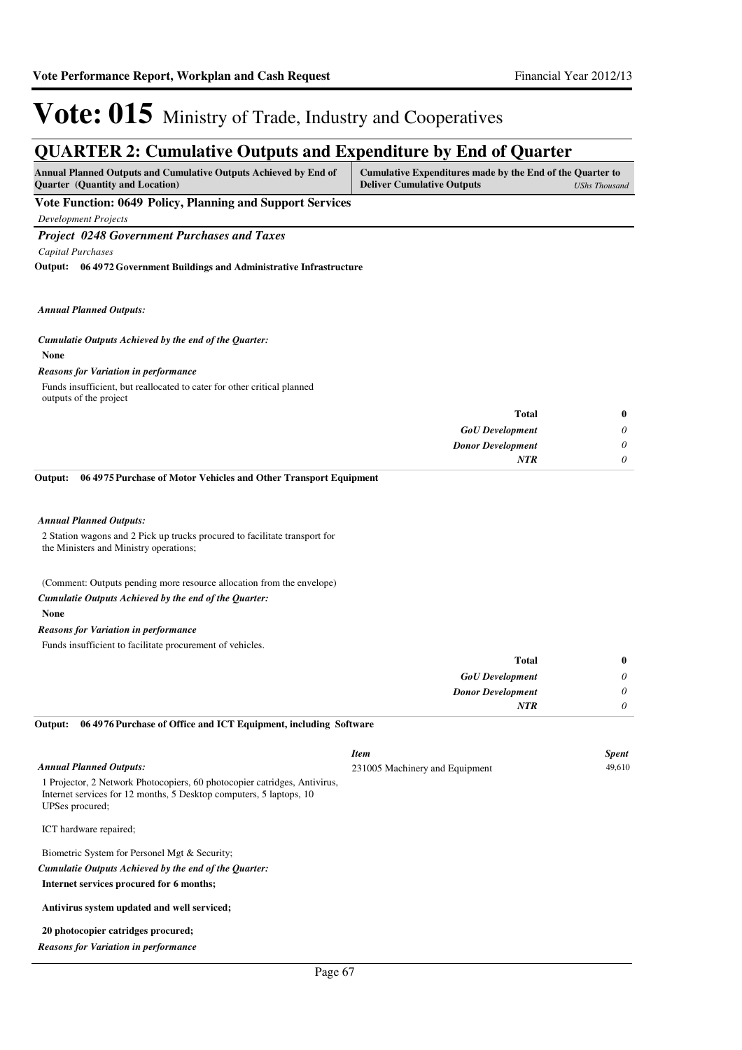# Vote: 015 Ministry of Trade, Industry and Cooperatives

## QUARTER 2: Cumulative Outputs and Expenditure by End of Quarter

| Annual Planned Outputs and Cumulative Outputs Achieved by End of Quarter (Quantity and Location) | Cumulative Expenditures made by the End of the Quarter to Deliver Cumulative Outputs *UShs Thousand* |
|---|---|

### Vote Function: 0649 Policy, Planning and Support Services

*Development Projects*

#### *Project 0248 Government Purchases and Taxes*

*Capital Purchases*

**Output: 06 4972 Government Buildings and Administrative Infrastructure**

***Annual Planned Outputs:***

***Cumulatie Outputs Achieved by the end of the Quarter:***

**None**

***Reasons for Variation in performance***

Funds insufficient, but reallocated to cater for other critical planned outputs of the project

| | |
|---|---|
| **Total** | **0** |
| *GoU Development* | *0* |
| *Donor Development* | *0* |
| *NTR* | *0* |

**Output: 06 4975 Purchase of Motor Vehicles and Other Transport Equipment**

***Annual Planned Outputs:***

2 Station wagons and 2 Pick up trucks procured to facilitate transport for the Ministers and Ministry operations;

(Comment: Outputs pending more resource allocation from the envelope)

***Cumulatie Outputs Achieved by the end of the Quarter:***

**None**

***Reasons for Variation in performance***

Funds insufficient to facilitate procurement of vehicles.

| | |
|---|---|
| **Total** | **0** |
| *GoU Development* | *0* |
| *Donor Development* | *0* |
| *NTR* | *0* |

**Output: 06 4976 Purchase of Office and ICT Equipment, including Software**

***Annual Planned Outputs:***

1 Projector, 2 Network Photocopiers, 60 photocopier catridges, Antivirus, Internet services for 12 months, 5 Desktop computers, 5 laptops, 10 UPSes procured;

ICT hardware repaired;

Biometric System for Personel Mgt & Security;

***Cumulatie Outputs Achieved by the end of the Quarter:***

**Internet services procured for 6 months;**

**Antivirus system updated and well serviced;**

**20 photocopier catridges procured;**

***Reasons for Variation in performance***

| *Item* | *Spent* |
|---|---|
| 231005 Machinery and Equipment | 49,610 |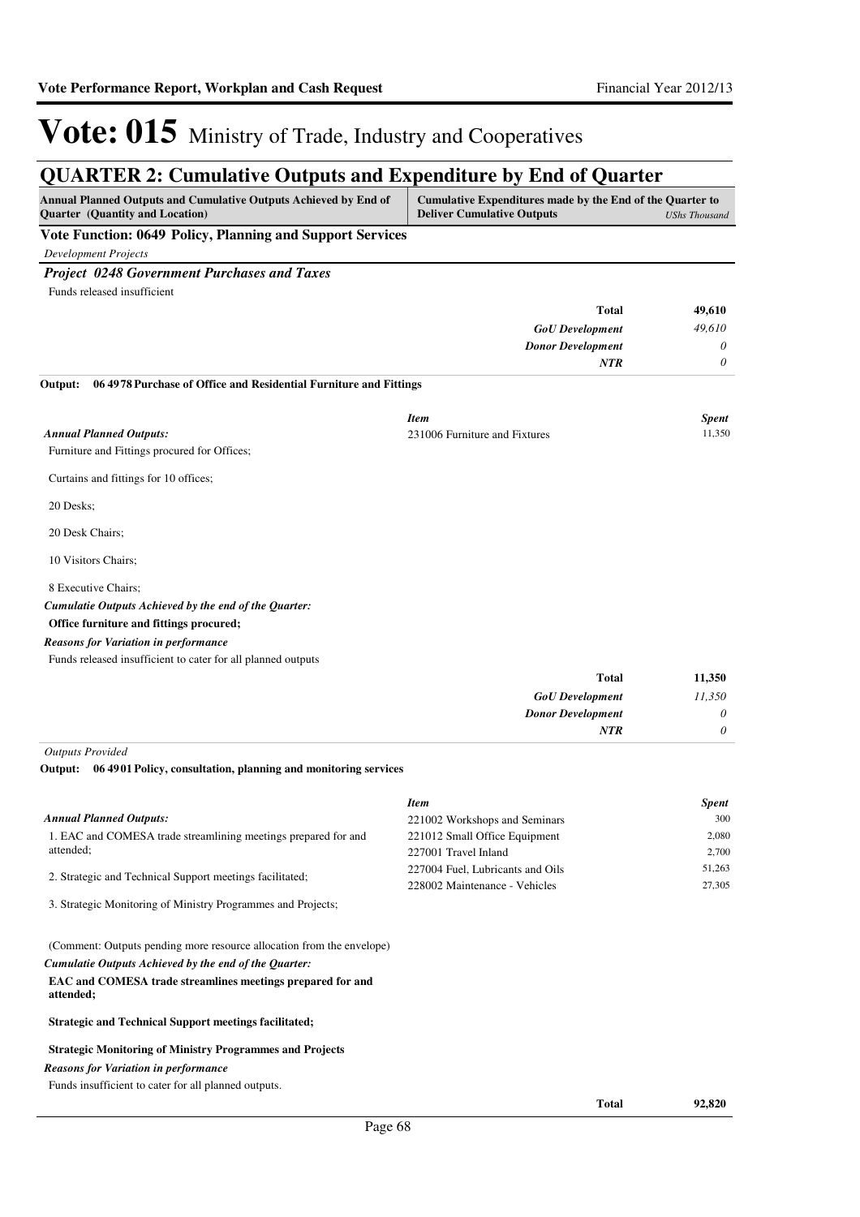# Vote: 015 Ministry of Trade, Industry and Cooperatives

## QUARTER 2: Cumulative Outputs and Expenditure by End of Quarter

| Annual Planned Outputs and Cumulative Outputs Achieved by End of Quarter (Quantity and Location) | Cumulative Expenditures made by the End of the Quarter to Deliver Cumulative Outputs | UShs Thousand |
|---|---|---|

**Vote Function: 0649 Policy, Planning and Support Services**

*Development Projects*

***Project 0248 Government Purchases and Taxes***

Funds released insufficient

| | |
|---|---|
| **Total** | **49,610** |
| ***GoU Development*** | *49,610* |
| ***Donor Development*** | *0* |
| ***NTR*** | *0* |

**Output: 06 4978 Purchase of Office and Residential Furniture and Fittings**

***Annual Planned Outputs:***

Furniture and Fittings procured for Offices;

Curtains and fittings for 10 offices;

20 Desks;

20 Desk Chairs;

10 Visitors Chairs;

8 Executive Chairs;

***Cumulatie Outputs Achieved by the end of the Quarter:***

**Office furniture and fittings procured;**

***Reasons for Variation in performance***

Funds released insufficient to cater for all planned outputs

| *Item* | *Spent* |
|---|---|
| 231006 Furniture and Fixtures | 11,350 |

| | |
|---|---|
| **Total** | **11,350** |
| ***GoU Development*** | *11,350* |
| ***Donor Development*** | *0* |
| ***NTR*** | *0* |

*Outputs Provided*

**Output: 06 4901 Policy, consultation, planning and monitoring services**

***Annual Planned Outputs:***

1. EAC and COMESA trade streamlining meetings prepared for and attended;

2. Strategic and Technical Support meetings facilitated;

3. Strategic Monitoring of Ministry Programmes and Projects;

(Comment: Outputs pending more resource allocation from the envelope)

***Cumulatie Outputs Achieved by the end of the Quarter:***

**EAC and COMESA trade streamlines meetings prepared for and attended;**

**Strategic and Technical Support meetings facilitated;**

**Strategic Monitoring of Ministry Programmes and Projects**

***Reasons for Variation in performance***

Funds insufficient to cater for all planned outputs.

| *Item* | *Spent* |
|---|---|
| 221002 Workshops and Seminars | 300 |
| 221012 Small Office Equipment | 2,080 |
| 227001 Travel Inland | 2,700 |
| 227004 Fuel, Lubricants and Oils | 51,263 |
| 228002 Maintenance - Vehicles | 27,305 |

| | |
|---|---|
| **Total** | **92,820** |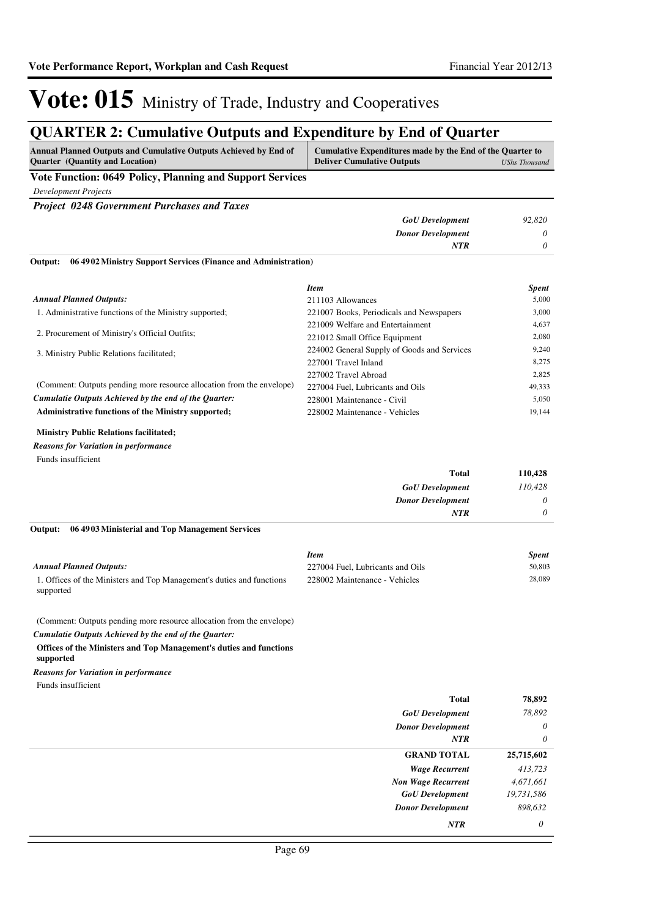# Vote: 015 Ministry of Trade, Industry and Cooperatives

## QUARTER 2: Cumulative Outputs and Expenditure by End of Quarter

| Annual Planned Outputs and Cumulative Outputs Achieved by End of Quarter (Quantity and Location) | Cumulative Expenditures made by the End of the Quarter to Deliver Cumulative Outputs | UShs Thousand |
|---|---|---|

**Vote Function: 0649 Policy, Planning and Support Services**

*Development Projects*

***Project 0248 Government Purchases and Taxes***

| | |
|---|---|
| *GoU Development* | *92,820* |
| *Donor Development* | *0* |
| *NTR* | *0* |

**Output: 06 4902 Ministry Support Services (Finance and Administration)**

***Annual Planned Outputs:***

1. Administrative functions of the Ministry supported;
2. Procurement of Ministry's Official Outfits;
3. Ministry Public Relations facilitated;

(Comment: Outputs pending more resource allocation from the envelope)

***Cumulatie Outputs Achieved by the end of the Quarter:***

**Administrative functions of the Ministry supported;**

**Ministry Public Relations facilitated;**

***Reasons for Variation in performance***

Funds insufficient

| *Item* | *Spent* |
|---|---|
| 211103 Allowances | 5,000 |
| 221007 Books, Periodicals and Newspapers | 3,000 |
| 221009 Welfare and Entertainment | 4,637 |
| 221012 Small Office Equipment | 2,080 |
| 224002 General Supply of Goods and Services | 9,240 |
| 227001 Travel Inland | 8,275 |
| 227002 Travel Abroad | 2,825 |
| 227004 Fuel, Lubricants and Oils | 49,333 |
| 228001 Maintenance - Civil | 5,050 |
| 228002 Maintenance - Vehicles | 19,144 |

| | |
|---|---|
| **Total** | **110,428** |
| *GoU Development* | *110,428* |
| *Donor Development* | *0* |
| *NTR* | *0* |

**Output: 06 4903 Ministerial and Top Management Services**

***Annual Planned Outputs:***

1. Offices of the Ministers and Top Management's duties and functions supported

(Comment: Outputs pending more resource allocation from the envelope)

***Cumulatie Outputs Achieved by the end of the Quarter:***

**Offices of the Ministers and Top Management's duties and functions supported**

***Reasons for Variation in performance***

Funds insufficient

| *Item* | *Spent* |
|---|---|
| 227004 Fuel, Lubricants and Oils | 50,803 |
| 228002 Maintenance - Vehicles | 28,089 |

| | |
|---|---|
| **Total** | **78,892** |
| *GoU Development* | *78,892* |
| *Donor Development* | *0* |
| *NTR* | *0* |
| **GRAND TOTAL** | **25,715,602** |
| *Wage Recurrent* | *413,723* |
| *Non Wage Recurrent* | *4,671,661* |
| *GoU Development* | *19,731,586* |
| *Donor Development* | *898,632* |
| *NTR* | *0* |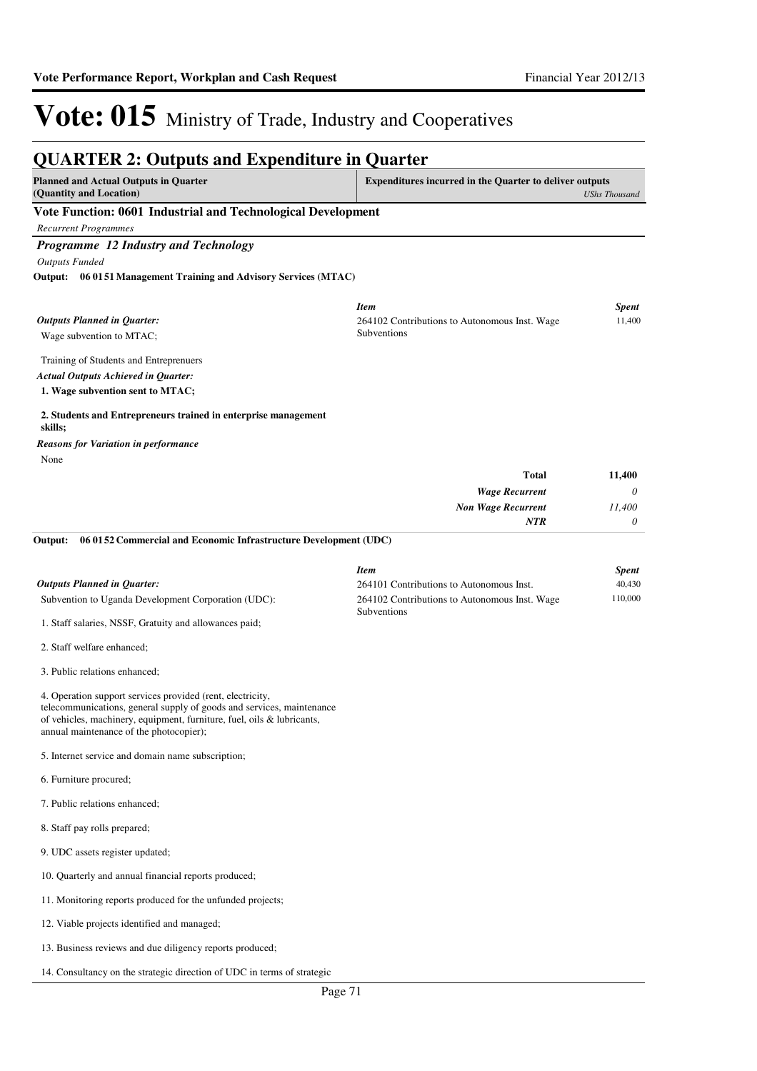# Vote: 015 Ministry of Trade, Industry and Cooperatives

## QUARTER 2: Outputs and Expenditure in Quarter

| Planned and Actual Outputs in Quarter (Quantity and Location) | Expenditures incurred in the Quarter to deliver outputs *UShs Thousand* |
|---|---|

### Vote Function: 0601 Industrial and Technological Development

*Recurrent Programmes*

#### *Programme 12 Industry and Technology*

*Outputs Funded*

**Output: 06 01 51 Management Training and Advisory Services (MTAC)**

*Outputs Planned in Quarter:*

Wage subvention to MTAC;

Training of Students and Entreprenuers

*Actual Outputs Achieved in Quarter:*

**1. Wage subvention sent to MTAC;**

**2. Students and Entrepreneurs trained in enterprise management skills;**

*Reasons for Variation in performance*

None

| *Item* | *Spent* |
|---|---|
| 264102 Contributions to Autonomous Inst. Wage Subventions | 11,400 |
| **Total** | **11,400** |
| *Wage Recurrent* | *0* |
| *Non Wage Recurrent* | *11,400* |
| *NTR* | *0* |

**Output: 06 01 52 Commercial and Economic Infrastructure Development (UDC)**

*Outputs Planned in Quarter:*

Subvention to Uganda Development Corporation (UDC):

1. Staff salaries, NSSF, Gratuity and allowances paid;

2. Staff welfare enhanced;

3. Public relations enhanced;

4. Operation support services provided (rent, electricity, telecommunications, general supply of goods and services, maintenance of vehicles, machinery, equipment, furniture, fuel, oils & lubricants, annual maintenance of the photocopier);

5. Internet service and domain name subscription;

6. Furniture procured;

7. Public relations enhanced;

8. Staff pay rolls prepared;

9. UDC assets register updated;

10. Quarterly and annual financial reports produced;

11. Monitoring reports produced for the unfunded projects;

12. Viable projects identified and managed;

13. Business reviews and due diligency reports produced;

14. Consultancy on the strategic direction of UDC in terms of strategic

| *Item* | *Spent* |
|---|---|
| 264101 Contributions to Autonomous Inst. | 40,430 |
| 264102 Contributions to Autonomous Inst. Wage Subventions | 110,000 |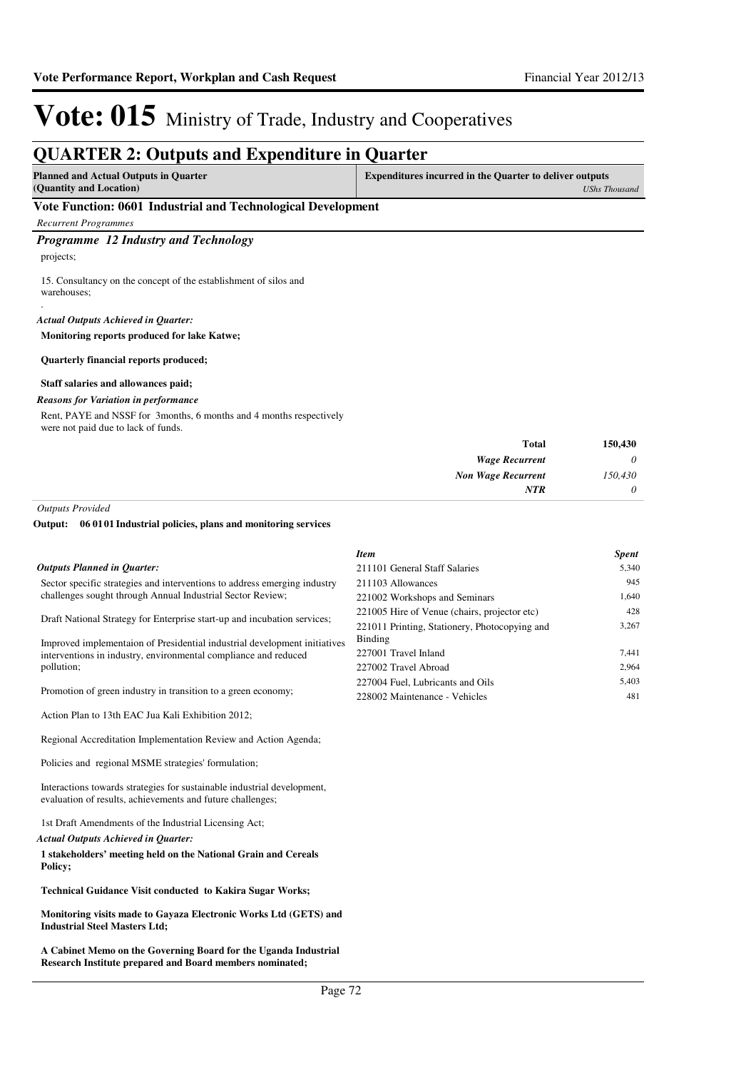# Vote: 015 Ministry of Trade, Industry and Cooperatives

## QUARTER 2: Outputs and Expenditure in Quarter

| Planned and Actual Outputs in Quarter (Quantity and Location) | Expenditures incurred in the Quarter to deliver outputs *UShs Thousand* |
|---|---|

### Vote Function: 0601 Industrial and Technological Development

*Recurrent Programmes*

#### *Programme 12 Industry and Technology*

projects;

15. Consultancy on the concept of the establishment of silos and warehouses;

.

*Actual Outputs Achieved in Quarter:*

**Monitoring reports produced for lake Katwe;**

**Quarterly financial reports produced;**

**Staff salaries and allowances paid;**

*Reasons for Variation in performance*

Rent, PAYE and NSSF for 3months, 6 months and 4 months respectively were not paid due to lack of funds.

| | |
|---|---:|
| **Total** | **150,430** |
| *Wage Recurrent* | *0* |
| *Non Wage Recurrent* | *150,430* |
| *NTR* | *0* |

*Outputs Provided*

**Output: 06 01 01 Industrial policies, plans and monitoring services**

*Outputs Planned in Quarter:*

Sector specific strategies and interventions to address emerging industry challenges sought through Annual Industrial Sector Review;

Draft National Strategy for Enterprise start-up and incubation services;

Improved implementaion of Presidential industrial development initiatives interventions in industry, environmental compliance and reduced pollution;

Promotion of green industry in transition to a green economy;

Action Plan to 13th EAC Jua Kali Exhibition 2012;

Regional Accreditation Implementation Review and Action Agenda;

Policies and regional MSME strategies' formulation;

Interactions towards strategies for sustainable industrial development, evaluation of results, achievements and future challenges;

1st Draft Amendments of the Industrial Licensing Act;

*Actual Outputs Achieved in Quarter:*

**1 stakeholders' meeting held on the National Grain and Cereals Policy;**

**Technical Guidance Visit conducted to Kakira Sugar Works;**

**Monitoring visits made to Gayaza Electronic Works Ltd (GETS) and Industrial Steel Masters Ltd;**

**A Cabinet Memo on the Governing Board for the Uganda Industrial Research Institute prepared and Board members nominated;**

| *Item* | *Spent* |
|---|---:|
| 211101 General Staff Salaries | 5,340 |
| 211103 Allowances | 945 |
| 221002 Workshops and Seminars | 1,640 |
| 221005 Hire of Venue (chairs, projector etc) | 428 |
| 221011 Printing, Stationery, Photocopying and Binding | 3,267 |
| 227001 Travel Inland | 7,441 |
| 227002 Travel Abroad | 2,964 |
| 227004 Fuel, Lubricants and Oils | 5,403 |
| 228002 Maintenance - Vehicles | 481 |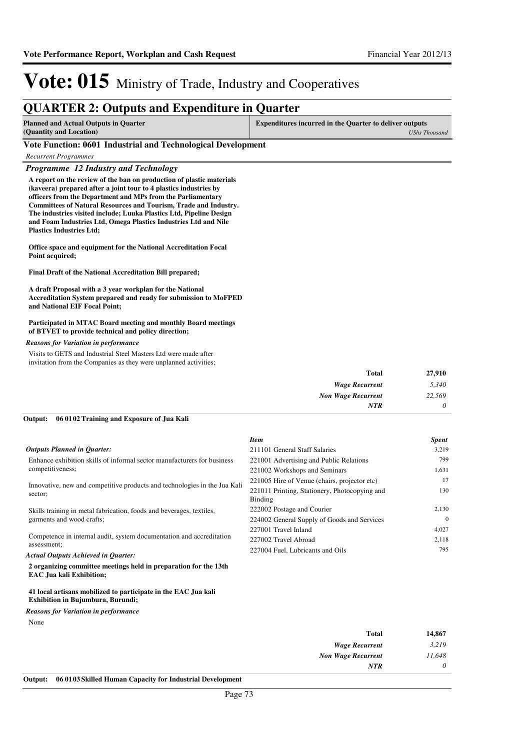# Vote: 015 Ministry of Trade, Industry and Cooperatives

## QUARTER 2: Outputs and Expenditure in Quarter

| Planned and Actual Outputs in Quarter (Quantity and Location) | Expenditures incurred in the Quarter to deliver outputs *UShs Thousand* |
|---|---|

### Vote Function: 0601 Industrial and Technological Development

*Recurrent Programmes*

#### *Programme 12 Industry and Technology*

**A report on the review of the ban on production of plastic materials (kaveera) prepared after a joint tour to 4 plastics industries by officers from the Department and MPs from the Parliamentary Committees of Natural Resources and Tourism, Trade and Industry. The industries visited include; Luuka Plastics Ltd, Pipeline Design and Foam Industries Ltd, Omega Plastics Industries Ltd and Nile Plastics Industries Ltd;**

**Office space and equipment for the National Accreditation Focal Point acquired;**

**Final Draft of the National Accreditation Bill prepared;**

**A draft Proposal with a 3 year workplan for the National Accreditation System prepared and ready for submission to MoFPED and National EIF Focal Point;**

**Participated in MTAC Board meeting and monthly Board meetings of BTVET to provide technical and policy direction;**

*Reasons for Variation in performance*

Visits to GETS and Industrial Steel Masters Ltd were made after invitation from the Companies as they were unplanned activities;

| | |
|---|---|
| **Total** | **27,910** |
| *Wage Recurrent* | *5,340* |
| *Non Wage Recurrent* | *22,569* |
| *NTR* | *0* |

**Output: 06 01 02 Training and Exposure of Jua Kali**

*Outputs Planned in Quarter:*

Enhance exhibition skills of informal sector manufacturers for business competitiveness;

Innovative, new and competitive products and technologies in the Jua Kali sector;

Skills training in metal fabrication, foods and beverages, textiles, garments and wood crafts;

Competence in internal audit, system documentation and accreditation assessment;

*Actual Outputs Achieved in Quarter:*

**2 organizing committee meetings held in preparation for the 13th EAC Jua kali Exhibition;**

**41 local artisans mobilized to participate in the EAC Jua kali Exhibition in Bujumbura, Burundi;**

*Reasons for Variation in performance*

None

| *Item* | *Spent* |
|---|---|
| 211101 General Staff Salaries | 3,219 |
| 221001 Advertising and Public Relations | 799 |
| 221002 Workshops and Seminars | 1,631 |
| 221005 Hire of Venue (chairs, projector etc) | 17 |
| 221011 Printing, Stationery, Photocopying and Binding | 130 |
| 222002 Postage and Courier | 2,130 |
| 224002 General Supply of Goods and Services | 0 |
| 227001 Travel Inland | 4,027 |
| 227002 Travel Abroad | 2,118 |
| 227004 Fuel, Lubricants and Oils | 795 |

| | |
|---|---|
| **Total** | **14,867** |
| *Wage Recurrent* | *3,219* |
| *Non Wage Recurrent* | *11,648* |
| *NTR* | *0* |

**Output: 06 01 03 Skilled Human Capacity for Industrial Development**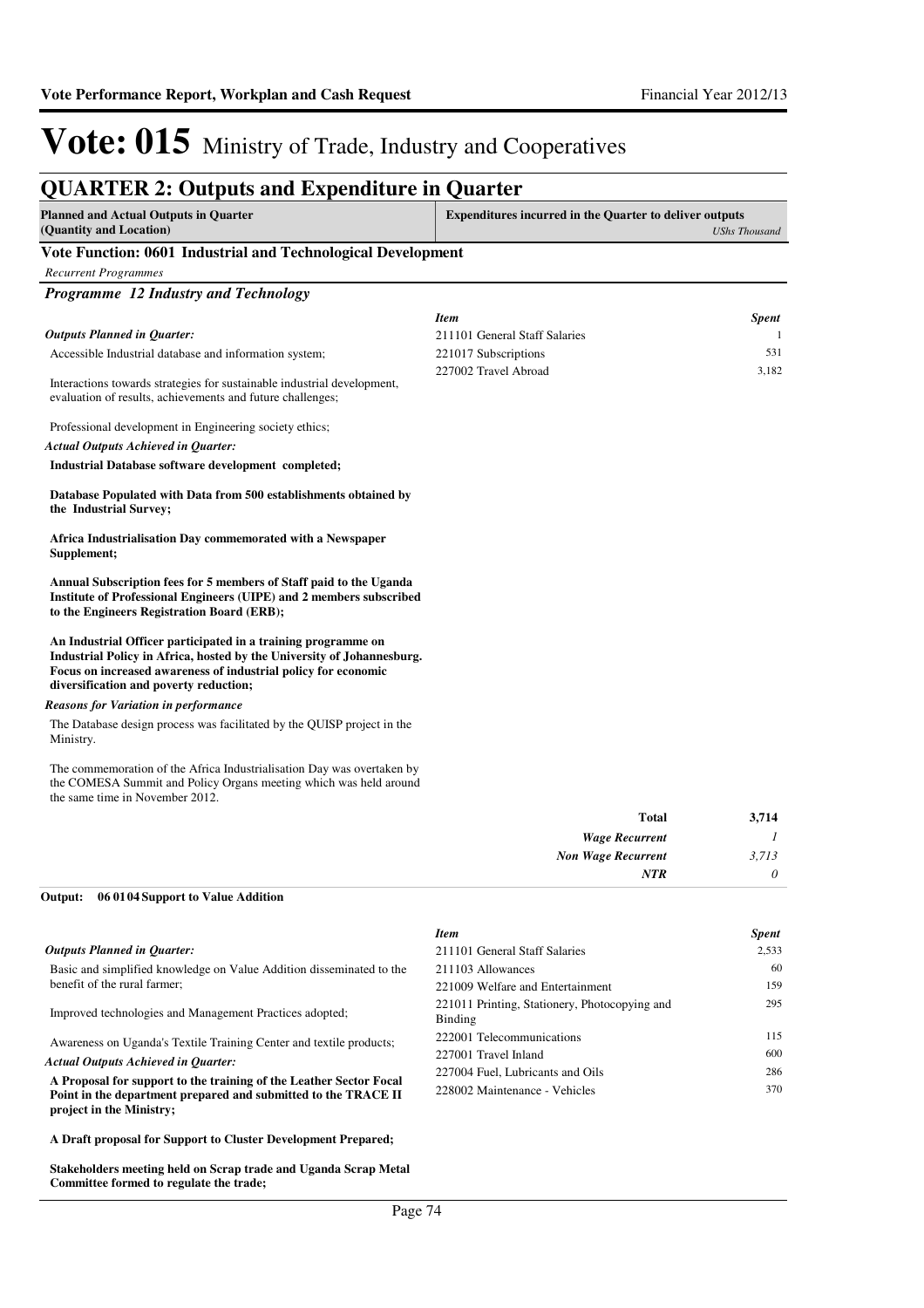# Vote: 015 Ministry of Trade, Industry and Cooperatives

## QUARTER 2: Outputs and Expenditure in Quarter

| Planned and Actual Outputs in Quarter (Quantity and Location) | Expenditures incurred in the Quarter to deliver outputs *UShs Thousand* |
|---|---|

### Vote Function: 0601 Industrial and Technological Development

*Recurrent Programmes*

### *Programme 12 Industry and Technology*

*Outputs Planned in Quarter:*

Accessible Industrial database and information system;

Interactions towards strategies for sustainable industrial development, evaluation of results, achievements and future challenges;

Professional development in Engineering society ethics;

*Actual Outputs Achieved in Quarter:*

**Industrial Database software development completed;**

**Database Populated with Data from 500 establishments obtained by the Industrial Survey;**

**Africa Industrialisation Day commemorated with a Newspaper Supplement;**

**Annual Subscription fees for 5 members of Staff paid to the Uganda Institute of Professional Engineers (UIPE) and 2 members subscribed to the Engineers Registration Board (ERB);**

**An Industrial Officer participated in a training programme on Industrial Policy in Africa, hosted by the University of Johannesburg. Focus on increased awareness of industrial policy for economic diversification and poverty reduction;**

*Reasons for Variation in performance*

The Database design process was facilitated by the QUISP project in the Ministry.

The commemoration of the Africa Industrialisation Day was overtaken by the COMESA Summit and Policy Organs meeting which was held around the same time in November 2012.

| *Item* | *Spent* |
|---|---|
| 211101 General Staff Salaries | 1 |
| 221017 Subscriptions | 531 |
| 227002 Travel Abroad | 3,182 |

| | |
|---|---|
| **Total** | **3,714** |
| ***Wage Recurrent*** | *1* |
| ***Non Wage Recurrent*** | *3,713* |
| ***NTR*** | *0* |

**Output: 06 01 04 Support to Value Addition**

*Outputs Planned in Quarter:*

Basic and simplified knowledge on Value Addition disseminated to the benefit of the rural farmer;

Improved technologies and Management Practices adopted;

Awareness on Uganda's Textile Training Center and textile products;

*Actual Outputs Achieved in Quarter:*

**A Proposal for support to the training of the Leather Sector Focal Point in the department prepared and submitted to the TRACE II project in the Ministry;**

**A Draft proposal for Support to Cluster Development Prepared;**

**Stakeholders meeting held on Scrap trade and Uganda Scrap Metal Committee formed to regulate the trade;**

| *Item* | *Spent* |
|---|---|
| 211101 General Staff Salaries | 2,533 |
| 211103 Allowances | 60 |
| 221009 Welfare and Entertainment | 159 |
| 221011 Printing, Stationery, Photocopying and Binding | 295 |
| 222001 Telecommunications | 115 |
| 227001 Travel Inland | 600 |
| 227004 Fuel, Lubricants and Oils | 286 |
| 228002 Maintenance - Vehicles | 370 |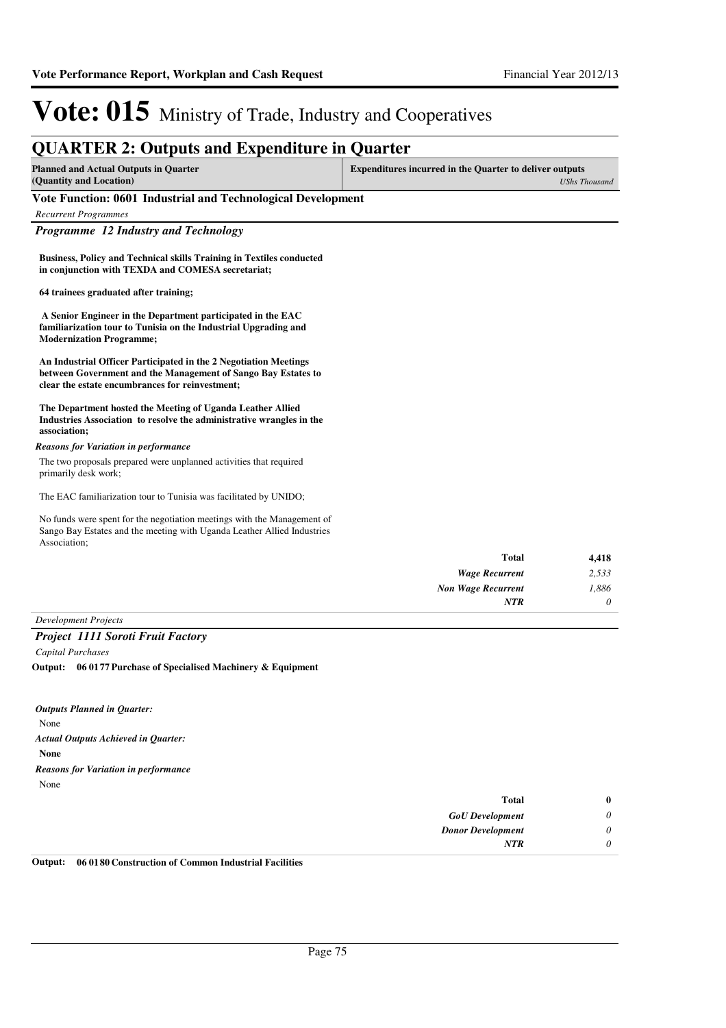# Vote: 015 Ministry of Trade, Industry and Cooperatives

## QUARTER 2: Outputs and Expenditure in Quarter

| Planned and Actual Outputs in Quarter (Quantity and Location) | Expenditures incurred in the Quarter to deliver outputs *UShs Thousand* |
|---|---|

### Vote Function: 0601 Industrial and Technological Development

*Recurrent Programmes*

#### *Programme 12 Industry and Technology*

**Business, Policy and Technical skills Training in Textiles conducted in conjunction with TEXDA and COMESA secretariat;**

**64 trainees graduated after training;**

**A Senior Engineer in the Department participated in the EAC familiarization tour to Tunisia on the Industrial Upgrading and Modernization Programme;**

**An Industrial Officer Participated in the 2 Negotiation Meetings between Government and the Management of Sango Bay Estates to clear the estate encumbrances for reinvestment;**

**The Department hosted the Meeting of Uganda Leather Allied Industries Association to resolve the administrative wrangles in the association;**

*Reasons for Variation in performance*

The two proposals prepared were unplanned activities that required primarily desk work;

The EAC familiarization tour to Tunisia was facilitated by UNIDO;

No funds were spent for the negotiation meetings with the Management of Sango Bay Estates and the meeting with Uganda Leather Allied Industries Association;

| | |
|---|---|
| **Total** | **4,418** |
| *Wage Recurrent* | *2,533* |
| *Non Wage Recurrent* | *1,886* |
| *NTR* | *0* |

*Development Projects*

#### *Project 1111 Soroti Fruit Factory*

*Capital Purchases*

**Output: 06 01 77 Purchase of Specialised Machinery & Equipment**

*Outputs Planned in Quarter:*

None

*Actual Outputs Achieved in Quarter:*

**None**

*Reasons for Variation in performance*

None

| | |
|---|---|
| **Total** | **0** |
| *GoU Development* | *0* |
| *Donor Development* | *0* |
| *NTR* | *0* |

**Output: 06 01 80 Construction of Common Industrial Facilities**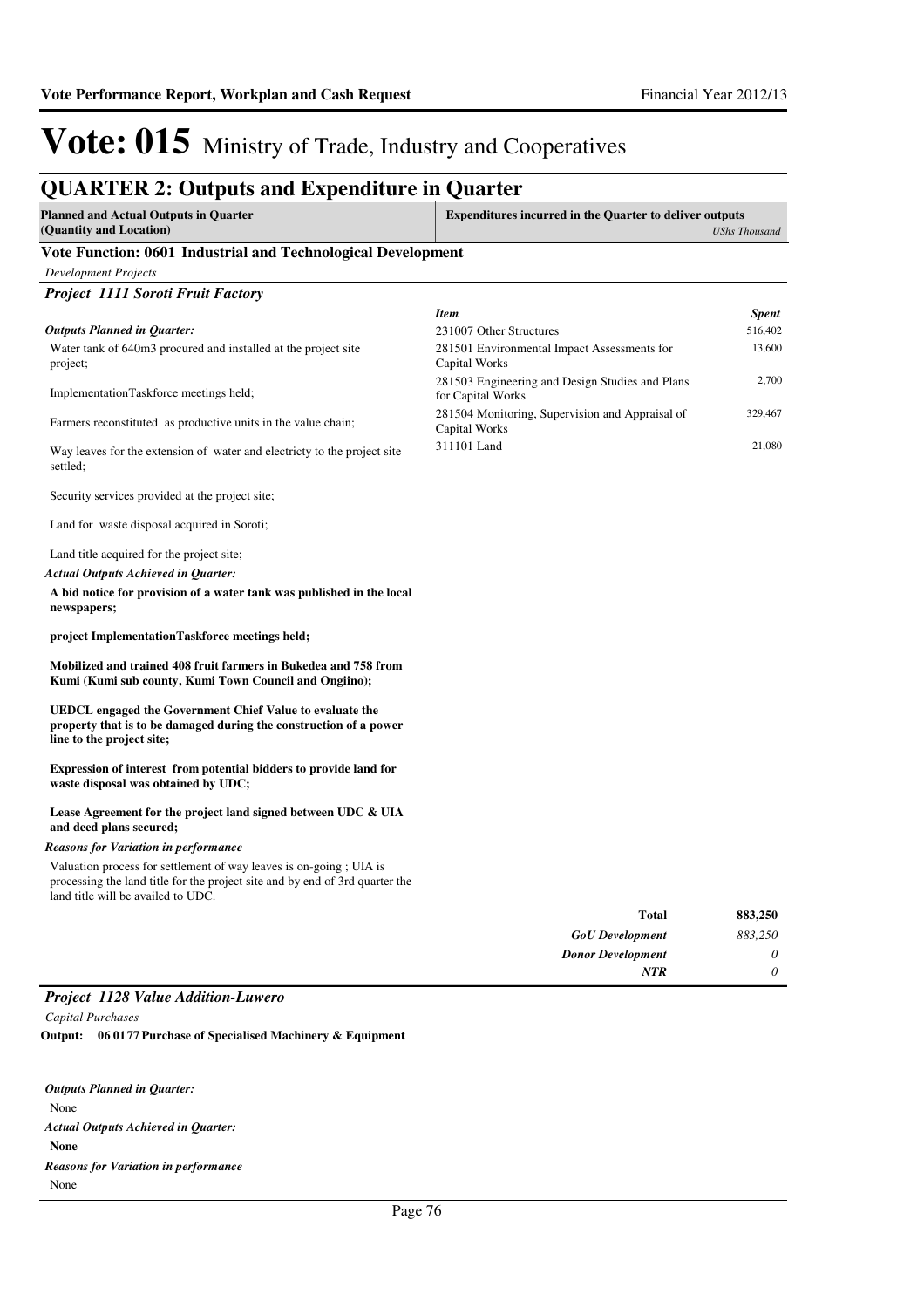# Vote: 015 Ministry of Trade, Industry and Cooperatives

## QUARTER 2: Outputs and Expenditure in Quarter

| Planned and Actual Outputs in Quarter (Quantity and Location) | Expenditures incurred in the Quarter to deliver outputs *UShs Thousand* |
|---|---|

### Vote Function: 0601 Industrial and Technological Development

*Development Projects*

#### *Project 1111 Soroti Fruit Factory*

*Outputs Planned in Quarter:*

Water tank of 640m3 procured and installed at the project site project;

ImplementationTaskforce meetings held;

Farmers reconstituted as productive units in the value chain;

Way leaves for the extension of water and electricty to the project site settled;

Security services provided at the project site;

Land for waste disposal acquired in Soroti;

Land title acquired for the project site;

*Actual Outputs Achieved in Quarter:*

**A bid notice for provision of a water tank was published in the local newspapers;**

**project ImplementationTaskforce meetings held;**

**Mobilized and trained 408 fruit farmers in Bukedea and 758 from Kumi (Kumi sub county, Kumi Town Council and Ongiino);**

**UEDCL engaged the Government Chief Value to evaluate the property that is to be damaged during the construction of a power line to the project site;**

**Expression of interest from potential bidders to provide land for waste disposal was obtained by UDC;**

**Lease Agreement for the project land signed between UDC & UIA and deed plans secured;**

*Reasons for Variation in performance*

Valuation process for settlement of way leaves is on-going ; UIA is processing the land title for the project site and by end of 3rd quarter the land title will be availed to UDC.

| *Item* | *Spent* |
|---|---|
| 231007 Other Structures | 516,402 |
| 281501 Environmental Impact Assessments for Capital Works | 13,600 |
| 281503 Engineering and Design Studies and Plans for Capital Works | 2,700 |
| 281504 Monitoring, Supervision and Appraisal of Capital Works | 329,467 |
| 311101 Land | 21,080 |

| | |
|---|---|
| **Total** | **883,250** |
| ***GoU Development*** | *883,250* |
| ***Donor Development*** | *0* |
| ***NTR*** | *0* |

#### *Project 1128 Value Addition-Luwero*

*Capital Purchases*

**Output: 06 0177 Purchase of Specialised Machinery & Equipment**

*Outputs Planned in Quarter:*

None

*Actual Outputs Achieved in Quarter:*

**None**

*Reasons for Variation in performance*

None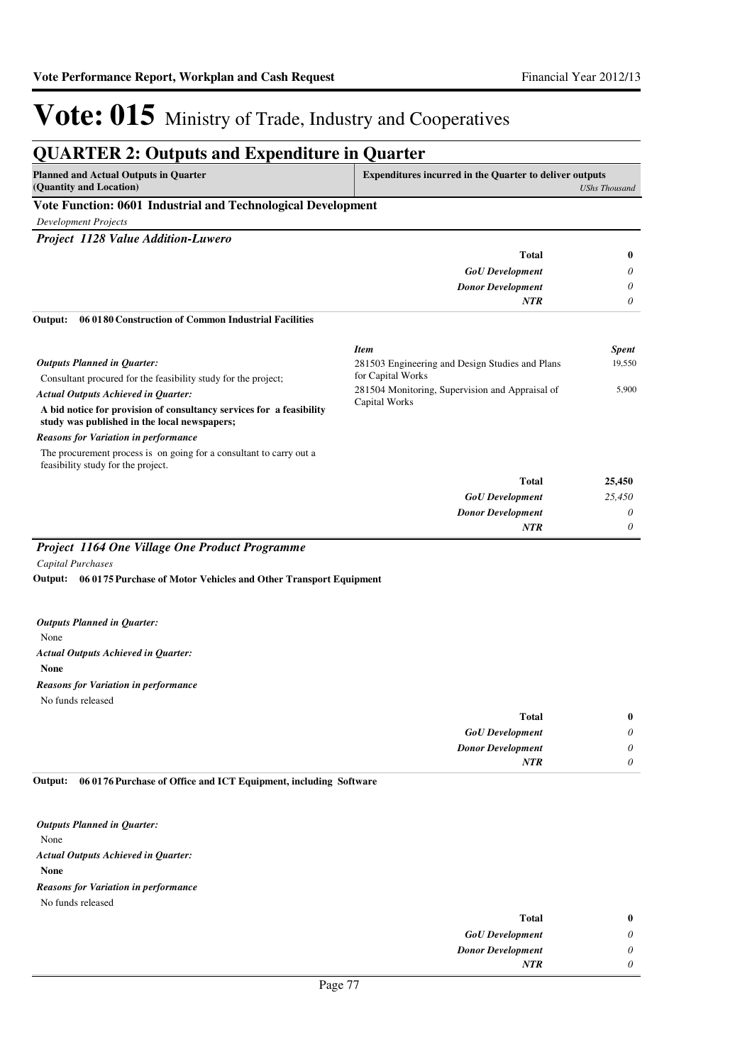# Vote: 015 Ministry of Trade, Industry and Cooperatives

## QUARTER 2: Outputs and Expenditure in Quarter

| Planned and Actual Outputs in Quarter (Quantity and Location) | Expenditures incurred in the Quarter to deliver outputs *UShs Thousand* |
|---|---|

### Vote Function: 0601 Industrial and Technological Development

*Development Projects*

#### *Project 1128 Value Addition-Luwero*

| | |
|---|---|
| **Total** | **0** |
| ***GoU Development*** | *0* |
| ***Donor Development*** | *0* |
| ***NTR*** | *0* |

**Output: 06 0180 Construction of Common Industrial Facilities**

***Outputs Planned in Quarter:***

Consultant procured for the feasibility study for the project;

***Actual Outputs Achieved in Quarter:***

**A bid notice for provision of consultancy services for a feasibility study was published in the local newspapers;**

***Reasons for Variation in performance***

The procurement process is on going for a consultant to carry out a feasibility study for the project.

| *Item* | *Spent* |
|---|---|
| 281503 Engineering and Design Studies and Plans for Capital Works | 19,550 |
| 281504 Monitoring, Supervision and Appraisal of Capital Works | 5,900 |
| **Total** | **25,450** |
| ***GoU Development*** | *25,450* |
| ***Donor Development*** | *0* |
| ***NTR*** | *0* |

#### *Project 1164 One Village One Product Programme*

*Capital Purchases*

**Output: 06 0175 Purchase of Motor Vehicles and Other Transport Equipment**

***Outputs Planned in Quarter:***

None

***Actual Outputs Achieved in Quarter:***

**None**

***Reasons for Variation in performance***

No funds released

| | |
|---|---|
| **Total** | **0** |
| ***GoU Development*** | *0* |
| ***Donor Development*** | *0* |
| ***NTR*** | *0* |

**Output: 06 0176 Purchase of Office and ICT Equipment, including Software**

***Outputs Planned in Quarter:***

None

***Actual Outputs Achieved in Quarter:***

**None**

***Reasons for Variation in performance***

No funds released

| | |
|---|---|
| **Total** | **0** |
| ***GoU Development*** | *0* |
| ***Donor Development*** | *0* |
| ***NTR*** | *0* |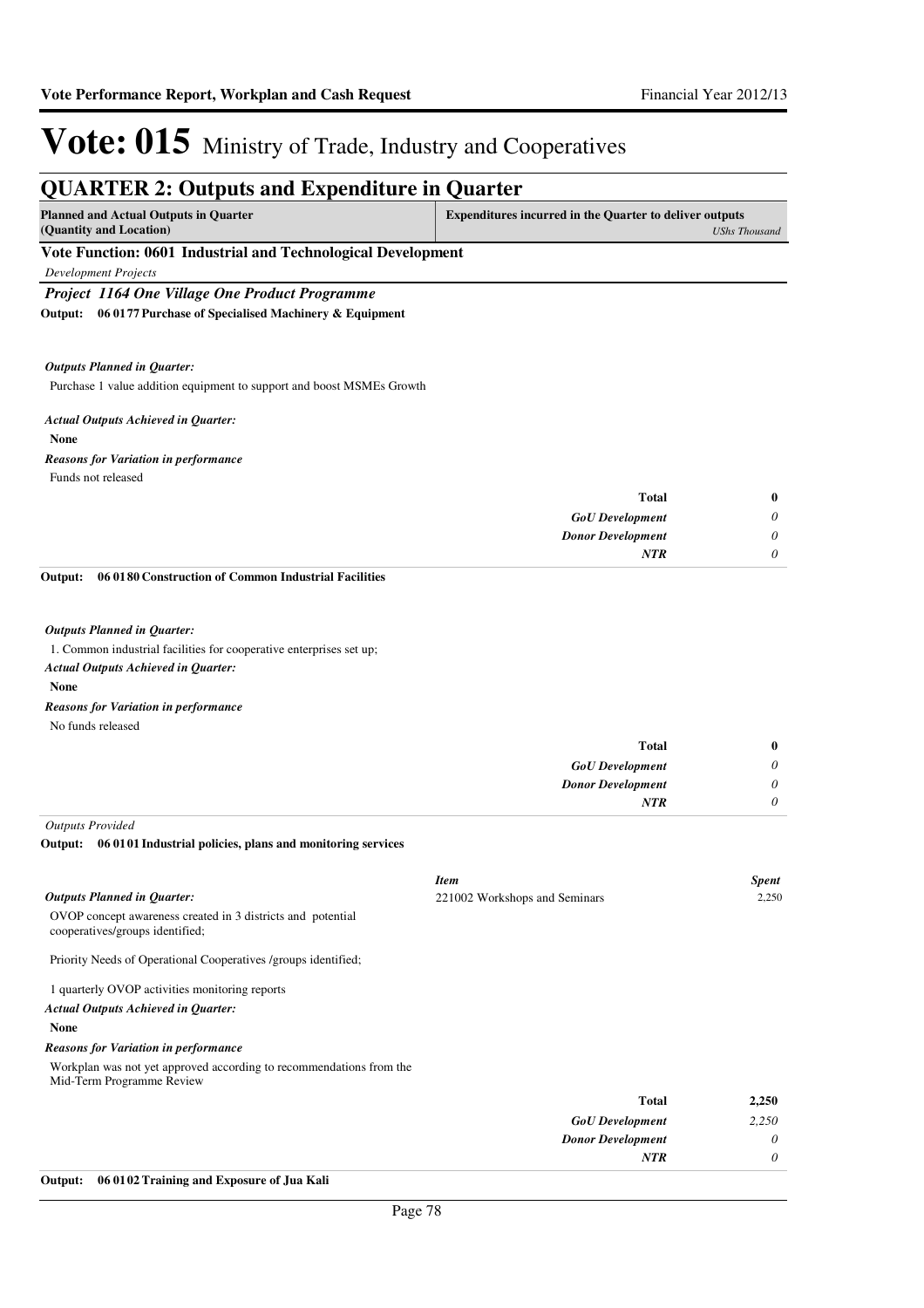# Vote: 015 Ministry of Trade, Industry and Cooperatives

## QUARTER 2: Outputs and Expenditure in Quarter

| Planned and Actual Outputs in Quarter (Quantity and Location) | Expenditures incurred in the Quarter to deliver outputs *UShs Thousand* |
|---|---|

### Vote Function: 0601 Industrial and Technological Development

*Development Projects*

#### *Project 1164 One Village One Product Programme*

**Output: 06 0177 Purchase of Specialised Machinery & Equipment**

***Outputs Planned in Quarter:***

Purchase 1 value addition equipment to support and boost MSMEs Growth

***Actual Outputs Achieved in Quarter:***

**None**

***Reasons for Variation in performance***

Funds not released

| | |
|---|---|
| **Total** | **0** |
| ***GoU Development*** | *0* |
| ***Donor Development*** | *0* |
| ***NTR*** | *0* |

**Output: 06 0180 Construction of Common Industrial Facilities**

***Outputs Planned in Quarter:***

1. Common industrial facilities for cooperative enterprises set up;

***Actual Outputs Achieved in Quarter:***

**None**

***Reasons for Variation in performance***

No funds released

| | |
|---|---|
| **Total** | **0** |
| ***GoU Development*** | *0* |
| ***Donor Development*** | *0* |
| ***NTR*** | *0* |

*Outputs Provided*

**Output: 06 0101 Industrial policies, plans and monitoring services**

***Outputs Planned in Quarter:***

OVOP concept awareness created in 3 districts and potential cooperatives/groups identified;

Priority Needs of Operational Cooperatives /groups identified;

1 quarterly OVOP activities monitoring reports

***Actual Outputs Achieved in Quarter:***

**None**

***Reasons for Variation in performance***

Workplan was not yet approved according to recommendations from the Mid-Term Programme Review

| *Item* | *Spent* |
|---|---|
| 221002 Workshops and Seminars | 2,250 |

| | |
|---|---|
| **Total** | **2,250** |
| ***GoU Development*** | *2,250* |
| ***Donor Development*** | *0* |
| ***NTR*** | *0* |

**Output: 06 0102 Training and Exposure of Jua Kali**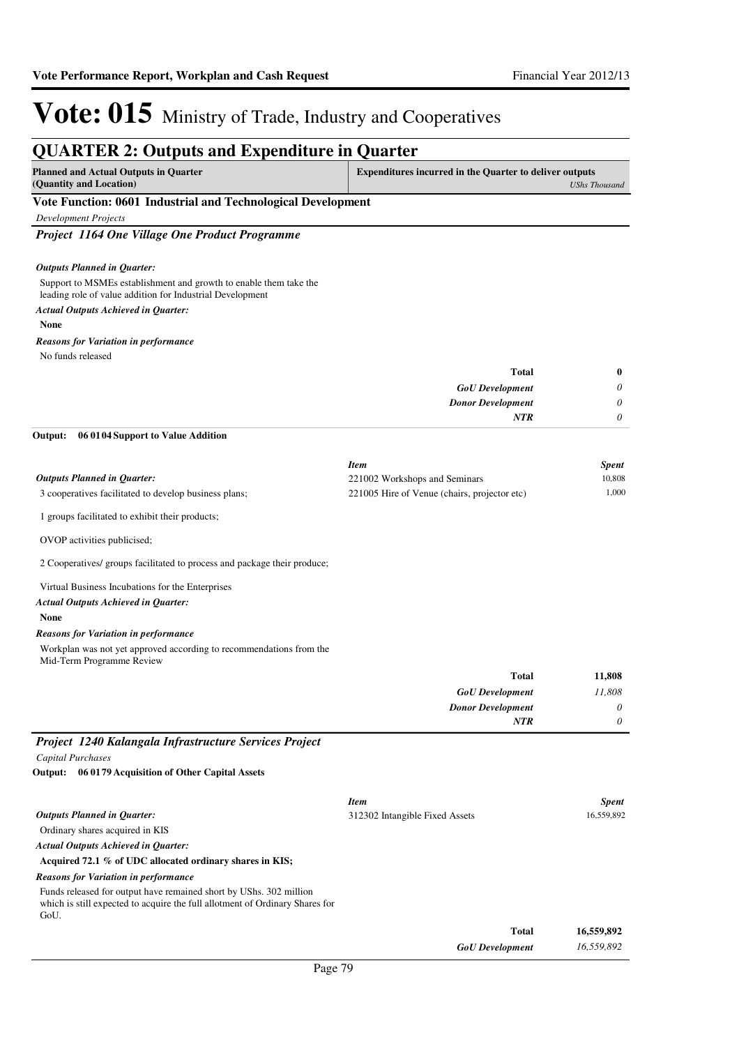# Vote: 015 Ministry of Trade, Industry and Cooperatives

## QUARTER 2: Outputs and Expenditure in Quarter

| Planned and Actual Outputs in Quarter (Quantity and Location) | Expenditures incurred in the Quarter to deliver outputs | *UShs Thousand* |
|---|---|---|

### Vote Function: 0601 Industrial and Technological Development

*Development Projects*

#### *Project 1164 One Village One Product Programme*

***Outputs Planned in Quarter:***

Support to MSMEs establishment and growth to enable them take the leading role of value addition for Industrial Development

***Actual Outputs Achieved in Quarter:***

**None**

***Reasons for Variation in performance***

No funds released

| | |
|---|---|
| **Total** | **0** |
| *GoU Development* | *0* |
| *Donor Development* | *0* |
| *NTR* | *0* |

**Output: 06 01 04 Support to Value Addition**

***Outputs Planned in Quarter:***

3 cooperatives facilitated to develop business plans;

1 groups facilitated to exhibit their products;

OVOP activities publicised;

2 Cooperatives/ groups facilitated to process and package their produce;

Virtual Business Incubations for the Enterprises

***Actual Outputs Achieved in Quarter:***

**None**

***Reasons for Variation in performance***

Workplan was not yet approved according to recommendations from the Mid-Term Programme Review

| *Item* | *Spent* |
|---|---|
| 221002 Workshops and Seminars | 10,808 |
| 221005 Hire of Venue (chairs, projector etc) | 1,000 |
| **Total** | **11,808** |
| *GoU Development* | *11,808* |
| *Donor Development* | *0* |
| *NTR* | *0* |

#### *Project 1240 Kalangala Infrastructure Services Project*

*Capital Purchases*

**Output: 06 01 79 Acquisition of Other Capital Assets**

***Outputs Planned in Quarter:***

Ordinary shares acquired in KIS

***Actual Outputs Achieved in Quarter:***

**Acquired 72.1 % of UDC allocated ordinary shares in KIS;**

***Reasons for Variation in performance***

Funds released for output have remained short by UShs. 302 million which is still expected to acquire the full allotment of Ordinary Shares for GoU.

| *Item* | *Spent* |
|---|---|
| 312302 Intangible Fixed Assets | 16,559,892 |
| **Total** | **16,559,892** |
| *GoU Development* | *16,559,892* |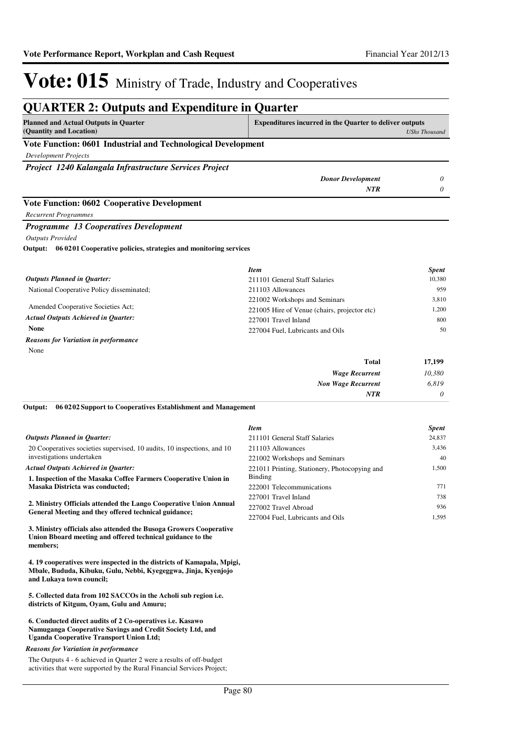# Vote: 015 Ministry of Trade, Industry and Cooperatives

## QUARTER 2: Outputs and Expenditure in Quarter

| Planned and Actual Outputs in Quarter (Quantity and Location) | Expenditures incurred in the Quarter to deliver outputs | *UShs Thousand* |
|---|---|---|

### Vote Function: 0601 Industrial and Technological Development

*Development Projects*

#### *Project 1240 Kalangala Infrastructure Services Project*

| | |
|---|---|
| ***Donor Development*** | *0* |
| ***NTR*** | *0* |

### Vote Function: 0602 Cooperative Development

*Recurrent Programmes*

#### *Programme 13 Cooperatives Development*

*Outputs Provided*

**Output: 06 02 01 Cooperative policies, strategies and monitoring services**

***Outputs Planned in Quarter:***

National Cooperative Policy disseminated;

Amended Cooperative Societies Act;

***Actual Outputs Achieved in Quarter:***

**None**

***Reasons for Variation in performance***

None

| *Item* | *Spent* |
|---|---|
| 211101 General Staff Salaries | 10,380 |
| 211103 Allowances | 959 |
| 221002 Workshops and Seminars | 3,810 |
| 221005 Hire of Venue (chairs, projector etc) | 1,200 |
| 227001 Travel Inland | 800 |
| 227004 Fuel, Lubricants and Oils | 50 |
| **Total** | **17,199** |
| ***Wage Recurrent*** | *10,380* |
| ***Non Wage Recurrent*** | *6,819* |
| ***NTR*** | *0* |

**Output: 06 02 02 Support to Cooperatives Establishment and Management**

***Outputs Planned in Quarter:***

20 Cooperatives societies supervised, 10 audits, 10 inspections, and 10 investigations undertaken

***Actual Outputs Achieved in Quarter:***

**1. Inspection of the Masaka Coffee Farmers Cooperative Union in Masaka Districta was conducted;**

**2. Ministry Officials attended the Lango Cooperative Union Annual General Meeting and they offered technical guidance;**

**3. Ministry officials also attended the Busoga Growers Cooperative Union Bboard meeting and offered technical guidance to the members;**

**4. 19 cooperatives were inspected in the districts of Kamapala, Mpigi, Mbale, Bududa, Kibuku, Gulu, Nebbi, Kyegeggwa, Jinja, Kyenjojo and Lukaya town council;**

**5. Collected data from 102 SACCOs in the Acholi sub region i.e. districts of Kitgum, Oyam, Gulu and Amuru;**

**6. Conducted direct audits of 2 Co-operatives i.e. Kasawo Namuganga Cooperative Savings and Credit Society Ltd, and Uganda Cooperative Transport Union Ltd;**

***Reasons for Variation in performance***

The Outputs 4 - 6 achieved in Quarter 2 were a results of off-budget activities that were supported by the Rural Financial Services Project;

| *Item* | *Spent* |
|---|---|
| 211101 General Staff Salaries | 24,837 |
| 211103 Allowances | 3,436 |
| 221002 Workshops and Seminars | 40 |
| 221011 Printing, Stationery, Photocopying and Binding | 1,500 |
| 222001 Telecommunications | 771 |
| 227001 Travel Inland | 738 |
| 227002 Travel Abroad | 936 |
| 227004 Fuel, Lubricants and Oils | 1,595 |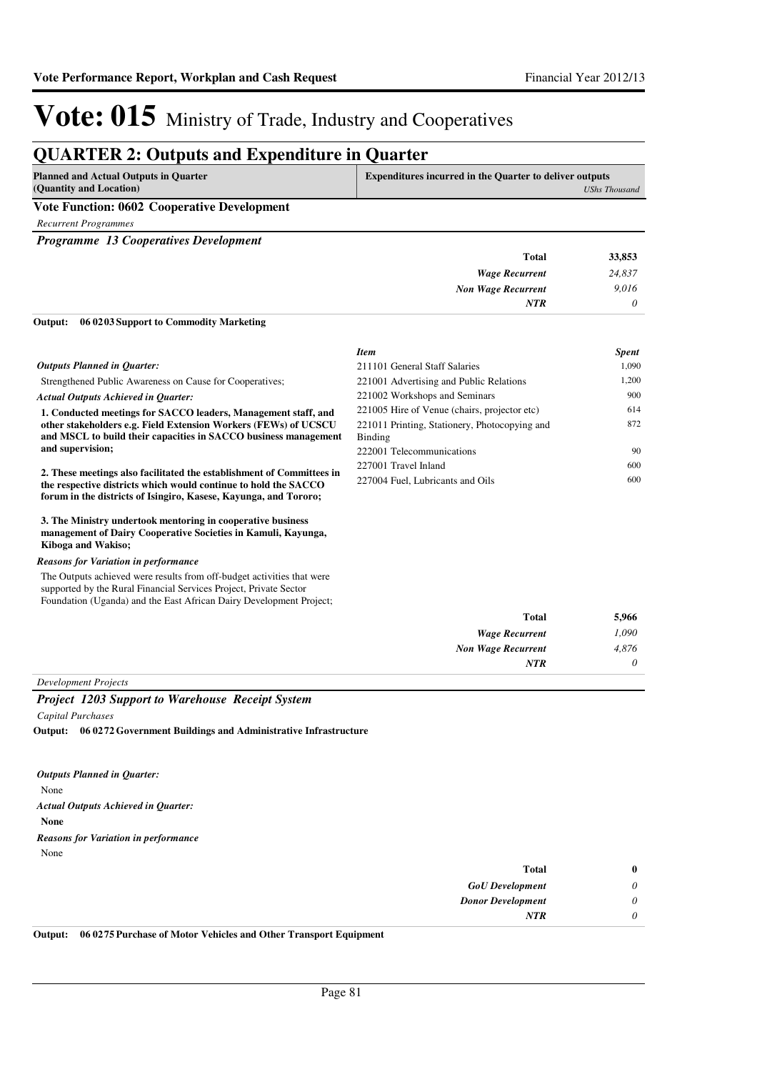# Vote: 015 Ministry of Trade, Industry and Cooperatives

## QUARTER 2: Outputs and Expenditure in Quarter

| Planned and Actual Outputs in Quarter (Quantity and Location) | Expenditures incurred in the Quarter to deliver outputs *UShs Thousand* |
|---|---|

### Vote Function: 0602 Cooperative Development

*Recurrent Programmes*

***Programme 13 Cooperatives Development***

| | |
|---|---|
| **Total** | **33,853** |
| *Wage Recurrent* | *24,837* |
| *Non Wage Recurrent* | *9,016* |
| *NTR* | *0* |

**Output: 06 0203 Support to Commodity Marketing**

*Outputs Planned in Quarter:*

Strengthened Public Awareness on Cause for Cooperatives;

*Actual Outputs Achieved in Quarter:*

**1. Conducted meetings for SACCO leaders, Management staff, and other stakeholders e.g. Field Extension Workers (FEWs) of UCSCU and MSCL to build their capacities in SACCO business management and supervision;**

**2. These meetings also facilitated the establishment of Committees in the respective districts which would continue to hold the SACCO forum in the districts of Isingiro, Kasese, Kayunga, and Tororo;**

**3. The Ministry undertook mentoring in cooperative business management of Dairy Cooperative Societies in Kamuli, Kayunga, Kiboga and Wakiso;**

*Reasons for Variation in performance*

The Outputs achieved were results from off-budget activities that were supported by the Rural Financial Services Project, Private Sector Foundation (Uganda) and the East African Dairy Development Project;

| *Item* | *Spent* |
|---|---|
| 211101 General Staff Salaries | 1,090 |
| 221001 Advertising and Public Relations | 1,200 |
| 221002 Workshops and Seminars | 900 |
| 221005 Hire of Venue (chairs, projector etc) | 614 |
| 221011 Printing, Stationery, Photocopying and Binding | 872 |
| 222001 Telecommunications | 90 |
| 227001 Travel Inland | 600 |
| 227004 Fuel, Lubricants and Oils | 600 |

| | |
|---|---|
| **Total** | **5,966** |
| *Wage Recurrent* | *1,090* |
| *Non Wage Recurrent* | *4,876* |
| *NTR* | *0* |

*Development Projects*

***Project 1203 Support to Warehouse Receipt System***

*Capital Purchases*

**Output: 06 0272 Government Buildings and Administrative Infrastructure**

*Outputs Planned in Quarter:*

None

*Actual Outputs Achieved in Quarter:*

**None**

*Reasons for Variation in performance*

None

| | |
|---|---|
| **Total** | **0** |
| *GoU Development* | *0* |
| *Donor Development* | *0* |
| *NTR* | *0* |

**Output: 06 0275 Purchase of Motor Vehicles and Other Transport Equipment**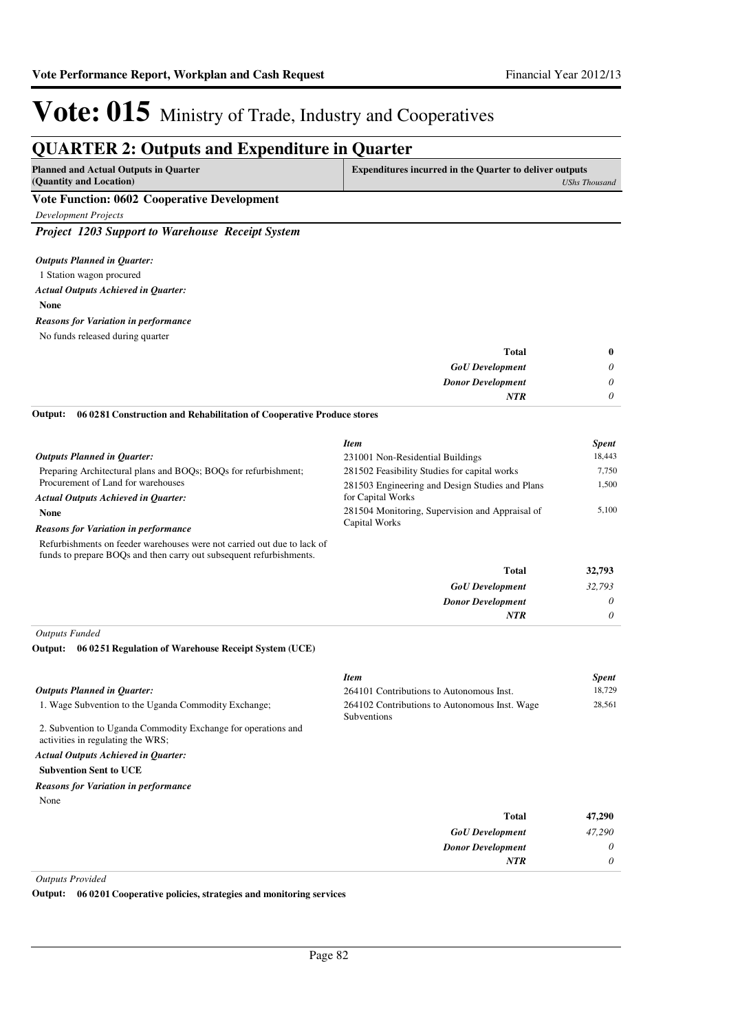# Vote: 015 Ministry of Trade, Industry and Cooperatives

## QUARTER 2: Outputs and Expenditure in Quarter

| Planned and Actual Outputs in Quarter (Quantity and Location) | Expenditures incurred in the Quarter to deliver outputs *UShs Thousand* |
|---|---|

### Vote Function: 0602 Cooperative Development

*Development Projects*

#### *Project 1203 Support to Warehouse Receipt System*

***Outputs Planned in Quarter:***

1 Station wagon procured

***Actual Outputs Achieved in Quarter:***

**None**

***Reasons for Variation in performance***

No funds released during quarter

| | |
|---|---|
| **Total** | **0** |
| ***GoU Development*** | *0* |
| ***Donor Development*** | *0* |
| ***NTR*** | *0* |

**Output: 06 0281 Construction and Rehabilitation of Cooperative Produce stores**

***Outputs Planned in Quarter:***

Preparing Architectural plans and BOQs; BOQs for refurbishment; Procurement of Land for warehouses

***Actual Outputs Achieved in Quarter:***

**None**

***Reasons for Variation in performance***

Refurbishments on feeder warehouses were not carried out due to lack of funds to prepare BOQs and then carry out subsequent refurbishments.

| *Item* | *Spent* |
|---|---|
| 231001 Non-Residential Buildings | 18,443 |
| 281502 Feasibility Studies for capital works | 7,750 |
| 281503 Engineering and Design Studies and Plans for Capital Works | 1,500 |
| 281504 Monitoring, Supervision and Appraisal of Capital Works | 5,100 |
| **Total** | **32,793** |
| ***GoU Development*** | *32,793* |
| ***Donor Development*** | *0* |
| ***NTR*** | *0* |

*Outputs Funded*

**Output: 06 0251 Regulation of Warehouse Receipt System (UCE)**

***Outputs Planned in Quarter:***

1. Wage Subvention to the Uganda Commodity Exchange;

2. Subvention to Uganda Commodity Exchange for operations and activities in regulating the WRS;

***Actual Outputs Achieved in Quarter:***

**Subvention Sent to UCE**

***Reasons for Variation in performance***

None

| *Item* | *Spent* |
|---|---|
| 264101 Contributions to Autonomous Inst. | 18,729 |
| 264102 Contributions to Autonomous Inst. Wage Subventions | 28,561 |
| **Total** | **47,290** |
| ***GoU Development*** | *47,290* |
| ***Donor Development*** | *0* |
| ***NTR*** | *0* |

*Outputs Provided*

**Output: 06 0201 Cooperative policies, strategies and monitoring services**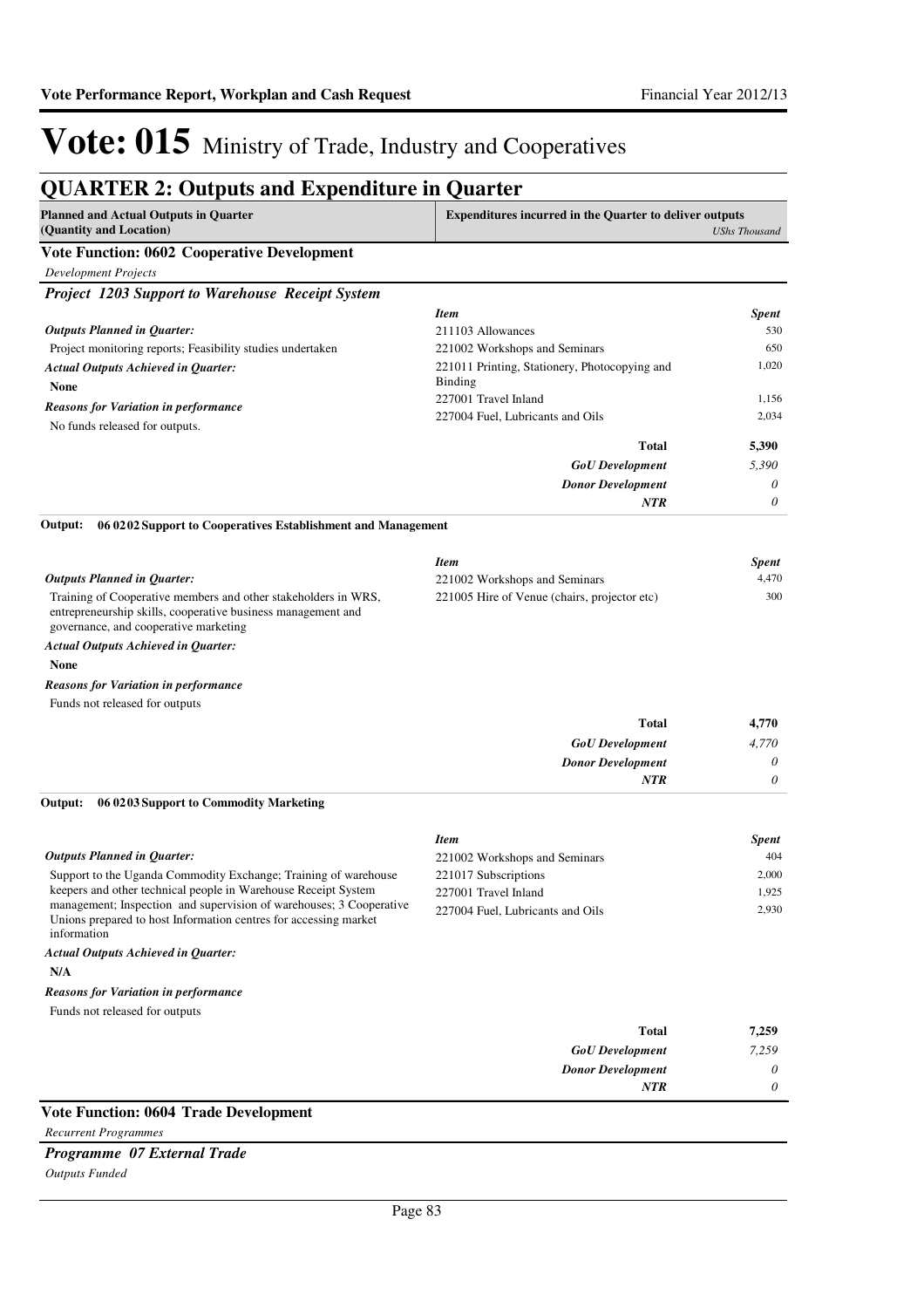# Vote: 015 Ministry of Trade, Industry and Cooperatives

## QUARTER 2: Outputs and Expenditure in Quarter

| Planned and Actual Outputs in Quarter (Quantity and Location) | Expenditures incurred in the Quarter to deliver outputs *UShs Thousand* |
|---|---|

### Vote Function: 0602 Cooperative Development

*Development Projects*

#### *Project 1203 Support to Warehouse Receipt System*

***Outputs Planned in Quarter:***

Project monitoring reports; Feasibility studies undertaken

***Actual Outputs Achieved in Quarter:***

**None**

***Reasons for Variation in performance***

No funds released for outputs.

| *Item* | *Spent* |
|---|---|
| 211103 Allowances | 530 |
| 221002 Workshops and Seminars | 650 |
| 221011 Printing, Stationery, Photocopying and Binding | 1,020 |
| 227001 Travel Inland | 1,156 |
| 227004 Fuel, Lubricants and Oils | 2,034 |
| **Total** | **5,390** |
| ***GoU Development*** | *5,390* |
| ***Donor Development*** | *0* |
| ***NTR*** | *0* |

**Output: 06 0202 Support to Cooperatives Establishment and Management**

***Outputs Planned in Quarter:***

Training of Cooperative members and other stakeholders in WRS, entrepreneurship skills, cooperative business management and governance, and cooperative marketing

***Actual Outputs Achieved in Quarter:***

**None**

***Reasons for Variation in performance***

Funds not released for outputs

| *Item* | *Spent* |
|---|---|
| 221002 Workshops and Seminars | 4,470 |
| 221005 Hire of Venue (chairs, projector etc) | 300 |
| **Total** | **4,770** |
| ***GoU Development*** | *4,770* |
| ***Donor Development*** | *0* |
| ***NTR*** | *0* |

**Output: 06 0203 Support to Commodity Marketing**

***Outputs Planned in Quarter:***

Support to the Uganda Commodity Exchange; Training of warehouse keepers and other technical people in Warehouse Receipt System management; Inspection and supervision of warehouses; 3 Cooperative Unions prepared to host Information centres for accessing market information

***Actual Outputs Achieved in Quarter:***

**N/A**

***Reasons for Variation in performance***

Funds not released for outputs

| *Item* | *Spent* |
|---|---|
| 221002 Workshops and Seminars | 404 |
| 221017 Subscriptions | 2,000 |
| 227001 Travel Inland | 1,925 |
| 227004 Fuel, Lubricants and Oils | 2,930 |
| **Total** | **7,259** |
| ***GoU Development*** | *7,259* |
| ***Donor Development*** | *0* |
| ***NTR*** | *0* |

### Vote Function: 0604 Trade Development

*Recurrent Programmes*

#### *Programme 07 External Trade*

*Outputs Funded*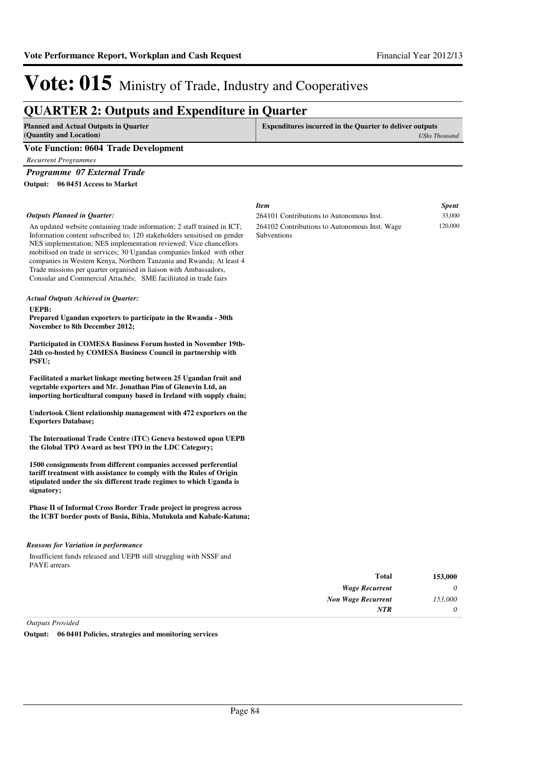# Vote: 015 Ministry of Trade, Industry and Cooperatives

## QUARTER 2: Outputs and Expenditure in Quarter

| Planned and Actual Outputs in Quarter (Quantity and Location) | Expenditures incurred in the Quarter to deliver outputs *UShs Thousand* |
|---|---|

### Vote Function: 0604 Trade Development

*Recurrent Programmes*

***Programme 07 External Trade***

**Output: 06 0451 Access to Market**

*Outputs Planned in Quarter:*

An updated website containing trade information; 2 staff trained in ICT; Information content subscribed to; 120 stakeholders sensitised on gender NES implementation; NES implementation reviewed; Vice chancellors mobilised on trade in services; 30 Ugandan companies linked with other companies in Western Kenya, Northern Tanzania and Rwanda; At least 4 Trade missions per quarter organised in liaison with Ambassadors, Consular and Commercial Attachés; SME facilitated in trade fairs

*Actual Outputs Achieved in Quarter:*

**UEPB:**
**Prepared Ugandan exporters to participate in the Rwanda - 30th November to 8th December 2012;**

**Participated in COMESA Business Forum hosted in November 19th-24th co-hosted by COMESA Business Council in partnership with PSFU;**

**Facilitated a market linkage meeting between 25 Ugandan fruit and vegetable exporters and Mr. Jonathan Pim of Glenevin Ltd, an importing horticultural company based in Ireland with supply chain;**

**Undertook Client relationship management with 472 exporters on the Exporters Database;**

**The International Trade Centre (ITC) Geneva bestowed upon UEPB the Global TPO Award as best TPO in the LDC Category;**

**1500 consignments from different companies accessed perferential tariff treatment with assistance to comply with the Rules of Origin stipulated under the six different trade regimes to which Uganda is signatory;**

**Phase II of Informal Cross Border Trade project in progress across the ICBT border posts of Busia, Bibia, Mutukula and Kabale-Katuna;**

*Reasons for Variation in performance*

Insufficient funds released and UEPB still struggling with NSSF and PAYE arrears

| *Item* | *Spent* |
|---|---|
| 264101 Contributions to Autonomous Inst. | 33,000 |
| 264102 Contributions to Autonomous Inst. Wage Subventions | 120,000 |

| | |
|---|---|
| **Total** | **153,000** |
| *Wage Recurrent* | *0* |
| *Non Wage Recurrent* | *153,000* |
| *NTR* | *0* |

*Outputs Provided*

**Output: 06 0401 Policies, strategies and monitoring services**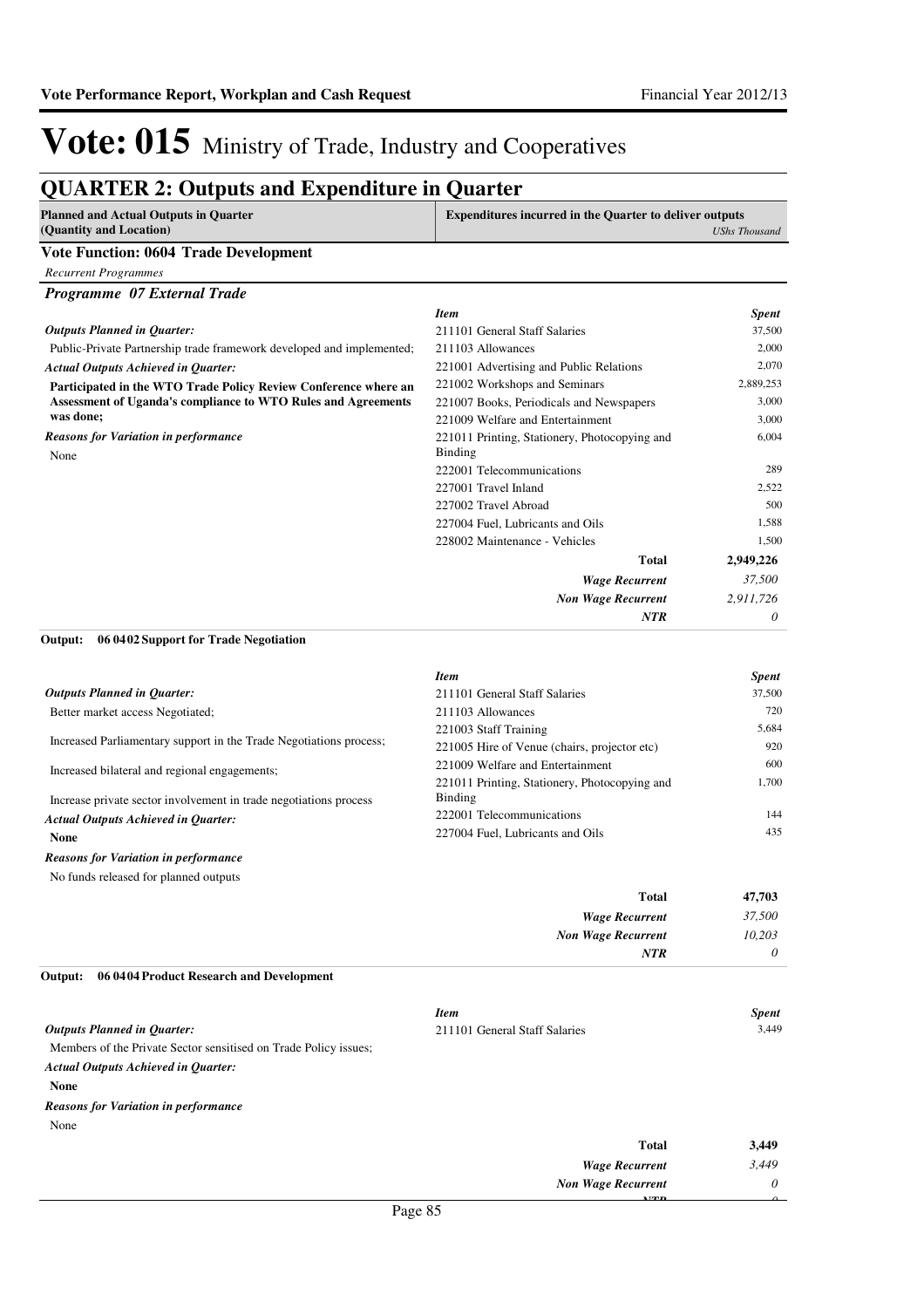# Vote: 015 Ministry of Trade, Industry and Cooperatives

## QUARTER 2: Outputs and Expenditure in Quarter

| Planned and Actual Outputs in Quarter (Quantity and Location) | Expenditures incurred in the Quarter to deliver outputs *UShs Thousand* |
|---|---|

### Vote Function: 0604 Trade Development

*Recurrent Programmes*

#### *Programme 07 External Trade*

***Outputs Planned in Quarter:***

Public-Private Partnership trade framework developed and implemented;

***Actual Outputs Achieved in Quarter:***

**Participated in the WTO Trade Policy Review Conference where an Assessment of Uganda's compliance to WTO Rules and Agreements was done;**

***Reasons for Variation in performance***

None

| *Item* | *Spent* |
|---|---|
| 211101 General Staff Salaries | 37,500 |
| 211103 Allowances | 2,000 |
| 221001 Advertising and Public Relations | 2,070 |
| 221002 Workshops and Seminars | 2,889,253 |
| 221007 Books, Periodicals and Newspapers | 3,000 |
| 221009 Welfare and Entertainment | 3,000 |
| 221011 Printing, Stationery, Photocopying and Binding | 6,004 |
| 222001 Telecommunications | 289 |
| 227001 Travel Inland | 2,522 |
| 227002 Travel Abroad | 500 |
| 227004 Fuel, Lubricants and Oils | 1,588 |
| 228002 Maintenance - Vehicles | 1,500 |
| **Total** | **2,949,226** |
| ***Wage Recurrent*** | *37,500* |
| ***Non Wage Recurrent*** | *2,911,726* |
| ***NTR*** | *0* |

**Output: 06 0402 Support for Trade Negotiation**

***Outputs Planned in Quarter:***

Better market access Negotiated;

Increased Parliamentary support in the Trade Negotiations process;

Increased bilateral and regional engagements;

Increase private sector involvement in trade negotiations process

***Actual Outputs Achieved in Quarter:***

**None**

***Reasons for Variation in performance***

No funds released for planned outputs

| *Item* | *Spent* |
|---|---|
| 211101 General Staff Salaries | 37,500 |
| 211103 Allowances | 720 |
| 221003 Staff Training | 5,684 |
| 221005 Hire of Venue (chairs, projector etc) | 920 |
| 221009 Welfare and Entertainment | 600 |
| 221011 Printing, Stationery, Photocopying and Binding | 1,700 |
| 222001 Telecommunications | 144 |
| 227004 Fuel, Lubricants and Oils | 435 |
| **Total** | **47,703** |
| ***Wage Recurrent*** | *37,500* |
| ***Non Wage Recurrent*** | *10,203* |
| ***NTR*** | *0* |

**Output: 06 0404 Product Research and Development**

***Outputs Planned in Quarter:***

Members of the Private Sector sensitised on Trade Policy issues;

***Actual Outputs Achieved in Quarter:***

**None**

***Reasons for Variation in performance***

None

| *Item* | *Spent* |
|---|---|
| 211101 General Staff Salaries | 3,449 |
| **Total** | **3,449** |
| ***Wage Recurrent*** | *3,449* |
| ***Non Wage Recurrent*** | *0* |
| ***NTR*** | *0* |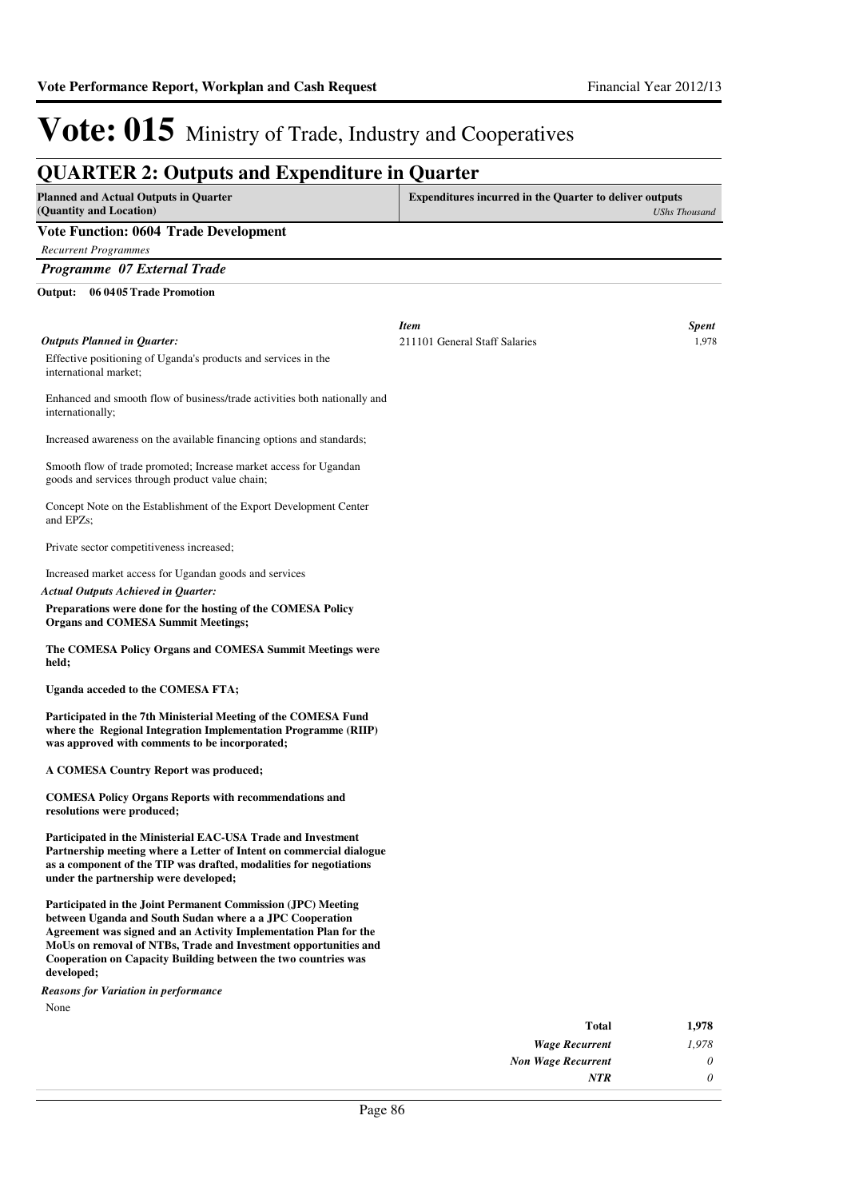# Vote: 015 Ministry of Trade, Industry and Cooperatives

## QUARTER 2: Outputs and Expenditure in Quarter

| Planned and Actual Outputs in Quarter (Quantity and Location) | Expenditures incurred in the Quarter to deliver outputs *UShs Thousand* |
|---|---|

### Vote Function: 0604 Trade Development

*Recurrent Programmes*

### *Programme 07 External Trade*

**Output: 06 0405 Trade Promotion**

*Outputs Planned in Quarter:*

Effective positioning of Uganda's products and services in the international market;

Enhanced and smooth flow of business/trade activities both nationally and internationally;

Increased awareness on the available financing options and standards;

Smooth flow of trade promoted; Increase market access for Ugandan goods and services through product value chain;

Concept Note on the Establishment of the Export Development Center and EPZs;

Private sector competitiveness increased;

Increased market access for Ugandan goods and services

*Actual Outputs Achieved in Quarter:*

**Preparations were done for the hosting of the COMESA Policy Organs and COMESA Summit Meetings;**

**The COMESA Policy Organs and COMESA Summit Meetings were held;**

**Uganda acceded to the COMESA FTA;**

**Participated in the 7th Ministerial Meeting of the COMESA Fund where the Regional Integration Implementation Programme (RIIP) was approved with comments to be incorporated;**

**A COMESA Country Report was produced;**

**COMESA Policy Organs Reports with recommendations and resolutions were produced;**

**Participated in the Ministerial EAC-USA Trade and Investment Partnership meeting where a Letter of Intent on commercial dialogue as a component of the TIP was drafted, modalities for negotiations under the partnership were developed;**

**Participated in the Joint Permanent Commission (JPC) Meeting between Uganda and South Sudan where a a JPC Cooperation Agreement was signed and an Activity Implementation Plan for the MoUs on removal of NTBs, Trade and Investment opportunities and Cooperation on Capacity Building between the two countries was developed;**

*Reasons for Variation in performance*

None

| *Item* | *Spent* |
|---|---|
| 211101 General Staff Salaries | 1,978 |

| | |
|---|---|
| **Total** | **1,978** |
| *Wage Recurrent* | *1,978* |
| *Non Wage Recurrent* | *0* |
| *NTR* | *0* |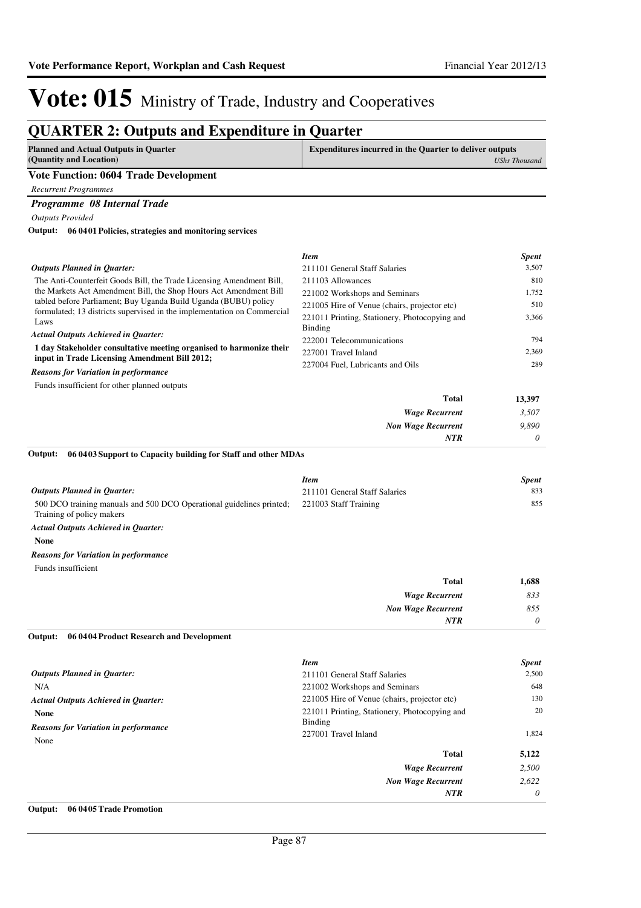# Vote: 015 Ministry of Trade, Industry and Cooperatives

## QUARTER 2: Outputs and Expenditure in Quarter

| Planned and Actual Outputs in Quarter (Quantity and Location) | Expenditures incurred in the Quarter to deliver outputs *UShs Thousand* |
|---|---|

### Vote Function: 0604 Trade Development

*Recurrent Programmes*

#### *Programme 08 Internal Trade*

*Outputs Provided*

**Output: 06 0401 Policies, strategies and monitoring services**

*Outputs Planned in Quarter:*

The Anti-Counterfeit Goods Bill, the Trade Licensing Amendment Bill, the Markets Act Amendment Bill, the Shop Hours Act Amendment Bill tabled before Parliament; Buy Uganda Build Uganda (BUBU) policy formulated; 13 districts supervised in the implementation on Commercial Laws

*Actual Outputs Achieved in Quarter:*

**1 day Stakeholder consultative meeting organised to harmonize their input in Trade Licensing Amendment Bill 2012;**

*Reasons for Variation in performance*

Funds insufficient for other planned outputs

| *Item* | *Spent* |
|---|---|
| 211101 General Staff Salaries | 3,507 |
| 211103 Allowances | 810 |
| 221002 Workshops and Seminars | 1,752 |
| 221005 Hire of Venue (chairs, projector etc) | 510 |
| 221011 Printing, Stationery, Photocopying and Binding | 3,366 |
| 222001 Telecommunications | 794 |
| 227001 Travel Inland | 2,369 |
| 227004 Fuel, Lubricants and Oils | 289 |
| **Total** | **13,397** |
| *Wage Recurrent* | *3,507* |
| *Non Wage Recurrent* | *9,890* |
| *NTR* | *0* |

**Output: 06 0403 Support to Capacity building for Staff and other MDAs**

*Outputs Planned in Quarter:*

500 DCO training manuals and 500 DCO Operational guidelines printed; Training of policy makers

*Actual Outputs Achieved in Quarter:*

**None**

*Reasons for Variation in performance*

Funds insufficient

| *Item* | *Spent* |
|---|---|
| 211101 General Staff Salaries | 833 |
| 221003 Staff Training | 855 |
| **Total** | **1,688** |
| *Wage Recurrent* | *833* |
| *Non Wage Recurrent* | *855* |
| *NTR* | *0* |

**Output: 06 0404 Product Research and Development**

*Outputs Planned in Quarter:*

N/A

*Actual Outputs Achieved in Quarter:*

**None**

*Reasons for Variation in performance*

None

| *Item* | *Spent* |
|---|---|
| 211101 General Staff Salaries | 2,500 |
| 221002 Workshops and Seminars | 648 |
| 221005 Hire of Venue (chairs, projector etc) | 130 |
| 221011 Printing, Stationery, Photocopying and Binding | 20 |
| 227001 Travel Inland | 1,824 |
| **Total** | **5,122** |
| *Wage Recurrent* | *2,500* |
| *Non Wage Recurrent* | *2,622* |
| *NTR* | *0* |

**Output: 06 0405 Trade Promotion**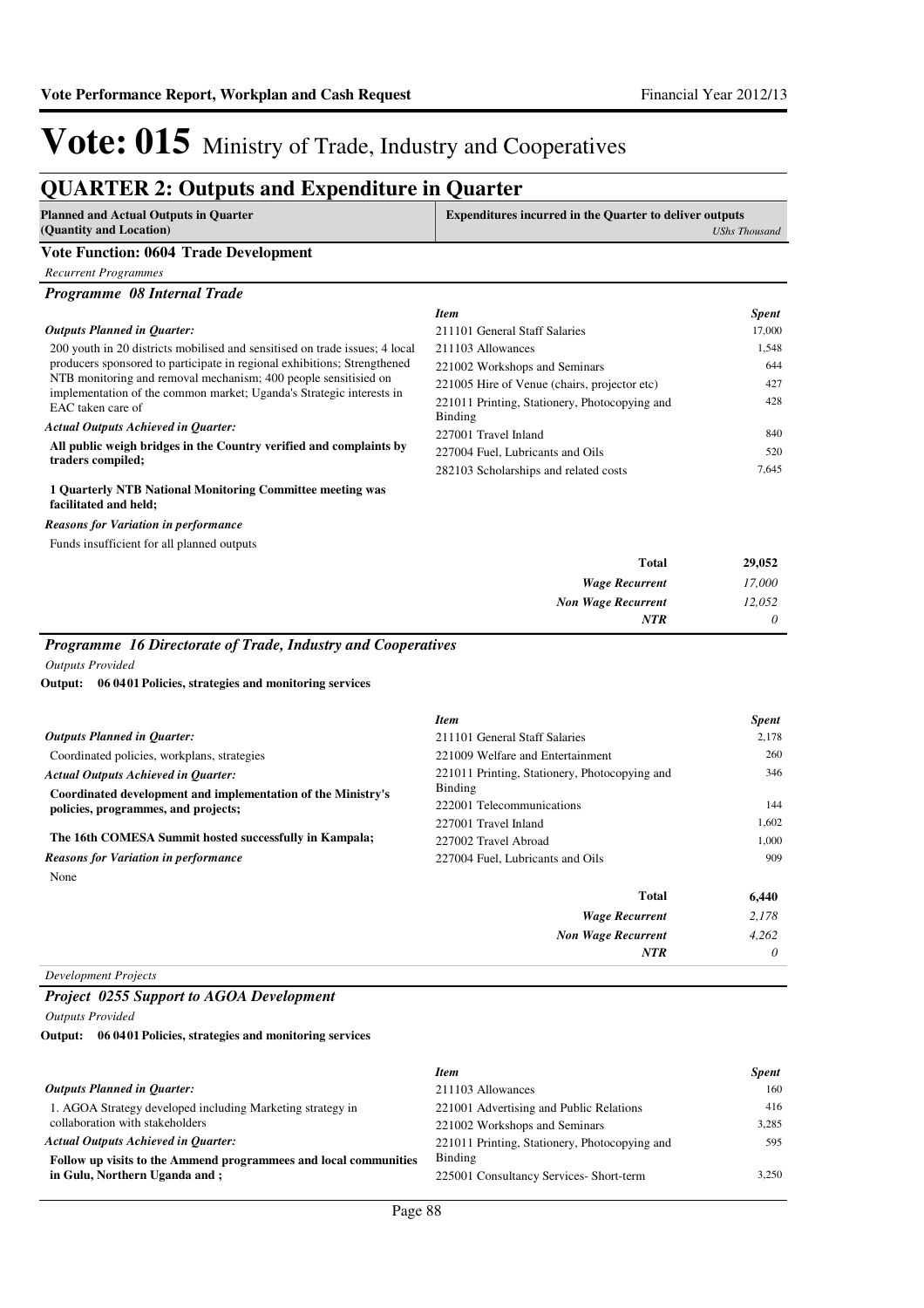# Vote: 015 Ministry of Trade, Industry and Cooperatives

## QUARTER 2: Outputs and Expenditure in Quarter

| Planned and Actual Outputs in Quarter (Quantity and Location) | Expenditures incurred in the Quarter to deliver outputs *UShs Thousand* |
|---|---|

### Vote Function: 0604 Trade Development

*Recurrent Programmes*

#### *Programme 08 Internal Trade*

*Outputs Planned in Quarter:*

200 youth in 20 districts mobilised and sensitised on trade issues; 4 local producers sponsored to participate in regional exhibitions; Strengthened NTB monitoring and removal mechanism; 400 people sensitisied on implementation of the common market; Uganda's Strategic interests in EAC taken care of

*Actual Outputs Achieved in Quarter:*

**All public weigh bridges in the Country verified and complaints by traders compiled;**

**1 Quarterly NTB National Monitoring Committee meeting was facilitated and held;**

*Reasons for Variation in performance*

Funds insufficient for all planned outputs

| *Item* | *Spent* |
|---|---|
| 211101 General Staff Salaries | 17,000 |
| 211103 Allowances | 1,548 |
| 221002 Workshops and Seminars | 644 |
| 221005 Hire of Venue (chairs, projector etc) | 427 |
| 221011 Printing, Stationery, Photocopying and Binding | 428 |
| 227001 Travel Inland | 840 |
| 227004 Fuel, Lubricants and Oils | 520 |
| 282103 Scholarships and related costs | 7,645 |
| **Total** | **29,052** |
| ***Wage Recurrent*** | *17,000* |
| ***Non Wage Recurrent*** | *12,052* |
| ***NTR*** | *0* |

#### *Programme 16 Directorate of Trade, Industry and Cooperatives*

*Outputs Provided*

**Output: 06 0401 Policies, strategies and monitoring services**

*Outputs Planned in Quarter:*

Coordinated policies, workplans, strategies

*Actual Outputs Achieved in Quarter:*

**Coordinated development and implementation of the Ministry's policies, programmes, and projects;**

**The 16th COMESA Summit hosted successfully in Kampala;**

*Reasons for Variation in performance*

None

| *Item* | *Spent* |
|---|---|
| 211101 General Staff Salaries | 2,178 |
| 221009 Welfare and Entertainment | 260 |
| 221011 Printing, Stationery, Photocopying and Binding | 346 |
| 222001 Telecommunications | 144 |
| 227001 Travel Inland | 1,602 |
| 227002 Travel Abroad | 1,000 |
| 227004 Fuel, Lubricants and Oils | 909 |
| **Total** | **6,440** |
| ***Wage Recurrent*** | *2,178* |
| ***Non Wage Recurrent*** | *4,262* |
| ***NTR*** | *0* |

*Development Projects*

#### *Project 0255 Support to AGOA Development*

*Outputs Provided*

**Output: 06 0401 Policies, strategies and monitoring services**

*Outputs Planned in Quarter:*

1. AGOA Strategy developed including Marketing strategy in collaboration with stakeholders

*Actual Outputs Achieved in Quarter:*

**Follow up visits to the Ammend programmees and local communities in Gulu, Northern Uganda and ;**

| *Item* | *Spent* |
|---|---|
| 211103 Allowances | 160 |
| 221001 Advertising and Public Relations | 416 |
| 221002 Workshops and Seminars | 3,285 |
| 221011 Printing, Stationery, Photocopying and Binding | 595 |
| 225001 Consultancy Services- Short-term | 3,250 |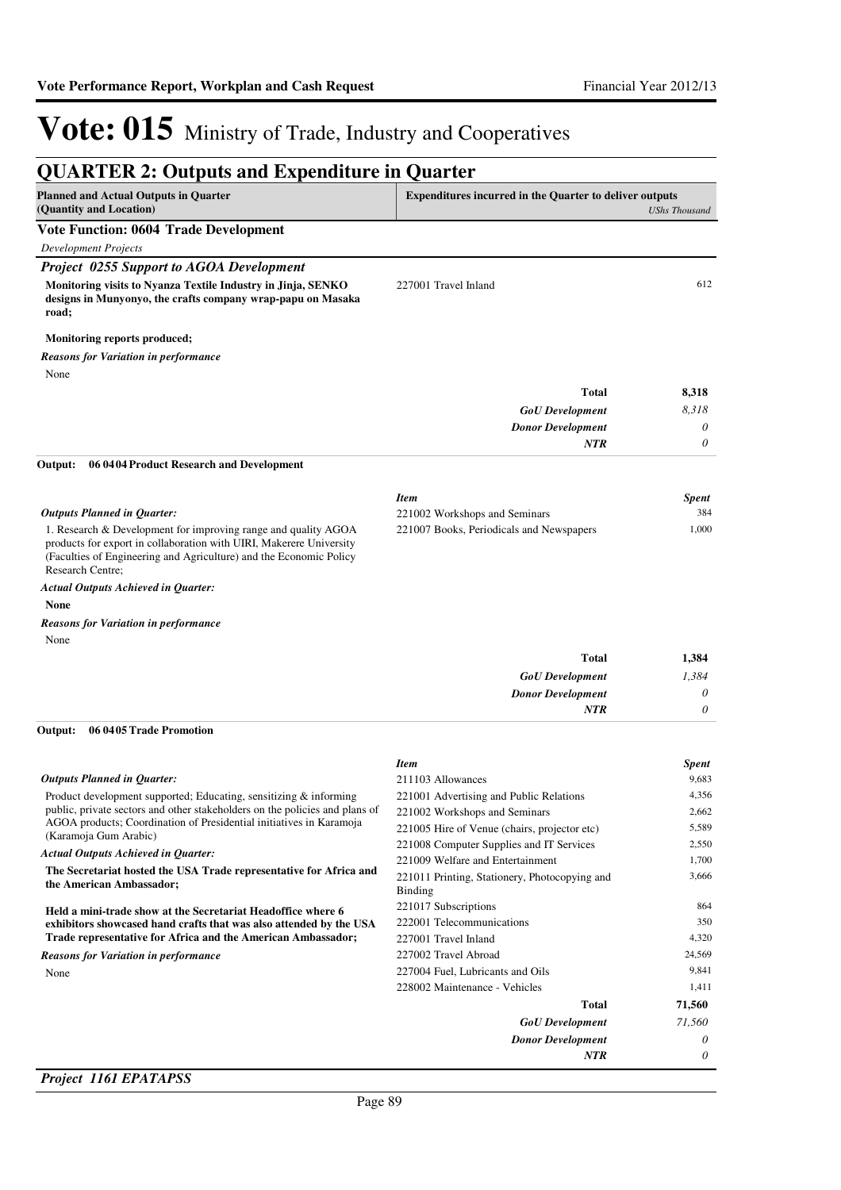# Vote: 015 Ministry of Trade, Industry and Cooperatives

## QUARTER 2: Outputs and Expenditure in Quarter

| Planned and Actual Outputs in Quarter (Quantity and Location) | Expenditures incurred in the Quarter to deliver outputs | *UShs Thousand* |
|---|---|---|

### Vote Function: 0604 Trade Development

*Development Projects*

#### *Project 0255 Support to AGOA Development*

**Monitoring visits to Nyanza Textile Industry in Jinja, SENKO designs in Munyonyo, the crafts company wrap-papu on Masaka road;**

**Monitoring reports produced;**

*Reasons for Variation in performance*

None

| Item | Spent |
|---|---|
| 227001 Travel Inland | 612 |
| **Total** | **8,318** |
| *GoU Development* | *8,318* |
| *Donor Development* | *0* |
| *NTR* | *0* |

**Output: 06 0404 Product Research and Development**

*Outputs Planned in Quarter:*

1. Research & Development for improving range and quality AGOA products for export in collaboration with UIRI, Makerere University (Faculties of Engineering and Agriculture) and the Economic Policy Research Centre;

*Actual Outputs Achieved in Quarter:*

**None**

*Reasons for Variation in performance*

None

| *Item* | *Spent* |
|---|---|
| 221002 Workshops and Seminars | 384 |
| 221007 Books, Periodicals and Newspapers | 1,000 |
| **Total** | **1,384** |
| *GoU Development* | *1,384* |
| *Donor Development* | *0* |
| *NTR* | *0* |

**Output: 06 0405 Trade Promotion**

*Outputs Planned in Quarter:*

Product development supported; Educating, sensitizing & informing public, private sectors and other stakeholders on the policies and plans of AGOA products; Coordination of Presidential initiatives in Karamoja (Karamoja Gum Arabic)

*Actual Outputs Achieved in Quarter:*

**The Secretariat hosted the USA Trade representative for Africa and the American Ambassador;**

**Held a mini-trade show at the Secretariat Headoffice where 6 exhibitors showcased hand crafts that was also attended by the USA Trade representative for Africa and the American Ambassador;**

*Reasons for Variation in performance*

None

| *Item* | *Spent* |
|---|---|
| 211103 Allowances | 9,683 |
| 221001 Advertising and Public Relations | 4,356 |
| 221002 Workshops and Seminars | 2,662 |
| 221005 Hire of Venue (chairs, projector etc) | 5,589 |
| 221008 Computer Supplies and IT Services | 2,550 |
| 221009 Welfare and Entertainment | 1,700 |
| 221011 Printing, Stationery, Photocopying and Binding | 3,666 |
| 221017 Subscriptions | 864 |
| 222001 Telecommunications | 350 |
| 227001 Travel Inland | 4,320 |
| 227002 Travel Abroad | 24,569 |
| 227004 Fuel, Lubricants and Oils | 9,841 |
| 228002 Maintenance - Vehicles | 1,411 |
| **Total** | **71,560** |
| *GoU Development* | *71,560* |
| *Donor Development* | *0* |
| *NTR* | *0* |

#### *Project 1161 EPATAPSS*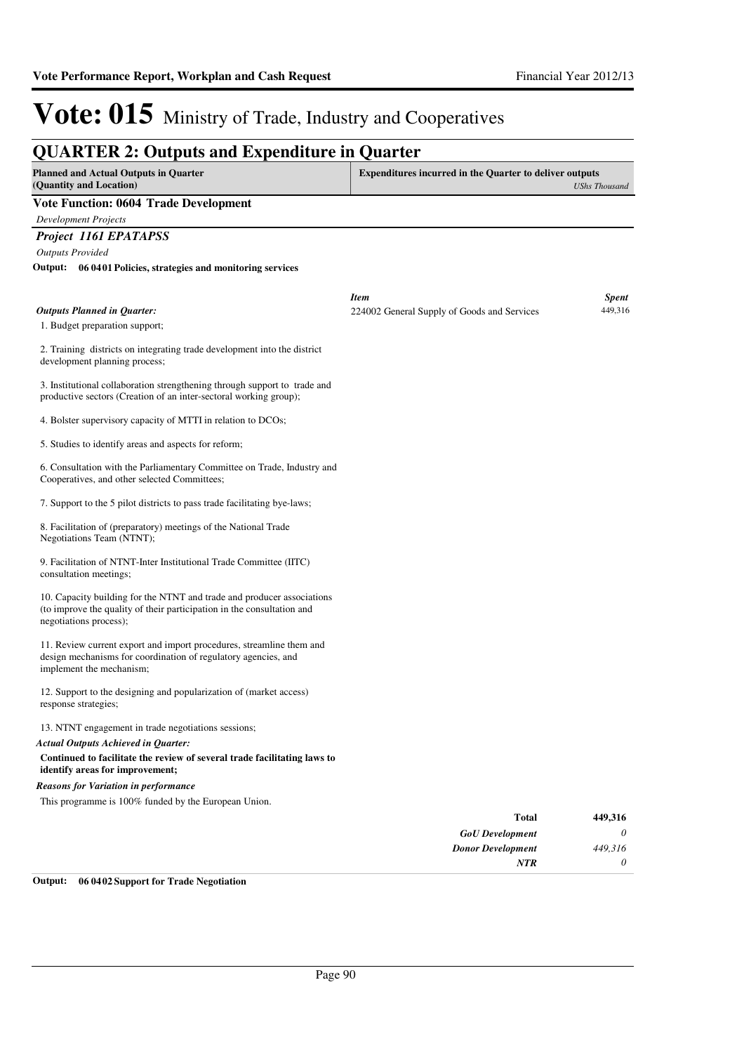# Vote: 015 Ministry of Trade, Industry and Cooperatives

## QUARTER 2: Outputs and Expenditure in Quarter

| Planned and Actual Outputs in Quarter (Quantity and Location) | Expenditures incurred in the Quarter to deliver outputs *UShs Thousand* |
|---|---|

### Vote Function: 0604 Trade Development

*Development Projects*

### *Project 1161 EPATAPSS*

*Outputs Provided*

**Output: 06 04 01 Policies, strategies and monitoring services**

*Outputs Planned in Quarter:*

1. Budget preparation support;

2. Training districts on integrating trade development into the district development planning process;

3. Institutional collaboration strengthening through support to trade and productive sectors (Creation of an inter-sectoral working group);

4. Bolster supervisory capacity of MTTI in relation to DCOs;

5. Studies to identify areas and aspects for reform;

6. Consultation with the Parliamentary Committee on Trade, Industry and Cooperatives, and other selected Committees;

7. Support to the 5 pilot districts to pass trade facilitating bye-laws;

8. Facilitation of (preparatory) meetings of the National Trade Negotiations Team (NTNT);

9. Facilitation of NTNT-Inter Institutional Trade Committee (IITC) consultation meetings;

10. Capacity building for the NTNT and trade and producer associations (to improve the quality of their participation in the consultation and negotiations process);

11. Review current export and import procedures, streamline them and design mechanisms for coordination of regulatory agencies, and implement the mechanism;

12. Support to the designing and popularization of (market access) response strategies;

13. NTNT engagement in trade negotiations sessions;

*Actual Outputs Achieved in Quarter:*

**Continued to facilitate the review of several trade facilitating laws to identify areas for improvement;**

*Reasons for Variation in performance*

This programme is 100% funded by the European Union.

| *Item* | *Spent* |
|---|---|
| 224002 General Supply of Goods and Services | 449,316 |
| **Total** | **449,316** |
| *GoU Development* | *0* |
| *Donor Development* | *449,316* |
| *NTR* | *0* |

**Output: 06 04 02 Support for Trade Negotiation**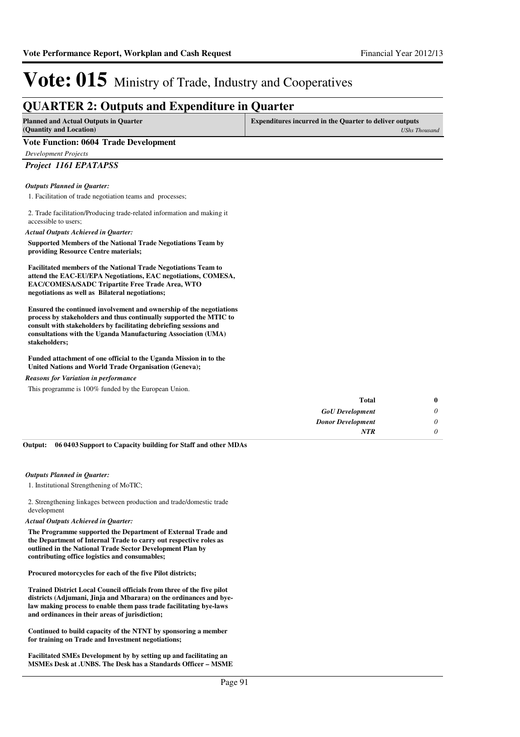# Vote: 015 Ministry of Trade, Industry and Cooperatives

## QUARTER 2: Outputs and Expenditure in Quarter

| Planned and Actual Outputs in Quarter (Quantity and Location) | Expenditures incurred in the Quarter to deliver outputs *UShs Thousand* |
|---|---|

### Vote Function: 0604 Trade Development

*Development Projects*

### *Project 1161 EPATAPSS*

***Outputs Planned in Quarter:***

1. Facilitation of trade negotiation teams and processes;

2. Trade facilitation/Producing trade-related information and making it accessible to users;

***Actual Outputs Achieved in Quarter:***

**Supported Members of the National Trade Negotiations Team by providing Resource Centre materials;**

**Facilitated members of the National Trade Negotiations Team to attend the EAC-EU/EPA Negotiations, EAC negotiations, COMESA, EAC/COMESA/SADC Tripartite Free Trade Area, WTO negotiations as well as Bilateral negotiations;**

**Ensured the continued involvement and ownership of the negotiations process by stakeholders and thus continually supported the MTIC to consult with stakeholders by facilitating debriefing sessions and consultations with the Uganda Manufacturing Association (UMA) stakeholders;**

**Funded attachment of one official to the Uganda Mission in to the United Nations and World Trade Organisation (Geneva);**

***Reasons for Variation in performance***

This programme is 100% funded by the European Union.

| | |
|---|---|
| **Total** | **0** |
| *GoU Development* | *0* |
| *Donor Development* | *0* |
| *NTR* | *0* |

**Output: 06 0403 Support to Capacity building for Staff and other MDAs**

***Outputs Planned in Quarter:***

1. Institutional Strengthening of MoTIC;

2. Strengthening linkages between production and trade/domestic trade development

***Actual Outputs Achieved in Quarter:***

**The Programme supported the Department of External Trade and the Department of Internal Trade to carry out respective roles as outlined in the National Trade Sector Development Plan by contributing office logistics and consumables;**

**Procured motorcycles for each of the five Pilot districts;**

**Trained District Local Council officials from three of the five pilot districts (Adjumani, Jinja and Mbarara) on the ordinances and bye-law making process to enable them pass trade facilitating bye-laws and ordinances in their areas of jurisdiction;**

**Continued to build capacity of the NTNT by sponsoring a member for training on Trade and Investment negotiations;**

**Facilitated SMEs Development by by setting up and facilitating an MSMEs Desk at .UNBS. The Desk has a Standards Officer – MSME**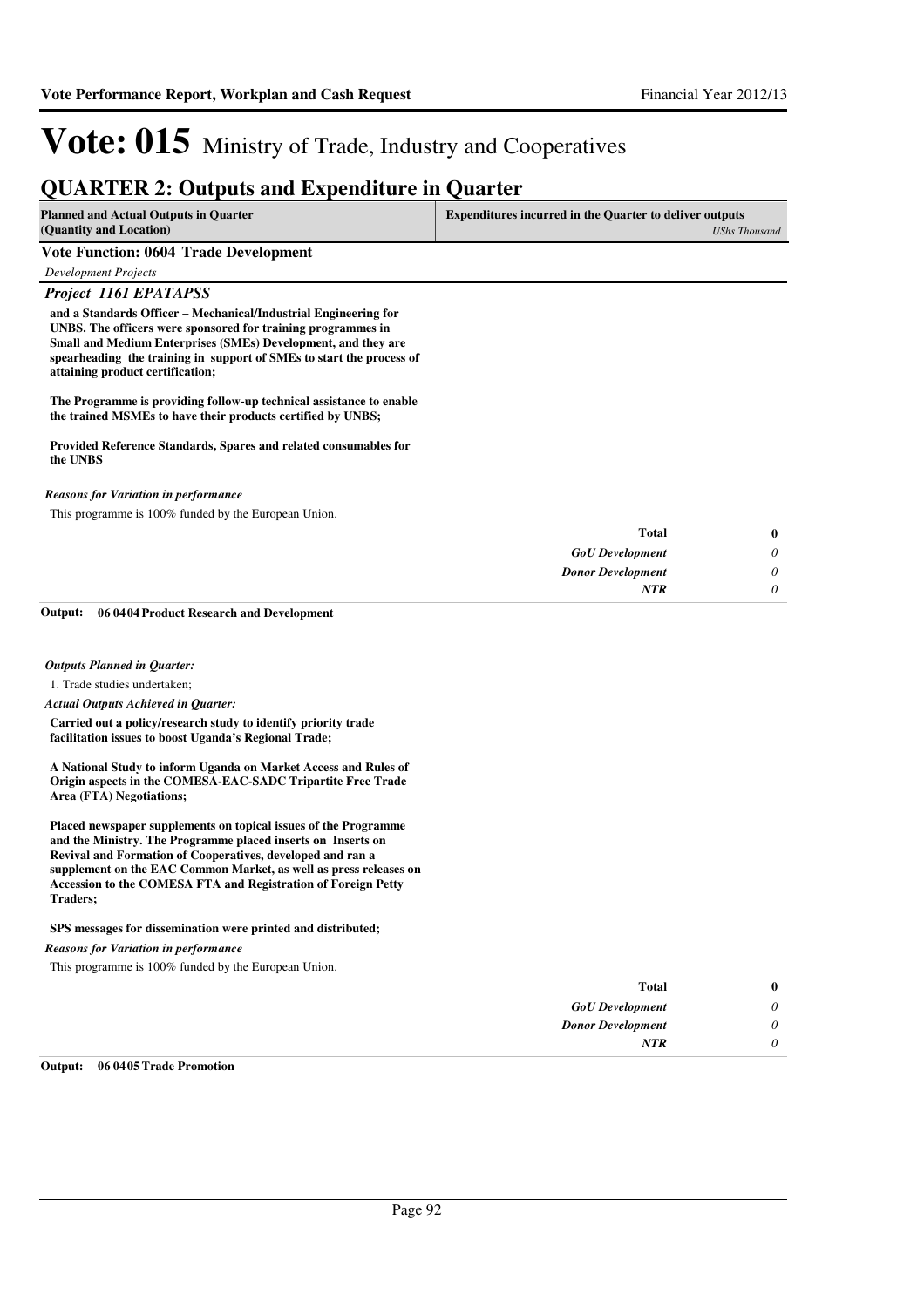# Vote: 015 Ministry of Trade, Industry and Cooperatives

## QUARTER 2: Outputs and Expenditure in Quarter

| Planned and Actual Outputs in Quarter (Quantity and Location) | Expenditures incurred in the Quarter to deliver outputs *UShs Thousand* |
|---|---|

### Vote Function: 0604 Trade Development

*Development Projects*

### *Project 1161 EPATAPSS*

**and a Standards Officer – Mechanical/Industrial Engineering for UNBS. The officers were sponsored for training programmes in Small and Medium Enterprises (SMEs) Development, and they are spearheading the training in support of SMEs to start the process of attaining product certification;**

**The Programme is providing follow-up technical assistance to enable the trained MSMEs to have their products certified by UNBS;**

**Provided Reference Standards, Spares and related consumables for the UNBS**

*Reasons for Variation in performance*

This programme is 100% funded by the European Union.

| | |
|---|---|
| **Total** | **0** |
| *GoU Development* | *0* |
| *Donor Development* | *0* |
| *NTR* | *0* |

**Output: 06 0404 Product Research and Development**

*Outputs Planned in Quarter:*

1. Trade studies undertaken;

*Actual Outputs Achieved in Quarter:*

**Carried out a policy/research study to identify priority trade facilitation issues to boost Uganda's Regional Trade;**

**A National Study to inform Uganda on Market Access and Rules of Origin aspects in the COMESA-EAC-SADC Tripartite Free Trade Area (FTA) Negotiations;**

**Placed newspaper supplements on topical issues of the Programme and the Ministry. The Programme placed inserts on Inserts on Revival and Formation of Cooperatives, developed and ran a supplement on the EAC Common Market, as well as press releases on Accession to the COMESA FTA and Registration of Foreign Petty Traders;**

**SPS messages for dissemination were printed and distributed;**

*Reasons for Variation in performance*

This programme is 100% funded by the European Union.

| | |
|---|---|
| **Total** | **0** |
| *GoU Development* | *0* |
| *Donor Development* | *0* |
| *NTR* | *0* |

**Output: 06 0405 Trade Promotion**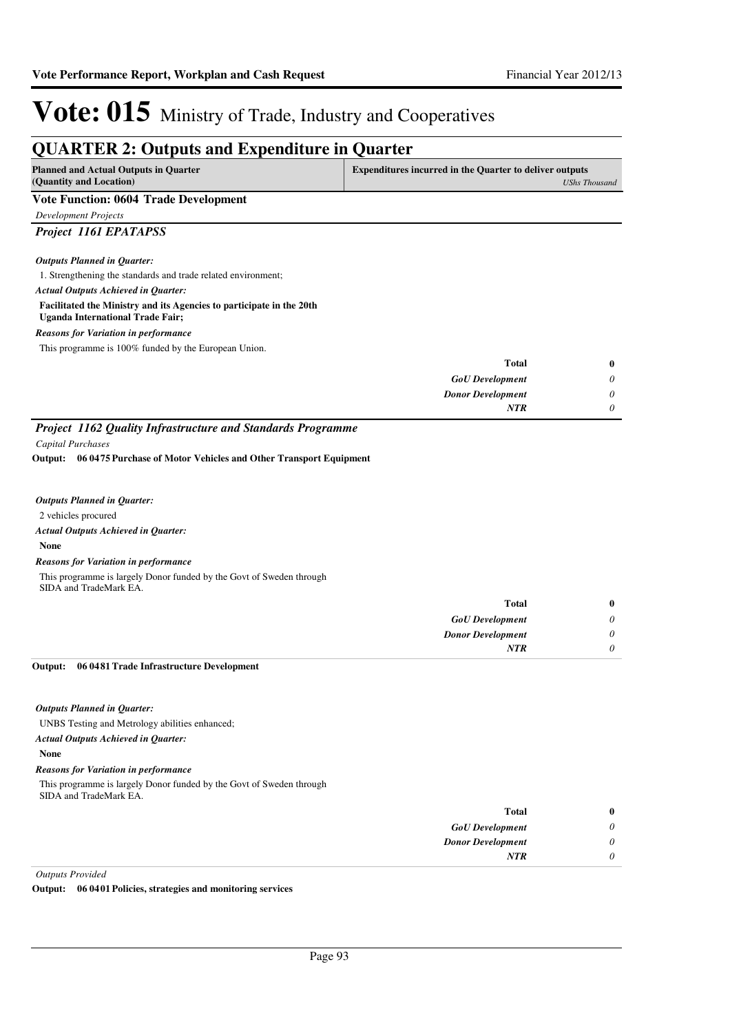# Vote: 015 Ministry of Trade, Industry and Cooperatives

## QUARTER 2: Outputs and Expenditure in Quarter

| Planned and Actual Outputs in Quarter (Quantity and Location) | Expenditures incurred in the Quarter to deliver outputs *UShs Thousand* |
|---|---|

### Vote Function: 0604 Trade Development

*Development Projects*

### *Project 1161 EPATAPSS*

***Outputs Planned in Quarter:***

1. Strengthening the standards and trade related environment;

***Actual Outputs Achieved in Quarter:***

**Facilitated the Ministry and its Agencies to participate in the 20th Uganda International Trade Fair;**

***Reasons for Variation in performance***

This programme is 100% funded by the European Union.

| | |
|---|---|
| **Total** | **0** |
| *GoU Development* | *0* |
| *Donor Development* | *0* |
| *NTR* | *0* |

### *Project 1162 Quality Infrastructure and Standards Programme*

*Capital Purchases*

**Output: 06 0475 Purchase of Motor Vehicles and Other Transport Equipment**

***Outputs Planned in Quarter:***

2 vehicles procured

***Actual Outputs Achieved in Quarter:***

**None**

***Reasons for Variation in performance***

This programme is largely Donor funded by the Govt of Sweden through SIDA and TradeMark EA.

| | |
|---|---|
| **Total** | **0** |
| *GoU Development* | *0* |
| *Donor Development* | *0* |
| *NTR* | *0* |

**Output: 06 0481 Trade Infrastructure Development**

***Outputs Planned in Quarter:***

UNBS Testing and Metrology abilities enhanced;

***Actual Outputs Achieved in Quarter:***

**None**

***Reasons for Variation in performance***

This programme is largely Donor funded by the Govt of Sweden through SIDA and TradeMark EA.

| | |
|---|---|
| **Total** | **0** |
| *GoU Development* | *0* |
| *Donor Development* | *0* |
| *NTR* | *0* |

*Outputs Provided*

**Output: 06 0401 Policies, strategies and monitoring services**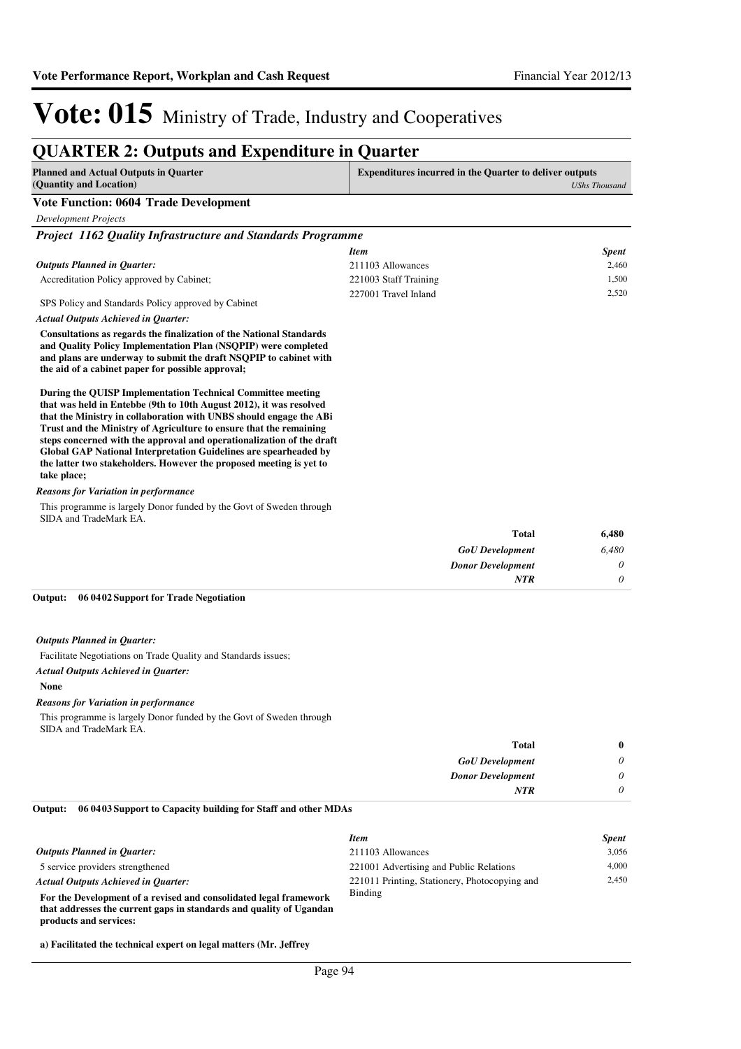# Vote: 015 Ministry of Trade, Industry and Cooperatives

## QUARTER 2: Outputs and Expenditure in Quarter

| Planned and Actual Outputs in Quarter (Quantity and Location) | Expenditures incurred in the Quarter to deliver outputs *UShs Thousand* |
|---|---|

### Vote Function: 0604 Trade Development

*Development Projects*

#### *Project 1162 Quality Infrastructure and Standards Programme*

*Outputs Planned in Quarter:*

Accreditation Policy approved by Cabinet;

SPS Policy and Standards Policy approved by Cabinet

*Actual Outputs Achieved in Quarter:*

**Consultations as regards the finalization of the National Standards and Quality Policy Implementation Plan (NSQPIP) were completed and plans are underway to submit the draft NSQPIP to cabinet with the aid of a cabinet paper for possible approval;**

**During the QUISP Implementation Technical Committee meeting that was held in Entebbe (9th to 10th August 2012), it was resolved that the Ministry in collaboration with UNBS should engage the ABi Trust and the Ministry of Agriculture to ensure that the remaining steps concerned with the approval and operationalization of the draft Global GAP National Interpretation Guidelines are spearheaded by the latter two stakeholders. However the proposed meeting is yet to take place;**

*Reasons for Variation in performance*

This programme is largely Donor funded by the Govt of Sweden through SIDA and TradeMark EA.

| *Item* | *Spent* |
|---|---|
| 211103 Allowances | 2,460 |
| 221003 Staff Training | 1,500 |
| 227001 Travel Inland | 2,520 |
| **Total** | **6,480** |
| ***GoU Development*** | *6,480* |
| ***Donor Development*** | *0* |
| ***NTR*** | *0* |

**Output: 06 0402 Support for Trade Negotiation**

*Outputs Planned in Quarter:*

Facilitate Negotiations on Trade Quality and Standards issues;

*Actual Outputs Achieved in Quarter:*

**None**

*Reasons for Variation in performance*

This programme is largely Donor funded by the Govt of Sweden through SIDA and TradeMark EA.

| | |
|---|---|
| **Total** | **0** |
| ***GoU Development*** | *0* |
| ***Donor Development*** | *0* |
| ***NTR*** | *0* |

**Output: 06 0403 Support to Capacity building for Staff and other MDAs**

*Outputs Planned in Quarter:*

5 service providers strengthened

*Actual Outputs Achieved in Quarter:*

**For the Development of a revised and consolidated legal framework that addresses the current gaps in standards and quality of Ugandan products and services:**

**a) Facilitated the technical expert on legal matters (Mr. Jeffrey**

| *Item* | *Spent* |
|---|---|
| 211103 Allowances | 3,056 |
| 221001 Advertising and Public Relations | 4,000 |
| 221011 Printing, Stationery, Photocopying and Binding | 2,450 |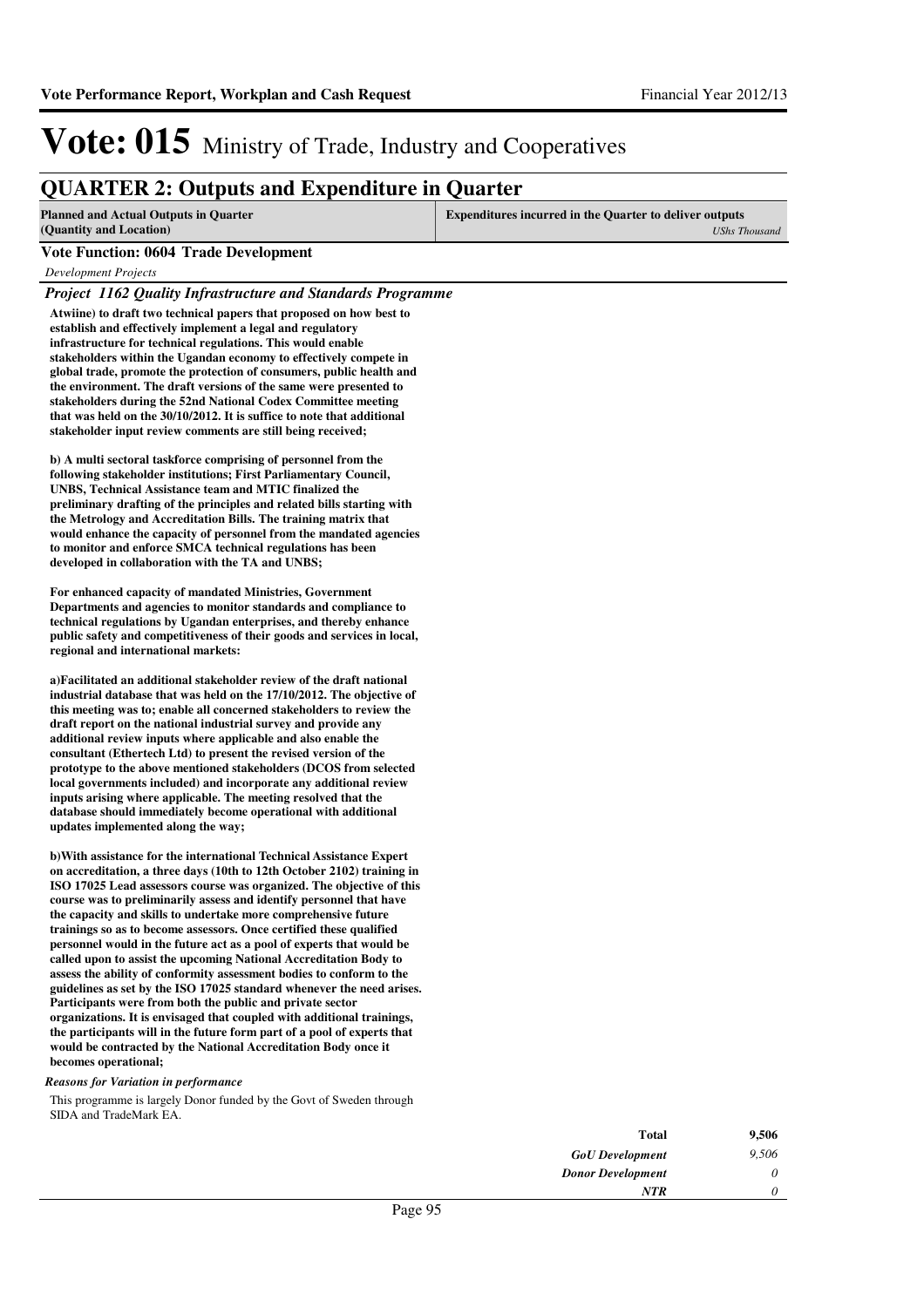# Vote: 015 Ministry of Trade, Industry and Cooperatives

## QUARTER 2: Outputs and Expenditure in Quarter

| Planned and Actual Outputs in Quarter (Quantity and Location) | Expenditures incurred in the Quarter to deliver outputs *UShs Thousand* |
|---|---|

### Vote Function: 0604 Trade Development

*Development Projects*

#### *Project 1162 Quality Infrastructure and Standards Programme*

**Atwiine) to draft two technical papers that proposed on how best to establish and effectively implement a legal and regulatory infrastructure for technical regulations. This would enable stakeholders within the Ugandan economy to effectively compete in global trade, promote the protection of consumers, public health and the environment. The draft versions of the same were presented to stakeholders during the 52nd National Codex Committee meeting that was held on the 30/10/2012. It is suffice to note that additional stakeholder input review comments are still being received;**

**b) A multi sectoral taskforce comprising of personnel from the following stakeholder institutions; First Parliamentary Council, UNBS, Technical Assistance team and MTIC finalized the preliminary drafting of the principles and related bills starting with the Metrology and Accreditation Bills. The training matrix that would enhance the capacity of personnel from the mandated agencies to monitor and enforce SMCA technical regulations has been developed in collaboration with the TA and UNBS;**

**For enhanced capacity of mandated Ministries, Government Departments and agencies to monitor standards and compliance to technical regulations by Ugandan enterprises, and thereby enhance public safety and competitiveness of their goods and services in local, regional and international markets:**

**a)Facilitated an additional stakeholder review of the draft national industrial database that was held on the 17/10/2012. The objective of this meeting was to; enable all concerned stakeholders to review the draft report on the national industrial survey and provide any additional review inputs where applicable and also enable the consultant (Ethertech Ltd) to present the revised version of the prototype to the above mentioned stakeholders (DCOS from selected local governments included) and incorporate any additional review inputs arising where applicable. The meeting resolved that the database should immediately become operational with additional updates implemented along the way;**

**b)With assistance for the international Technical Assistance Expert on accreditation, a three days (10th to 12th October 2102) training in ISO 17025 Lead assessors course was organized. The objective of this course was to preliminarily assess and identify personnel that have the capacity and skills to undertake more comprehensive future trainings so as to become assessors. Once certified these qualified personnel would in the future act as a pool of experts that would be called upon to assist the upcoming National Accreditation Body to assess the ability of conformity assessment bodies to conform to the guidelines as set by the ISO 17025 standard whenever the need arises. Participants were from both the public and private sector organizations. It is envisaged that coupled with additional trainings, the participants will in the future form part of a pool of experts that would be contracted by the National Accreditation Body once it becomes operational;**

***Reasons for Variation in performance***

This programme is largely Donor funded by the Govt of Sweden through SIDA and TradeMark EA.

| | |
|---|---|
| **Total** | **9,506** |
| ***GoU Development*** | *9,506* |
| ***Donor Development*** | *0* |
| ***NTR*** | *0* |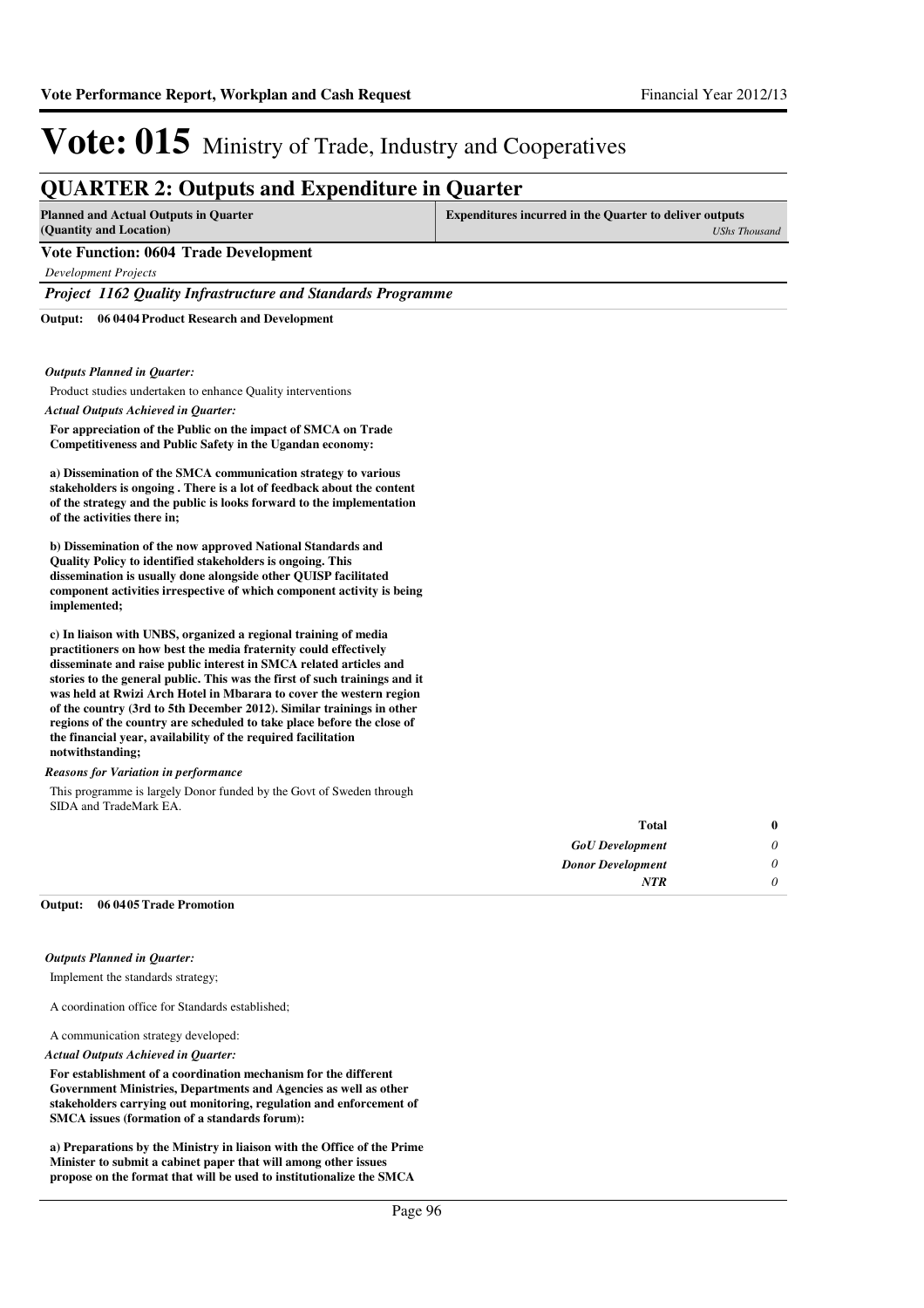# Vote: 015 Ministry of Trade, Industry and Cooperatives

## QUARTER 2: Outputs and Expenditure in Quarter

| Planned and Actual Outputs in Quarter (Quantity and Location) | Expenditures incurred in the Quarter to deliver outputs *UShs Thousand* |
|---|---|

**Vote Function: 0604 Trade Development**

*Development Projects*

***Project 1162 Quality Infrastructure and Standards Programme***

**Output: 06 0404 Product Research and Development**

***Outputs Planned in Quarter:***

Product studies undertaken to enhance Quality interventions

***Actual Outputs Achieved in Quarter:***

**For appreciation of the Public on the impact of SMCA on Trade Competitiveness and Public Safety in the Ugandan economy:**

**a) Dissemination of the SMCA communication strategy to various stakeholders is ongoing . There is a lot of feedback about the content of the strategy and the public is looks forward to the implementation of the activities there in;**

**b) Dissemination of the now approved National Standards and Quality Policy to identified stakeholders is ongoing. This dissemination is usually done alongside other QUISP facilitated component activities irrespective of which component activity is being implemented;**

**c) In liaison with UNBS, organized a regional training of media practitioners on how best the media fraternity could effectively disseminate and raise public interest in SMCA related articles and stories to the general public. This was the first of such trainings and it was held at Rwizi Arch Hotel in Mbarara to cover the western region of the country (3rd to 5th December 2012). Similar trainings in other regions of the country are scheduled to take place before the close of the financial year, availability of the required facilitation notwithstanding;**

***Reasons for Variation in performance***

This programme is largely Donor funded by the Govt of Sweden through SIDA and TradeMark EA.

| | |
|---|---|
| **Total** | **0** |
| *GoU Development* | *0* |
| *Donor Development* | *0* |
| *NTR* | *0* |

**Output: 06 0405 Trade Promotion**

***Outputs Planned in Quarter:***

Implement the standards strategy;

A coordination office for Standards established;

A communication strategy developed:

***Actual Outputs Achieved in Quarter:***

**For establishment of a coordination mechanism for the different Government Ministries, Departments and Agencies as well as other stakeholders carrying out monitoring, regulation and enforcement of SMCA issues (formation of a standards forum):**

**a) Preparations by the Ministry in liaison with the Office of the Prime Minister to submit a cabinet paper that will among other issues propose on the format that will be used to institutionalize the SMCA**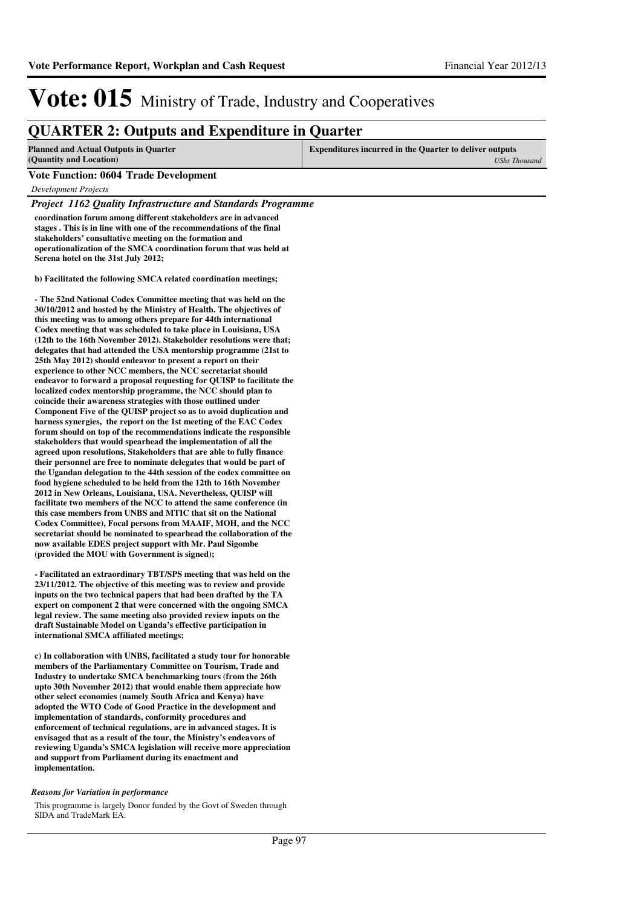# Vote: 015 Ministry of Trade, Industry and Cooperatives

## QUARTER 2: Outputs and Expenditure in Quarter

| Planned and Actual Outputs in Quarter (Quantity and Location) | Expenditures incurred in the Quarter to deliver outputs *UShs Thousand* |
|---|---|

**Vote Function: 0604 Trade Development**

*Development Projects*

***Project 1162 Quality Infrastructure and Standards Programme***

**coordination forum among different stakeholders are in advanced stages . This is in line with one of the recommendations of the final stakeholders' consultative meeting on the formation and operationalization of the SMCA coordination forum that was held at Serena hotel on the 31st July 2012;**

**b) Facilitated the following SMCA related coordination meetings;**

**- The 52nd National Codex Committee meeting that was held on the 30/10/2012 and hosted by the Ministry of Health. The objectives of this meeting was to among others prepare for 44th international Codex meeting that was scheduled to take place in Louisiana, USA (12th to the 16th November 2012). Stakeholder resolutions were that; delegates that had attended the USA mentorship programme (21st to 25th May 2012) should endeavor to present a report on their experience to other NCC members, the NCC secretariat should endeavor to forward a proposal requesting for QUISP to facilitate the localized codex mentorship programme, the NCC should plan to coincide their awareness strategies with those outlined under Component Five of the QUISP project so as to avoid duplication and harness synergies, the report on the 1st meeting of the EAC Codex forum should on top of the recommendations indicate the responsible stakeholders that would spearhead the implementation of all the agreed upon resolutions, Stakeholders that are able to fully finance their personnel are free to nominate delegates that would be part of the Ugandan delegation to the 44th session of the codex committee on food hygiene scheduled to be held from the 12th to 16th November 2012 in New Orleans, Louisiana, USA. Nevertheless, QUISP will facilitate two members of the NCC to attend the same conference (in this case members from UNBS and MTIC that sit on the National Codex Committee), Focal persons from MAAIF, MOH, and the NCC secretariat should be nominated to spearhead the collaboration of the now available EDES project support with Mr. Paul Sigombe (provided the MOU with Government is signed);**

**- Facilitated an extraordinary TBT/SPS meeting that was held on the 23/11/2012. The objective of this meeting was to review and provide inputs on the two technical papers that had been drafted by the TA expert on component 2 that were concerned with the ongoing SMCA legal review. The same meeting also provided review inputs on the draft Sustainable Model on Uganda's effective participation in international SMCA affiliated meetings;**

**c) In collaboration with UNBS, facilitated a study tour for honorable members of the Parliamentary Committee on Tourism, Trade and Industry to undertake SMCA benchmarking tours (from the 26th upto 30th November 2012) that would enable them appreciate how other select economies (namely South Africa and Kenya) have adopted the WTO Code of Good Practice in the development and implementation of standards, conformity procedures and enforcement of technical regulations, are in advanced stages. It is envisaged that as a result of the tour, the Ministry's endeavors of reviewing Uganda's SMCA legislation will receive more appreciation and support from Parliament during its enactment and implementation.**

***Reasons for Variation in performance***

This programme is largely Donor funded by the Govt of Sweden through SIDA and TradeMark EA.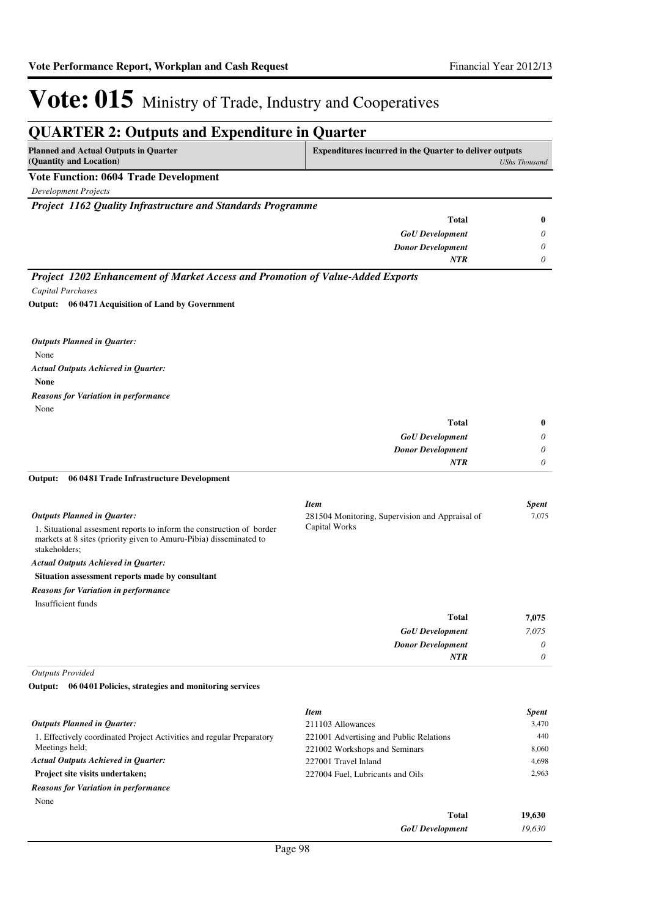# Vote: 015 Ministry of Trade, Industry and Cooperatives

## QUARTER 2: Outputs and Expenditure in Quarter

| Planned and Actual Outputs in Quarter (Quantity and Location) | Expenditures incurred in the Quarter to deliver outputs *UShs Thousand* |
|---|---|

### Vote Function: 0604 Trade Development

*Development Projects*

#### *Project 1162 Quality Infrastructure and Standards Programme*

| | |
|---|---|
| **Total** | **0** |
| *GoU Development* | *0* |
| *Donor Development* | *0* |
| *NTR* | *0* |

#### *Project 1202 Enhancement of Market Access and Promotion of Value-Added Exports*

*Capital Purchases*

**Output: 06 0471 Acquisition of Land by Government**

*Outputs Planned in Quarter:*

None

*Actual Outputs Achieved in Quarter:*

**None**

*Reasons for Variation in performance*

None

| | |
|---|---|
| **Total** | **0** |
| *GoU Development* | *0* |
| *Donor Development* | *0* |
| *NTR* | *0* |

**Output: 06 0481 Trade Infrastructure Development**

*Outputs Planned in Quarter:*

1. Situational assesment reports to inform the construction of border markets at 8 sites (priority given to Amuru-Pibia) disseminated to stakeholders;

*Actual Outputs Achieved in Quarter:*

**Situation assessment reports made by consultant**

*Reasons for Variation in performance*

Insufficient funds

| *Item* | *Spent* |
|---|---|
| 281504 Monitoring, Supervision and Appraisal of Capital Works | 7,075 |
| **Total** | **7,075** |
| *GoU Development* | *7,075* |
| *Donor Development* | *0* |
| *NTR* | *0* |

*Outputs Provided*

**Output: 06 0401 Policies, strategies and monitoring services**

*Outputs Planned in Quarter:*

1. Effectively coordinated Project Activities and regular Preparatory Meetings held;

*Actual Outputs Achieved in Quarter:*

**Project site visits undertaken;**

*Reasons for Variation in performance*

None

| *Item* | *Spent* |
|---|---|
| 211103 Allowances | 3,470 |
| 221001 Advertising and Public Relations | 440 |
| 221002 Workshops and Seminars | 8,060 |
| 227001 Travel Inland | 4,698 |
| 227004 Fuel, Lubricants and Oils | 2,963 |
| **Total** | **19,630** |
| *GoU Development* | *19,630* |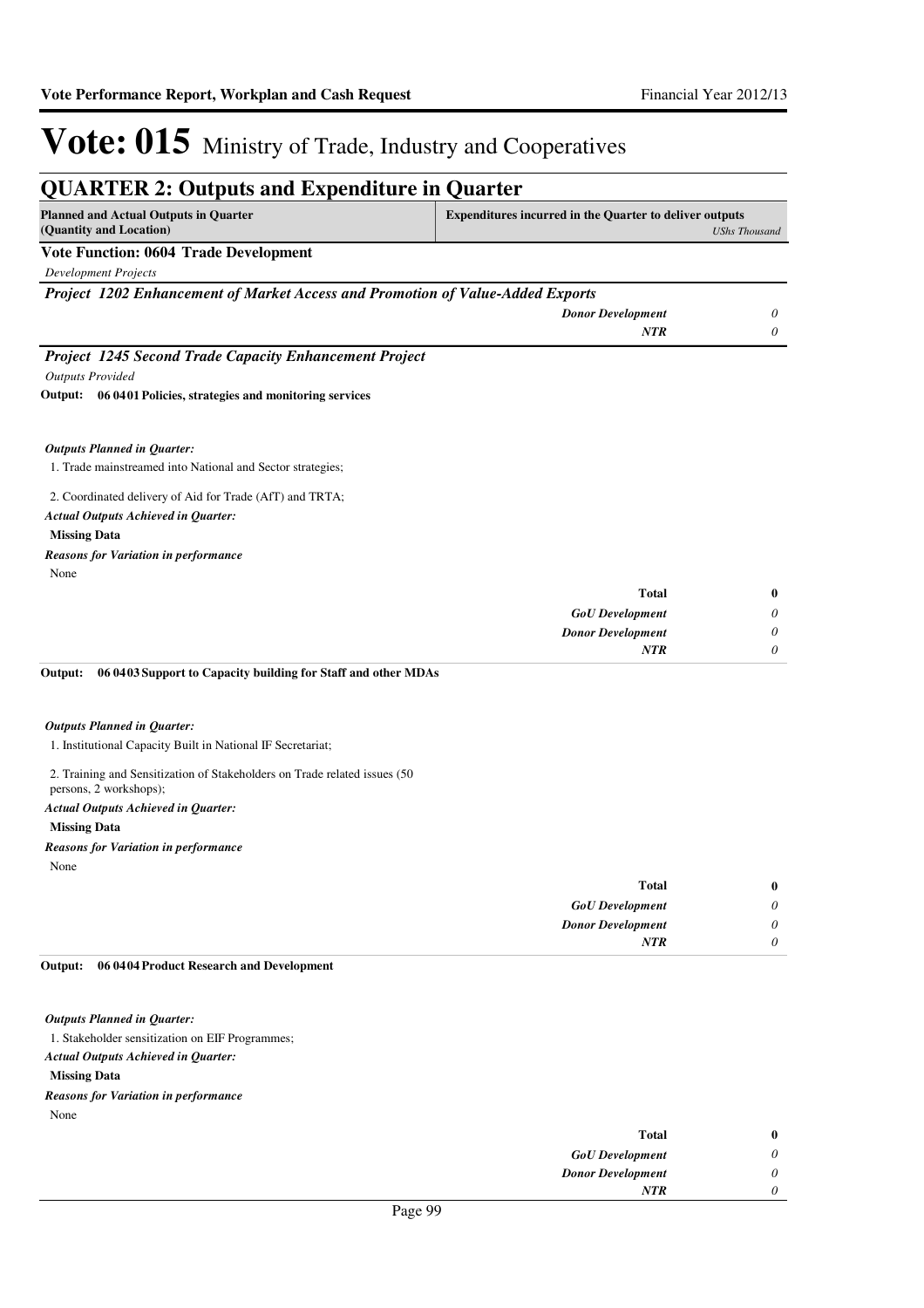# Vote: 015 Ministry of Trade, Industry and Cooperatives

## QUARTER 2: Outputs and Expenditure in Quarter

| Planned and Actual Outputs in Quarter (Quantity and Location) | Expenditures incurred in the Quarter to deliver outputs | *UShs Thousand* |
|---|---|---|

**Vote Function: 0604 Trade Development**

*Development Projects*

***Project 1202 Enhancement of Market Access and Promotion of Value-Added Exports***

| | | |
|---|---|---|
| | ***Donor Development*** | *0* |
| | ***NTR*** | *0* |

***Project 1245 Second Trade Capacity Enhancement Project***

*Outputs Provided*

**Output: 06 04 01 Policies, strategies and monitoring services**

***Outputs Planned in Quarter:***

1. Trade mainstreamed into National and Sector strategies;

2. Coordinated delivery of Aid for Trade (AfT) and TRTA;

***Actual Outputs Achieved in Quarter:***

**Missing Data**

***Reasons for Variation in performance***

None

| | | |
|---|---|---|
| | **Total** | **0** |
| | ***GoU Development*** | *0* |
| | ***Donor Development*** | *0* |
| | ***NTR*** | *0* |

**Output: 06 04 03 Support to Capacity building for Staff and other MDAs**

***Outputs Planned in Quarter:***

1. Institutional Capacity Built in National IF Secretariat;

2. Training and Sensitization of Stakeholders on Trade related issues (50 persons, 2 workshops);

***Actual Outputs Achieved in Quarter:***

**Missing Data**

***Reasons for Variation in performance***

None

| | | |
|---|---|---|
| | **Total** | **0** |
| | ***GoU Development*** | *0* |
| | ***Donor Development*** | *0* |
| | ***NTR*** | *0* |

**Output: 06 04 04 Product Research and Development**

***Outputs Planned in Quarter:***

1. Stakeholder sensitization on EIF Programmes;

***Actual Outputs Achieved in Quarter:***

**Missing Data**

***Reasons for Variation in performance***

None

| | | |
|---|---|---|
| | **Total** | **0** |
| | ***GoU Development*** | *0* |
| | ***Donor Development*** | *0* |
| | ***NTR*** | *0* |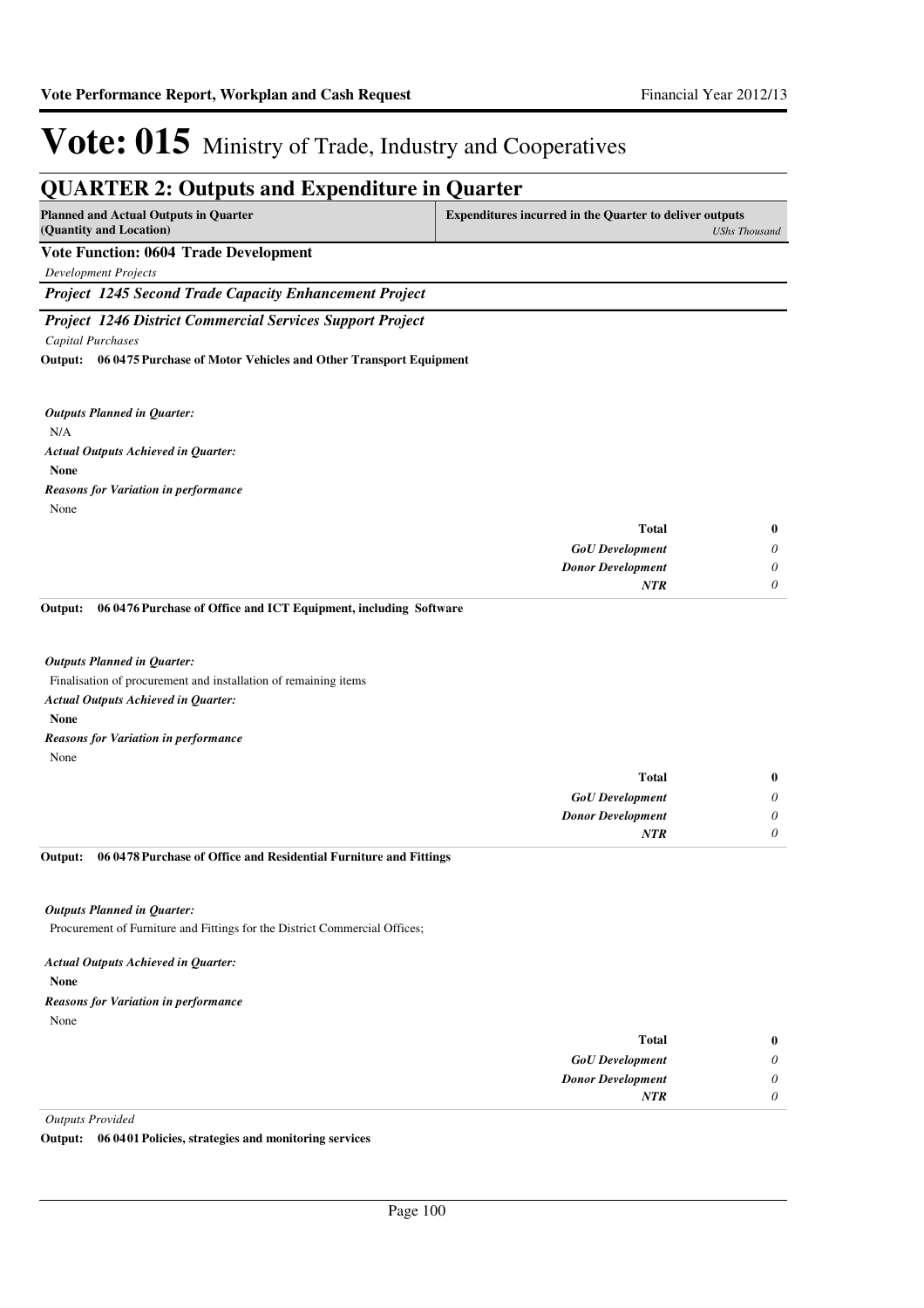# Vote: 015 Ministry of Trade, Industry and Cooperatives

## QUARTER 2: Outputs and Expenditure in Quarter

| Planned and Actual Outputs in Quarter (Quantity and Location) | Expenditures incurred in the Quarter to deliver outputs *UShs Thousand* |
|---|---|

### Vote Function: 0604 Trade Development

*Development Projects*

***Project 1245 Second Trade Capacity Enhancement Project***

***Project 1246 District Commercial Services Support Project***

*Capital Purchases*

**Output: 06 0475 Purchase of Motor Vehicles and Other Transport Equipment**

***Outputs Planned in Quarter:***

N/A

***Actual Outputs Achieved in Quarter:***

**None**

***Reasons for Variation in performance***

None

| | |
|---|---|
| **Total** | **0** |
| ***GoU Development*** | *0* |
| ***Donor Development*** | *0* |
| ***NTR*** | *0* |

**Output: 06 0476 Purchase of Office and ICT Equipment, including Software**

***Outputs Planned in Quarter:***

Finalisation of procurement and installation of remaining items

***Actual Outputs Achieved in Quarter:***

**None**

***Reasons for Variation in performance***

None

| | |
|---|---|
| **Total** | **0** |
| ***GoU Development*** | *0* |
| ***Donor Development*** | *0* |
| ***NTR*** | *0* |

**Output: 06 0478 Purchase of Office and Residential Furniture and Fittings**

***Outputs Planned in Quarter:***

Procurement of Furniture and Fittings for the District Commercial Offices;

***Actual Outputs Achieved in Quarter:***

**None**

***Reasons for Variation in performance***

None

| | |
|---|---|
| **Total** | **0** |
| ***GoU Development*** | *0* |
| ***Donor Development*** | *0* |
| ***NTR*** | *0* |

*Outputs Provided*

**Output: 06 0401 Policies, strategies and monitoring services**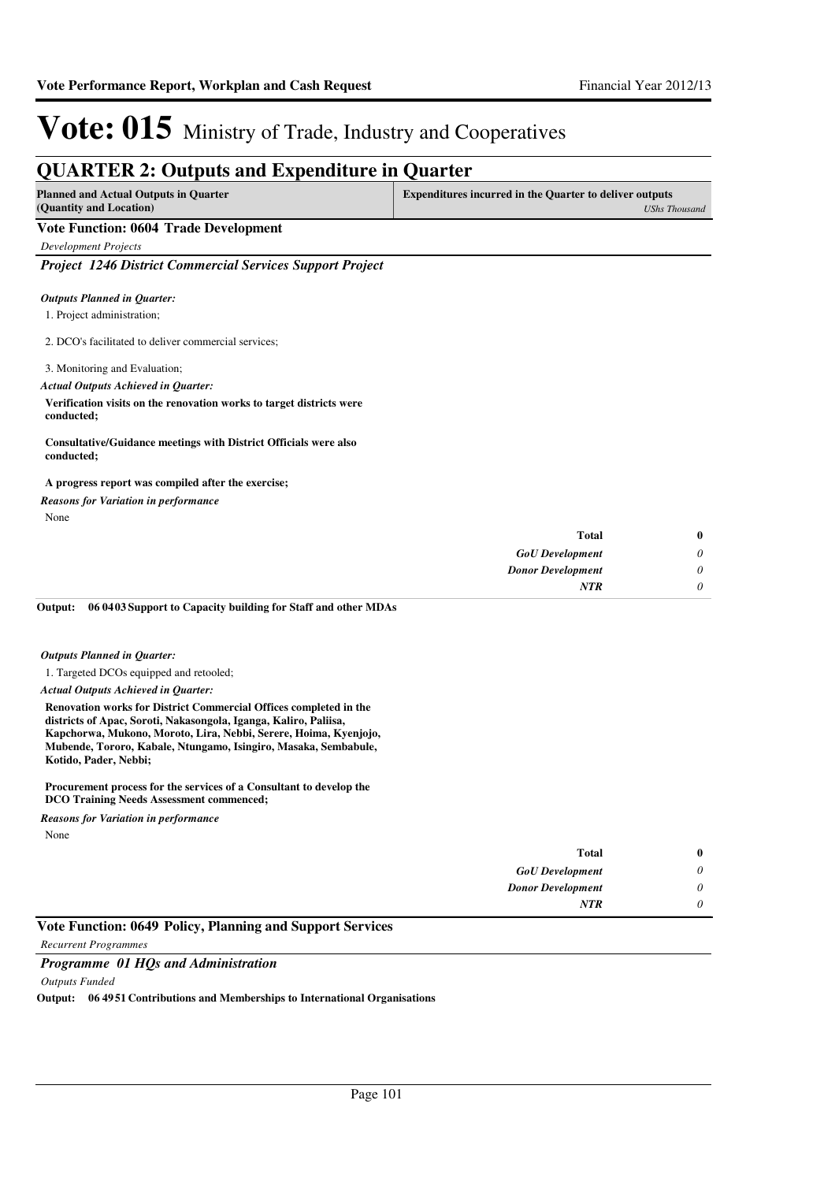# Vote: 015 Ministry of Trade, Industry and Cooperatives

## QUARTER 2: Outputs and Expenditure in Quarter

| Planned and Actual Outputs in Quarter (Quantity and Location) | Expenditures incurred in the Quarter to deliver outputs *UShs Thousand* |
|---|---|

### Vote Function: 0604 Trade Development

*Development Projects*

#### *Project 1246 District Commercial Services Support Project*

***Outputs Planned in Quarter:***

1. Project administration;

2. DCO's facilitated to deliver commercial services;

3. Monitoring and Evaluation;

***Actual Outputs Achieved in Quarter:***

**Verification visits on the renovation works to target districts were conducted;**

**Consultative/Guidance meetings with District Officials were also conducted;**

**A progress report was compiled after the exercise;**

***Reasons for Variation in performance***

None

| | |
|---|---|
| **Total** | **0** |
| *GoU Development* | *0* |
| *Donor Development* | *0* |
| *NTR* | *0* |

**Output: 06 0403 Support to Capacity building for Staff and other MDAs**

***Outputs Planned in Quarter:***

1. Targeted DCOs equipped and retooled;

***Actual Outputs Achieved in Quarter:***

**Renovation works for District Commercial Offices completed in the districts of Apac, Soroti, Nakasongola, Iganga, Kaliro, Paliisa, Kapchorwa, Mukono, Moroto, Lira, Nebbi, Serere, Hoima, Kyenjojo, Mubende, Tororo, Kabale, Ntungamo, Isingiro, Masaka, Sembabule, Kotido, Pader, Nebbi;**

**Procurement process for the services of a Consultant to develop the DCO Training Needs Assessment commenced;**

***Reasons for Variation in performance***

None

| | |
|---|---|
| **Total** | **0** |
| *GoU Development* | *0* |
| *Donor Development* | *0* |
| *NTR* | *0* |

### Vote Function: 0649 Policy, Planning and Support Services

*Recurrent Programmes*

#### *Programme 01 HQs and Administration*

*Outputs Funded*

**Output: 06 4951 Contributions and Memberships to International Organisations**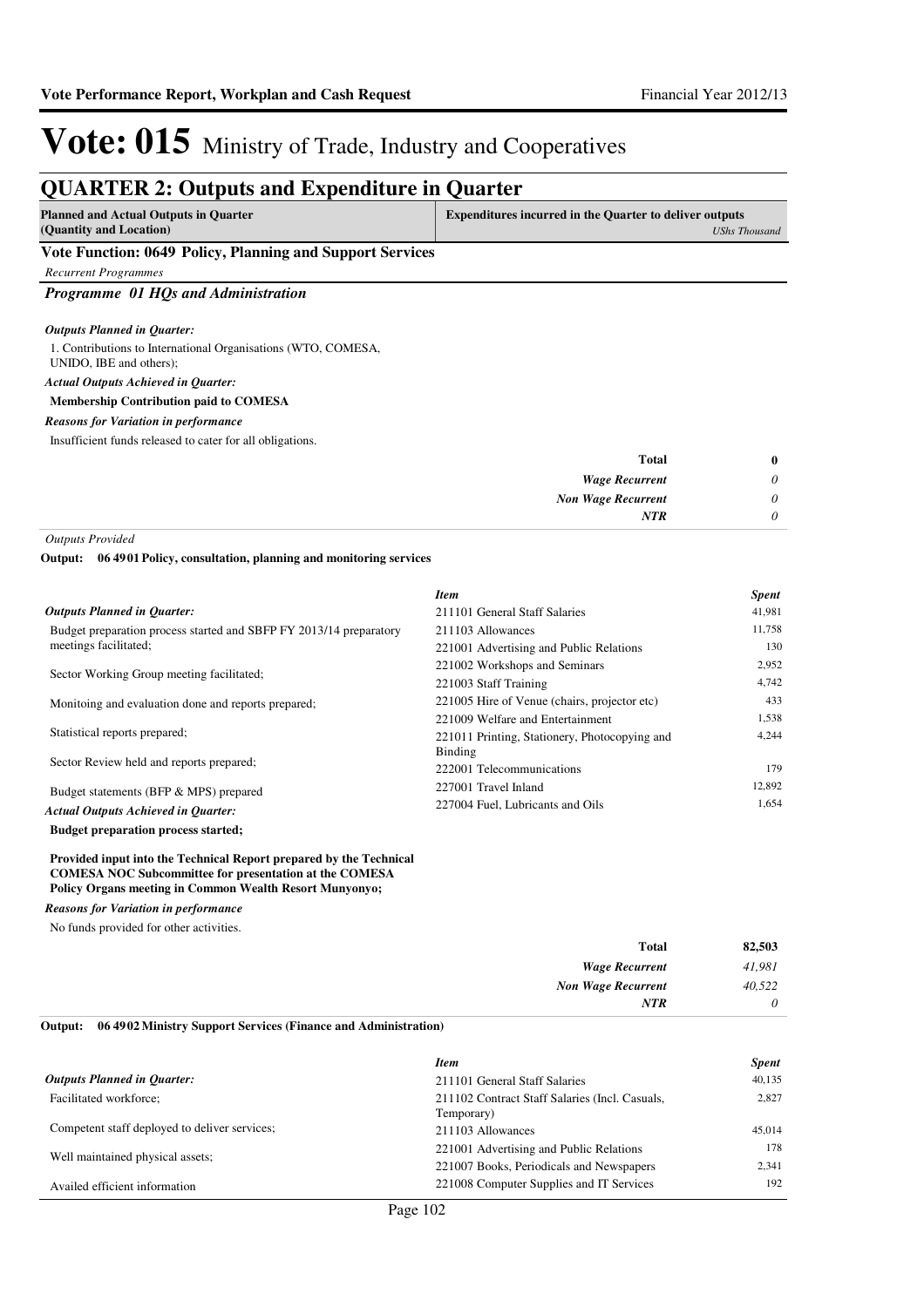# Vote: 015 Ministry of Trade, Industry and Cooperatives

## QUARTER 2: Outputs and Expenditure in Quarter

| Planned and Actual Outputs in Quarter (Quantity and Location) | Expenditures incurred in the Quarter to deliver outputs *UShs Thousand* |
|---|---|

### Vote Function: 0649 Policy, Planning and Support Services

*Recurrent Programmes*

#### *Programme 01 HQs and Administration*

***Outputs Planned in Quarter:***

1. Contributions to International Organisations (WTO, COMESA, UNIDO, IBE and others);

***Actual Outputs Achieved in Quarter:***

**Membership Contribution paid to COMESA**

***Reasons for Variation in performance***

Insufficient funds released to cater for all obligations.

| | |
|---|---|
| **Total** | **0** |
| *Wage Recurrent* | *0* |
| *Non Wage Recurrent* | *0* |
| *NTR* | *0* |

*Outputs Provided*

**Output: 06 4901 Policy, consultation, planning and monitoring services**

***Outputs Planned in Quarter:***

Budget preparation process started and SBFP FY 2013/14 preparatory meetings facilitated;

Sector Working Group meeting facilitated;

Monitoing and evaluation done and reports prepared;

Statistical reports prepared;

Sector Review held and reports prepared;

Budget statements (BFP & MPS) prepared

***Actual Outputs Achieved in Quarter:***

**Budget preparation process started;**

**Provided input into the Technical Report prepared by the Technical COMESA NOC Subcommittee for presentation at the COMESA Policy Organs meeting in Common Wealth Resort Munyonyo;**

***Reasons for Variation in performance***

No funds provided for other activities.

| *Item* | *Spent* |
|---|---|
| 211101 General Staff Salaries | 41,981 |
| 211103 Allowances | 11,758 |
| 221001 Advertising and Public Relations | 130 |
| 221002 Workshops and Seminars | 2,952 |
| 221003 Staff Training | 4,742 |
| 221005 Hire of Venue (chairs, projector etc) | 433 |
| 221009 Welfare and Entertainment | 1,538 |
| 221011 Printing, Stationery, Photocopying and Binding | 4,244 |
| 222001 Telecommunications | 179 |
| 227001 Travel Inland | 12,892 |
| 227004 Fuel, Lubricants and Oils | 1,654 |

| | |
|---|---|
| **Total** | **82,503** |
| *Wage Recurrent* | *41,981* |
| *Non Wage Recurrent* | *40,522* |
| *NTR* | *0* |

**Output: 06 4902 Ministry Support Services (Finance and Administration)**

***Outputs Planned in Quarter:***

Facilitated workforce;

Competent staff deployed to deliver services;

Well maintained physical assets;

Availed efficient information

| *Item* | *Spent* |
|---|---|
| 211101 General Staff Salaries | 40,135 |
| 211102 Contract Staff Salaries (Incl. Casuals, Temporary) | 2,827 |
| 211103 Allowances | 45,014 |
| 221001 Advertising and Public Relations | 178 |
| 221007 Books, Periodicals and Newspapers | 2,341 |
| 221008 Computer Supplies and IT Services | 192 |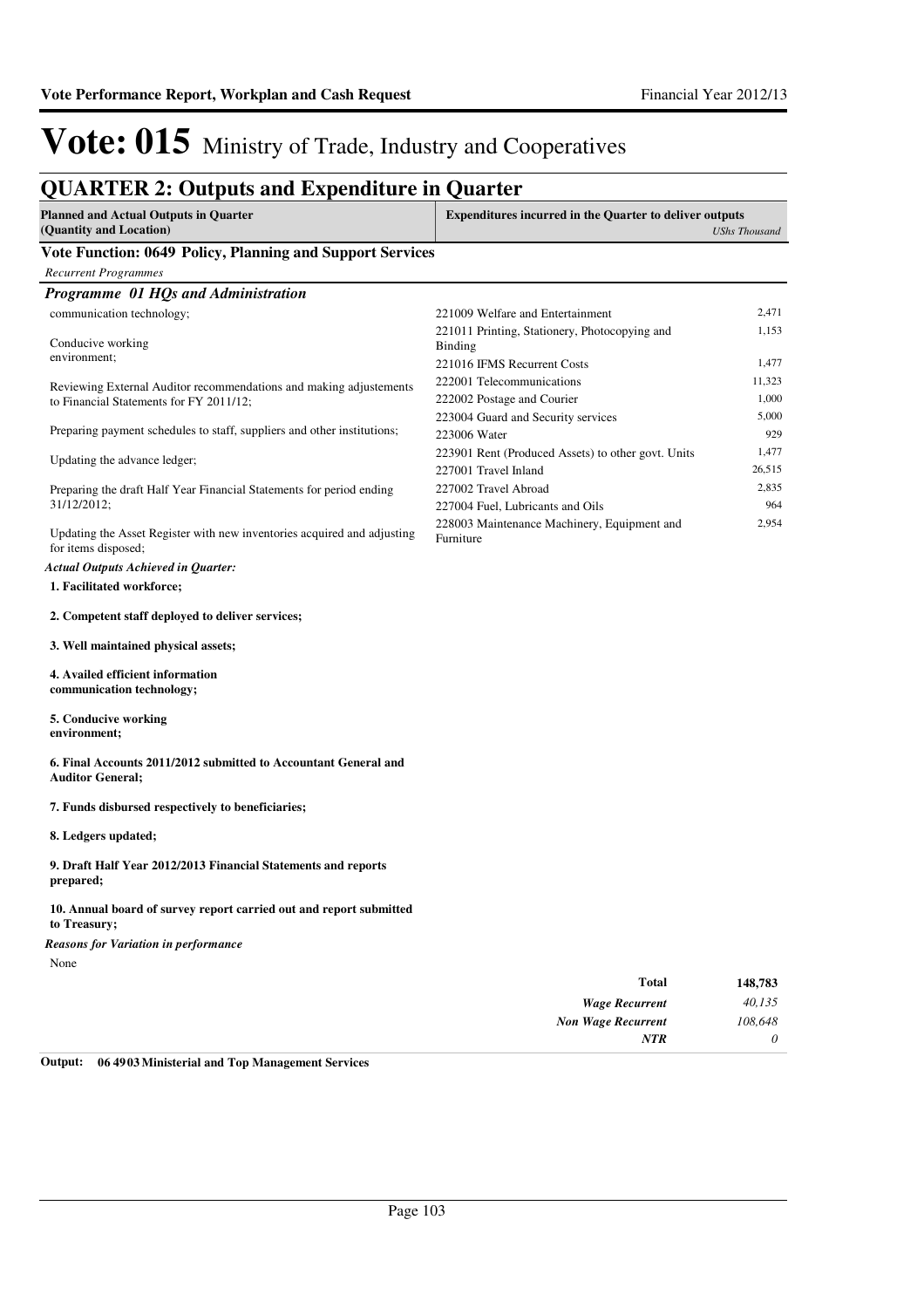# Vote: 015 Ministry of Trade, Industry and Cooperatives

## QUARTER 2: Outputs and Expenditure in Quarter

| Planned and Actual Outputs in Quarter (Quantity and Location) | Expenditures incurred in the Quarter to deliver outputs | USh<s>s</s> Thousand |
|---|---|---|

### Vote Function: 0649 Policy, Planning and Support Services

*Recurrent Programmes*

#### *Programme 01 HQs and Administration*

communication technology;

Conducive working environment;

Reviewing External Auditor recommendations and making adjustements to Financial Statements for FY 2011/12;

Preparing payment schedules to staff, suppliers and other institutions;

Updating the advance ledger;

Preparing the draft Half Year Financial Statements for period ending 31/12/2012;

Updating the Asset Register with new inventories acquired and adjusting for items disposed;

| Item | USh Thousand |
|---|---|
| 221009 Welfare and Entertainment | 2,471 |
| 221011 Printing, Stationery, Photocopying and Binding | 1,153 |
| 221016 IFMS Recurrent Costs | 1,477 |
| 222001 Telecommunications | 11,323 |
| 222002 Postage and Courier | 1,000 |
| 223004 Guard and Security services | 5,000 |
| 223006 Water | 929 |
| 223901 Rent (Produced Assets) to other govt. Units | 1,477 |
| 227001 Travel Inland | 26,515 |
| 227002 Travel Abroad | 2,835 |
| 227004 Fuel, Lubricants and Oils | 964 |
| 228003 Maintenance Machinery, Equipment and Furniture | 2,954 |

*Actual Outputs Achieved in Quarter:*

**1. Facilitated workforce;**

**2. Competent staff deployed to deliver services;**

**3. Well maintained physical assets;**

**4. Availed efficient information communication technology;**

**5. Conducive working environment;**

**6. Final Accounts 2011/2012 submitted to Accountant General and Auditor General;**

**7. Funds disbursed respectively to beneficiaries;**

**8. Ledgers updated;**

**9. Draft Half Year 2012/2013 Financial Statements and reports prepared;**

**10. Annual board of survey report carried out and report submitted to Treasury;**

*Reasons for Variation in performance*

None

| | |
|---|---|
| **Total** | **148,783** |
| ***Wage Recurrent*** | *40,135* |
| ***Non Wage Recurrent*** | *108,648* |
| ***NTR*** | *0* |

**Output: 06 4903 Ministerial and Top Management Services**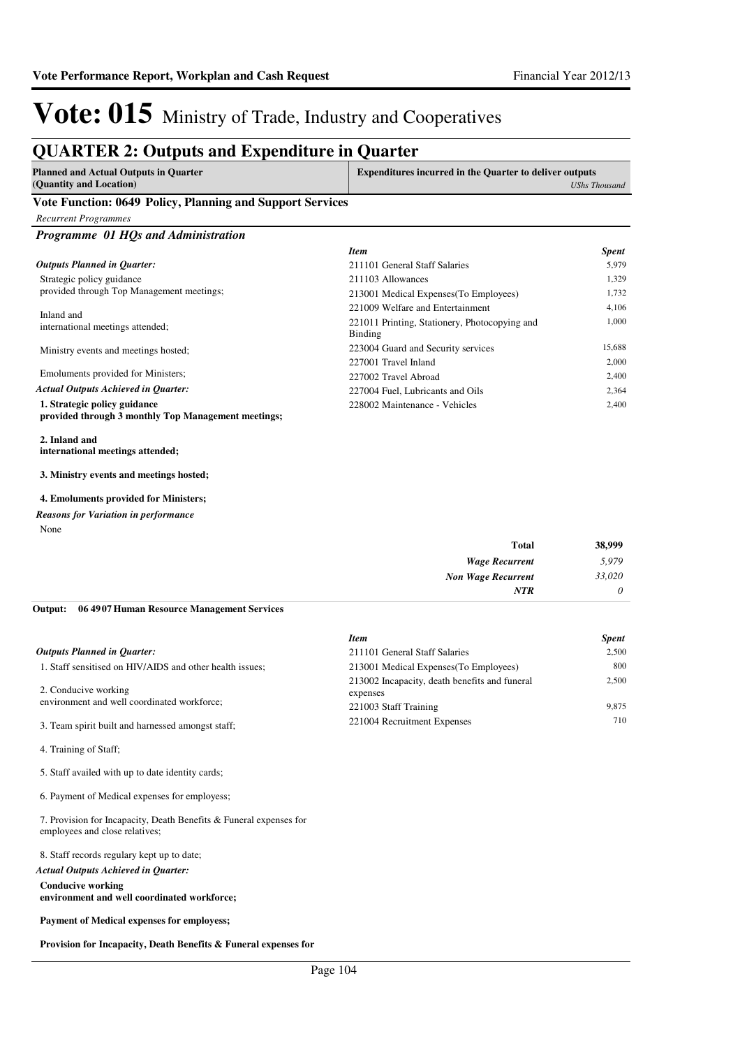# Vote: 015 Ministry of Trade, Industry and Cooperatives

## QUARTER 2: Outputs and Expenditure in Quarter

| Planned and Actual Outputs in Quarter (Quantity and Location) | Expenditures incurred in the Quarter to deliver outputs *UShs Thousand* |
|---|---|

### Vote Function: 0649 Policy, Planning and Support Services

*Recurrent Programmes*

#### *Programme 01 HQs and Administration*

*Outputs Planned in Quarter:*

Strategic policy guidance provided through Top Management meetings;

Inland and international meetings attended;

Ministry events and meetings hosted;

Emoluments provided for Ministers;

*Actual Outputs Achieved in Quarter:*

**1. Strategic policy guidance provided through 3 monthly Top Management meetings;**

**2. Inland and international meetings attended;**

**3. Ministry events and meetings hosted;**

**4. Emoluments provided for Ministers;**

*Reasons for Variation in performance*

None

| *Item* | *Spent* |
|---|---|
| 211101 General Staff Salaries | 5,979 |
| 211103 Allowances | 1,329 |
| 213001 Medical Expenses(To Employees) | 1,732 |
| 221009 Welfare and Entertainment | 4,106 |
| 221011 Printing, Stationery, Photocopying and Binding | 1,000 |
| 223004 Guard and Security services | 15,688 |
| 227001 Travel Inland | 2,000 |
| 227002 Travel Abroad | 2,400 |
| 227004 Fuel, Lubricants and Oils | 2,364 |
| 228002 Maintenance - Vehicles | 2,400 |

| | |
|---|---|
| **Total** | **38,999** |
| ***Wage Recurrent*** | *5,979* |
| ***Non Wage Recurrent*** | *33,020* |
| ***NTR*** | *0* |

**Output: 06 49 07 Human Resource Management Services**

*Outputs Planned in Quarter:*

1. Staff sensitised on HIV/AIDS and other health issues;

2. Conducive working environment and well coordinated workforce;

3. Team spirit built and harnessed amongst staff;

4. Training of Staff;

5. Staff availed with up to date identity cards;

6. Payment of Medical expenses for employess;

7. Provision for Incapacity, Death Benefits & Funeral expenses for employees and close relatives;

8. Staff records regulary kept up to date;

*Actual Outputs Achieved in Quarter:*

**Conducive working environment and well coordinated workforce;**

**Payment of Medical expenses for employess;**

**Provision for Incapacity, Death Benefits & Funeral expenses for**

| *Item* | *Spent* |
|---|---|
| 211101 General Staff Salaries | 2,500 |
| 213001 Medical Expenses(To Employees) | 800 |
| 213002 Incapacity, death benefits and funeral expenses | 2,500 |
| 221003 Staff Training | 9,875 |
| 221004 Recruitment Expenses | 710 |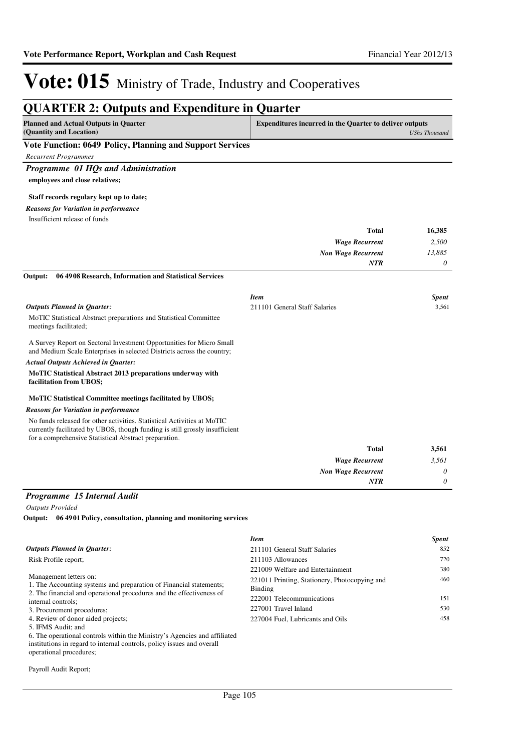# Vote: 015 Ministry of Trade, Industry and Cooperatives

## QUARTER 2: Outputs and Expenditure in Quarter

| Planned and Actual Outputs in Quarter (Quantity and Location) | Expenditures incurred in the Quarter to deliver outputs *UShs Thousand* |
|---|---|

### Vote Function: 0649 Policy, Planning and Support Services

*Recurrent Programmes*

### *Programme 01 HQs and Administration*

**employees and close relatives;**

**Staff records regulary kept up to date;**

***Reasons for Variation in performance***

Insufficient release of funds

| | |
|---|---|
| **Total** | **16,385** |
| *Wage Recurrent* | *2,500* |
| *Non Wage Recurrent* | *13,885* |
| *NTR* | *0* |

**Output: 06 4908 Research, Information and Statistical Services**

***Outputs Planned in Quarter:***

MoTIC Statistical Abstract preparations and Statistical Committee meetings facilitated;

A Survey Report on Sectoral Investment Opportunities for Micro Small and Medium Scale Enterprises in selected Districts across the country;

***Actual Outputs Achieved in Quarter:***

**MoTIC Statistical Abstract 2013 preparations underway with facilitation from UBOS;**

**MoTIC Statistical Committee meetings facilitated by UBOS;**

***Reasons for Variation in performance***

No funds released for other activities. Statistical Activities at MoTIC currently facilitated by UBOS, though funding is still grossly insufficient for a comprehensive Statistical Abstract preparation.

| *Item* | *Spent* |
|---|---|
| 211101 General Staff Salaries | 3,561 |

| | |
|---|---|
| **Total** | **3,561** |
| *Wage Recurrent* | *3,561* |
| *Non Wage Recurrent* | *0* |
| *NTR* | *0* |

### *Programme 15 Internal Audit*

*Outputs Provided*

**Output: 06 4901 Policy, consultation, planning and monitoring services**

***Outputs Planned in Quarter:***

Risk Profile report;

Management letters on:
1. The Accounting systems and preparation of Financial statements;
2. The financial and operational procedures and the effectiveness of internal controls;
3. Procurement procedures;
4. Review of donor aided projects;
5. IFMS Audit; and
6. The operational controls within the Ministry's Agencies and affiliated institutions in regard to internal controls, policy issues and overall operational procedures;

Payroll Audit Report;

| *Item* | *Spent* |
|---|---|
| 211101 General Staff Salaries | 852 |
| 211103 Allowances | 720 |
| 221009 Welfare and Entertainment | 380 |
| 221011 Printing, Stationery, Photocopying and Binding | 460 |
| 222001 Telecommunications | 151 |
| 227001 Travel Inland | 530 |
| 227004 Fuel, Lubricants and Oils | 458 |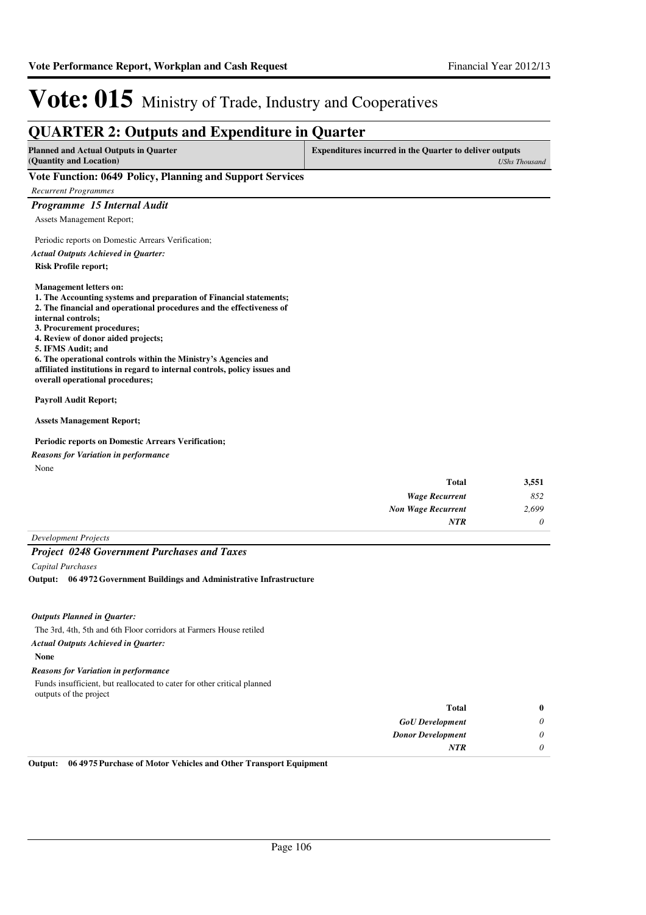# Vote: 015 Ministry of Trade, Industry and Cooperatives

## QUARTER 2: Outputs and Expenditure in Quarter

| Planned and Actual Outputs in Quarter (Quantity and Location) | Expenditures incurred in the Quarter to deliver outputs *UShs Thousand* |
|---|---|

### Vote Function: 0649 Policy, Planning and Support Services

*Recurrent Programmes*

### *Programme 15 Internal Audit*

Assets Management Report;

Periodic reports on Domestic Arrears Verification;

*Actual Outputs Achieved in Quarter:*

**Risk Profile report;**

**Management letters on:**
**1. The Accounting systems and preparation of Financial statements;**
**2. The financial and operational procedures and the effectiveness of internal controls;**
**3. Procurement procedures;**
**4. Review of donor aided projects;**
**5. IFMS Audit; and**
**6. The operational controls within the Ministry's Agencies and affiliated institutions in regard to internal controls, policy issues and overall operational procedures;**

**Payroll Audit Report;**

**Assets Management Report;**

**Periodic reports on Domestic Arrears Verification;**

*Reasons for Variation in performance*

None

| | |
|---|---|
| **Total** | **3,551** |
| *Wage Recurrent* | *852* |
| *Non Wage Recurrent* | *2,699* |
| *NTR* | *0* |

*Development Projects*

### *Project 0248 Government Purchases and Taxes*

*Capital Purchases*

**Output: 06 4972 Government Buildings and Administrative Infrastructure**

*Outputs Planned in Quarter:*

The 3rd, 4th, 5th and 6th Floor corridors at Farmers House retiled

*Actual Outputs Achieved in Quarter:*

**None**

*Reasons for Variation in performance*

Funds insufficient, but reallocated to cater for other critical planned outputs of the project

| | |
|---|---|
| **Total** | **0** |
| *GoU Development* | *0* |
| *Donor Development* | *0* |
| *NTR* | *0* |

**Output: 06 4975 Purchase of Motor Vehicles and Other Transport Equipment**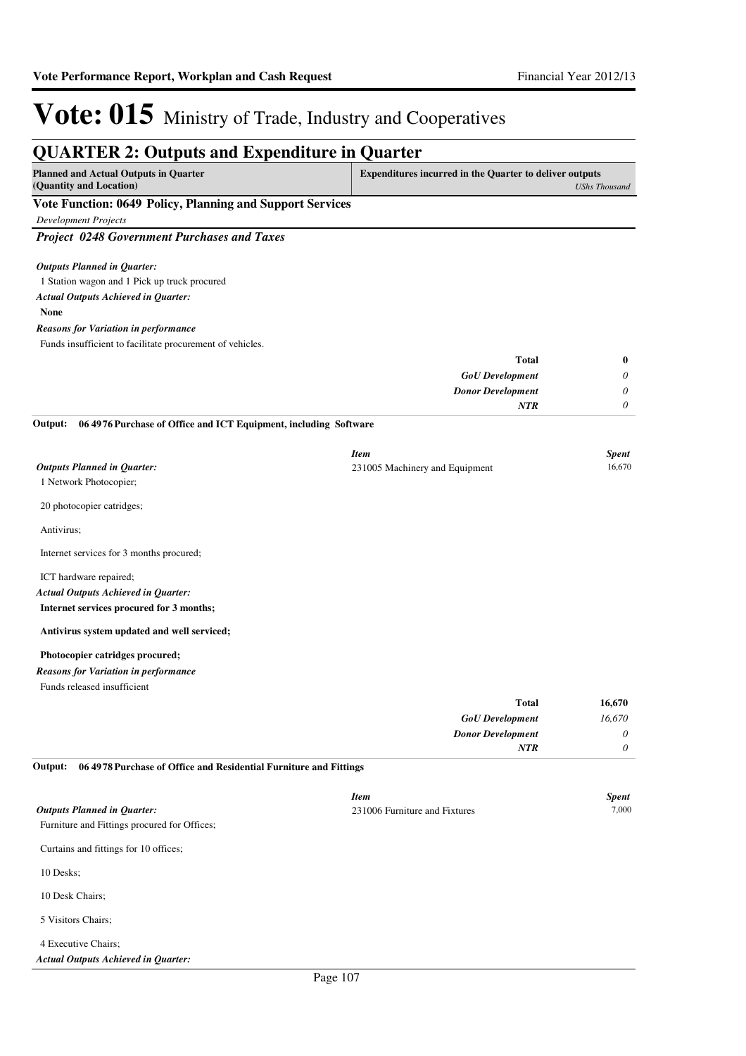# Vote: 015 Ministry of Trade, Industry and Cooperatives

## QUARTER 2: Outputs and Expenditure in Quarter

| Planned and Actual Outputs in Quarter (Quantity and Location) | Expenditures incurred in the Quarter to deliver outputs *UShs Thousand* |
|---|---|

### Vote Function: 0649 Policy, Planning and Support Services

*Development Projects*

### *Project 0248 Government Purchases and Taxes*

***Outputs Planned in Quarter:***

1 Station wagon and 1 Pick up truck procured

***Actual Outputs Achieved in Quarter:***

**None**

***Reasons for Variation in performance***

Funds insufficient to facilitate procurement of vehicles.

| | |
|---|---|
| **Total** | **0** |
| ***GoU Development*** | *0* |
| ***Donor Development*** | *0* |
| ***NTR*** | *0* |

**Output: 06 4976 Purchase of Office and ICT Equipment, including Software**

***Outputs Planned in Quarter:***

1 Network Photocopier;

20 photocopier catridges;

Antivirus;

Internet services for 3 months procured;

ICT hardware repaired;

***Actual Outputs Achieved in Quarter:***

**Internet services procured for 3 months;**

**Antivirus system updated and well serviced;**

**Photocopier catridges procured;**

***Reasons for Variation in performance***

Funds released insufficient

| *Item* | *Spent* |
|---|---|
| 231005 Machinery and Equipment | 16,670 |
| **Total** | **16,670** |
| ***GoU Development*** | *16,670* |
| ***Donor Development*** | *0* |
| ***NTR*** | *0* |

**Output: 06 4978 Purchase of Office and Residential Furniture and Fittings**

***Outputs Planned in Quarter:***

Furniture and Fittings procured for Offices;

Curtains and fittings for 10 offices;

10 Desks;

10 Desk Chairs;

5 Visitors Chairs;

4 Executive Chairs;

***Actual Outputs Achieved in Quarter:***

| *Item* | *Spent* |
|---|---|
| 231006 Furniture and Fixtures | 7,000 |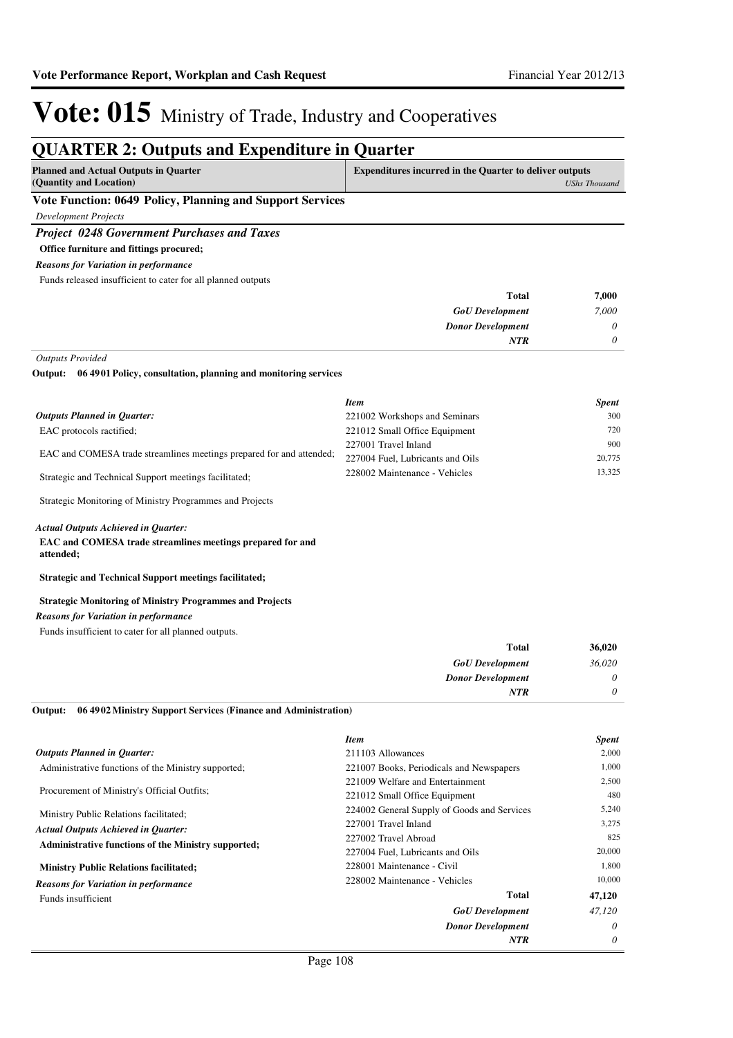# Vote: 015 Ministry of Trade, Industry and Cooperatives

## QUARTER 2: Outputs and Expenditure in Quarter

| Planned and Actual Outputs in Quarter (Quantity and Location) | Expenditures incurred in the Quarter to deliver outputs *UShs Thousand* |
|---|---|

### Vote Function: 0649 Policy, Planning and Support Services

*Development Projects*

#### *Project 0248 Government Purchases and Taxes*

**Office furniture and fittings procured;**

***Reasons for Variation in performance***

Funds released insufficient to cater for all planned outputs

| | |
|---|---|
| **Total** | **7,000** |
| ***GoU Development*** | *7,000* |
| ***Donor Development*** | *0* |
| ***NTR*** | *0* |

*Outputs Provided*

**Output: 06 4901 Policy, consultation, planning and monitoring services**

***Outputs Planned in Quarter:***

EAC protocols ractified;

EAC and COMESA trade streamlines meetings prepared for and attended;

Strategic and Technical Support meetings facilitated;

Strategic Monitoring of Ministry Programmes and Projects

***Actual Outputs Achieved in Quarter:***

**EAC and COMESA trade streamlines meetings prepared for and attended;**

**Strategic and Technical Support meetings facilitated;**

**Strategic Monitoring of Ministry Programmes and Projects**

***Reasons for Variation in performance***

Funds insufficient to cater for all planned outputs.

| *Item* | *Spent* |
|---|---|
| 221002 Workshops and Seminars | 300 |
| 221012 Small Office Equipment | 720 |
| 227001 Travel Inland | 900 |
| 227004 Fuel, Lubricants and Oils | 20,775 |
| 228002 Maintenance - Vehicles | 13,325 |
| **Total** | **36,020** |
| ***GoU Development*** | *36,020* |
| ***Donor Development*** | *0* |
| ***NTR*** | *0* |

**Output: 06 4902 Ministry Support Services (Finance and Administration)**

***Outputs Planned in Quarter:***

Administrative functions of the Ministry supported;

Procurement of Ministry's Official Outfits;

Ministry Public Relations facilitated;

***Actual Outputs Achieved in Quarter:***

**Administrative functions of the Ministry supported;**

**Ministry Public Relations facilitated;**

***Reasons for Variation in performance***

Funds insufficient

| *Item* | *Spent* |
|---|---|
| 211103 Allowances | 2,000 |
| 221007 Books, Periodicals and Newspapers | 1,000 |
| 221009 Welfare and Entertainment | 2,500 |
| 221012 Small Office Equipment | 480 |
| 224002 General Supply of Goods and Services | 5,240 |
| 227001 Travel Inland | 3,275 |
| 227002 Travel Abroad | 825 |
| 227004 Fuel, Lubricants and Oils | 20,000 |
| 228001 Maintenance - Civil | 1,800 |
| 228002 Maintenance - Vehicles | 10,000 |
| **Total** | **47,120** |
| ***GoU Development*** | *47,120* |
| ***Donor Development*** | *0* |
| ***NTR*** | *0* |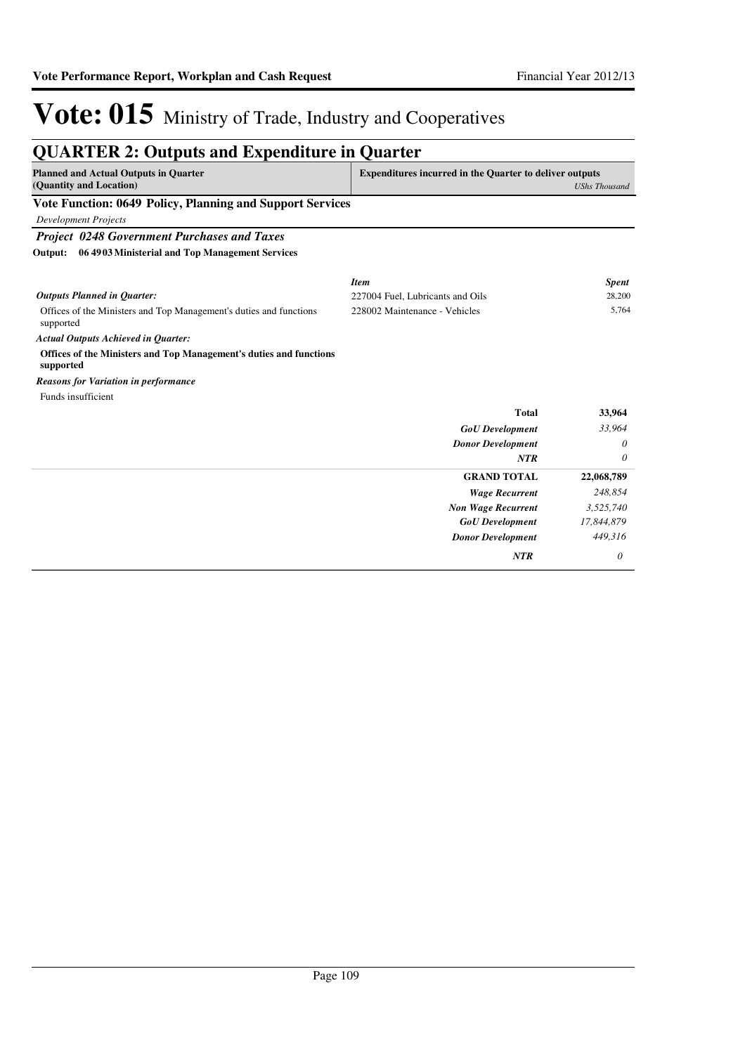# Vote: 015 Ministry of Trade, Industry and Cooperatives

## QUARTER 2: Outputs and Expenditure in Quarter

| Planned and Actual Outputs in Quarter (Quantity and Location) | Expenditures incurred in the Quarter to deliver outputs | *UShs Thousand* |
|---|---|---|

### Vote Function: 0649 Policy, Planning and Support Services

*Development Projects*

#### *Project 0248 Government Purchases and Taxes*

**Output: 06 4903 Ministerial and Top Management Services**

| | *Item* | *Spent* |
|---|---|---|
| ***Outputs Planned in Quarter:*** | 227004 Fuel, Lubricants and Oils | 28,200 |
| Offices of the Ministers and Top Management's duties and functions supported | 228002 Maintenance - Vehicles | 5,764 |

***Actual Outputs Achieved in Quarter:***

**Offices of the Ministers and Top Management's duties and functions supported**

***Reasons for Variation in performance***

Funds insufficient

| | |
|---|---|
| **Total** | **33,964** |
| ***GoU Development*** | *33,964* |
| ***Donor Development*** | *0* |
| ***NTR*** | *0* |
| **GRAND TOTAL** | **22,068,789** |
| ***Wage Recurrent*** | *248,854* |
| ***Non Wage Recurrent*** | *3,525,740* |
| ***GoU Development*** | *17,844,879* |
| ***Donor Development*** | *449,316* |
| ***NTR*** | *0* |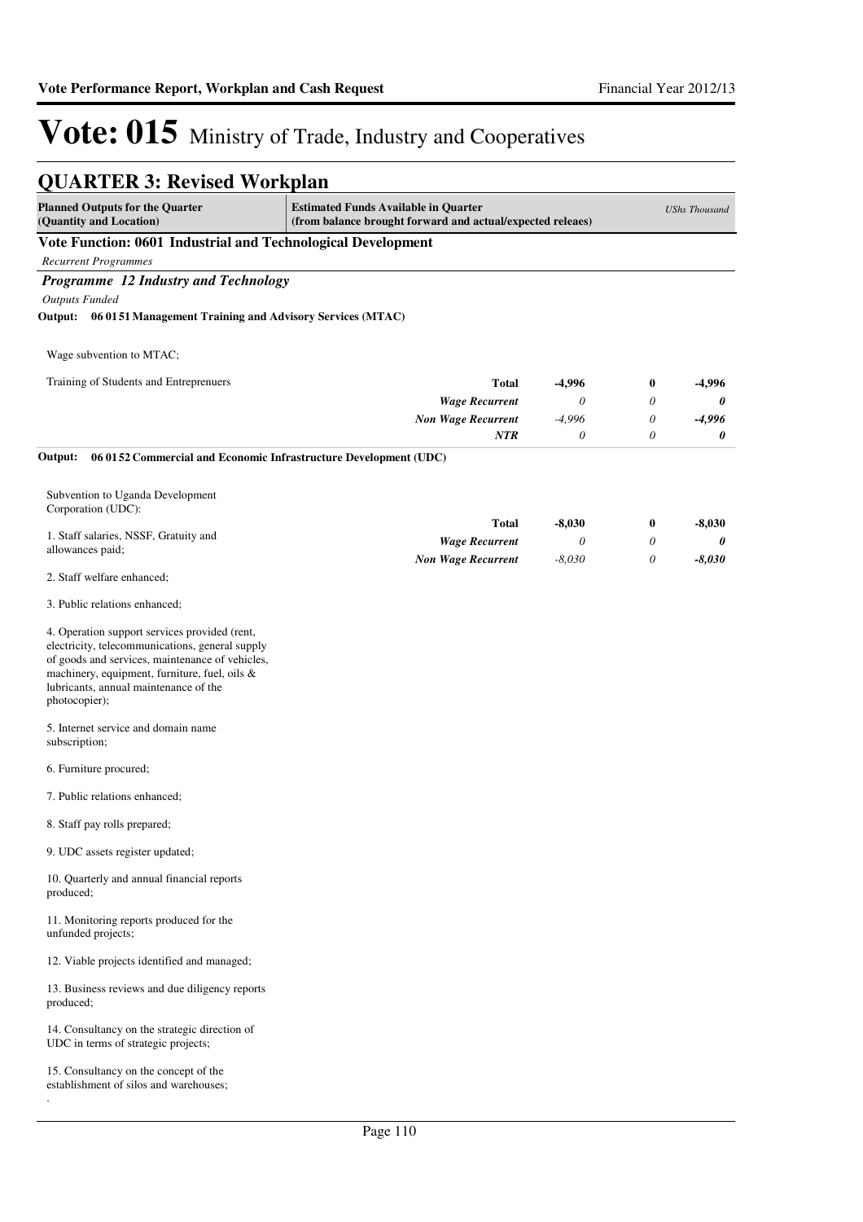# Vote: 015 Ministry of Trade, Industry and Cooperatives

## QUARTER 3: Revised Workplan

| Planned Outputs for the Quarter (Quantity and Location) | Estimated Funds Available in Quarter (from balance brought forward and actual/expected releaes) | | | *UShs Thousand* |
|---|---|---|---|---|

### Vote Function: 0601 Industrial and Technological Development

*Recurrent Programmes*

#### *Programme 12 Industry and Technology*

*Outputs Funded*

**Output: 06 01 51 Management Training and Advisory Services (MTAC)**

Wage subvention to MTAC;

Training of Students and Entreprenuers

| | | | |
|---|---|---|---|
| **Total** | **-4,996** | **0** | **-4,996** |
| ***Wage Recurrent*** | *0* | *0* | ***0*** |
| ***Non Wage Recurrent*** | *-4,996* | *0* | ***-4,996*** |
| ***NTR*** | *0* | *0* | ***0*** |

**Output: 06 01 52 Commercial and Economic Infrastructure Development (UDC)**

Subvention to Uganda Development Corporation (UDC):

| | | | |
|---|---|---|---|
| **Total** | **-8,030** | **0** | **-8,030** |
| ***Wage Recurrent*** | *0* | *0* | ***0*** |
| ***Non Wage Recurrent*** | *-8,030* | *0* | ***-8,030*** |

1. Staff salaries, NSSF, Gratuity and allowances paid;

2. Staff welfare enhanced;

3. Public relations enhanced;

4. Operation support services provided (rent, electricity, telecommunications, general supply of goods and services, maintenance of vehicles, machinery, equipment, furniture, fuel, oils & lubricants, annual maintenance of the photocopier);

5. Internet service and domain name subscription;

6. Furniture procured;

7. Public relations enhanced;

8. Staff pay rolls prepared;

9. UDC assets register updated;

10. Quarterly and annual financial reports produced;

11. Monitoring reports produced for the unfunded projects;

12. Viable projects identified and managed;

13. Business reviews and due diligency reports produced;

14. Consultancy on the strategic direction of UDC in terms of strategic projects;

15. Consultancy on the concept of the establishment of silos and warehouses;

.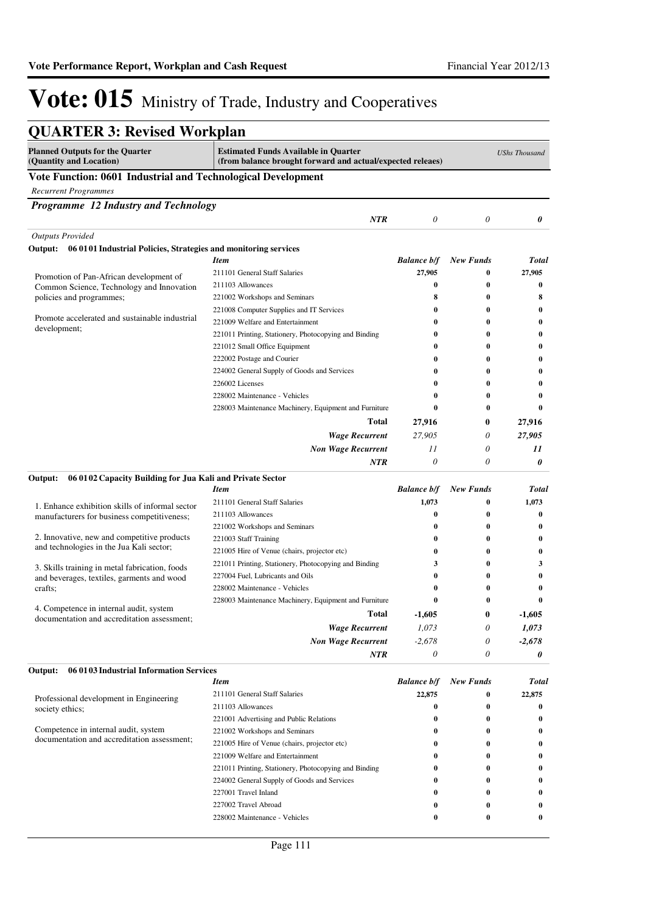# Vote: 015 Ministry of Trade, Industry and Cooperatives

## QUARTER 3: Revised Workplan

| Planned Outputs for the Quarter (Quantity and Location) | Estimated Funds Available in Quarter (from balance brought forward and actual/expected releaes) | | | UShs Thousand |
|---|---|---|---|---|

### Vote Function: 0601 Industrial and Technological Development

*Recurrent Programmes*

#### *Programme 12 Industry and Technology*

| | | | | |
|---|---|---|---|---|
| | ***NTR*** | *0* | *0* | ***0*** |

*Outputs Provided*

**Output: 06 01 01 Industrial Policies, Strategies and monitoring services**

| | *Item* | *Balance b/f* | *New Funds* | *Total* |
|---|---|---|---|---|
| Promotion of Pan-African development of Common Science, Technology and Innovation policies and programmes;<br><br>Promote accelerated and sustainable industrial development; | 211101 General Staff Salaries | 27,905 | 0 | 27,905 |
| | 211103 Allowances | 0 | 0 | 0 |
| | 221002 Workshops and Seminars | 8 | 0 | 8 |
| | 221008 Computer Supplies and IT Services | 0 | 0 | 0 |
| | 221009 Welfare and Entertainment | 0 | 0 | 0 |
| | 221011 Printing, Stationery, Photocopying and Binding | 0 | 0 | 0 |
| | 221012 Small Office Equipment | 0 | 0 | 0 |
| | 222002 Postage and Courier | 0 | 0 | 0 |
| | 224002 General Supply of Goods and Services | 0 | 0 | 0 |
| | 226002 Licenses | 0 | 0 | 0 |
| | 228002 Maintenance - Vehicles | 0 | 0 | 0 |
| | 228003 Maintenance Machinery, Equipment and Furniture | 0 | 0 | 0 |
| | **Total** | **27,916** | **0** | **27,916** |
| | ***Wage Recurrent*** | *27,905* | *0* | ***27,905*** |
| | ***Non Wage Recurrent*** | *11* | *0* | ***11*** |
| | ***NTR*** | *0* | *0* | ***0*** |

**Output: 06 01 02 Capacity Building for Jua Kali and Private Sector**

| | *Item* | *Balance b/f* | *New Funds* | *Total* |
|---|---|---|---|---|
| 1. Enhance exhibition skills of informal sector manufacturers for business competitiveness;<br><br>2. Innovative, new and competitive products and technologies in the Jua Kali sector;<br><br>3. Skills training in metal fabrication, foods and beverages, textiles, garments and wood crafts;<br><br>4. Competence in internal audit, system documentation and accreditation assessment; | 211101 General Staff Salaries | 1,073 | 0 | 1,073 |
| | 211103 Allowances | 0 | 0 | 0 |
| | 221002 Workshops and Seminars | 0 | 0 | 0 |
| | 221003 Staff Training | 0 | 0 | 0 |
| | 221005 Hire of Venue (chairs, projector etc) | 0 | 0 | 0 |
| | 221011 Printing, Stationery, Photocopying and Binding | 3 | 0 | 3 |
| | 227004 Fuel, Lubricants and Oils | 0 | 0 | 0 |
| | 228002 Maintenance - Vehicles | 0 | 0 | 0 |
| | 228003 Maintenance Machinery, Equipment and Furniture | 0 | 0 | 0 |
| | **Total** | **-1,605** | **0** | **-1,605** |
| | ***Wage Recurrent*** | *1,073* | *0* | ***1,073*** |
| | ***Non Wage Recurrent*** | *-2,678* | *0* | ***-2,678*** |
| | ***NTR*** | *0* | *0* | ***0*** |

**Output: 06 01 03 Industrial Information Services**

| | *Item* | *Balance b/f* | *New Funds* | *Total* |
|---|---|---|---|---|
| Professional development in Engineering society ethics;<br><br>Competence in internal audit, system documentation and accreditation assessment; | 211101 General Staff Salaries | 22,875 | 0 | 22,875 |
| | 211103 Allowances | 0 | 0 | 0 |
| | 221001 Advertising and Public Relations | 0 | 0 | 0 |
| | 221002 Workshops and Seminars | 0 | 0 | 0 |
| | 221005 Hire of Venue (chairs, projector etc) | 0 | 0 | 0 |
| | 221009 Welfare and Entertainment | 0 | 0 | 0 |
| | 221011 Printing, Stationery, Photocopying and Binding | 0 | 0 | 0 |
| | 224002 General Supply of Goods and Services | 0 | 0 | 0 |
| | 227001 Travel Inland | 0 | 0 | 0 |
| | 227002 Travel Abroad | 0 | 0 | 0 |
| | 228002 Maintenance - Vehicles | 0 | 0 | 0 |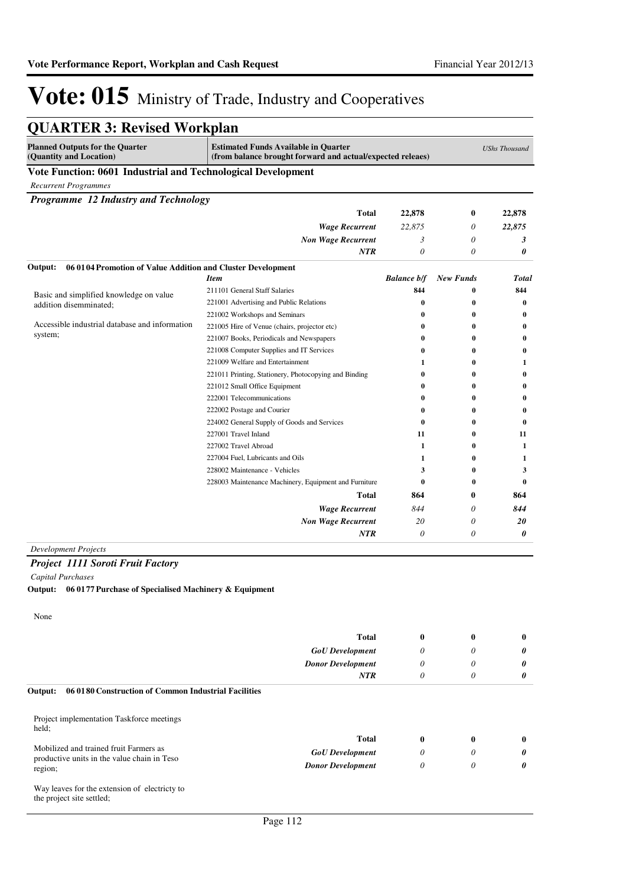# Vote: 015 Ministry of Trade, Industry and Cooperatives

## QUARTER 3: Revised Workplan

| Planned Outputs for the Quarter (Quantity and Location) | Estimated Funds Available in Quarter (from balance brought forward and actual/expected releaes) | | | UShs Thousand |
|---|---|---|---|---|

### Vote Function: 0601 Industrial and Technological Development

*Recurrent Programmes*

#### *Programme 12 Industry and Technology*

| | | | | |
|---|---|---|---|---|
| | **Total** | **22,878** | **0** | **22,878** |
| | ***Wage Recurrent*** | *22,875* | *0* | ***22,875*** |
| | ***Non Wage Recurrent*** | *3* | *0* | ***3*** |
| | ***NTR*** | *0* | *0* | ***0*** |

**Output: 06 01 04 Promotion of Value Addition and Cluster Development**

| Planned Outputs | *Item* | *Balance b/f* | *New Funds* | *Total* |
|---|---|---|---|---|
| Basic and simplified knowledge on value addition disemminated; | 211101 General Staff Salaries | **844** | **0** | **844** |
| | 221001 Advertising and Public Relations | **0** | **0** | **0** |
| Accessible industrial database and information system; | 221002 Workshops and Seminars | **0** | **0** | **0** |
| | 221005 Hire of Venue (chairs, projector etc) | **0** | **0** | **0** |
| | 221007 Books, Periodicals and Newspapers | **0** | **0** | **0** |
| | 221008 Computer Supplies and IT Services | **0** | **0** | **0** |
| | 221009 Welfare and Entertainment | **1** | **0** | **1** |
| | 221011 Printing, Stationery, Photocopying and Binding | **0** | **0** | **0** |
| | 221012 Small Office Equipment | **0** | **0** | **0** |
| | 222001 Telecommunications | **0** | **0** | **0** |
| | 222002 Postage and Courier | **0** | **0** | **0** |
| | 224002 General Supply of Goods and Services | **0** | **0** | **0** |
| | 227001 Travel Inland | **11** | **0** | **11** |
| | 227002 Travel Abroad | **1** | **0** | **1** |
| | 227004 Fuel, Lubricants and Oils | **1** | **0** | **1** |
| | 228002 Maintenance - Vehicles | **3** | **0** | **3** |
| | 228003 Maintenance Machinery, Equipment and Furniture | **0** | **0** | **0** |
| | **Total** | **864** | **0** | **864** |
| | ***Wage Recurrent*** | *844* | *0* | ***844*** |
| | ***Non Wage Recurrent*** | *20* | *0* | ***20*** |
| | ***NTR*** | *0* | *0* | ***0*** |

*Development Projects*

#### *Project 1111 Soroti Fruit Factory*

*Capital Purchases*

**Output: 06 01 77 Purchase of Specialised Machinery & Equipment**

None

| | | | | |
|---|---|---|---|---|
| | **Total** | **0** | **0** | **0** |
| | ***GoU Development*** | *0* | *0* | ***0*** |
| | ***Donor Development*** | *0* | *0* | ***0*** |
| | ***NTR*** | *0* | *0* | ***0*** |

**Output: 06 01 80 Construction of Common Industrial Facilities**

Project implementation Taskforce meetings held;

Mobilized and trained fruit Farmers as productive units in the value chain in Teso region;

Way leaves for the extension of electricty to the project site settled;

| | | | | |
|---|---|---|---|---|
| | **Total** | **0** | **0** | **0** |
| | ***GoU Development*** | *0* | *0* | ***0*** |
| | ***Donor Development*** | *0* | *0* | ***0*** |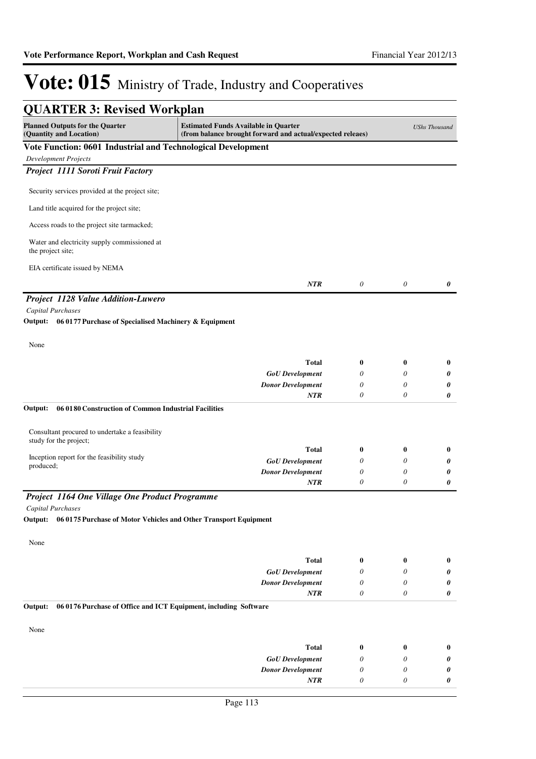# Vote: 015 Ministry of Trade, Industry and Cooperatives

## QUARTER 3: Revised Workplan

| Planned Outputs for the Quarter (Quantity and Location) | Estimated Funds Available in Quarter (from balance brought forward and actual/expected releaes) | | | *UShs Thousand* |
|---|---|---|---|---|

### Vote Function: 0601 Industrial and Technological Development

*Development Projects*

#### *Project 1111 Soroti Fruit Factory*

Security services provided at the project site;

Land title acquired for the project site;

Access roads to the project site tarmacked;

Water and electricity supply commissioned at the project site;

EIA certificate issued by NEMA

| | | | | |
|---|---|---|---|---|
| | ***NTR*** | *0* | *0* | ***0*** |

#### *Project 1128 Value Addition-Luwero*

*Capital Purchases*

**Output: 06 0177 Purchase of Specialised Machinery & Equipment**

None

| | | | | |
|---|---|---|---|---|
| | **Total** | **0** | **0** | **0** |
| | ***GoU Development*** | *0* | *0* | ***0*** |
| | ***Donor Development*** | *0* | *0* | ***0*** |
| | ***NTR*** | *0* | *0* | ***0*** |

**Output: 06 0180 Construction of Common Industrial Facilities**

| | | | | |
|---|---|---|---|---|
| Consultant procured to undertake a feasibility study for the project; | **Total** | **0** | **0** | **0** |
| Inception report for the feasibility study produced; | ***GoU Development*** | *0* | *0* | ***0*** |
| | ***Donor Development*** | *0* | *0* | ***0*** |
| | ***NTR*** | *0* | *0* | ***0*** |

#### *Project 1164 One Village One Product Programme*

*Capital Purchases*

**Output: 06 0175 Purchase of Motor Vehicles and Other Transport Equipment**

None

| | | | | |
|---|---|---|---|---|
| | **Total** | **0** | **0** | **0** |
| | ***GoU Development*** | *0* | *0* | ***0*** |
| | ***Donor Development*** | *0* | *0* | ***0*** |
| | ***NTR*** | *0* | *0* | ***0*** |

**Output: 06 0176 Purchase of Office and ICT Equipment, including Software**

None

| | | | | |
|---|---|---|---|---|
| | **Total** | **0** | **0** | **0** |
| | ***GoU Development*** | *0* | *0* | ***0*** |
| | ***Donor Development*** | *0* | *0* | ***0*** |
| | ***NTR*** | *0* | *0* | ***0*** |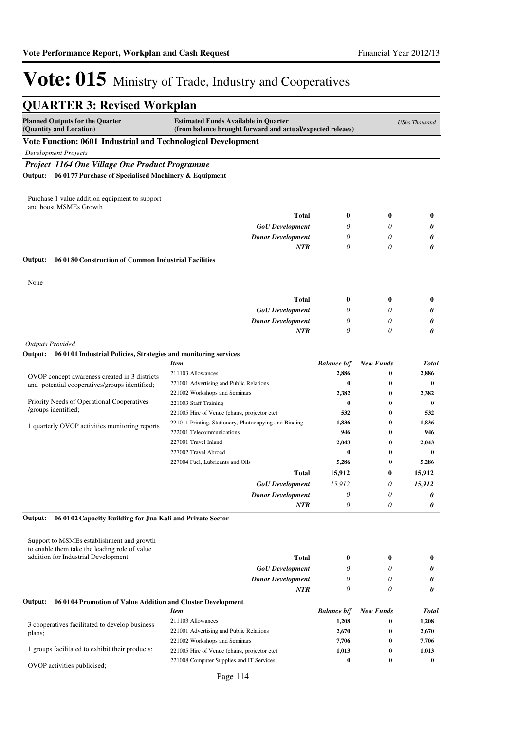# Vote: 015 Ministry of Trade, Industry and Cooperatives

## QUARTER 3: Revised Workplan

| Planned Outputs for the Quarter (Quantity and Location) | Estimated Funds Available in Quarter (from balance brought forward and actual/expected releaes) | | | *UShs Thousand* |
|---|---|---|---|---|

### Vote Function: 0601 Industrial and Technological Development

*Development Projects*

#### *Project 1164 One Village One Product Programme*

**Output: 06 0177 Purchase of Specialised Machinery & Equipment**

| Planned Outputs | | | | |
|---|---|---|---|---|
| Purchase 1 value addition equipment to support and boost MSMEs Growth | **Total** | **0** | **0** | **0** |
| | *GoU Development* | *0* | *0* | *0* |
| | *Donor Development* | *0* | *0* | *0* |
| | *NTR* | *0* | *0* | *0* |

**Output: 06 0180 Construction of Common Industrial Facilities**

| Planned Outputs | | | | |
|---|---|---|---|---|
| None | **Total** | **0** | **0** | **0** |
| | *GoU Development* | *0* | *0* | *0* |
| | *Donor Development* | *0* | *0* | *0* |
| | *NTR* | *0* | *0* | *0* |

*Outputs Provided*

**Output: 06 0101 Industrial Policies, Strategies and monitoring services**

| Planned Outputs | *Item* | *Balance b/f* | *New Funds* | *Total* |
|---|---|---|---|---|
| OVOP concept awareness created in 3 districts and potential cooperatives/groups identified; | 211103 Allowances | 2,886 | 0 | 2,886 |
| | 221001 Advertising and Public Relations | 0 | 0 | 0 |
| Priority Needs of Operational Cooperatives /groups identified; | 221002 Workshops and Seminars | 2,382 | 0 | 2,382 |
| | 221003 Staff Training | 0 | 0 | 0 |
| 1 quarterly OVOP activities monitoring reports | 221005 Hire of Venue (chairs, projector etc) | 532 | 0 | 532 |
| | 221011 Printing, Stationery, Photocopying and Binding | 1,836 | 0 | 1,836 |
| | 222001 Telecommunications | 946 | 0 | 946 |
| | 227001 Travel Inland | 2,043 | 0 | 2,043 |
| | 227002 Travel Abroad | 0 | 0 | 0 |
| | 227004 Fuel, Lubricants and Oils | 5,286 | 0 | 5,286 |
| | **Total** | **15,912** | **0** | **15,912** |
| | *GoU Development* | *15,912* | *0* | ***15,912*** |
| | *Donor Development* | *0* | *0* | *0* |
| | *NTR* | *0* | *0* | *0* |

**Output: 06 0102 Capacity Building for Jua Kali and Private Sector**

| Planned Outputs | | | | |
|---|---|---|---|---|
| Support to MSMEs establishment and growth to enable them take the leading role of value addition for Industrial Development | **Total** | **0** | **0** | **0** |
| | *GoU Development* | *0* | *0* | *0* |
| | *Donor Development* | *0* | *0* | *0* |
| | *NTR* | *0* | *0* | *0* |

**Output: 06 0104 Promotion of Value Addition and Cluster Development**

| Planned Outputs | *Item* | *Balance b/f* | *New Funds* | *Total* |
|---|---|---|---|---|
| 3 cooperatives facilitated to develop business plans; | 211103 Allowances | 1,208 | 0 | 1,208 |
| | 221001 Advertising and Public Relations | 2,670 | 0 | 2,670 |
| 1 groups facilitated to exhibit their products; | 221002 Workshops and Seminars | 7,706 | 0 | 7,706 |
| | 221005 Hire of Venue (chairs, projector etc) | 1,013 | 0 | 1,013 |
| OVOP activities publicised; | 221008 Computer Supplies and IT Services | 0 | 0 | 0 |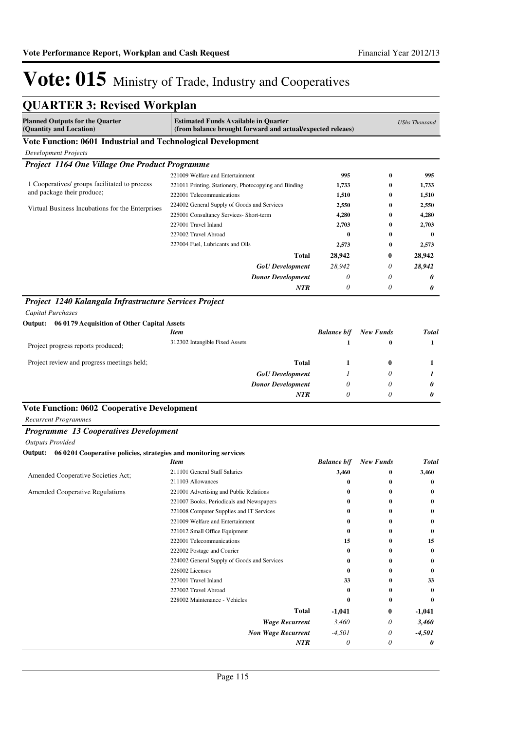# Vote: 015 Ministry of Trade, Industry and Cooperatives

## QUARTER 3: Revised Workplan

| Planned Outputs for the Quarter (Quantity and Location) | Estimated Funds Available in Quarter (from balance brought forward and actual/expected releaes) | | | UShs Thousand |
|---|---|---|---|---|

### Vote Function: 0601 Industrial and Technological Development

*Development Projects*

#### *Project 1164 One Village One Product Programme*

| Planned Outputs | Item | Balance b/f | New Funds | Total |
|---|---|---|---|---|
| 1 Cooperatives/ groups facilitated to process and package their produce;<br><br>Virtual Business Incubations for the Enterprises | 221009 Welfare and Entertainment | 995 | 0 | 995 |
| | 221011 Printing, Stationery, Photocopying and Binding | 1,733 | 0 | 1,733 |
| | 222001 Telecommunications | 1,510 | 0 | 1,510 |
| | 224002 General Supply of Goods and Services | 2,550 | 0 | 2,550 |
| | 225001 Consultancy Services- Short-term | 4,280 | 0 | 4,280 |
| | 227001 Travel Inland | 2,703 | 0 | 2,703 |
| | 227002 Travel Abroad | 0 | 0 | 0 |
| | 227004 Fuel, Lubricants and Oils | 2,573 | 0 | 2,573 |
| | **Total** | **28,942** | **0** | **28,942** |
| | ***GoU Development*** | *28,942* | *0* | ***28,942*** |
| | ***Donor Development*** | *0* | *0* | ***0*** |
| | ***NTR*** | *0* | *0* | ***0*** |

#### *Project 1240 Kalangala Infrastructure Services Project*

*Capital Purchases*

**Output: 06 0179 Acquisition of Other Capital Assets**

| Planned Outputs | *Item* | *Balance b/f* | *New Funds* | *Total* |
|---|---|---|---|---|
| Project progress reports produced;<br><br>Project review and progress meetings held; | 312302 Intangible Fixed Assets | 1 | 0 | 1 |
| | **Total** | **1** | **0** | **1** |
| | ***GoU Development*** | *1* | *0* | ***1*** |
| | ***Donor Development*** | *0* | *0* | ***0*** |
| | ***NTR*** | *0* | *0* | ***0*** |

### Vote Function: 0602 Cooperative Development

*Recurrent Programmes*

#### *Programme 13 Cooperatives Development*

*Outputs Provided*

**Output: 06 0201 Cooperative policies, strategies and monitoring services**

| Planned Outputs | *Item* | *Balance b/f* | *New Funds* | *Total* |
|---|---|---|---|---|
| Amended Cooperative Societies Act;<br><br>Amended Cooperative Regulations | 211101 General Staff Salaries | 3,460 | 0 | 3,460 |
| | 211103 Allowances | 0 | 0 | 0 |
| | 221001 Advertising and Public Relations | 0 | 0 | 0 |
| | 221007 Books, Periodicals and Newspapers | 0 | 0 | 0 |
| | 221008 Computer Supplies and IT Services | 0 | 0 | 0 |
| | 221009 Welfare and Entertainment | 0 | 0 | 0 |
| | 221012 Small Office Equipment | 0 | 0 | 0 |
| | 222001 Telecommunications | 15 | 0 | 15 |
| | 222002 Postage and Courier | 0 | 0 | 0 |
| | 224002 General Supply of Goods and Services | 0 | 0 | 0 |
| | 226002 Licenses | 0 | 0 | 0 |
| | 227001 Travel Inland | 33 | 0 | 33 |
| | 227002 Travel Abroad | 0 | 0 | 0 |
| | 228002 Maintenance - Vehicles | 0 | 0 | 0 |
| | **Total** | **-1,041** | **0** | **-1,041** |
| | ***Wage Recurrent*** | *3,460* | *0* | ***3,460*** |
| | ***Non Wage Recurrent*** | *-4,501* | *0* | ***-4,501*** |
| | ***NTR*** | *0* | *0* | ***0*** |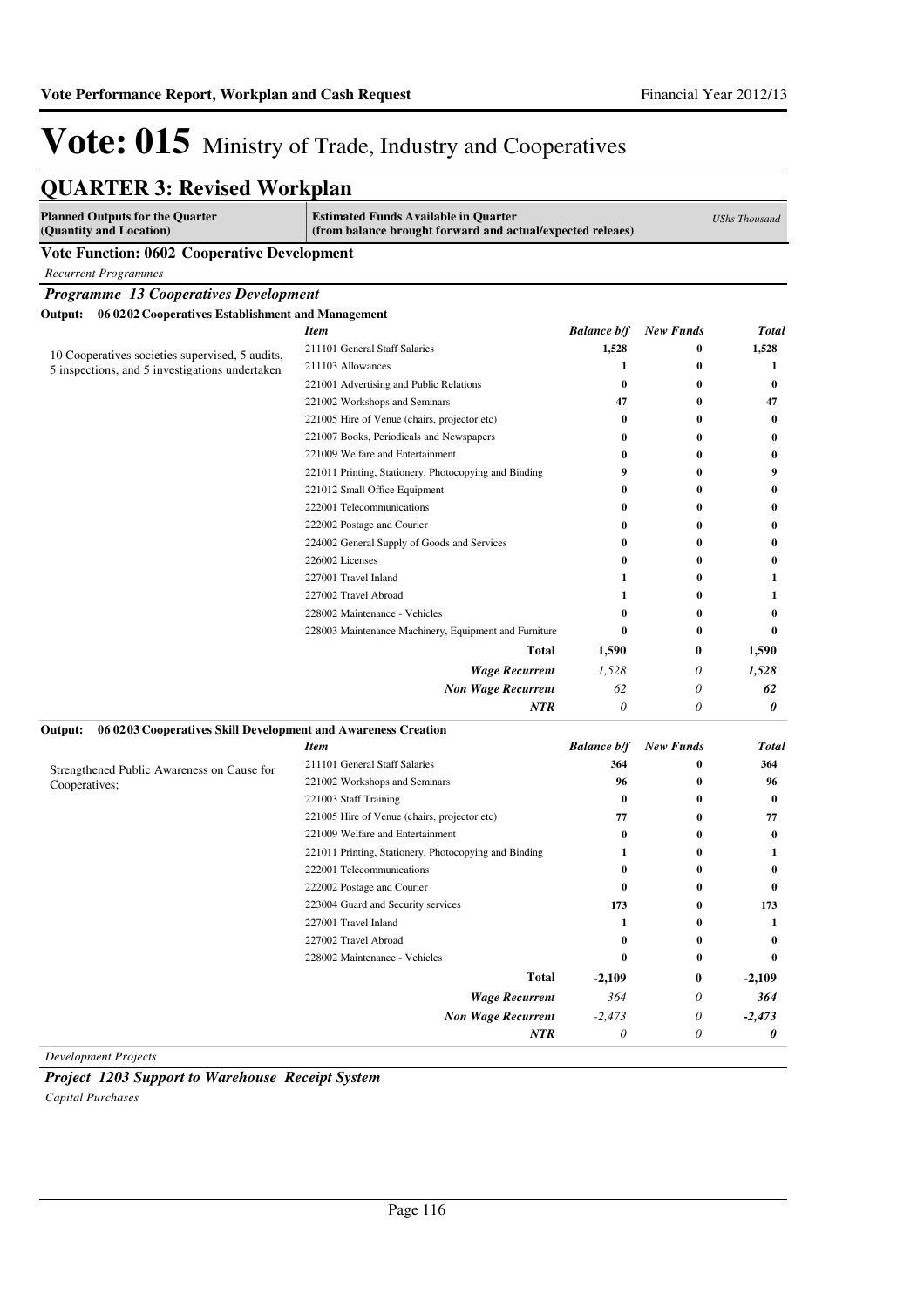# Vote: 015 Ministry of Trade, Industry and Cooperatives

## QUARTER 3: Revised Workplan

| Planned Outputs for the Quarter (Quantity and Location) | Estimated Funds Available in Quarter (from balance brought forward and actual/expected releaes) | | | *UShs Thousand* |
|---|---|---|---|---|

### Vote Function: 0602 Cooperative Development

*Recurrent Programmes*

#### *Programme 13 Cooperatives Development*

**Output: 06 02 02 Cooperatives Establishment and Management**

| | *Item* | *Balance b/f* | *New Funds* | *Total* |
|---|---|---|---|---|
| 10 Cooperatives societies supervised, 5 audits, 5 inspections, and 5 investigations undertaken | 211101 General Staff Salaries | 1,528 | 0 | 1,528 |
| | 211103 Allowances | 1 | 0 | 1 |
| | 221001 Advertising and Public Relations | 0 | 0 | 0 |
| | 221002 Workshops and Seminars | 47 | 0 | 47 |
| | 221005 Hire of Venue (chairs, projector etc) | 0 | 0 | 0 |
| | 221007 Books, Periodicals and Newspapers | 0 | 0 | 0 |
| | 221009 Welfare and Entertainment | 0 | 0 | 0 |
| | 221011 Printing, Stationery, Photocopying and Binding | 9 | 0 | 9 |
| | 221012 Small Office Equipment | 0 | 0 | 0 |
| | 222001 Telecommunications | 0 | 0 | 0 |
| | 222002 Postage and Courier | 0 | 0 | 0 |
| | 224002 General Supply of Goods and Services | 0 | 0 | 0 |
| | 226002 Licenses | 0 | 0 | 0 |
| | 227001 Travel Inland | 1 | 0 | 1 |
| | 227002 Travel Abroad | 1 | 0 | 1 |
| | 228002 Maintenance - Vehicles | 0 | 0 | 0 |
| | 228003 Maintenance Machinery, Equipment and Furniture | 0 | 0 | 0 |
| | **Total** | **1,590** | **0** | **1,590** |
| | ***Wage Recurrent*** | *1,528* | *0* | ***1,528*** |
| | ***Non Wage Recurrent*** | *62* | *0* | ***62*** |
| | ***NTR*** | *0* | *0* | ***0*** |

**Output: 06 02 03 Cooperatives Skill Development and Awareness Creation**

| | *Item* | *Balance b/f* | *New Funds* | *Total* |
|---|---|---|---|---|
| Strengthened Public Awareness on Cause for Cooperatives; | 211101 General Staff Salaries | 364 | 0 | 364 |
| | 221002 Workshops and Seminars | 96 | 0 | 96 |
| | 221003 Staff Training | 0 | 0 | 0 |
| | 221005 Hire of Venue (chairs, projector etc) | 77 | 0 | 77 |
| | 221009 Welfare and Entertainment | 0 | 0 | 0 |
| | 221011 Printing, Stationery, Photocopying and Binding | 1 | 0 | 1 |
| | 222001 Telecommunications | 0 | 0 | 0 |
| | 222002 Postage and Courier | 0 | 0 | 0 |
| | 223004 Guard and Security services | 173 | 0 | 173 |
| | 227001 Travel Inland | 1 | 0 | 1 |
| | 227002 Travel Abroad | 0 | 0 | 0 |
| | 228002 Maintenance - Vehicles | 0 | 0 | 0 |
| | **Total** | **-2,109** | **0** | **-2,109** |
| | ***Wage Recurrent*** | *364* | *0* | ***364*** |
| | ***Non Wage Recurrent*** | *-2,473* | *0* | ***-2,473*** |
| | ***NTR*** | *0* | *0* | ***0*** |

*Development Projects*

#### *Project 1203 Support to Warehouse Receipt System*

*Capital Purchases*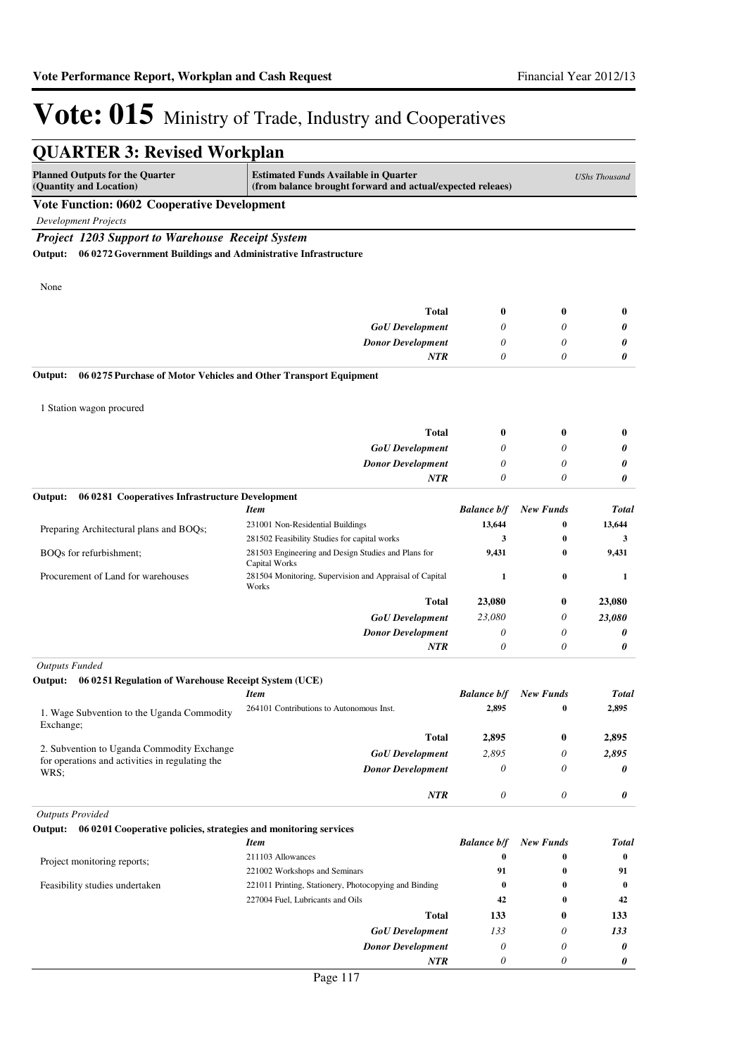# Vote: 015 Ministry of Trade, Industry and Cooperatives

## QUARTER 3: Revised Workplan

| Planned Outputs for the Quarter (Quantity and Location) | Estimated Funds Available in Quarter (from balance brought forward and actual/expected releaes) | | | USh Thousand |
|---|---|---|---|---|

**Vote Function: 0602 Cooperative Development**

*Development Projects*

***Project 1203 Support to Warehouse Receipt System***

**Output: 06 0272 Government Buildings and Administrative Infrastructure**

None

| | | | | |
|---|---|---|---|---|
| | **Total** | **0** | **0** | **0** |
| | *GoU Development* | *0* | *0* | ***0*** |
| | *Donor Development* | *0* | *0* | ***0*** |
| | *NTR* | *0* | *0* | ***0*** |

**Output: 06 0275 Purchase of Motor Vehicles and Other Transport Equipment**

1 Station wagon procured

| | | | | |
|---|---|---|---|---|
| | **Total** | **0** | **0** | **0** |
| | *GoU Development* | *0* | *0* | ***0*** |
| | *Donor Development* | *0* | *0* | ***0*** |
| | *NTR* | *0* | *0* | ***0*** |

**Output: 06 0281 Cooperatives Infrastructure Development**

| | *Item* | *Balance b/f* | *New Funds* | *Total* |
|---|---|---|---|---|
| Preparing Architectural plans and BOQs; | 231001 Non-Residential Buildings | 13,644 | 0 | 13,644 |
| | 281502 Feasibility Studies for capital works | 3 | 0 | 3 |
| BOQs for refurbishment; | 281503 Engineering and Design Studies and Plans for Capital Works | 9,431 | 0 | 9,431 |
| Procurement of Land for warehouses | 281504 Monitoring, Supervision and Appraisal of Capital Works | 1 | 0 | 1 |
| | **Total** | **23,080** | **0** | **23,080** |
| | *GoU Development* | *23,080* | *0* | ***23,080*** |
| | *Donor Development* | *0* | *0* | ***0*** |
| | *NTR* | *0* | *0* | ***0*** |

*Outputs Funded*

**Output: 06 0251 Regulation of Warehouse Receipt System (UCE)**

| | *Item* | *Balance b/f* | *New Funds* | *Total* |
|---|---|---|---|---|
| 1. Wage Subvention to the Uganda Commodity Exchange; | 264101 Contributions to Autonomous Inst. | 2,895 | 0 | 2,895 |
| 2. Subvention to Uganda Commodity Exchange for operations and activities in regulating the WRS; | **Total** | **2,895** | **0** | **2,895** |
| | *GoU Development* | *2,895* | *0* | ***2,895*** |
| | *Donor Development* | *0* | *0* | ***0*** |
| | *NTR* | *0* | *0* | ***0*** |

*Outputs Provided*

**Output: 06 0201 Cooperative policies, strategies and monitoring services**

| | *Item* | *Balance b/f* | *New Funds* | *Total* |
|---|---|---|---|---|
| Project monitoring reports; | 211103 Allowances | 0 | 0 | 0 |
| | 221002 Workshops and Seminars | 91 | 0 | 91 |
| Feasibility studies undertaken | 221011 Printing, Stationery, Photocopying and Binding | 0 | 0 | 0 |
| | 227004 Fuel, Lubricants and Oils | 42 | 0 | 42 |
| | **Total** | **133** | **0** | **133** |
| | *GoU Development* | *133* | *0* | ***133*** |
| | *Donor Development* | *0* | *0* | ***0*** |
| | *NTR* | *0* | *0* | ***0*** |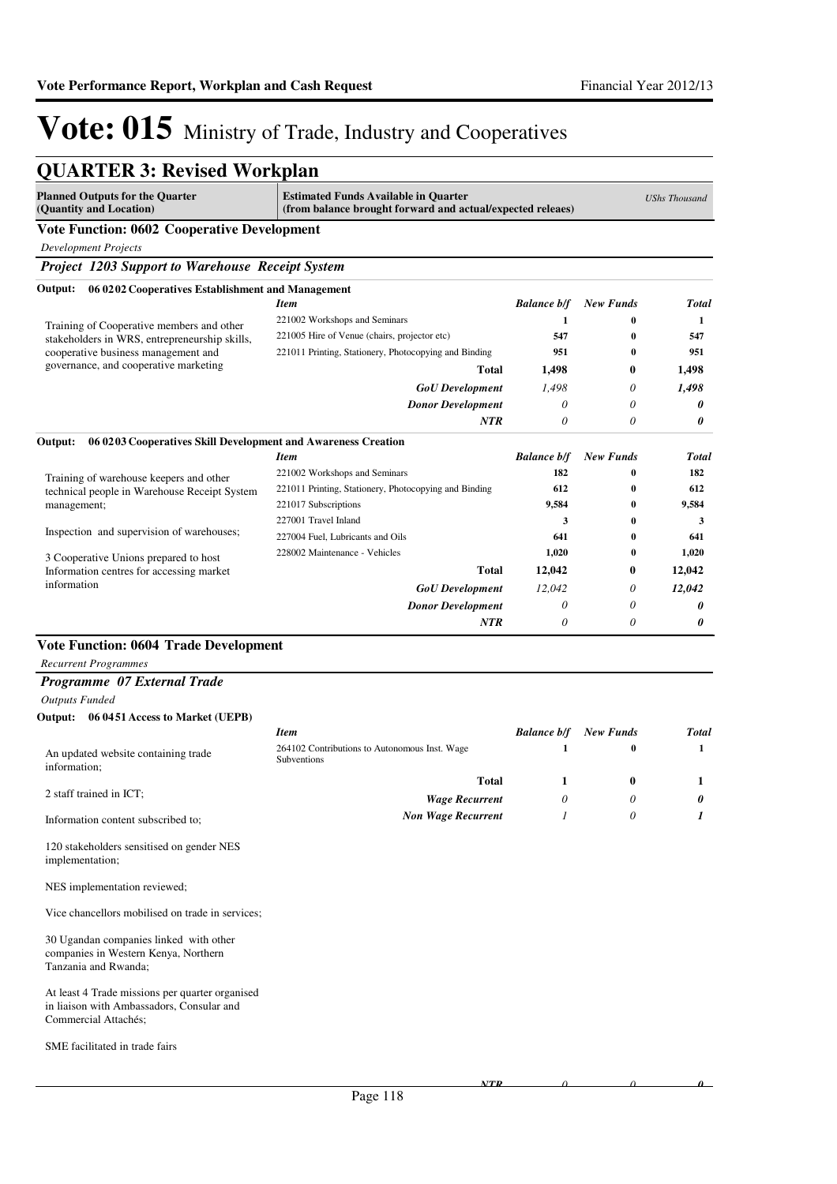# Vote: 015 Ministry of Trade, Industry and Cooperatives

## QUARTER 3: Revised Workplan

| Planned Outputs for the Quarter (Quantity and Location) | Estimated Funds Available in Quarter (from balance brought forward and actual/expected releaes) | | | UShs Thousand |
|---|---|---|---|---|

### Vote Function: 0602 Cooperative Development

*Development Projects*

#### *Project 1203 Support to Warehouse Receipt System*

**Output: 06 0202 Cooperatives Establishment and Management**

| Planned Outputs | Item | Balance b/f | New Funds | Total |
|---|---|---|---|---|
| Training of Cooperative members and other stakeholders in WRS, entrepreneurship skills, cooperative business management and governance, and cooperative marketing | 221002 Workshops and Seminars | 1 | 0 | 1 |
| | 221005 Hire of Venue (chairs, projector etc) | 547 | 0 | 547 |
| | 221011 Printing, Stationery, Photocopying and Binding | 951 | 0 | 951 |
| | **Total** | **1,498** | **0** | **1,498** |
| | ***GoU Development*** | *1,498* | *0* | ***1,498*** |
| | ***Donor Development*** | *0* | *0* | ***0*** |
| | ***NTR*** | *0* | *0* | ***0*** |

**Output: 06 0203 Cooperatives Skill Development and Awareness Creation**

| Planned Outputs | Item | Balance b/f | New Funds | Total |
|---|---|---|---|---|
| Training of warehouse keepers and other technical people in Warehouse Receipt System management;<br><br>Inspection and supervision of warehouses;<br><br>3 Cooperative Unions prepared to host Information centres for accessing market information | 221002 Workshops and Seminars | 182 | 0 | 182 |
| | 221011 Printing, Stationery, Photocopying and Binding | 612 | 0 | 612 |
| | 221017 Subscriptions | 9,584 | 0 | 9,584 |
| | 227001 Travel Inland | 3 | 0 | 3 |
| | 227004 Fuel, Lubricants and Oils | 641 | 0 | 641 |
| | 228002 Maintenance - Vehicles | 1,020 | 0 | 1,020 |
| | **Total** | **12,042** | **0** | **12,042** |
| | ***GoU Development*** | *12,042* | *0* | ***12,042*** |
| | ***Donor Development*** | *0* | *0* | ***0*** |
| | ***NTR*** | *0* | *0* | ***0*** |

### Vote Function: 0604 Trade Development

*Recurrent Programmes*

#### *Programme 07 External Trade*

*Outputs Funded*

**Output: 06 0451 Access to Market (UEPB)**

| Planned Outputs | Item | Balance b/f | New Funds | Total |
|---|---|---|---|---|
| An updated website containing trade information;<br><br>2 staff trained in ICT;<br><br>Information content subscribed to;<br><br>120 stakeholders sensitised on gender NES implementation;<br><br>NES implementation reviewed;<br><br>Vice chancellors mobilised on trade in services;<br><br>30 Ugandan companies linked with other companies in Western Kenya, Northern Tanzania and Rwanda;<br><br>At least 4 Trade missions per quarter organised in liaison with Ambassadors, Consular and Commercial Attachés;<br><br>SME facilitated in trade fairs | 264102 Contributions to Autonomous Inst. Wage Subventions | 1 | 0 | 1 |
| | **Total** | **1** | **0** | **1** |
| | ***Wage Recurrent*** | *0* | *0* | ***0*** |
| | ***Non Wage Recurrent*** | *1* | *0* | ***1*** |
| | ***NTR*** | *0* | *0* | ***0*** |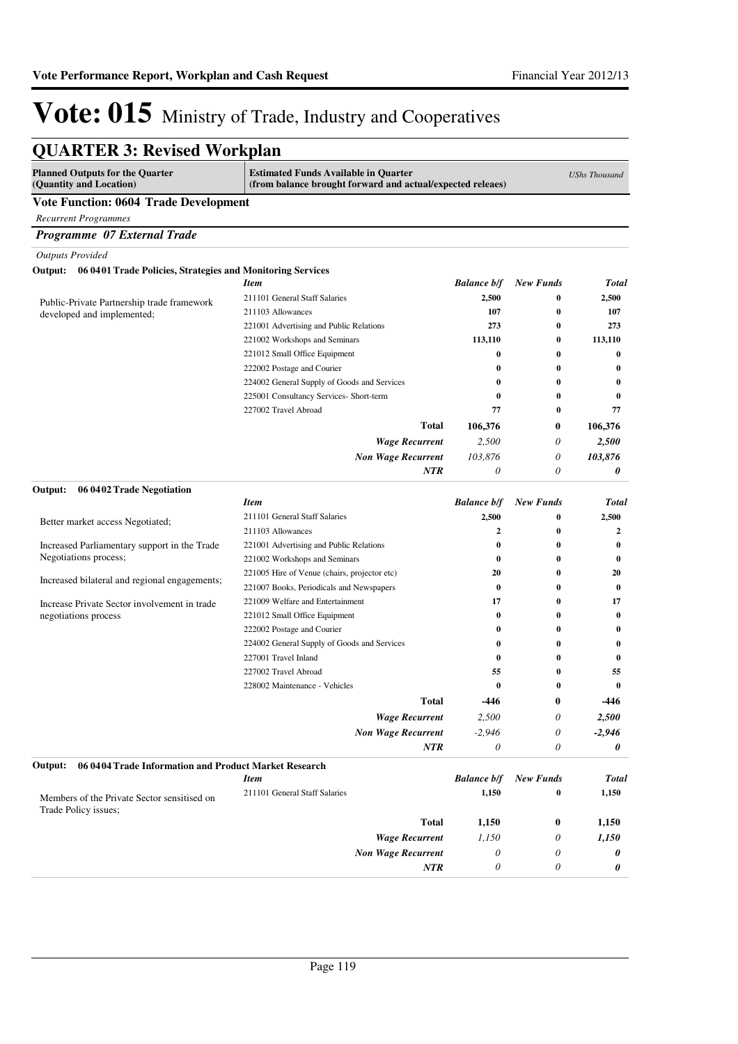# Vote: 015 Ministry of Trade, Industry and Cooperatives

## QUARTER 3: Revised Workplan

| Planned Outputs for the Quarter (Quantity and Location) | Estimated Funds Available in Quarter (from balance brought forward and actual/expected releaes) | | | UShs Thousand |
|---|---|---|---|---|

**Vote Function: 0604 Trade Development**

*Recurrent Programmes*

***Programme 07 External Trade***

*Outputs Provided*

**Output: 06 0401 Trade Policies, Strategies and Monitoring Services**

| Planned Outputs | Item | Balance b/f | New Funds | Total |
|---|---|---|---|---|
| Public-Private Partnership trade framework developed and implemented; | 211101 General Staff Salaries | 2,500 | 0 | 2,500 |
| | 211103 Allowances | 107 | 0 | 107 |
| | 221001 Advertising and Public Relations | 273 | 0 | 273 |
| | 221002 Workshops and Seminars | 113,110 | 0 | 113,110 |
| | 221012 Small Office Equipment | 0 | 0 | 0 |
| | 222002 Postage and Courier | 0 | 0 | 0 |
| | 224002 General Supply of Goods and Services | 0 | 0 | 0 |
| | 225001 Consultancy Services- Short-term | 0 | 0 | 0 |
| | 227002 Travel Abroad | 77 | 0 | 77 |
| | **Total** | **106,376** | **0** | **106,376** |
| | *Wage Recurrent* | *2,500* | *0* | *2,500* |
| | *Non Wage Recurrent* | *103,876* | *0* | *103,876* |
| | *NTR* | *0* | *0* | *0* |

**Output: 06 0402 Trade Negotiation**

| Planned Outputs | Item | Balance b/f | New Funds | Total |
|---|---|---|---|---|
| Better market access Negotiated; | 211101 General Staff Salaries | 2,500 | 0 | 2,500 |
| Increased Parliamentary support in the Trade Negotiations process; | 211103 Allowances | 2 | 0 | 2 |
| Increased bilateral and regional engagements; | 221001 Advertising and Public Relations | 0 | 0 | 0 |
| Increase Private Sector involvement in trade negotiations process | 221002 Workshops and Seminars | 0 | 0 | 0 |
| | 221005 Hire of Venue (chairs, projector etc) | 20 | 0 | 20 |
| | 221007 Books, Periodicals and Newspapers | 0 | 0 | 0 |
| | 221009 Welfare and Entertainment | 17 | 0 | 17 |
| | 221012 Small Office Equipment | 0 | 0 | 0 |
| | 222002 Postage and Courier | 0 | 0 | 0 |
| | 224002 General Supply of Goods and Services | 0 | 0 | 0 |
| | 227001 Travel Inland | 0 | 0 | 0 |
| | 227002 Travel Abroad | 55 | 0 | 55 |
| | 228002 Maintenance - Vehicles | 0 | 0 | 0 |
| | **Total** | **-446** | **0** | **-446** |
| | *Wage Recurrent* | *2,500* | *0* | *2,500* |
| | *Non Wage Recurrent* | *-2,946* | *0* | *-2,946* |
| | *NTR* | *0* | *0* | *0* |

**Output: 06 0404 Trade Information and Product Market Research**

| Planned Outputs | Item | Balance b/f | New Funds | Total |
|---|---|---|---|---|
| Members of the Private Sector sensitised on Trade Policy issues; | 211101 General Staff Salaries | 1,150 | 0 | 1,150 |
| | **Total** | **1,150** | **0** | **1,150** |
| | *Wage Recurrent* | *1,150* | *0* | *1,150* |
| | *Non Wage Recurrent* | *0* | *0* | *0* |
| | *NTR* | *0* | *0* | *0* |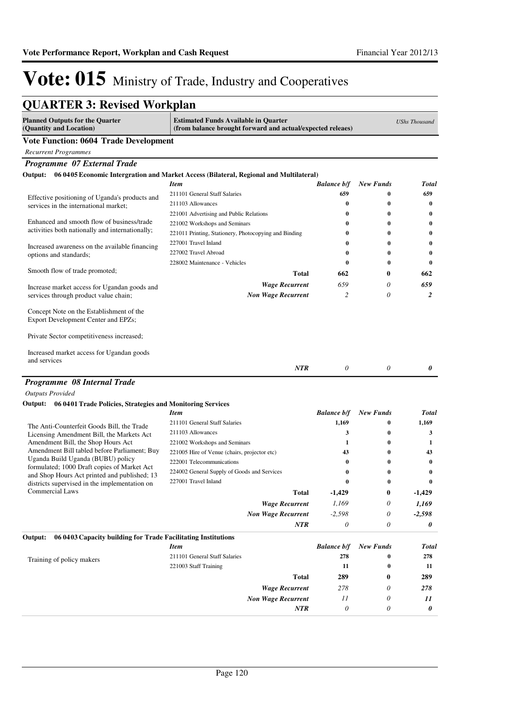# Vote: 015 Ministry of Trade, Industry and Cooperatives

## QUARTER 3: Revised Workplan

| Planned Outputs for the Quarter (Quantity and Location) | Estimated Funds Available in Quarter (from balance brought forward and actual/expected releaes) | | | USh*s Thousand* |
|---|---|---|---|---|

### Vote Function: 0604 Trade Development

*Recurrent Programmes*

#### *Programme 07 External Trade*

**Output: 06 0405 Economic Intergration and Market Access (Bilateral, Regional and Multilateral)**

| Planned Outputs | *Item* | *Balance b/f* | *New Funds* | *Total* |
|---|---|---|---|---|
| Effective positioning of Uganda's products and services in the international market; | 211101 General Staff Salaries | 659 | 0 | 659 |
| Enhanced and smooth flow of business/trade activities both nationally and internationally; | 211103 Allowances | 0 | 0 | 0 |
| Increased awareness on the available financing options and standards; | 221001 Advertising and Public Relations | 0 | 0 | 0 |
| Smooth flow of trade promoted; | 221002 Workshops and Seminars | 0 | 0 | 0 |
| Increase market access for Ugandan goods and services through product value chain; | 221011 Printing, Stationery, Photocopying and Binding | 0 | 0 | 0 |
| Concept Note on the Establishment of the Export Development Center and EPZs; | 227001 Travel Inland | 0 | 0 | 0 |
| Private Sector competitiveness increased; | 227002 Travel Abroad | 0 | 0 | 0 |
| Increased market access for Ugandan goods and services | 228002 Maintenance - Vehicles | 0 | 0 | 0 |
| | **Total** | **662** | **0** | **662** |
| | ***Wage Recurrent*** | *659* | *0* | ***659*** |
| | ***Non Wage Recurrent*** | *2* | *0* | ***2*** |
| | ***NTR*** | *0* | *0* | ***0*** |

#### *Programme 08 Internal Trade*

*Outputs Provided*

**Output: 06 0401 Trade Policies, Strategies and Monitoring Services**

| Planned Outputs | *Item* | *Balance b/f* | *New Funds* | *Total* |
|---|---|---|---|---|
| The Anti-Counterfeit Goods Bill, the Trade Licensing Amendment Bill, the Markets Act Amendment Bill, the Shop Hours Act Amendment Bill tabled before Parliament; Buy Uganda Build Uganda (BUBU) policy formulated; 1000 Draft copies of Market Act and Shop Hours Act printed and published; 13 districts supervised in the implementation on Commercial Laws | 211101 General Staff Salaries | 1,169 | 0 | 1,169 |
| | 211103 Allowances | 3 | 0 | 3 |
| | 221002 Workshops and Seminars | 1 | 0 | 1 |
| | 221005 Hire of Venue (chairs, projector etc) | 43 | 0 | 43 |
| | 222001 Telecommunications | 0 | 0 | 0 |
| | 224002 General Supply of Goods and Services | 0 | 0 | 0 |
| | 227001 Travel Inland | 0 | 0 | 0 |
| | **Total** | **-1,429** | **0** | **-1,429** |
| | ***Wage Recurrent*** | *1,169* | *0* | ***1,169*** |
| | ***Non Wage Recurrent*** | *-2,598* | *0* | ***-2,598*** |
| | ***NTR*** | *0* | *0* | ***0*** |

**Output: 06 0403 Capacity building for Trade Facilitating Institutions**

| Planned Outputs | *Item* | *Balance b/f* | *New Funds* | *Total* |
|---|---|---|---|---|
| Training of policy makers | 211101 General Staff Salaries | 278 | 0 | 278 |
| | 221003 Staff Training | 11 | 0 | 11 |
| | **Total** | **289** | **0** | **289** |
| | ***Wage Recurrent*** | *278* | *0* | ***278*** |
| | ***Non Wage Recurrent*** | *11* | *0* | ***11*** |
| | ***NTR*** | *0* | *0* | ***0*** |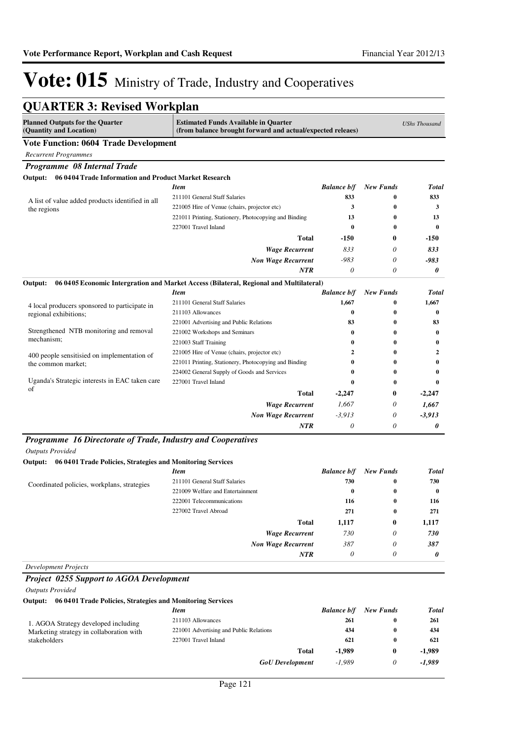# Vote: 015 Ministry of Trade, Industry and Cooperatives

## QUARTER 3: Revised Workplan

| Planned Outputs for the Quarter (Quantity and Location) | Estimated Funds Available in Quarter (from balance brought forward and actual/expected releaes) | | | UShs Thousand |
|---|---|---|---|---|

### Vote Function: 0604 Trade Development

*Recurrent Programmes*

#### *Programme 08 Internal Trade*

**Output: 06 0404 Trade Information and Product Market Research**

| | Item | Balance b/f | New Funds | Total |
|---|---|---|---|---|
| A list of value added products identified in all the regions | 211101 General Staff Salaries | 833 | 0 | 833 |
| | 221005 Hire of Venue (chairs, projector etc) | 3 | 0 | 3 |
| | 221011 Printing, Stationery, Photocopying and Binding | 13 | 0 | 13 |
| | 227001 Travel Inland | 0 | 0 | 0 |
| | **Total** | **-150** | **0** | **-150** |
| | *Wage Recurrent* | *833* | *0* | *833* |
| | *Non Wage Recurrent* | *-983* | *0* | *-983* |
| | *NTR* | *0* | *0* | *0* |

**Output: 06 0405 Economic Intergration and Market Access (Bilateral, Regional and Multilateral)**

| | Item | Balance b/f | New Funds | Total |
|---|---|---|---|---|
| 4 local producers sponsored to participate in regional exhibitions;<br><br>Strengthened NTB monitoring and removal mechanism;<br><br>400 people sensitisied on implementation of the common market;<br><br>Uganda's Strategic interests in EAC taken care of | 211101 General Staff Salaries | 1,667 | 0 | 1,667 |
| | 211103 Allowances | 0 | 0 | 0 |
| | 221001 Advertising and Public Relations | 83 | 0 | 83 |
| | 221002 Workshops and Seminars | 0 | 0 | 0 |
| | 221003 Staff Training | 0 | 0 | 0 |
| | 221005 Hire of Venue (chairs, projector etc) | 2 | 0 | 2 |
| | 221011 Printing, Stationery, Photocopying and Binding | 0 | 0 | 0 |
| | 224002 General Supply of Goods and Services | 0 | 0 | 0 |
| | 227001 Travel Inland | 0 | 0 | 0 |
| | **Total** | **-2,247** | **0** | **-2,247** |
| | *Wage Recurrent* | *1,667* | *0* | *1,667* |
| | *Non Wage Recurrent* | *-3,913* | *0* | *-3,913* |
| | *NTR* | *0* | *0* | *0* |

#### *Programme 16 Directorate of Trade, Industry and Cooperatives*

*Outputs Provided*

**Output: 06 0401 Trade Policies, Strategies and Monitoring Services**

| | Item | Balance b/f | New Funds | Total |
|---|---|---|---|---|
| Coordinated policies, workplans, strategies | 211101 General Staff Salaries | 730 | 0 | 730 |
| | 221009 Welfare and Entertainment | 0 | 0 | 0 |
| | 222001 Telecommunications | 116 | 0 | 116 |
| | 227002 Travel Abroad | 271 | 0 | 271 |
| | **Total** | **1,117** | **0** | **1,117** |
| | *Wage Recurrent* | *730* | *0* | *730* |
| | *Non Wage Recurrent* | *387* | *0* | *387* |
| | *NTR* | *0* | *0* | *0* |

*Development Projects*

#### *Project 0255 Support to AGOA Development*

*Outputs Provided*

**Output: 06 0401 Trade Policies, Strategies and Monitoring Services**

| | Item | Balance b/f | New Funds | Total |
|---|---|---|---|---|
| 1. AGOA Strategy developed including Marketing strategy in collaboration with stakeholders | 211103 Allowances | 261 | 0 | 261 |
| | 221001 Advertising and Public Relations | 434 | 0 | 434 |
| | 227001 Travel Inland | 621 | 0 | 621 |
| | **Total** | **-1,989** | **0** | **-1,989** |
| | *GoU Development* | *-1,989* | *0* | *-1,989* |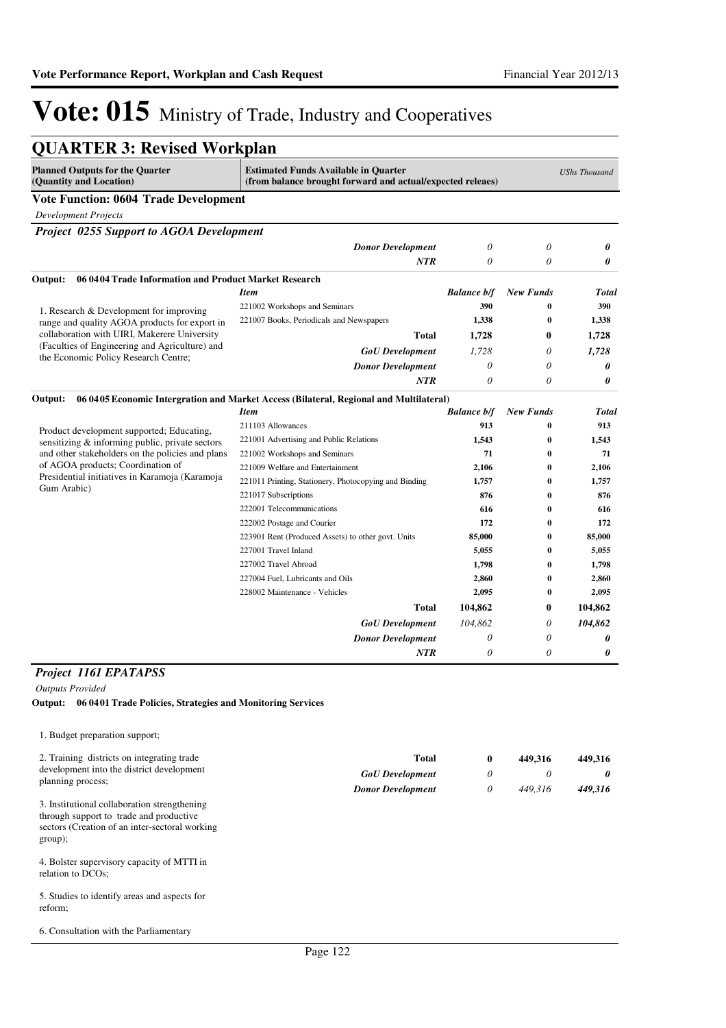# Vote: 015 Ministry of Trade, Industry and Cooperatives

## QUARTER 3: Revised Workplan

| Planned Outputs for the Quarter (Quantity and Location) | Estimated Funds Available in Quarter (from balance brought forward and actual/expected releaes) | | | *UShs Thousand* |
|---|---|---|---|---|

### Vote Function: 0604 Trade Development

*Development Projects*

***Project 0255 Support to AGOA Development***

| | | | | |
|---|---|---|---|---|
| | ***Donor Development*** | *0* | *0* | ***0*** |
| | ***NTR*** | *0* | *0* | ***0*** |

**Output: 06 0404 Trade Information and Product Market Research**

| | *Item* | *Balance b/f* | *New Funds* | *Total* |
|---|---|---|---|---|
| 1. Research & Development for improving range and quality AGOA products for export in collaboration with UIRI, Makerere University (Faculties of Engineering and Agriculture) and the Economic Policy Research Centre; | 221002 Workshops and Seminars | **390** | **0** | **390** |
| | 221007 Books, Periodicals and Newspapers | **1,338** | **0** | **1,338** |
| | **Total** | **1,728** | **0** | **1,728** |
| | ***GoU Development*** | *1,728* | *0* | ***1,728*** |
| | ***Donor Development*** | *0* | *0* | ***0*** |
| | ***NTR*** | *0* | *0* | ***0*** |

**Output: 06 0405 Economic Intergration and Market Access (Bilateral, Regional and Multilateral)**

| | *Item* | *Balance b/f* | *New Funds* | *Total* |
|---|---|---|---|---|
| Product development supported; Educating, sensitizing & informing public, private sectors and other stakeholders on the policies and plans of AGOA products; Coordination of Presidential initiatives in Karamoja (Karamoja Gum Arabic) | 211103 Allowances | **913** | **0** | **913** |
| | 221001 Advertising and Public Relations | **1,543** | **0** | **1,543** |
| | 221002 Workshops and Seminars | **71** | **0** | **71** |
| | 221009 Welfare and Entertainment | **2,106** | **0** | **2,106** |
| | 221011 Printing, Stationery, Photocopying and Binding | **1,757** | **0** | **1,757** |
| | 221017 Subscriptions | **876** | **0** | **876** |
| | 222001 Telecommunications | **616** | **0** | **616** |
| | 222002 Postage and Courier | **172** | **0** | **172** |
| | 223901 Rent (Produced Assets) to other govt. Units | **85,000** | **0** | **85,000** |
| | 227001 Travel Inland | **5,055** | **0** | **5,055** |
| | 227002 Travel Abroad | **1,798** | **0** | **1,798** |
| | 227004 Fuel, Lubricants and Oils | **2,860** | **0** | **2,860** |
| | 228002 Maintenance - Vehicles | **2,095** | **0** | **2,095** |
| | **Total** | **104,862** | **0** | **104,862** |
| | ***GoU Development*** | *104,862* | *0* | ***104,862*** |
| | ***Donor Development*** | *0* | *0* | ***0*** |
| | ***NTR*** | *0* | *0* | ***0*** |

***Project 1161 EPATAPSS***

*Outputs Provided*

**Output: 06 0401 Trade Policies, Strategies and Monitoring Services**

| | | | | |
|---|---|---|---|---|
| 1. Budget preparation support;<br><br>2. Training districts on integrating trade development into the district development planning process;<br><br>3. Institutional collaboration strengthening through support to trade and productive sectors (Creation of an inter-sectoral working group);<br><br>4. Bolster supervisory capacity of MTTI in relation to DCOs;<br><br>5. Studies to identify areas and aspects for reform;<br><br>6. Consultation with the Parliamentary | **Total** | **0** | **449,316** | **449,316** |
| | ***GoU Development*** | *0* | *0* | ***0*** |
| | ***Donor Development*** | *0* | *449,316* | ***449,316*** |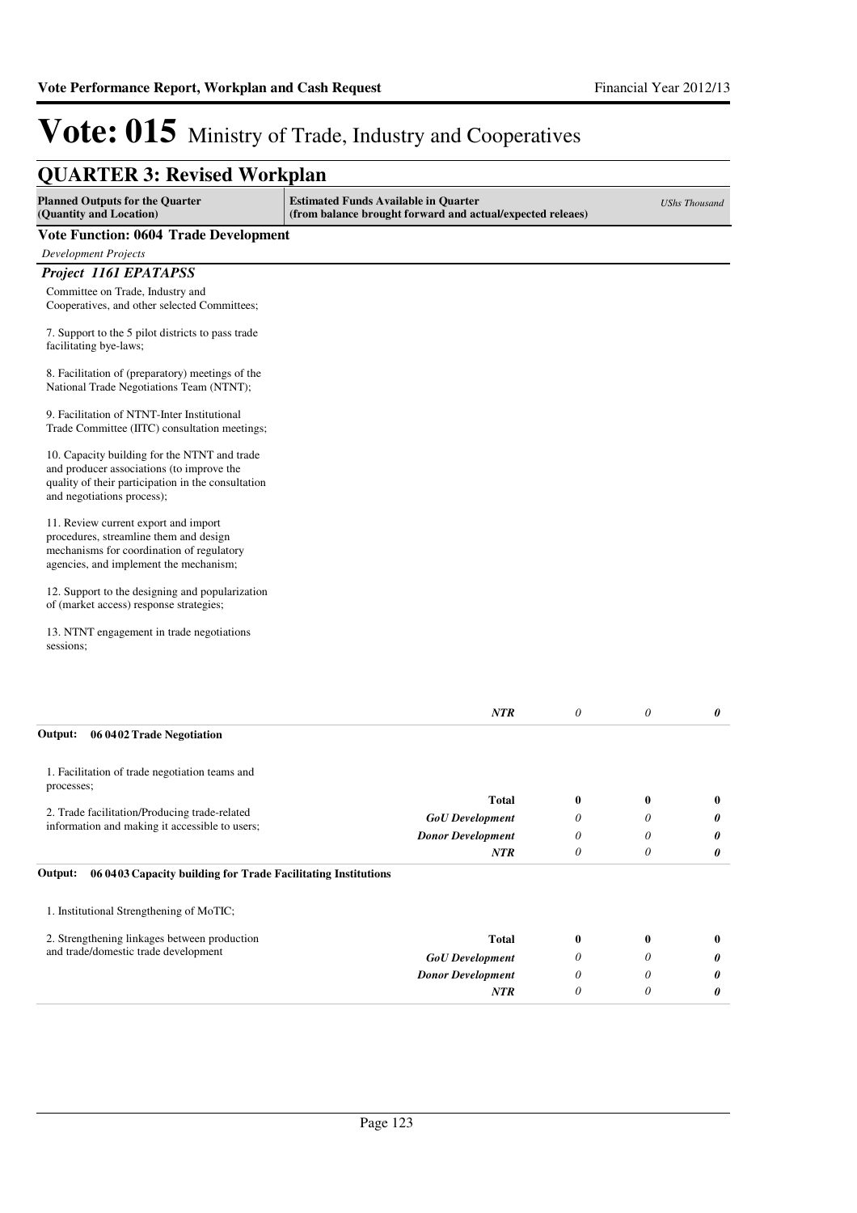# Vote: 015 Ministry of Trade, Industry and Cooperatives

## QUARTER 3: Revised Workplan

| Planned Outputs for the Quarter (Quantity and Location) | Estimated Funds Available in Quarter (from balance brought forward and actual/expected releaes) | | | UShs Thousand |
|---|---|---|---|---|

**Vote Function: 0604 Trade Development**

*Development Projects*

***Project 1161 EPATAPSS***

Committee on Trade, Industry and Cooperatives, and other selected Committees;

7. Support to the 5 pilot districts to pass trade facilitating bye-laws;

8. Facilitation of (preparatory) meetings of the National Trade Negotiations Team (NTNT);

9. Facilitation of NTNT-Inter Institutional Trade Committee (IITC) consultation meetings;

10. Capacity building for the NTNT and trade and producer associations (to improve the quality of their participation in the consultation and negotiations process);

11. Review current export and import procedures, streamline them and design mechanisms for coordination of regulatory agencies, and implement the mechanism;

12. Support to the designing and popularization of (market access) response strategies;

13. NTNT engagement in trade negotiations sessions;

| | | | | |
|---|---|---|---|---|
| | ***NTR*** | *0* | *0* | ***0*** |

**Output: 06 0402 Trade Negotiation**

1. Facilitation of trade negotiation teams and processes;

2. Trade facilitation/Producing trade-related information and making it accessible to users;

| | | | | |
|---|---|---|---|---|
| | **Total** | **0** | **0** | **0** |
| | ***GoU Development*** | *0* | *0* | ***0*** |
| | ***Donor Development*** | *0* | *0* | ***0*** |
| | ***NTR*** | *0* | *0* | ***0*** |

**Output: 06 0403 Capacity building for Trade Facilitating Institutions**

1. Institutional Strengthening of MoTIC;

2. Strengthening linkages between production and trade/domestic trade development

| | | | | |
|---|---|---|---|---|
| | **Total** | **0** | **0** | **0** |
| | ***GoU Development*** | *0* | *0* | ***0*** |
| | ***Donor Development*** | *0* | *0* | ***0*** |
| | ***NTR*** | *0* | *0* | ***0*** |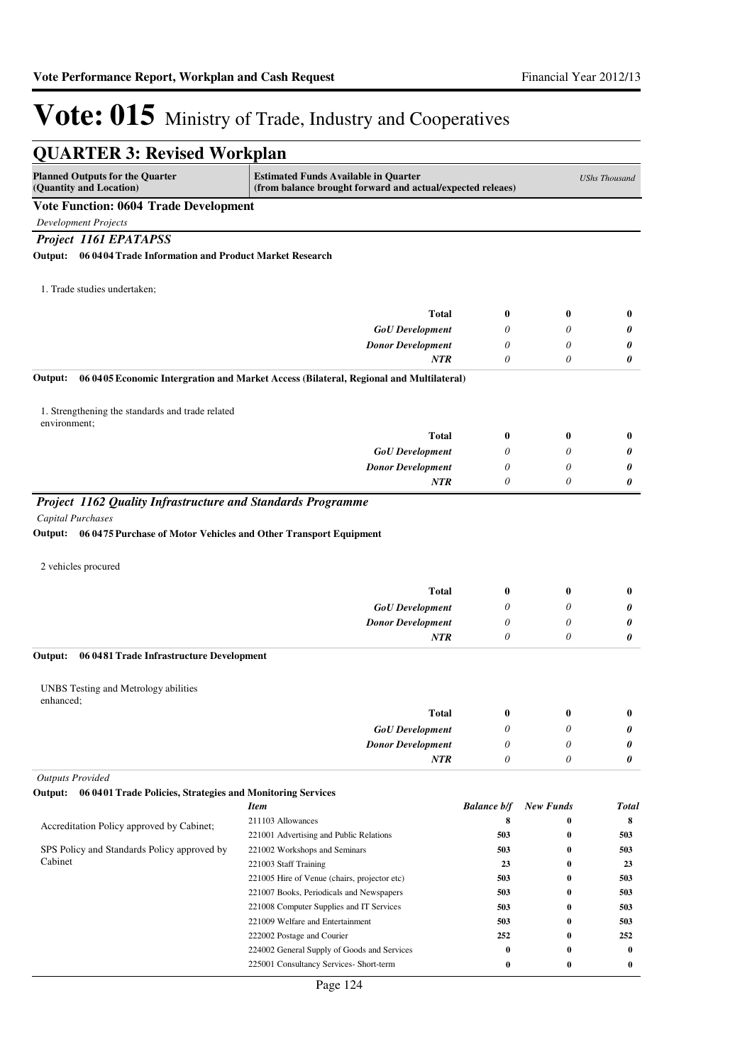# Vote: 015 Ministry of Trade, Industry and Cooperatives

## QUARTER 3: Revised Workplan

| Planned Outputs for the Quarter (Quantity and Location) | Estimated Funds Available in Quarter (from balance brought forward and actual/expected releaes) | | | *UShs Thousand* |
|---|---|---|---|---|

**Vote Function: 0604 Trade Development**

*Development Projects*

***Project 1161 EPATAPSS***

**Output: 06 0404 Trade Information and Product Market Research**

1. Trade studies undertaken;

| | | | | |
|---|---|---|---|---|
| | **Total** | **0** | **0** | **0** |
| | ***GoU Development*** | *0* | *0* | ***0*** |
| | ***Donor Development*** | *0* | *0* | ***0*** |
| | ***NTR*** | *0* | *0* | ***0*** |

**Output: 06 0405 Economic Intergration and Market Access (Bilateral, Regional and Multilateral)**

1. Strengthening the standards and trade related environment;

| | | | | |
|---|---|---|---|---|
| | **Total** | **0** | **0** | **0** |
| | ***GoU Development*** | *0* | *0* | ***0*** |
| | ***Donor Development*** | *0* | *0* | ***0*** |
| | ***NTR*** | *0* | *0* | ***0*** |

***Project 1162 Quality Infrastructure and Standards Programme***

*Capital Purchases*

**Output: 06 0475 Purchase of Motor Vehicles and Other Transport Equipment**

2 vehicles procured

| | | | | |
|---|---|---|---|---|
| | **Total** | **0** | **0** | **0** |
| | ***GoU Development*** | *0* | *0* | ***0*** |
| | ***Donor Development*** | *0* | *0* | ***0*** |
| | ***NTR*** | *0* | *0* | ***0*** |

**Output: 06 0481 Trade Infrastructure Development**

UNBS Testing and Metrology abilities enhanced;

| | | | | |
|---|---|---|---|---|
| | **Total** | **0** | **0** | **0** |
| | ***GoU Development*** | *0* | *0* | ***0*** |
| | ***Donor Development*** | *0* | *0* | ***0*** |
| | ***NTR*** | *0* | *0* | ***0*** |

*Outputs Provided*

**Output: 06 0401 Trade Policies, Strategies and Monitoring Services**

| | *Item* | *Balance b/f* | *New Funds* | *Total* |
|---|---|---|---|---|
| Accreditation Policy approved by Cabinet; | 211103 Allowances | **8** | **0** | **8** |
| | 221001 Advertising and Public Relations | **503** | **0** | **503** |
| SPS Policy and Standards Policy approved by Cabinet | 221002 Workshops and Seminars | **503** | **0** | **503** |
| | 221003 Staff Training | **23** | **0** | **23** |
| | 221005 Hire of Venue (chairs, projector etc) | **503** | **0** | **503** |
| | 221007 Books, Periodicals and Newspapers | **503** | **0** | **503** |
| | 221008 Computer Supplies and IT Services | **503** | **0** | **503** |
| | 221009 Welfare and Entertainment | **503** | **0** | **503** |
| | 222002 Postage and Courier | **252** | **0** | **252** |
| | 224002 General Supply of Goods and Services | **0** | **0** | **0** |
| | 225001 Consultancy Services- Short-term | **0** | **0** | **0** |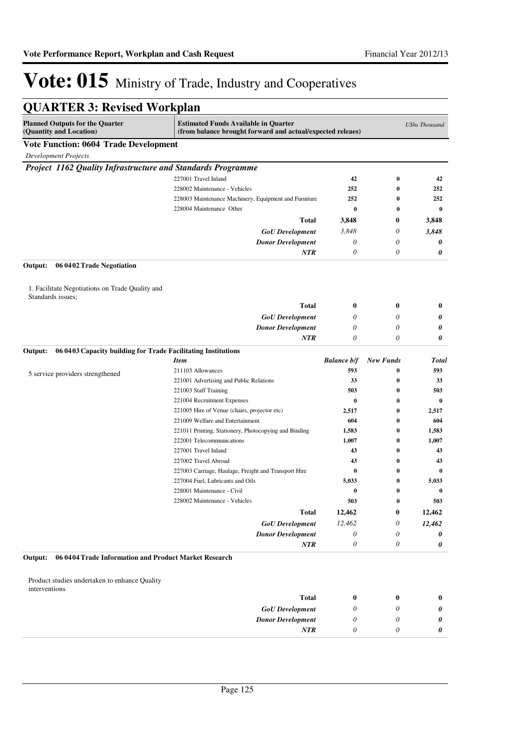# Vote: 015 Ministry of Trade, Industry and Cooperatives

## QUARTER 3: Revised Workplan

| Planned Outputs for the Quarter (Quantity and Location) | Estimated Funds Available in Quarter (from balance brought forward and actual/expected releaes) | | | *UShs Thousand* |
|---|---|---|---|---|

### Vote Function: 0604 Trade Development

*Development Projects*

***Project 1162 Quality Infrastructure and Standards Programme***

| | | | | |
|---|---|---|---|---|
| | 227001 Travel Inland | 42 | 0 | 42 |
| | 228002 Maintenance - Vehicles | 252 | 0 | 252 |
| | 228003 Maintenance Machinery, Equipment and Furniture | 252 | 0 | 252 |
| | 228004 Maintenance Other | 0 | 0 | 0 |
| | **Total** | **3,848** | **0** | **3,848** |
| | ***GoU Development*** | *3,848* | *0* | ***3,848*** |
| | ***Donor Development*** | *0* | *0* | ***0*** |
| | ***NTR*** | *0* | *0* | ***0*** |

**Output: 06 0402 Trade Negotiation**

| | | | | |
|---|---|---|---|---|
| 1. Facilitate Negotiations on Trade Quality and Standards issues; | | | | |
| | **Total** | **0** | **0** | **0** |
| | ***GoU Development*** | *0* | *0* | ***0*** |
| | ***Donor Development*** | *0* | *0* | ***0*** |
| | ***NTR*** | *0* | *0* | ***0*** |

**Output: 06 0403 Capacity building for Trade Facilitating Institutions**

| | *Item* | *Balance b/f* | *New Funds* | *Total* |
|---|---|---|---|---|
| 5 service providers strengthened | 211103 Allowances | 593 | 0 | 593 |
| | 221001 Advertising and Public Relations | 33 | 0 | 33 |
| | 221003 Staff Training | 503 | 0 | 503 |
| | 221004 Recruitment Expenses | 0 | 0 | 0 |
| | 221005 Hire of Venue (chairs, projector etc) | 2,517 | 0 | 2,517 |
| | 221009 Welfare and Entertainment | 604 | 0 | 604 |
| | 221011 Printing, Stationery, Photocopying and Binding | 1,583 | 0 | 1,583 |
| | 222001 Telecommunications | 1,007 | 0 | 1,007 |
| | 227001 Travel Inland | 43 | 0 | 43 |
| | 227002 Travel Abroad | 43 | 0 | 43 |
| | 227003 Carriage, Haulage, Freight and Transport Hire | 0 | 0 | 0 |
| | 227004 Fuel, Lubricants and Oils | 5,033 | 0 | 5,033 |
| | 228001 Maintenance - Civil | 0 | 0 | 0 |
| | 228002 Maintenance - Vehicles | 503 | 0 | 503 |
| | **Total** | **12,462** | **0** | **12,462** |
| | ***GoU Development*** | *12,462* | *0* | ***12,462*** |
| | ***Donor Development*** | *0* | *0* | ***0*** |
| | ***NTR*** | *0* | *0* | ***0*** |

**Output: 06 0404 Trade Information and Product Market Research**

| | | | | |
|---|---|---|---|---|
| Product studies undertaken to enhance Quality interventions | | | | |
| | **Total** | **0** | **0** | **0** |
| | ***GoU Development*** | *0* | *0* | ***0*** |
| | ***Donor Development*** | *0* | *0* | ***0*** |
| | ***NTR*** | *0* | *0* | ***0*** |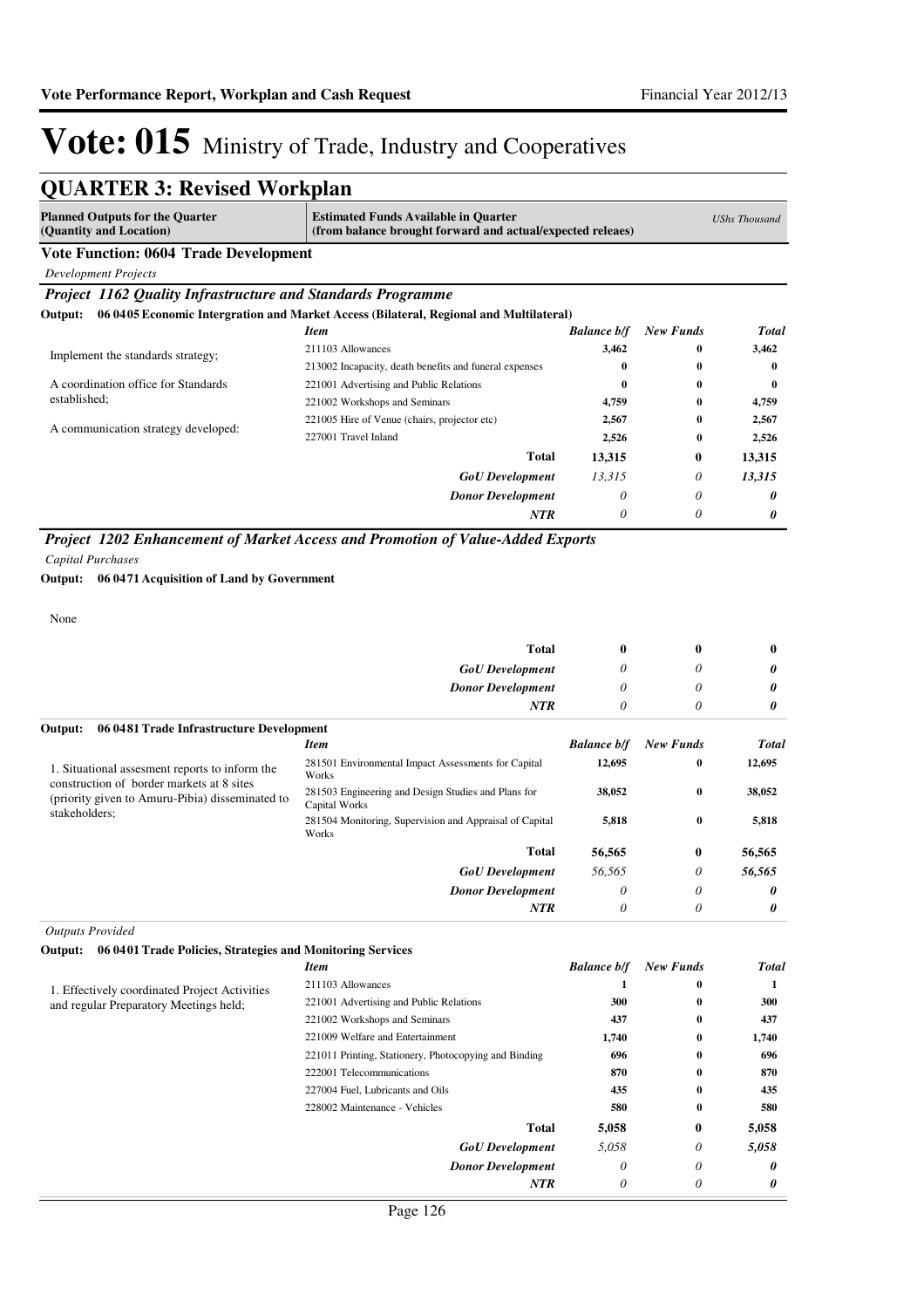# Vote: 015 Ministry of Trade, Industry and Cooperatives

## QUARTER 3: Revised Workplan

| Planned Outputs for the Quarter (Quantity and Location) | Estimated Funds Available in Quarter (from balance brought forward and actual/expected releaes) | | | USh Thousand |
|---|---|---|---|---|

### Vote Function: 0604 Trade Development

*Development Projects*

#### *Project 1162 Quality Infrastructure and Standards Programme*

**Output: 06 0405 Economic Intergration and Market Access (Bilateral, Regional and Multilateral)**

| | *Item* | *Balance b/f* | *New Funds* | *Total* |
|---|---|---|---|---|
| Implement the standards strategy; | 211103 Allowances | 3,462 | 0 | 3,462 |
| | 213002 Incapacity, death benefits and funeral expenses | 0 | 0 | 0 |
| A coordination office for Standards established; | 221001 Advertising and Public Relations | 0 | 0 | 0 |
| | 221002 Workshops and Seminars | 4,759 | 0 | 4,759 |
| A communication strategy developed: | 221005 Hire of Venue (chairs, projector etc) | 2,567 | 0 | 2,567 |
| | 227001 Travel Inland | 2,526 | 0 | 2,526 |
| | **Total** | **13,315** | **0** | **13,315** |
| | ***GoU Development*** | *13,315* | *0* | ***13,315*** |
| | ***Donor Development*** | *0* | *0* | ***0*** |
| | ***NTR*** | *0* | *0* | ***0*** |

#### *Project 1202 Enhancement of Market Access and Promotion of Value-Added Exports*

*Capital Purchases*

**Output: 06 0471 Acquisition of Land by Government**

None

| | | | | |
|---|---|---|---|---|
| | **Total** | **0** | **0** | **0** |
| | ***GoU Development*** | *0* | *0* | ***0*** |
| | ***Donor Development*** | *0* | *0* | ***0*** |
| | ***NTR*** | *0* | *0* | ***0*** |

**Output: 06 0481 Trade Infrastructure Development**

| | *Item* | *Balance b/f* | *New Funds* | *Total* |
|---|---|---|---|---|
| 1. Situational assesment reports to inform the construction of border markets at 8 sites (priority given to Amuru-Pibia) disseminated to stakeholders; | 281501 Environmental Impact Assessments for Capital Works | 12,695 | 0 | 12,695 |
| | 281503 Engineering and Design Studies and Plans for Capital Works | 38,052 | 0 | 38,052 |
| | 281504 Monitoring, Supervision and Appraisal of Capital Works | 5,818 | 0 | 5,818 |
| | **Total** | **56,565** | **0** | **56,565** |
| | ***GoU Development*** | *56,565* | *0* | ***56,565*** |
| | ***Donor Development*** | *0* | *0* | ***0*** |
| | ***NTR*** | *0* | *0* | ***0*** |

*Outputs Provided*

**Output: 06 0401 Trade Policies, Strategies and Monitoring Services**

| | *Item* | *Balance b/f* | *New Funds* | *Total* |
|---|---|---|---|---|
| 1. Effectively coordinated Project Activities and regular Preparatory Meetings held; | 211103 Allowances | 1 | 0 | 1 |
| | 221001 Advertising and Public Relations | 300 | 0 | 300 |
| | 221002 Workshops and Seminars | 437 | 0 | 437 |
| | 221009 Welfare and Entertainment | 1,740 | 0 | 1,740 |
| | 221011 Printing, Stationery, Photocopying and Binding | 696 | 0 | 696 |
| | 222001 Telecommunications | 870 | 0 | 870 |
| | 227004 Fuel, Lubricants and Oils | 435 | 0 | 435 |
| | 228002 Maintenance - Vehicles | 580 | 0 | 580 |
| | **Total** | **5,058** | **0** | **5,058** |
| | ***GoU Development*** | *5,058* | *0* | ***5,058*** |
| | ***Donor Development*** | *0* | *0* | ***0*** |
| | ***NTR*** | *0* | *0* | ***0*** |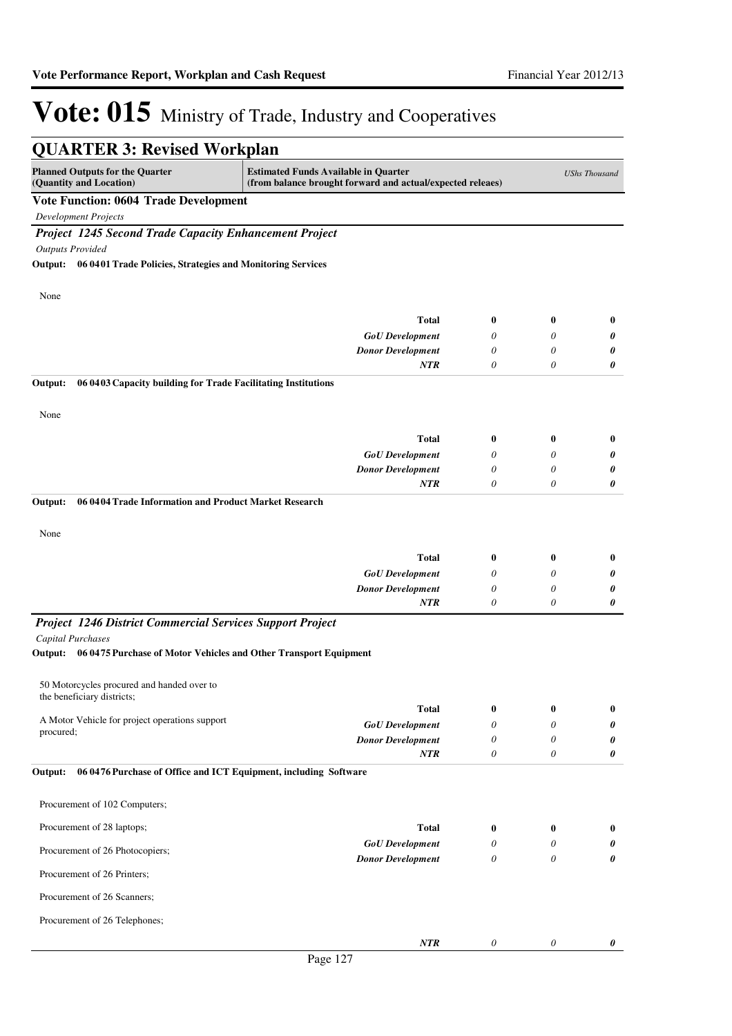# Vote: 015 Ministry of Trade, Industry and Cooperatives

## QUARTER 3: Revised Workplan

| Planned Outputs for the Quarter (Quantity and Location) | Estimated Funds Available in Quarter (from balance brought forward and actual/expected releaes) | | | *UShs Thousand* |
|---|---|---|---|---|

**Vote Function: 0604 Trade Development**

*Development Projects*

***Project 1245 Second Trade Capacity Enhancement Project***

*Outputs Provided*

**Output: 06 0401 Trade Policies, Strategies and Monitoring Services**

| None | | | | |
|---|---|---|---|---|
| | **Total** | **0** | **0** | **0** |
| | ***GoU Development*** | *0* | *0* | ***0*** |
| | ***Donor Development*** | *0* | *0* | ***0*** |
| | ***NTR*** | *0* | *0* | ***0*** |

**Output: 06 0403 Capacity building for Trade Facilitating Institutions**

| None | | | | |
|---|---|---|---|---|
| | **Total** | **0** | **0** | **0** |
| | ***GoU Development*** | *0* | *0* | ***0*** |
| | ***Donor Development*** | *0* | *0* | ***0*** |
| | ***NTR*** | *0* | *0* | ***0*** |

**Output: 06 0404 Trade Information and Product Market Research**

| None | | | | |
|---|---|---|---|---|
| | **Total** | **0** | **0** | **0** |
| | ***GoU Development*** | *0* | *0* | ***0*** |
| | ***Donor Development*** | *0* | *0* | ***0*** |
| | ***NTR*** | *0* | *0* | ***0*** |

***Project 1246 District Commercial Services Support Project***

*Capital Purchases*

**Output: 06 0475 Purchase of Motor Vehicles and Other Transport Equipment**

| 50 Motorcycles procured and handed over to the beneficiary districts;<br><br>A Motor Vehicle for project operations support procured; | | | | |
|---|---|---|---|---|
| | **Total** | **0** | **0** | **0** |
| | ***GoU Development*** | *0* | *0* | ***0*** |
| | ***Donor Development*** | *0* | *0* | ***0*** |
| | ***NTR*** | *0* | *0* | ***0*** |

**Output: 06 0476 Purchase of Office and ICT Equipment, including Software**

| Procurement of 102 Computers;<br><br>Procurement of 28 laptops;<br><br>Procurement of 26 Photocopiers;<br><br>Procurement of 26 Printers;<br><br>Procurement of 26 Scanners;<br><br>Procurement of 26 Telephones; | | | | |
|---|---|---|---|---|
| | **Total** | **0** | **0** | **0** |
| | ***GoU Development*** | *0* | *0* | ***0*** |
| | ***Donor Development*** | *0* | *0* | ***0*** |
| | ***NTR*** | *0* | *0* | ***0*** |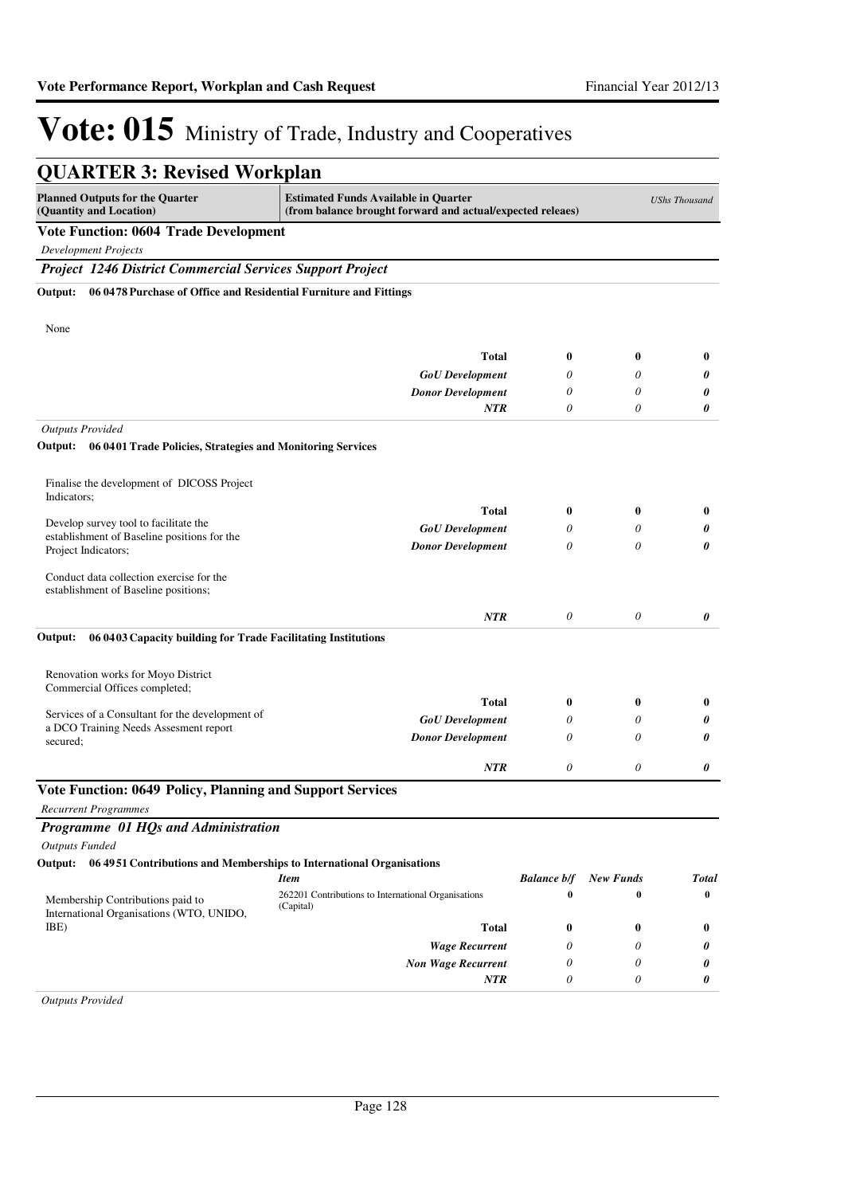# Vote: 015 Ministry of Trade, Industry and Cooperatives

## QUARTER 3: Revised Workplan

| Planned Outputs for the Quarter (Quantity and Location) | Estimated Funds Available in Quarter (from balance brought forward and actual/expected releaes) | | | USh Thousand |
|---|---|---|---|---|

### Vote Function: 0604 Trade Development

*Development Projects*

***Project 1246 District Commercial Services Support Project***

**Output: 06 0478 Purchase of Office and Residential Furniture and Fittings**

None

| | | | | |
|---|---|---|---|---|
| | **Total** | **0** | **0** | **0** |
| | ***GoU Development*** | *0* | *0* | ***0*** |
| | ***Donor Development*** | *0* | *0* | ***0*** |
| | ***NTR*** | *0* | *0* | ***0*** |

*Outputs Provided*

**Output: 06 0401 Trade Policies, Strategies and Monitoring Services**

| | | | | |
|---|---|---|---|---|
| Finalise the development of DICOSS Project Indicators;<br><br>Develop survey tool to facilitate the establishment of Baseline positions for the Project Indicators;<br><br>Conduct data collection exercise for the establishment of Baseline positions; | **Total** | **0** | **0** | **0** |
| | ***GoU Development*** | *0* | *0* | ***0*** |
| | ***Donor Development*** | *0* | *0* | ***0*** |
| | ***NTR*** | *0* | *0* | ***0*** |

**Output: 06 0403 Capacity building for Trade Facilitating Institutions**

| | | | | |
|---|---|---|---|---|
| Renovation works for Moyo District Commercial Offices completed;<br><br>Services of a Consultant for the development of a DCO Training Needs Assesment report secured; | **Total** | **0** | **0** | **0** |
| | ***GoU Development*** | *0* | *0* | ***0*** |
| | ***Donor Development*** | *0* | *0* | ***0*** |
| | ***NTR*** | *0* | *0* | ***0*** |

### Vote Function: 0649 Policy, Planning and Support Services

*Recurrent Programmes*

***Programme 01 HQs and Administration***

*Outputs Funded*

**Output: 06 4951 Contributions and Memberships to International Organisations**

| | *Item* | *Balance b/f* | *New Funds* | *Total* |
|---|---|---|---|---|
| Membership Contributions paid to International Organisations (WTO, UNIDO, IBE) | 262201 Contributions to International Organisations (Capital) | **0** | **0** | **0** |
| | **Total** | **0** | **0** | **0** |
| | ***Wage Recurrent*** | *0* | *0* | ***0*** |
| | ***Non Wage Recurrent*** | *0* | *0* | ***0*** |
| | ***NTR*** | *0* | *0* | ***0*** |

*Outputs Provided*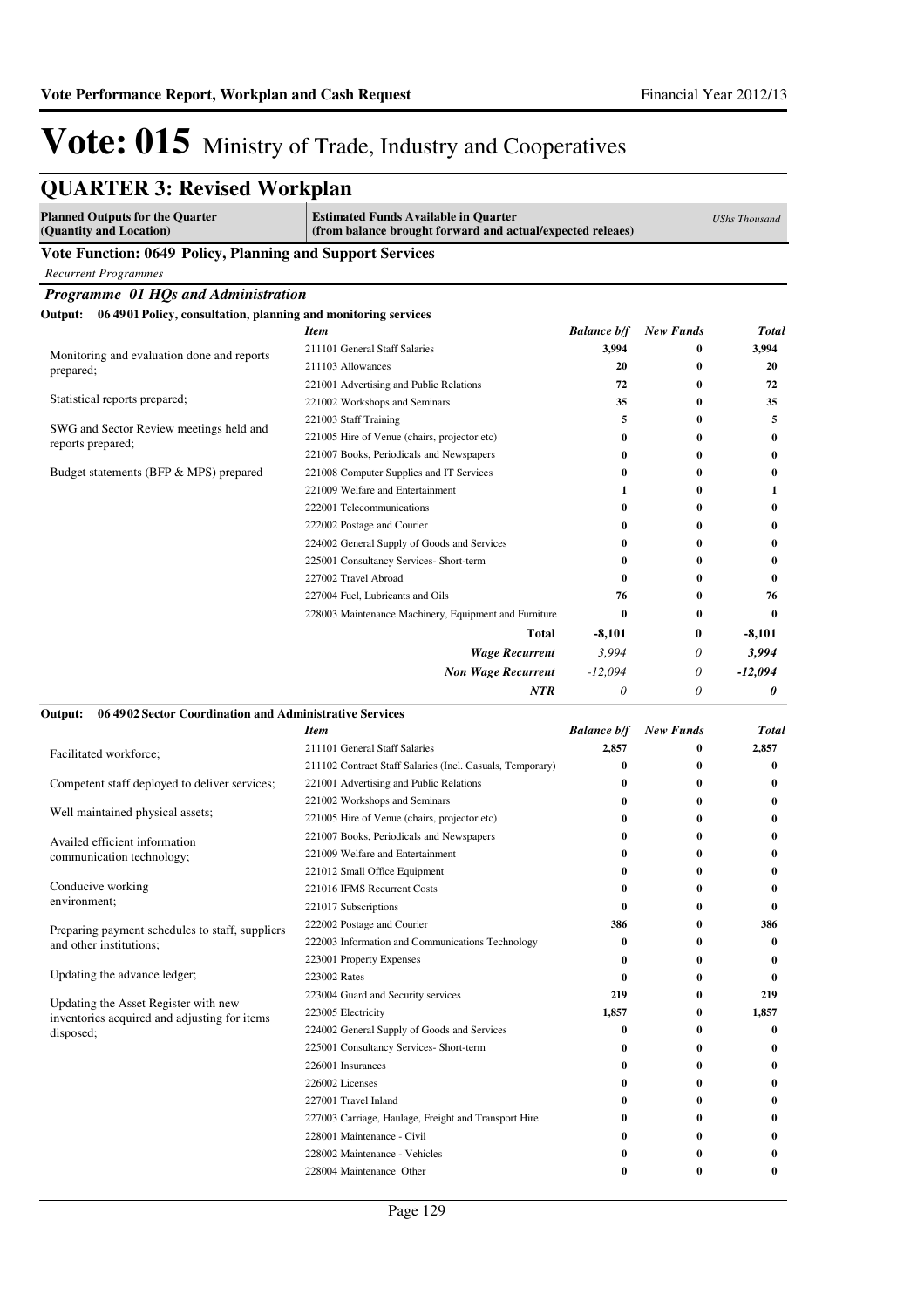# Vote: 015 Ministry of Trade, Industry and Cooperatives

## QUARTER 3: Revised Workplan

| Planned Outputs for the Quarter (Quantity and Location) | Estimated Funds Available in Quarter (from balance brought forward and actual/expected releaes) | | | *UShs Thousand* |
|---|---|---|---|---|

### Vote Function: 0649 Policy, Planning and Support Services

*Recurrent Programmes*

***Programme 01 HQs and Administration***

**Output: 06 4901 Policy, consultation, planning and monitoring services**

| | *Item* | *Balance b/f* | *New Funds* | *Total* |
|---|---|---|---|---|
| Monitoring and evaluation done and reports prepared; | 211101 General Staff Salaries | **3,994** | **0** | **3,994** |
| | 211103 Allowances | **20** | **0** | **20** |
| Statistical reports prepared; | 221001 Advertising and Public Relations | **72** | **0** | **72** |
| | 221002 Workshops and Seminars | **35** | **0** | **35** |
| SWG and Sector Review meetings held and reports prepared; | 221003 Staff Training | **5** | **0** | **5** |
| | 221005 Hire of Venue (chairs, projector etc) | **0** | **0** | **0** |
| Budget statements (BFP & MPS) prepared | 221007 Books, Periodicals and Newspapers | **0** | **0** | **0** |
| | 221008 Computer Supplies and IT Services | **0** | **0** | **0** |
| | 221009 Welfare and Entertainment | **1** | **0** | **1** |
| | 222001 Telecommunications | **0** | **0** | **0** |
| | 222002 Postage and Courier | **0** | **0** | **0** |
| | 224002 General Supply of Goods and Services | **0** | **0** | **0** |
| | 225001 Consultancy Services- Short-term | **0** | **0** | **0** |
| | 227002 Travel Abroad | **0** | **0** | **0** |
| | 227004 Fuel, Lubricants and Oils | **76** | **0** | **76** |
| | 228003 Maintenance Machinery, Equipment and Furniture | **0** | **0** | **0** |
| | **Total** | **-8,101** | **0** | **-8,101** |
| | ***Wage Recurrent*** | *3,994* | *0* | ***3,994*** |
| | ***Non Wage Recurrent*** | *-12,094* | *0* | ***-12,094*** |
| | ***NTR*** | *0* | *0* | ***0*** |

**Output: 06 4902 Sector Coordination and Administrative Services**

| | *Item* | *Balance b/f* | *New Funds* | *Total* |
|---|---|---|---|---|
| Facilitated workforce; | 211101 General Staff Salaries | **2,857** | **0** | **2,857** |
| | 211102 Contract Staff Salaries (Incl. Casuals, Temporary) | **0** | **0** | **0** |
| Competent staff deployed to deliver services; | 221001 Advertising and Public Relations | **0** | **0** | **0** |
| | 221002 Workshops and Seminars | **0** | **0** | **0** |
| Well maintained physical assets; | 221005 Hire of Venue (chairs, projector etc) | **0** | **0** | **0** |
| Availed efficient information communication technology; | 221007 Books, Periodicals and Newspapers | **0** | **0** | **0** |
| | 221009 Welfare and Entertainment | **0** | **0** | **0** |
| | 221012 Small Office Equipment | **0** | **0** | **0** |
| Conducive working environment; | 221016 IFMS Recurrent Costs | **0** | **0** | **0** |
| | 221017 Subscriptions | **0** | **0** | **0** |
| Preparing payment schedules to staff, suppliers and other institutions; | 222002 Postage and Courier | **386** | **0** | **386** |
| | 222003 Information and Communications Technology | **0** | **0** | **0** |
| | 223001 Property Expenses | **0** | **0** | **0** |
| Updating the advance ledger; | 223002 Rates | **0** | **0** | **0** |
| Updating the Asset Register with new inventories acquired and adjusting for items disposed; | 223004 Guard and Security services | **219** | **0** | **219** |
| | 223005 Electricity | **1,857** | **0** | **1,857** |
| | 224002 General Supply of Goods and Services | **0** | **0** | **0** |
| | 225001 Consultancy Services- Short-term | **0** | **0** | **0** |
| | 226001 Insurances | **0** | **0** | **0** |
| | 226002 Licenses | **0** | **0** | **0** |
| | 227001 Travel Inland | **0** | **0** | **0** |
| | 227003 Carriage, Haulage, Freight and Transport Hire | **0** | **0** | **0** |
| | 228001 Maintenance - Civil | **0** | **0** | **0** |
| | 228002 Maintenance - Vehicles | **0** | **0** | **0** |
| | 228004 Maintenance Other | **0** | **0** | **0** |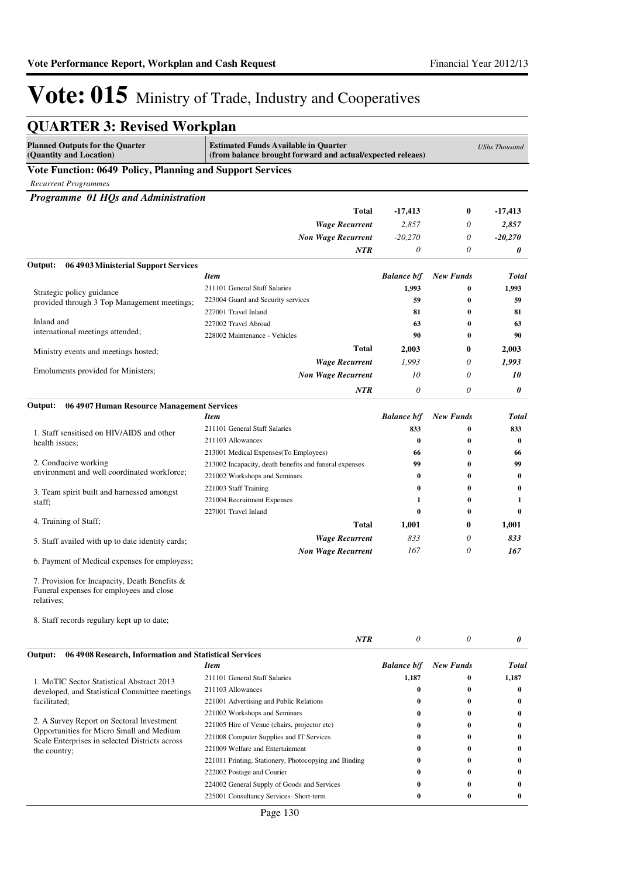# Vote: 015 Ministry of Trade, Industry and Cooperatives

## QUARTER 3: Revised Workplan

| Planned Outputs for the Quarter (Quantity and Location) | Estimated Funds Available in Quarter (from balance brought forward and actual/expected releaes) | | | UShs Thousand |
|---|---|---|---|---|

### Vote Function: 0649 Policy, Planning and Support Services

*Recurrent Programmes*

#### *Programme 01 HQs and Administration*

| | | | | |
|---|---|---|---|---|
| | **Total** | **-17,413** | **0** | **-17,413** |
| | *Wage Recurrent* | *2,857* | *0* | *2,857* |
| | *Non Wage Recurrent* | *-20,270* | *0* | *-20,270* |
| | *NTR* | *0* | *0* | *0* |

**Output: 06 4903 Ministerial Support Services**

| Planned Outputs | Item | Balance b/f | New Funds | Total |
|---|---|---|---|---|
| Strategic policy guidance provided through 3 Top Management meetings; | 211101 General Staff Salaries | 1,993 | 0 | 1,993 |
| | 223004 Guard and Security services | 59 | 0 | 59 |
| Inland and international meetings attended; | 227001 Travel Inland | 81 | 0 | 81 |
| | 227002 Travel Abroad | 63 | 0 | 63 |
| Ministry events and meetings hosted; | 228002 Maintenance - Vehicles | 90 | 0 | 90 |
| | **Total** | **2,003** | **0** | **2,003** |
| Emoluments provided for Ministers; | *Wage Recurrent* | *1,993* | *0* | *1,993* |
| | *Non Wage Recurrent* | *10* | *0* | *10* |
| | *NTR* | *0* | *0* | *0* |

**Output: 06 4907 Human Resource Management Services**

| Planned Outputs | Item | Balance b/f | New Funds | Total |
|---|---|---|---|---|
| 1. Staff sensitised on HIV/AIDS and other health issues; | 211101 General Staff Salaries | 833 | 0 | 833 |
| | 211103 Allowances | 0 | 0 | 0 |
| 2. Conducive working environment and well coordinated workforce; | 213001 Medical Expenses(To Employees) | 66 | 0 | 66 |
| | 213002 Incapacity, death benefits and funeral expenses | 99 | 0 | 99 |
| 3. Team spirit built and harnessed amongst staff; | 221002 Workshops and Seminars | 0 | 0 | 0 |
| | 221003 Staff Training | 0 | 0 | 0 |
| 4. Training of Staff; | 221004 Recruitment Expenses | 1 | 0 | 1 |
| | 227001 Travel Inland | 0 | 0 | 0 |
| 5. Staff availed with up to date identity cards; | **Total** | **1,001** | **0** | **1,001** |
| 6. Payment of Medical expenses for employess; | *Wage Recurrent* | *833* | *0* | *833* |
| 7. Provision for Incapacity, Death Benefits & Funeral expenses for employees and close relatives; | *Non Wage Recurrent* | *167* | *0* | *167* |
| 8. Staff records regulary kept up to date; | *NTR* | *0* | *0* | *0* |

**Output: 06 4908 Research, Information and Statistical Services**

| Planned Outputs | Item | Balance b/f | New Funds | Total |
|---|---|---|---|---|
| 1. MoTIC Sector Statistical Abstract 2013 developed, and Statistical Committee meetings facilitated; | 211101 General Staff Salaries | 1,187 | 0 | 1,187 |
| | 211103 Allowances | 0 | 0 | 0 |
| | 221001 Advertising and Public Relations | 0 | 0 | 0 |
| 2. A Survey Report on Sectoral Investment Opportunities for Micro Small and Medium Scale Enterprises in selected Districts across the country; | 221002 Workshops and Seminars | 0 | 0 | 0 |
| | 221005 Hire of Venue (chairs, projector etc) | 0 | 0 | 0 |
| | 221008 Computer Supplies and IT Services | 0 | 0 | 0 |
| | 221009 Welfare and Entertainment | 0 | 0 | 0 |
| | 221011 Printing, Stationery, Photocopying and Binding | 0 | 0 | 0 |
| | 222002 Postage and Courier | 0 | 0 | 0 |
| | 224002 General Supply of Goods and Services | 0 | 0 | 0 |
| | 225001 Consultancy Services- Short-term | 0 | 0 | 0 |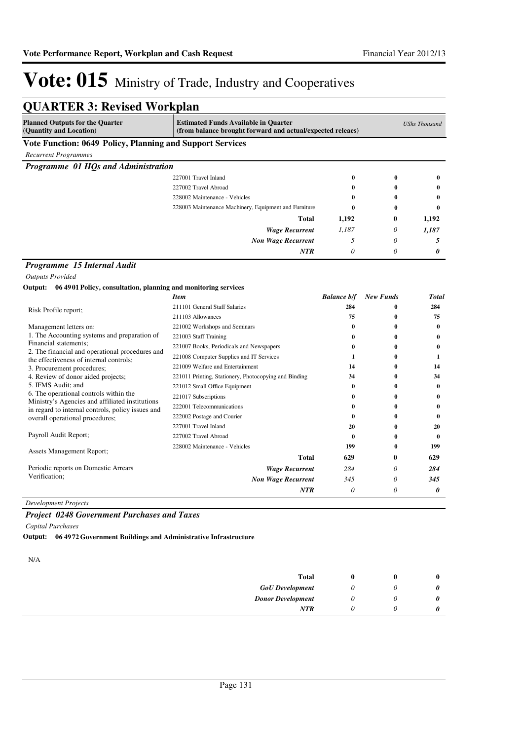# Vote: 015 Ministry of Trade, Industry and Cooperatives

## QUARTER 3: Revised Workplan

| Planned Outputs for the Quarter (Quantity and Location) | Estimated Funds Available in Quarter (from balance brought forward and actual/expected releaes) | | | UShs Thousand |
|---|---|---|---|---|

### Vote Function: 0649 Policy, Planning and Support Services

*Recurrent Programmes*

#### *Programme 01 HQs and Administration*

| | Item | | | |
|---|---|---|---|---|
| | 227001 Travel Inland | **0** | **0** | **0** |
| | 227002 Travel Abroad | **0** | **0** | **0** |
| | 228002 Maintenance - Vehicles | **0** | **0** | **0** |
| | 228003 Maintenance Machinery, Equipment and Furniture | **0** | **0** | **0** |
| | **Total** | **1,192** | **0** | **1,192** |
| | ***Wage Recurrent*** | *1,187* | *0* | ***1,187*** |
| | ***Non Wage Recurrent*** | *5* | *0* | ***5*** |
| | ***NTR*** | *0* | *0* | ***0*** |

#### *Programme 15 Internal Audit*

*Outputs Provided*

**Output: 06 4901 Policy, consultation, planning and monitoring services**

| | *Item* | *Balance b/f* | *New Funds* | *Total* |
|---|---|---|---|---|
| Risk Profile report; | 211101 General Staff Salaries | **284** | **0** | **284** |
| | 211103 Allowances | **75** | **0** | **75** |
| Management letters on: | 221002 Workshops and Seminars | **0** | **0** | **0** |
| 1. The Accounting systems and preparation of Financial statements; | 221003 Staff Training | **0** | **0** | **0** |
| 2. The financial and operational procedures and the effectiveness of internal controls; | 221007 Books, Periodicals and Newspapers | **0** | **0** | **0** |
| 3. Procurement procedures; | 221008 Computer Supplies and IT Services | **1** | **0** | **1** |
| 4. Review of donor aided projects; | 221009 Welfare and Entertainment | **14** | **0** | **14** |
| 5. IFMS Audit; and | 221011 Printing, Stationery, Photocopying and Binding | **34** | **0** | **34** |
| 6. The operational controls within the Ministry's Agencies and affiliated institutions in regard to internal controls, policy issues and overall operational procedures; | 221012 Small Office Equipment | **0** | **0** | **0** |
| | 221017 Subscriptions | **0** | **0** | **0** |
| | 222001 Telecommunications | **0** | **0** | **0** |
| | 222002 Postage and Courier | **0** | **0** | **0** |
| | 227001 Travel Inland | **20** | **0** | **20** |
| Payroll Audit Report; | 227002 Travel Abroad | **0** | **0** | **0** |
| Assets Management Report; | 228002 Maintenance - Vehicles | **199** | **0** | **199** |
| | **Total** | **629** | **0** | **629** |
| Periodic reports on Domestic Arrears Verification; | ***Wage Recurrent*** | *284* | *0* | ***284*** |
| | ***Non Wage Recurrent*** | *345* | *0* | ***345*** |
| | ***NTR*** | *0* | *0* | ***0*** |

*Development Projects*

#### *Project 0248 Government Purchases and Taxes*

*Capital Purchases*

**Output: 06 4972 Government Buildings and Administrative Infrastructure**

N/A

| | | | | |
|---|---|---|---|---|
| | **Total** | **0** | **0** | **0** |
| | ***GoU Development*** | *0* | *0* | ***0*** |
| | ***Donor Development*** | *0* | *0* | ***0*** |
| | ***NTR*** | *0* | *0* | ***0*** |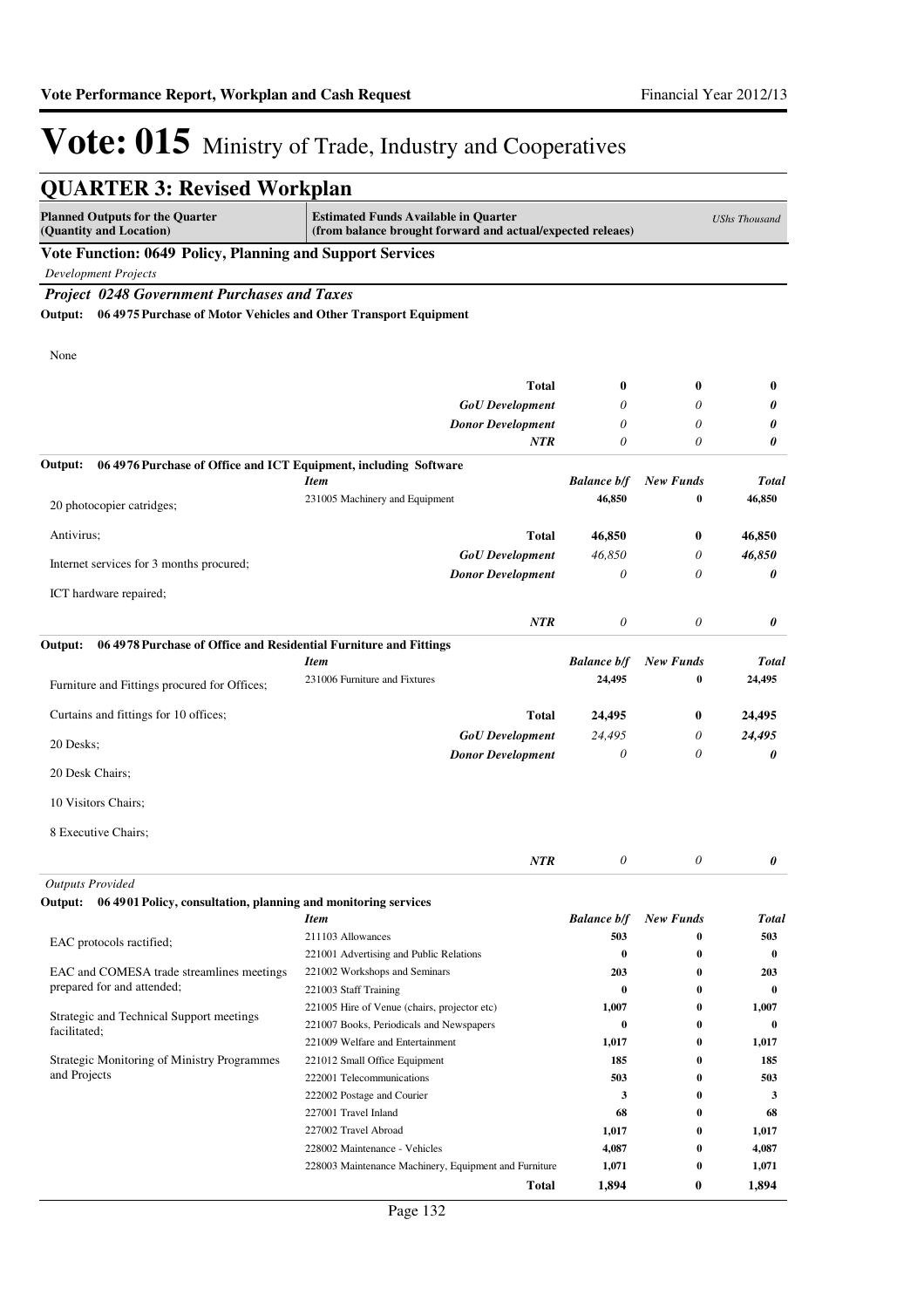# Vote: 015 Ministry of Trade, Industry and Cooperatives

## QUARTER 3: Revised Workplan

| Planned Outputs for the Quarter (Quantity and Location) | Estimated Funds Available in Quarter (from balance brought forward and actual/expected releaes) | | | UShs Thousand |
|---|---|---|---|---|

### Vote Function: 0649 Policy, Planning and Support Services

*Development Projects*

#### *Project 0248 Government Purchases and Taxes*

**Output: 06 4975 Purchase of Motor Vehicles and Other Transport Equipment**

None

| | | | | |
|---|---|---|---|---|
| | **Total** | **0** | **0** | **0** |
| | *GoU Development* | *0* | *0* | *0* |
| | *Donor Development* | *0* | *0* | *0* |
| | *NTR* | *0* | *0* | *0* |

**Output: 06 4976 Purchase of Office and ICT Equipment, including Software**

| Planned Outputs | *Item* | *Balance b/f* | *New Funds* | *Total* |
|---|---|---|---|---|
| 20 photocopier catridges; | 231005 Machinery and Equipment | 46,850 | 0 | 46,850 |
| Antivirus; | **Total** | **46,850** | **0** | **46,850** |
| Internet services for 3 months procured; | *GoU Development* | *46,850* | *0* | *46,850* |
| | *Donor Development* | *0* | *0* | *0* |
| ICT hardware repaired; | | | | |
| | *NTR* | *0* | *0* | *0* |

**Output: 06 4978 Purchase of Office and Residential Furniture and Fittings**

| Planned Outputs | *Item* | *Balance b/f* | *New Funds* | *Total* |
|---|---|---|---|---|
| Furniture and Fittings procured for Offices; | 231006 Furniture and Fixtures | 24,495 | 0 | 24,495 |
| Curtains and fittings for 10 offices; | **Total** | **24,495** | **0** | **24,495** |
| 20 Desks; | *GoU Development* | *24,495* | *0* | *24,495* |
| | *Donor Development* | *0* | *0* | *0* |
| 20 Desk Chairs; | | | | |
| 10 Visitors Chairs; | | | | |
| 8 Executive Chairs; | | | | |
| | *NTR* | *0* | *0* | *0* |

*Outputs Provided*

**Output: 06 4901 Policy, consultation, planning and monitoring services**

| Planned Outputs | *Item* | *Balance b/f* | *New Funds* | *Total* |
|---|---|---|---|---|
| EAC protocols ractified; | 211103 Allowances | 503 | 0 | 503 |
| | 221001 Advertising and Public Relations | 0 | 0 | 0 |
| EAC and COMESA trade streamlines meetings prepared for and attended; | 221002 Workshops and Seminars | 203 | 0 | 203 |
| | 221003 Staff Training | 0 | 0 | 0 |
| Strategic and Technical Support meetings facilitated; | 221005 Hire of Venue (chairs, projector etc) | 1,007 | 0 | 1,007 |
| | 221007 Books, Periodicals and Newspapers | 0 | 0 | 0 |
| | 221009 Welfare and Entertainment | 1,017 | 0 | 1,017 |
| Strategic Monitoring of Ministry Programmes and Projects | 221012 Small Office Equipment | 185 | 0 | 185 |
| | 222001 Telecommunications | 503 | 0 | 503 |
| | 222002 Postage and Courier | 3 | 0 | 3 |
| | 227001 Travel Inland | 68 | 0 | 68 |
| | 227002 Travel Abroad | 1,017 | 0 | 1,017 |
| | 228002 Maintenance - Vehicles | 4,087 | 0 | 4,087 |
| | 228003 Maintenance Machinery, Equipment and Furniture | 1,071 | 0 | 1,071 |
| | **Total** | **1,894** | **0** | **1,894** |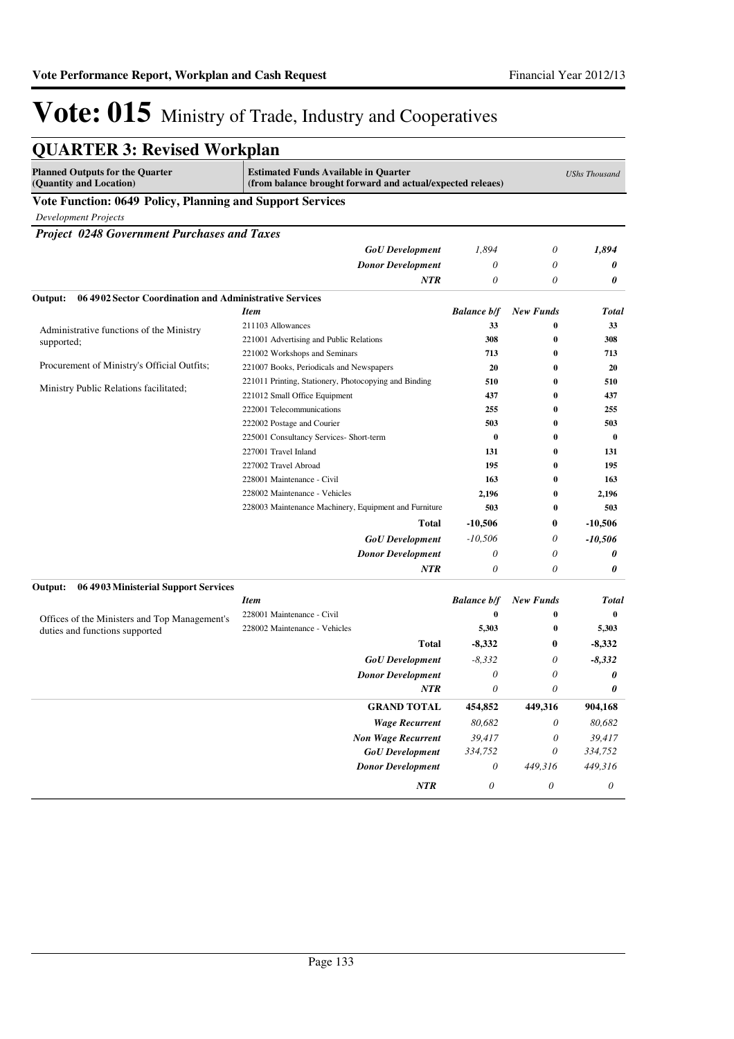# Vote: 015 Ministry of Trade, Industry and Cooperatives

## QUARTER 3: Revised Workplan

| Planned Outputs for the Quarter (Quantity and Location) | Estimated Funds Available in Quarter (from balance brought forward and actual/expected releaes) | | | *UShs Thousand* |
|---|---|---|---|---|

### Vote Function: 0649 Policy, Planning and Support Services

*Development Projects*

***Project 0248 Government Purchases and Taxes***

| | | | | |
|---|---|---|---|---|
| | ***GoU Development*** | *1,894* | *0* | ***1,894*** |
| | ***Donor Development*** | *0* | *0* | ***0*** |
| | ***NTR*** | *0* | *0* | ***0*** |

**Output: 06 4902 Sector Coordination and Administrative Services**

| | *Item* | *Balance b/f* | *New Funds* | *Total* |
|---|---|---|---|---|
| Administrative functions of the Ministry supported; | 211103 Allowances | **33** | **0** | **33** |
| | 221001 Advertising and Public Relations | **308** | **0** | **308** |
| Procurement of Ministry's Official Outfits; | 221002 Workshops and Seminars | **713** | **0** | **713** |
| | 221007 Books, Periodicals and Newspapers | **20** | **0** | **20** |
| Ministry Public Relations facilitated; | 221011 Printing, Stationery, Photocopying and Binding | **510** | **0** | **510** |
| | 221012 Small Office Equipment | **437** | **0** | **437** |
| | 222001 Telecommunications | **255** | **0** | **255** |
| | 222002 Postage and Courier | **503** | **0** | **503** |
| | 225001 Consultancy Services- Short-term | **0** | **0** | **0** |
| | 227001 Travel Inland | **131** | **0** | **131** |
| | 227002 Travel Abroad | **195** | **0** | **195** |
| | 228001 Maintenance - Civil | **163** | **0** | **163** |
| | 228002 Maintenance - Vehicles | **2,196** | **0** | **2,196** |
| | 228003 Maintenance Machinery, Equipment and Furniture | **503** | **0** | **503** |
| | **Total** | **-10,506** | **0** | **-10,506** |
| | ***GoU Development*** | *-10,506* | *0* | ***-10,506*** |
| | ***Donor Development*** | *0* | *0* | ***0*** |
| | ***NTR*** | *0* | *0* | ***0*** |

**Output: 06 4903 Ministerial Support Services**

| | *Item* | *Balance b/f* | *New Funds* | *Total* |
|---|---|---|---|---|
| Offices of the Ministers and Top Management's duties and functions supported | 228001 Maintenance - Civil | **0** | **0** | **0** |
| | 228002 Maintenance - Vehicles | **5,303** | **0** | **5,303** |
| | **Total** | **-8,332** | **0** | **-8,332** |
| | ***GoU Development*** | *-8,332* | *0* | ***-8,332*** |
| | ***Donor Development*** | *0* | *0* | ***0*** |
| | ***NTR*** | *0* | *0* | ***0*** |
| | **GRAND TOTAL** | **454,852** | **449,316** | **904,168** |
| | ***Wage Recurrent*** | *80,682* | *0* | *80,682* |
| | ***Non Wage Recurrent*** | *39,417* | *0* | *39,417* |
| | ***GoU Development*** | *334,752* | *0* | *334,752* |
| | ***Donor Development*** | *0* | *449,316* | *449,316* |
| | ***NTR*** | *0* | *0* | *0* |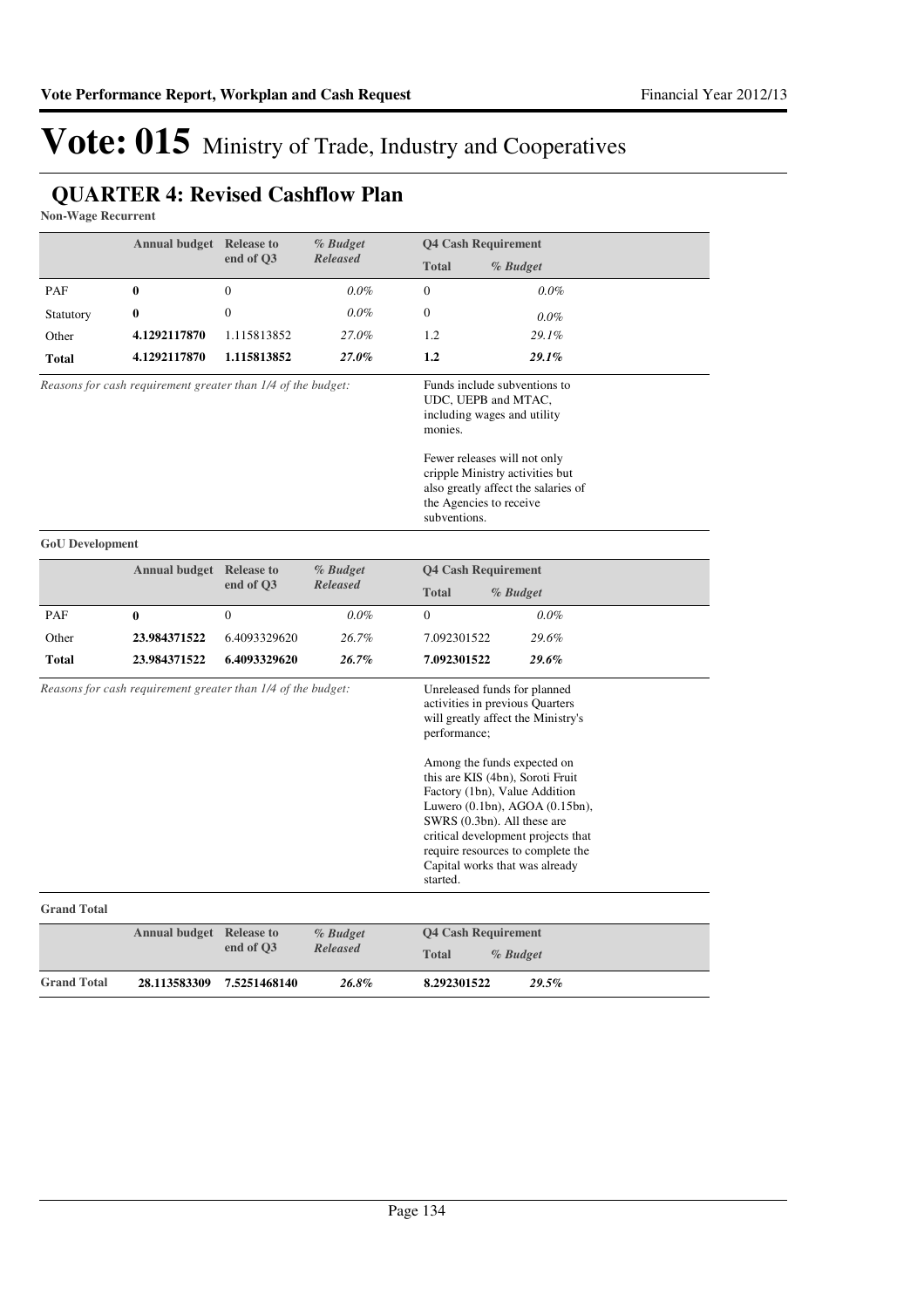# Vote: 015 Ministry of Trade, Industry and Cooperatives

## QUARTER 4: Revised Cashflow Plan

**Non-Wage Recurrent**

| | Annual budget | Release to end of Q3 | % Budget Released | Q4 Cash Requirement | |
|---|---|---|---|---|---|
| | | | | Total | % Budget |
| PAF | **0** | 0 | *0.0%* | 0 | *0.0%* |
| Statutory | **0** | 0 | *0.0%* | 0 | *0.0%* |
| Other | **4.1292117870** | 1.115813852 | *27.0%* | 1.2 | *29.1%* |
| **Total** | **4.1292117870** | **1.115813852** | ***27.0%*** | **1.2** | ***29.1%*** |

*Reasons for cash requirement greater than 1/4 of the budget:*

Funds include subventions to UDC, UEPB and MTAC, including wages and utility monies.

Fewer releases will not only cripple Ministry activities but also greatly affect the salaries of the Agencies to receive subventions.

**GoU Development**

| | Annual budget | Release to end of Q3 | % Budget Released | Q4 Cash Requirement | |
|---|---|---|---|---|---|
| | | | | Total | % Budget |
| PAF | **0** | 0 | *0.0%* | 0 | *0.0%* |
| Other | **23.984371522** | 6.4093329620 | *26.7%* | 7.092301522 | *29.6%* |
| **Total** | **23.984371522** | **6.4093329620** | ***26.7%*** | **7.092301522** | ***29.6%*** |

*Reasons for cash requirement greater than 1/4 of the budget:*

Unreleased funds for planned activities in previous Quarters will greatly affect the Ministry's performance;

Among the funds expected on this are KIS (4bn), Soroti Fruit Factory (1bn), Value Addition Luwero (0.1bn), AGOA (0.15bn), SWRS (0.3bn). All these are critical development projects that require resources to complete the Capital works that was already started.

**Grand Total**

| | Annual budget | Release to end of Q3 | % Budget Released | Q4 Cash Requirement | |
|---|---|---|---|---|---|
| | | | | Total | % Budget |
| **Grand Total** | **28.113583309** | **7.5251468140** | ***26.8%*** | **8.292301522** | ***29.5%*** |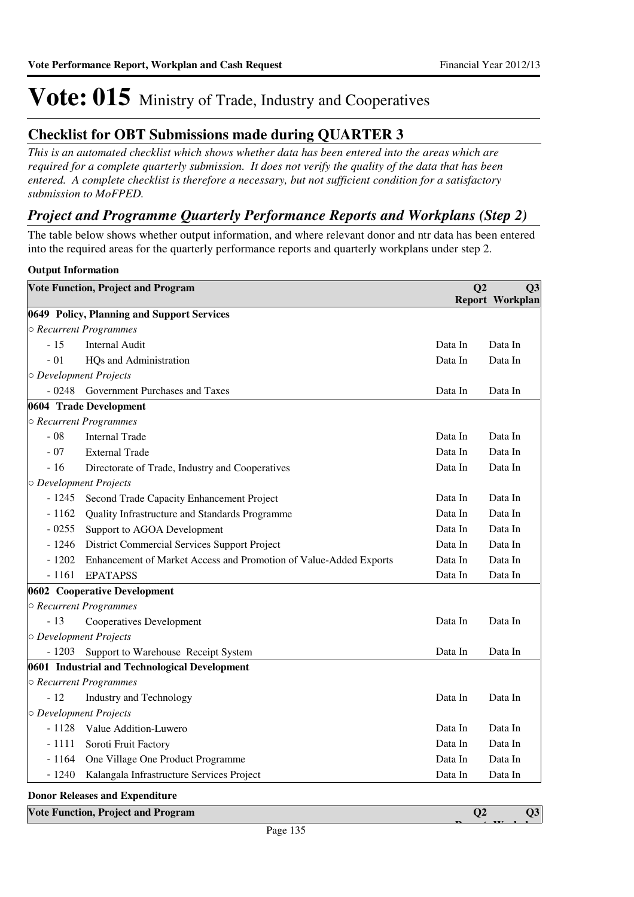# Vote: 015 Ministry of Trade, Industry and Cooperatives

## Checklist for OBT Submissions made during QUARTER 3

*This is an automated checklist which shows whether data has been entered into the areas which are required for a complete quarterly submission. It does not verify the quality of the data that has been entered. A complete checklist is therefore a necessary, but not sufficient condition for a satisfactory submission to MoFPED.*

## *Project and Programme Quarterly Performance Reports and Workplans (Step 2)*

The table below shows whether output information, and where relevant donor and ntr data has been entered into the required areas for the quarterly performance reports and quarterly workplans under step 2.

**Output Information**

| Vote Function, Project and Program | | Q2 Report | Q3 Workplan |
|---|---|---|---|
| **0649 Policy, Planning and Support Services** | | | |
| *○ Recurrent Programmes* | | | |
| - 15 | Internal Audit | Data In | Data In |
| - 01 | HQs and Administration | Data In | Data In |
| *○ Development Projects* | | | |
| - 0248 | Government Purchases and Taxes | Data In | Data In |
| **0604 Trade Development** | | | |
| *○ Recurrent Programmes* | | | |
| - 08 | Internal Trade | Data In | Data In |
| - 07 | External Trade | Data In | Data In |
| - 16 | Directorate of Trade, Industry and Cooperatives | Data In | Data In |
| *○ Development Projects* | | | |
| - 1245 | Second Trade Capacity Enhancement Project | Data In | Data In |
| - 1162 | Quality Infrastructure and Standards Programme | Data In | Data In |
| - 0255 | Support to AGOA Development | Data In | Data In |
| - 1246 | District Commercial Services Support Project | Data In | Data In |
| - 1202 | Enhancement of Market Access and Promotion of Value-Added Exports | Data In | Data In |
| - 1161 | EPATAPSS | Data In | Data In |
| **0602 Cooperative Development** | | | |
| *○ Recurrent Programmes* | | | |
| - 13 | Cooperatives Development | Data In | Data In |
| *○ Development Projects* | | | |
| - 1203 | Support to Warehouse Receipt System | Data In | Data In |
| **0601 Industrial and Technological Development** | | | |
| *○ Recurrent Programmes* | | | |
| - 12 | Industry and Technology | Data In | Data In |
| *○ Development Projects* | | | |
| - 1128 | Value Addition-Luwero | Data In | Data In |
| - 1111 | Soroti Fruit Factory | Data In | Data In |
| - 1164 | One Village One Product Programme | Data In | Data In |
| - 1240 | Kalangala Infrastructure Services Project | Data In | Data In |

**Donor Releases and Expenditure**

| Vote Function, Project and Program | Q2 Report | Q3 Workplan |
|---|---|---|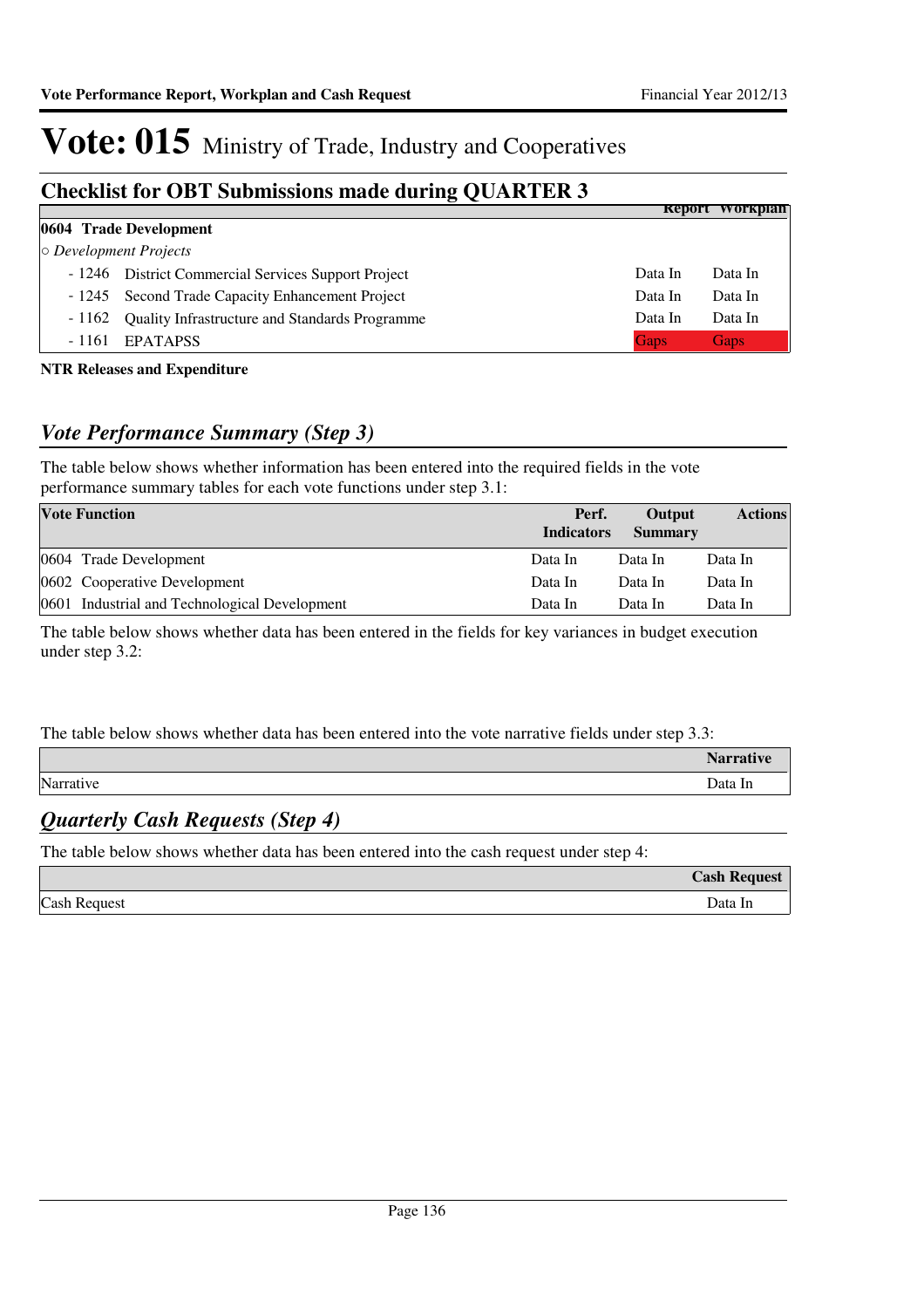# Vote: 015 Ministry of Trade, Industry and Cooperatives

## Checklist for OBT Submissions made during QUARTER 3

| | Report | Workplan |
|---|---|---|
| **0604 Trade Development** | | |
| *○ Development Projects* | | |
| - 1246 District Commercial Services Support Project | Data In | Data In |
| - 1245 Second Trade Capacity Enhancement Project | Data In | Data In |
| - 1162 Quality Infrastructure and Standards Programme | Data In | Data In |
| - 1161 EPATAPSS | Gaps | Gaps |

**NTR Releases and Expenditure**

## *Vote Performance Summary (Step 3)*

The table below shows whether information has been entered into the required fields in the vote performance summary tables for each vote functions under step 3.1:

| Vote Function | Perf. Indicators | Output Summary | Actions |
|---|---|---|---|
| 0604 Trade Development | Data In | Data In | Data In |
| 0602 Cooperative Development | Data In | Data In | Data In |
| 0601 Industrial and Technological Development | Data In | Data In | Data In |

The table below shows whether data has been entered in the fields for key variances in budget execution under step 3.2:

The table below shows whether data has been entered into the vote narrative fields under step 3.3:

| | Narrative |
|---|---|
| Narrative | Data In |

## *Quarterly Cash Requests (Step 4)*

The table below shows whether data has been entered into the cash request under step 4:

| | Cash Request |
|---|---|
| Cash Request | Data In |